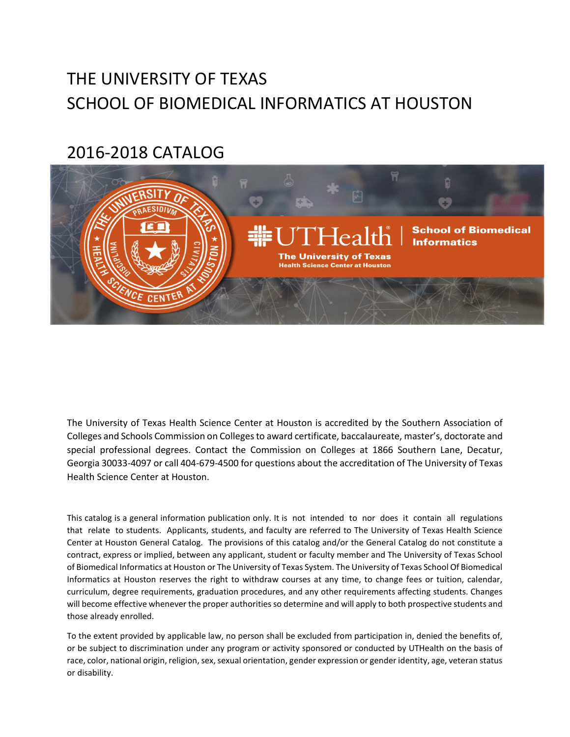# THE UNIVERSITY OF TEXAS
# SCHOOL OF BIOMEDICAL INFORMATICS AT HOUSTON

## 2016-2018 CATALOG

The University of Texas Health Science Center at Houston is accredited by the Southern Association of Colleges and Schools Commission on Colleges to award certificate, baccalaureate, master's, doctorate and special professional degrees. Contact the Commission on Colleges at 1866 Southern Lane, Decatur, Georgia 30033-4097 or call 404-679-4500 for questions about the accreditation of The University of Texas Health Science Center at Houston.

This catalog is a general information publication only. It is not intended to nor does it contain all regulations that relate to students. Applicants, students, and faculty are referred to The University of Texas Health Science Center at Houston General Catalog. The provisions of this catalog and/or the General Catalog do not constitute a contract, express or implied, between any applicant, student or faculty member and The University of Texas School of Biomedical Informatics at Houston or The University of Texas System. The University of Texas School Of Biomedical Informatics at Houston reserves the right to withdraw courses at any time, to change fees or tuition, calendar, curriculum, degree requirements, graduation procedures, and any other requirements affecting students. Changes will become effective whenever the proper authorities so determine and will apply to both prospective students and those already enrolled.

To the extent provided by applicable law, no person shall be excluded from participation in, denied the benefits of, or be subject to discrimination under any program or activity sponsored or conducted by UTHealth on the basis of race, color, national origin, religion, sex, sexual orientation, gender expression or gender identity, age, veteran status or disability.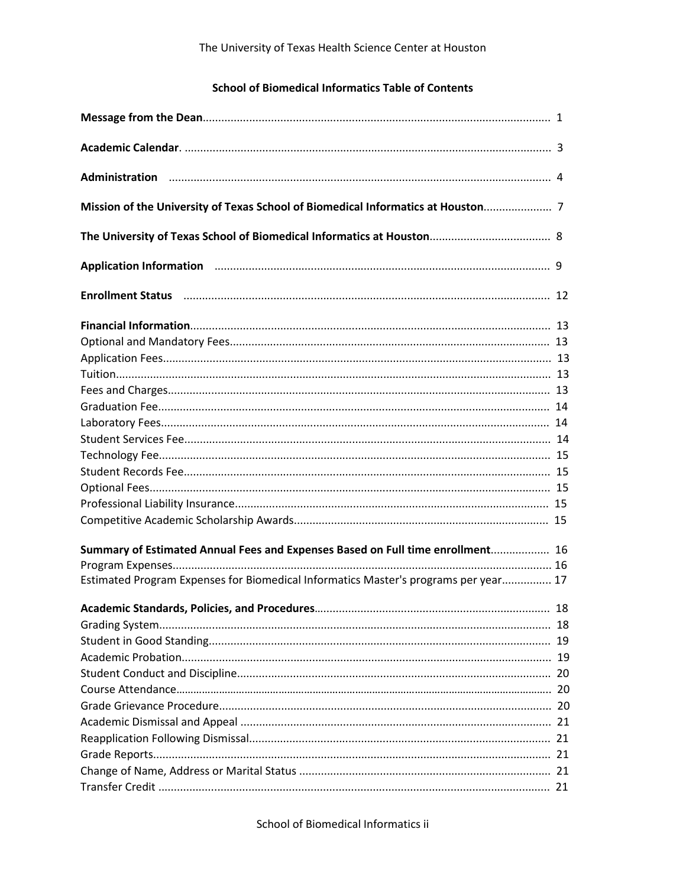The University of Texas Health Science Center at Houston

## School of Biomedical Informatics Table of Contents

**Message from the Dean** ........................................ 1

**Academic Calendar**. ........................................ 3

**Administration** ........................................ 4

**Mission of the University of Texas School of Biomedical Informatics at Houston** ........................................ 7

**The University of Texas School of Biomedical Informatics at Houston** ........................................ 8

**Application Information** ........................................ 9

**Enrollment Status** ........................................ 12

**Financial Information** ........................................ 13
Optional and Mandatory Fees ........................................ 13
Application Fees ........................................ 13
Tuition ........................................ 13
Fees and Charges ........................................ 13
Graduation Fee ........................................ 14
Laboratory Fees ........................................ 14
Student Services Fee ........................................ 14
Technology Fee ........................................ 15
Student Records Fee ........................................ 15
Optional Fees ........................................ 15
Professional Liability Insurance ........................................ 15
Competitive Academic Scholarship Awards ........................................ 15

**Summary of Estimated Annual Fees and Expenses Based on Full time enrollment** ........................................ 16
Program Expenses ........................................ 16
Estimated Program Expenses for Biomedical Informatics Master's programs per year ........................................ 17

**Academic Standards, Policies, and Procedures** ........................................ 18
Grading System ........................................ 18
Student in Good Standing ........................................ 19
Academic Probation ........................................ 19
Student Conduct and Discipline ........................................ 20
Course Attendance ........................................ 20
Grade Grievance Procedure ........................................ 20
Academic Dismissal and Appeal ........................................ 21
Reapplication Following Dismissal ........................................ 21
Grade Reports ........................................ 21
Change of Name, Address or Marital Status ........................................ 21
Transfer Credit ........................................ 21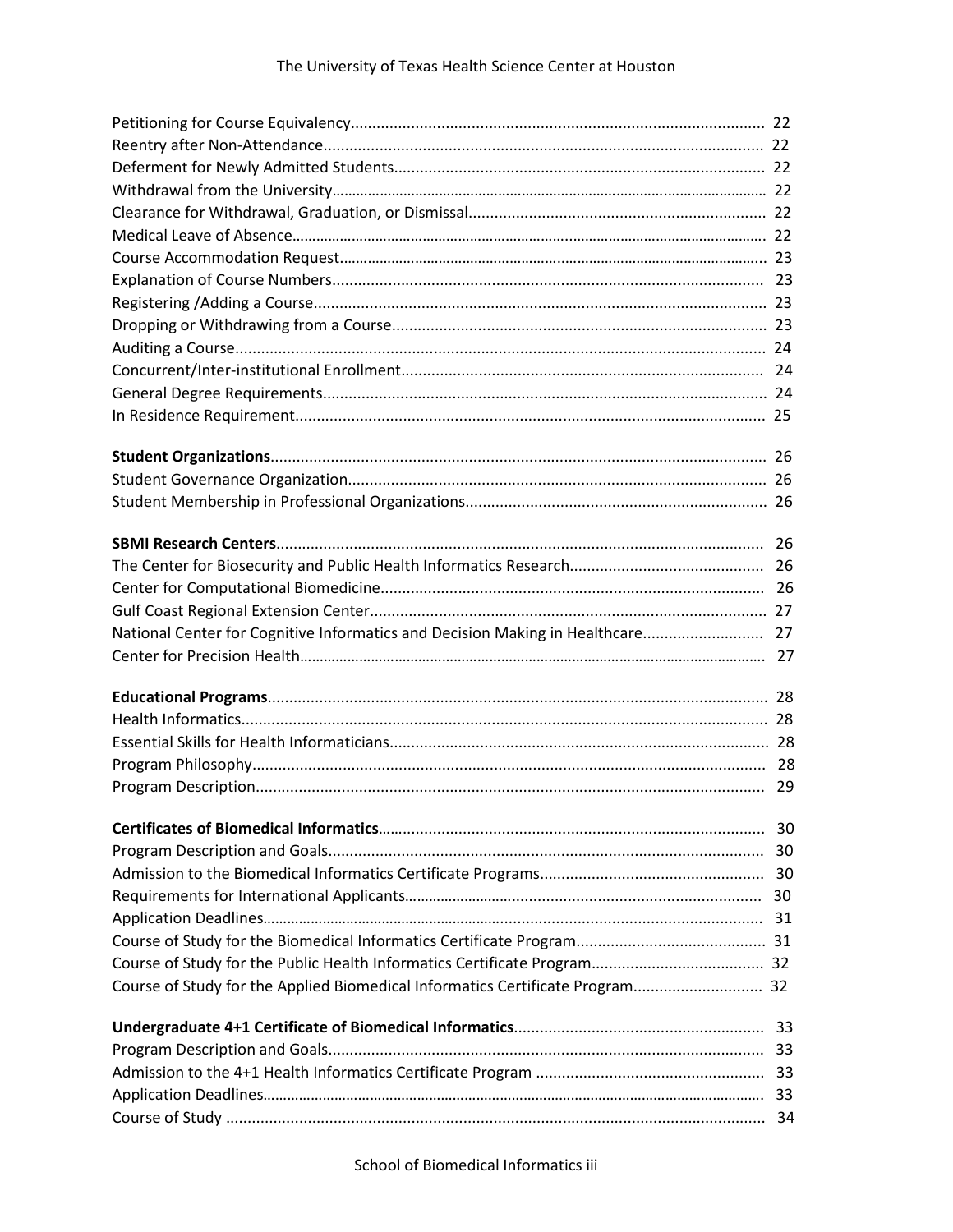Petitioning for Course Equivalency................................................................................................ 22
Reentry after Non-Attendance...................................................................................................... 22
Deferment for Newly Admitted Students...................................................................................... 22
Withdrawal from the University.................................................................................................... 22
Clearance for Withdrawal, Graduation, or Dismissal..................................................................... 22
Medical Leave of Absence............................................................................................................. 22
Course Accommodation Request.................................................................................................. 23
Explanation of Course Numbers.................................................................................................... 23
Registering /Adding a Course......................................................................................................... 23
Dropping or Withdrawing from a Course....................................................................................... 23
Auditing a Course........................................................................................................................... 24
Concurrent/Inter-institutional Enrollment.................................................................................... 24
General Degree Requirements...................................................................................................... 24
In Residence Requirement............................................................................................................. 25

**Student Organizations**.................................................................................................................. 26
Student Governance Organization................................................................................................. 26
Student Membership in Professional Organizations...................................................................... 26

**SBMI Research Centers**................................................................................................................. 26
The Center for Biosecurity and Public Health Informatics Research............................................. 26
Center for Computational Biomedicine......................................................................................... 26
Gulf Coast Regional Extension Center........................................................................................... 27
National Center for Cognitive Informatics and Decision Making in Healthcare............................ 27
Center for Precision Health............................................................................................................ 27

**Educational Programs**.................................................................................................................... 28
Health Informatics.......................................................................................................................... 28
Essential Skills for Health Informaticians....................................................................................... 28
Program Philosophy....................................................................................................................... 28
Program Description...................................................................................................................... 29

**Certificates of Biomedical Informatics**.......................................................................................... 30
Program Description and Goals..................................................................................................... 30
Admission to the Biomedical Informatics Certificate Programs.................................................... 30
Requirements for International Applicants................................................................................... 30
Application Deadlines.................................................................................................................... 31
Course of Study for the Biomedical Informatics Certificate Program............................................ 31
Course of Study for the Public Health Informatics Certificate Program......................................... 32
Course of Study for the Applied Biomedical Informatics Certificate Program.............................. 32

**Undergraduate 4+1 Certificate of Biomedical Informatics**.......................................................... 33
Program Description and Goals..................................................................................................... 33
Admission to the 4+1 Health Informatics Certificate Program ..................................................... 33
Application Deadlines.................................................................................................................... 33
Course of Study ............................................................................................................................. 34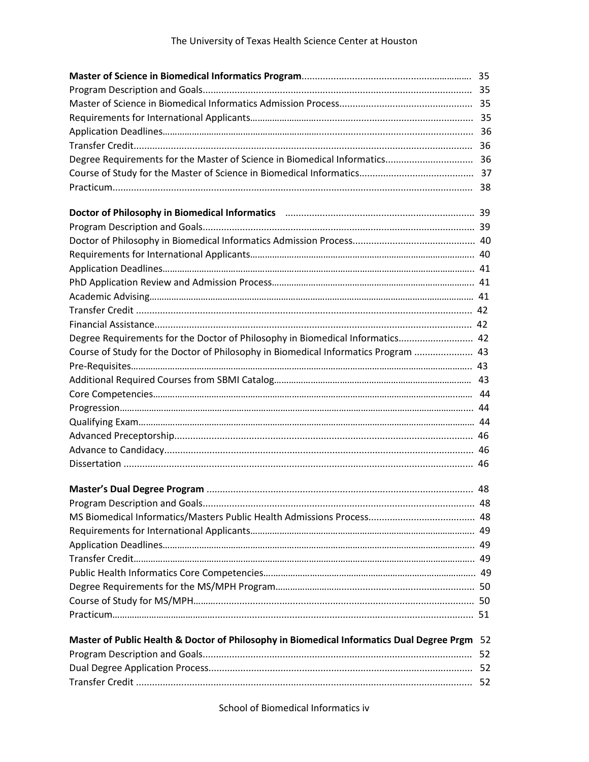| | |
|---|---|
| **Master of Science in Biomedical Informatics Program** | 35 |
| Program Description and Goals | 35 |
| Master of Science in Biomedical Informatics Admission Process | 35 |
| Requirements for International Applicants | 35 |
| Application Deadlines | 36 |
| Transfer Credit | 36 |
| Degree Requirements for the Master of Science in Biomedical Informatics | 36 |
| Course of Study for the Master of Science in Biomedical Informatics | 37 |
| Practicum | 38 |
| **Doctor of Philosophy in Biomedical Informatics** | 39 |
| Program Description and Goals | 39 |
| Doctor of Philosophy in Biomedical Informatics Admission Process | 40 |
| Requirements for International Applicants | 40 |
| Application Deadlines | 41 |
| PhD Application Review and Admission Process | 41 |
| Academic Advising | 41 |
| Transfer Credit | 42 |
| Financial Assistance | 42 |
| Degree Requirements for the Doctor of Philosophy in Biomedical Informatics | 42 |
| Course of Study for the Doctor of Philosophy in Biomedical Informatics Program | 43 |
| Pre-Requisites | 43 |
| Additional Required Courses from SBMI Catalog | 43 |
| Core Competencies | 44 |
| Progression | 44 |
| Qualifying Exam | 44 |
| Advanced Preceptorship | 46 |
| Advance to Candidacy | 46 |
| Dissertation | 46 |
| **Master's Dual Degree Program** | 48 |
| Program Description and Goals | 48 |
| MS Biomedical Informatics/Masters Public Health Admissions Process | 48 |
| Requirements for International Applicants | 49 |
| Application Deadlines | 49 |
| Transfer Credit | 49 |
| Public Health Informatics Core Competencies | 49 |
| Degree Requirements for the MS/MPH Program | 50 |
| Course of Study for MS/MPH | 50 |
| Practicum | 51 |
| **Master of Public Health & Doctor of Philosophy in Biomedical Informatics Dual Degree Prgm** | 52 |
| Program Description and Goals | 52 |
| Dual Degree Application Process | 52 |
| Transfer Credit | 52 |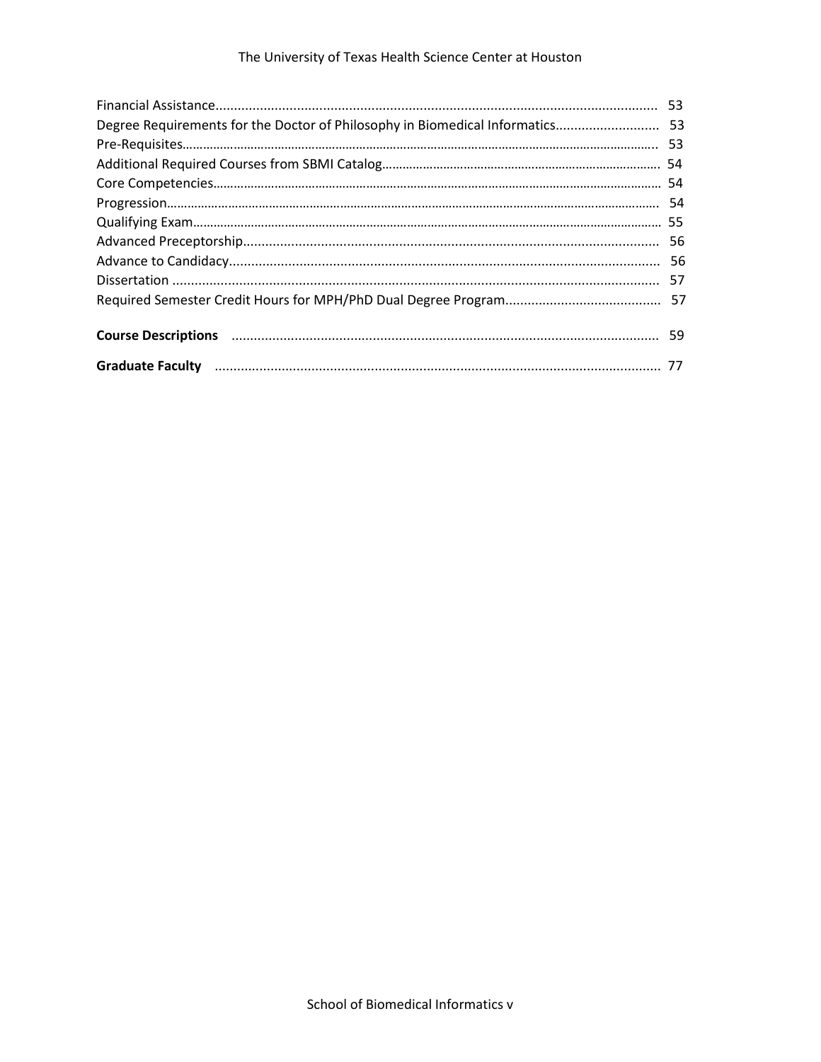Financial Assistance ........................................................................................................ 53
Degree Requirements for the Doctor of Philosophy in Biomedical Informatics ........................... 53
Pre-Requisites ........................................................................................................................ 53
Additional Required Courses from SBMI Catalog ...................................................................... 54
Core Competencies .................................................................................................................. 54
Progression ............................................................................................................................ 54
Qualifying Exam ..................................................................................................................... 55
Advanced Preceptorship .......................................................................................................... 56
Advance to Candidacy ............................................................................................................. 56
Dissertation ............................................................................................................................ 57
Required Semester Credit Hours for MPH/PhD Dual Degree Program ......................................... 57

**Course Descriptions** ............................................................................................................ 59

**Graduate Faculty** ................................................................................................................ 77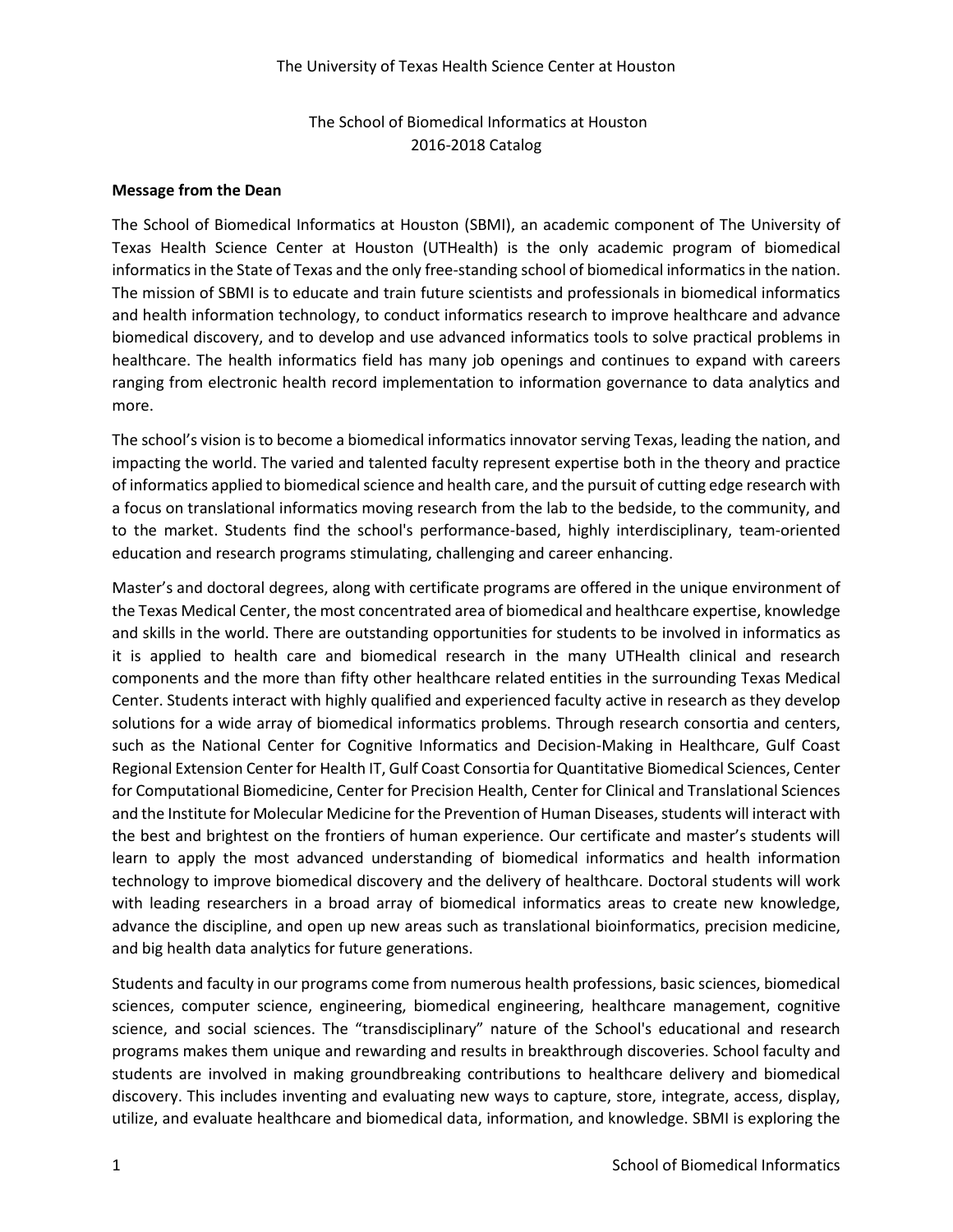The University of Texas Health Science Center at Houston

The School of Biomedical Informatics at Houston
2016-2018 Catalog

**Message from the Dean**

The School of Biomedical Informatics at Houston (SBMI), an academic component of The University of Texas Health Science Center at Houston (UTHealth) is the only academic program of biomedical informatics in the State of Texas and the only free-standing school of biomedical informatics in the nation. The mission of SBMI is to educate and train future scientists and professionals in biomedical informatics and health information technology, to conduct informatics research to improve healthcare and advance biomedical discovery, and to develop and use advanced informatics tools to solve practical problems in healthcare. The health informatics field has many job openings and continues to expand with careers ranging from electronic health record implementation to information governance to data analytics and more.

The school's vision is to become a biomedical informatics innovator serving Texas, leading the nation, and impacting the world. The varied and talented faculty represent expertise both in the theory and practice of informatics applied to biomedical science and health care, and the pursuit of cutting edge research with a focus on translational informatics moving research from the lab to the bedside, to the community, and to the market. Students find the school's performance-based, highly interdisciplinary, team-oriented education and research programs stimulating, challenging and career enhancing.

Master's and doctoral degrees, along with certificate programs are offered in the unique environment of the Texas Medical Center, the most concentrated area of biomedical and healthcare expertise, knowledge and skills in the world. There are outstanding opportunities for students to be involved in informatics as it is applied to health care and biomedical research in the many UTHealth clinical and research components and the more than fifty other healthcare related entities in the surrounding Texas Medical Center. Students interact with highly qualified and experienced faculty active in research as they develop solutions for a wide array of biomedical informatics problems. Through research consortia and centers, such as the National Center for Cognitive Informatics and Decision-Making in Healthcare, Gulf Coast Regional Extension Center for Health IT, Gulf Coast Consortia for Quantitative Biomedical Sciences, Center for Computational Biomedicine, Center for Precision Health, Center for Clinical and Translational Sciences and the Institute for Molecular Medicine for the Prevention of Human Diseases, students will interact with the best and brightest on the frontiers of human experience. Our certificate and master's students will learn to apply the most advanced understanding of biomedical informatics and health information technology to improve biomedical discovery and the delivery of healthcare. Doctoral students will work with leading researchers in a broad array of biomedical informatics areas to create new knowledge, advance the discipline, and open up new areas such as translational bioinformatics, precision medicine, and big health data analytics for future generations.

Students and faculty in our programs come from numerous health professions, basic sciences, biomedical sciences, computer science, engineering, biomedical engineering, healthcare management, cognitive science, and social sciences. The "transdisciplinary" nature of the School's educational and research programs makes them unique and rewarding and results in breakthrough discoveries. School faculty and students are involved in making groundbreaking contributions to healthcare delivery and biomedical discovery. This includes inventing and evaluating new ways to capture, store, integrate, access, display, utilize, and evaluate healthcare and biomedical data, information, and knowledge. SBMI is exploring the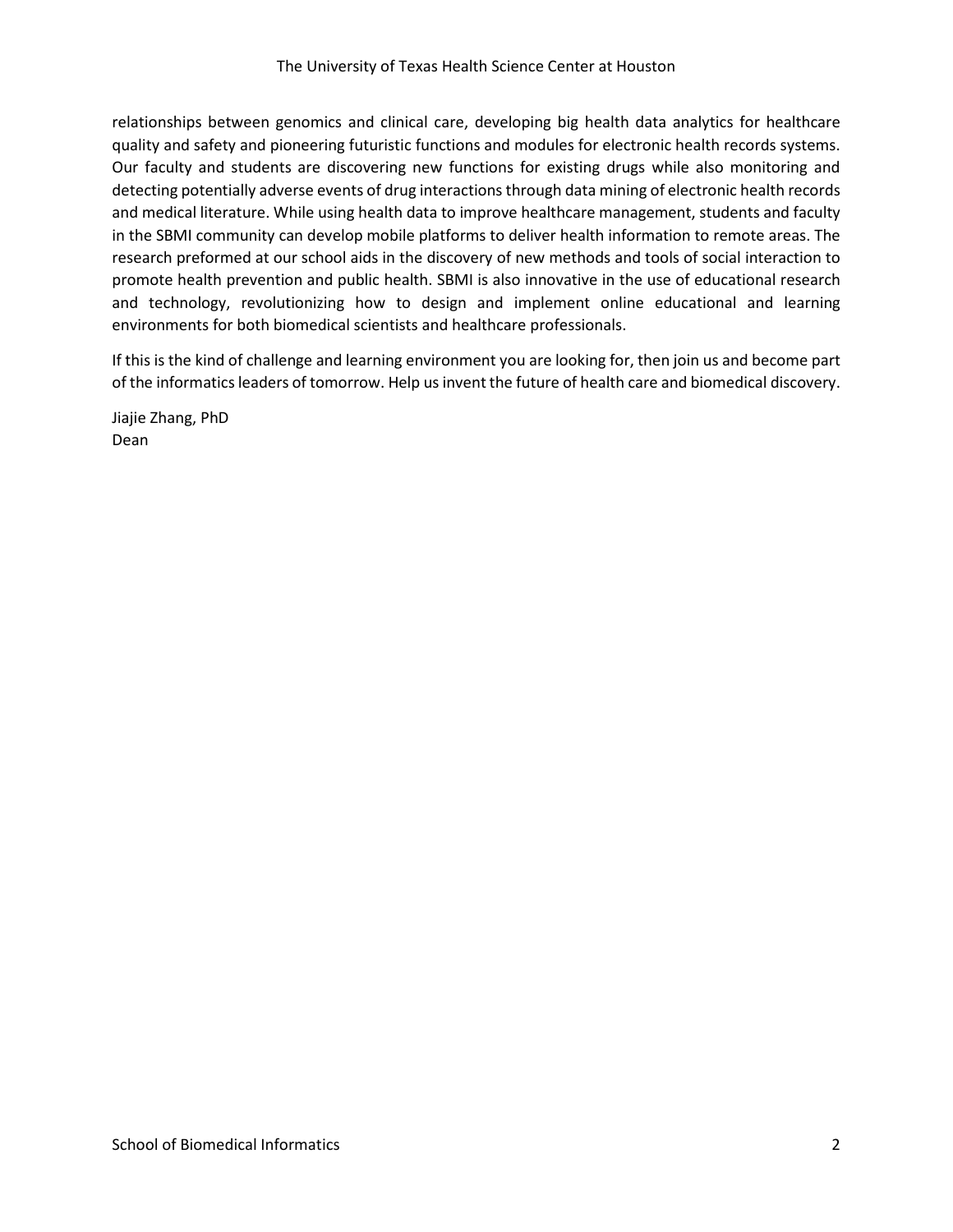relationships between genomics and clinical care, developing big health data analytics for healthcare quality and safety and pioneering futuristic functions and modules for electronic health records systems. Our faculty and students are discovering new functions for existing drugs while also monitoring and detecting potentially adverse events of drug interactions through data mining of electronic health records and medical literature. While using health data to improve healthcare management, students and faculty in the SBMI community can develop mobile platforms to deliver health information to remote areas. The research preformed at our school aids in the discovery of new methods and tools of social interaction to promote health prevention and public health. SBMI is also innovative in the use of educational research and technology, revolutionizing how to design and implement online educational and learning environments for both biomedical scientists and healthcare professionals.

If this is the kind of challenge and learning environment you are looking for, then join us and become part of the informatics leaders of tomorrow. Help us invent the future of health care and biomedical discovery.

Jiajie Zhang, PhD
Dean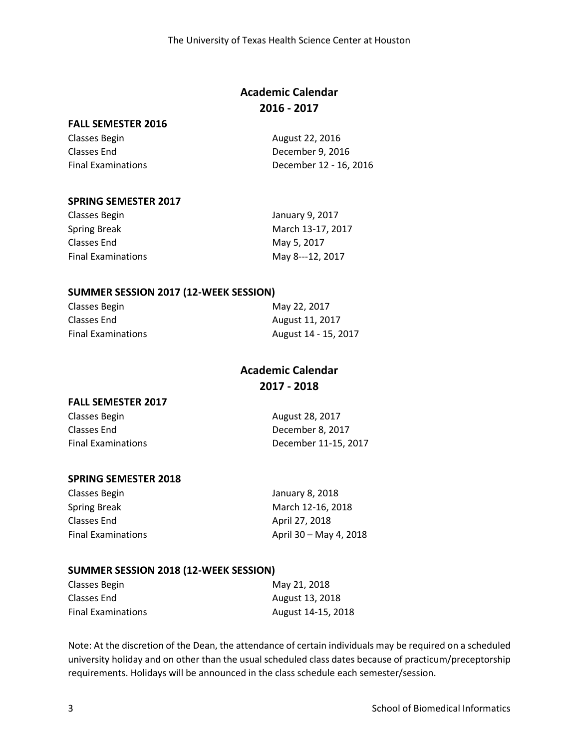# Academic Calendar 2016 - 2017

### FALL SEMESTER 2016

| | |
|---|---|
| Classes Begin | August 22, 2016 |
| Classes End | December 9, 2016 |
| Final Examinations | December 12 - 16, 2016 |

### SPRING SEMESTER 2017

| | |
|---|---|
| Classes Begin | January 9, 2017 |
| Spring Break | March 13-17, 2017 |
| Classes End | May 5, 2017 |
| Final Examinations | May 8---12, 2017 |

### SUMMER SESSION 2017 (12-WEEK SESSION)

| | |
|---|---|
| Classes Begin | May 22, 2017 |
| Classes End | August 11, 2017 |
| Final Examinations | August 14 - 15, 2017 |

# Academic Calendar 2017 - 2018

### FALL SEMESTER 2017

| | |
|---|---|
| Classes Begin | August 28, 2017 |
| Classes End | December 8, 2017 |
| Final Examinations | December 11-15, 2017 |

### SPRING SEMESTER 2018

| | |
|---|---|
| Classes Begin | January 8, 2018 |
| Spring Break | March 12-16, 2018 |
| Classes End | April 27, 2018 |
| Final Examinations | April 30 – May 4, 2018 |

### SUMMER SESSION 2018 (12-WEEK SESSION)

| | |
|---|---|
| Classes Begin | May 21, 2018 |
| Classes End | August 13, 2018 |
| Final Examinations | August 14-15, 2018 |

Note: At the discretion of the Dean, the attendance of certain individuals may be required on a scheduled university holiday and on other than the usual scheduled class dates because of practicum/preceptorship requirements. Holidays will be announced in the class schedule each semester/session.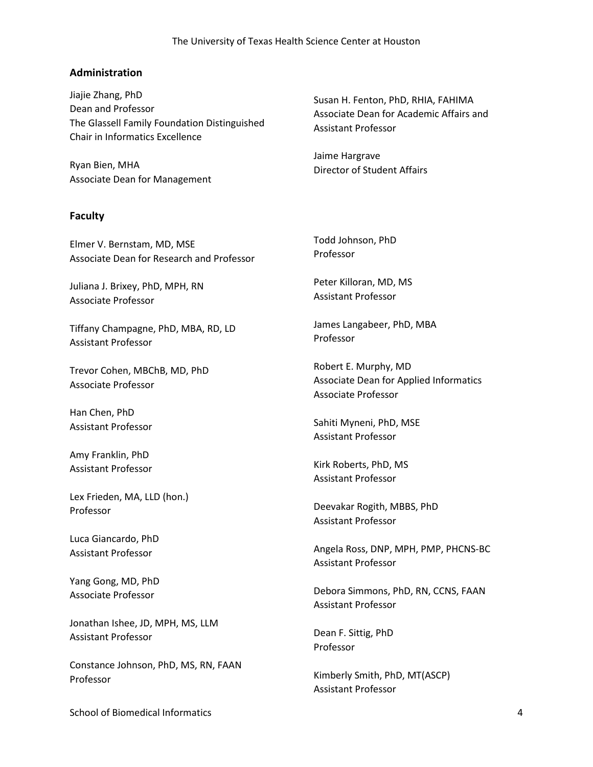## Administration

Jiajie Zhang, PhD
Dean and Professor
The Glassell Family Foundation Distinguished Chair in Informatics Excellence

Ryan Bien, MHA
Associate Dean for Management

Susan H. Fenton, PhD, RHIA, FAHIMA
Associate Dean for Academic Affairs and Assistant Professor

Jaime Hargrave
Director of Student Affairs

## Faculty

Elmer V. Bernstam, MD, MSE
Associate Dean for Research and Professor

Juliana J. Brixey, PhD, MPH, RN
Associate Professor

Tiffany Champagne, PhD, MBA, RD, LD
Assistant Professor

Trevor Cohen, MBChB, MD, PhD
Associate Professor

Han Chen, PhD
Assistant Professor

Amy Franklin, PhD
Assistant Professor

Lex Frieden, MA, LLD (hon.)
Professor

Luca Giancardo, PhD
Assistant Professor

Yang Gong, MD, PhD
Associate Professor

Jonathan Ishee, JD, MPH, MS, LLM
Assistant Professor

Constance Johnson, PhD, MS, RN, FAAN
Professor

Todd Johnson, PhD
Professor

Peter Killoran, MD, MS
Assistant Professor

James Langabeer, PhD, MBA
Professor

Robert E. Murphy, MD
Associate Dean for Applied Informatics
Associate Professor

Sahiti Myneni, PhD, MSE
Assistant Professor

Kirk Roberts, PhD, MS
Assistant Professor

Deevakar Rogith, MBBS, PhD
Assistant Professor

Angela Ross, DNP, MPH, PMP, PHCNS-BC
Assistant Professor

Debora Simmons, PhD, RN, CCNS, FAAN
Assistant Professor

Dean F. Sittig, PhD
Professor

Kimberly Smith, PhD, MT(ASCP)
Assistant Professor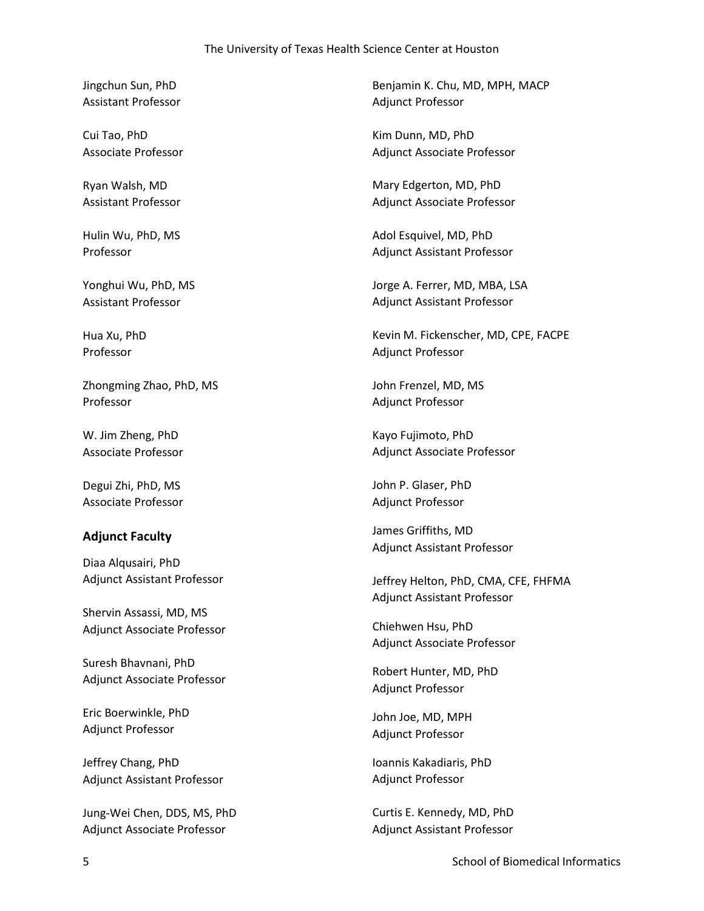Jingchun Sun, PhD
Assistant Professor

Cui Tao, PhD
Associate Professor

Ryan Walsh, MD
Assistant Professor

Hulin Wu, PhD, MS
Professor

Yonghui Wu, PhD, MS
Assistant Professor

Hua Xu, PhD
Professor

Zhongming Zhao, PhD, MS
Professor

W. Jim Zheng, PhD
Associate Professor

Degui Zhi, PhD, MS
Associate Professor

### Adjunct Faculty

Diaa Alqusairi, PhD
Adjunct Assistant Professor

Shervin Assassi, MD, MS
Adjunct Associate Professor

Suresh Bhavnani, PhD
Adjunct Associate Professor

Eric Boerwinkle, PhD
Adjunct Professor

Jeffrey Chang, PhD
Adjunct Assistant Professor

Jung-Wei Chen, DDS, MS, PhD
Adjunct Associate Professor

Benjamin K. Chu, MD, MPH, MACP
Adjunct Professor

Kim Dunn, MD, PhD
Adjunct Associate Professor

Mary Edgerton, MD, PhD
Adjunct Associate Professor

Adol Esquivel, MD, PhD
Adjunct Assistant Professor

Jorge A. Ferrer, MD, MBA, LSA
Adjunct Assistant Professor

Kevin M. Fickenscher, MD, CPE, FACPE
Adjunct Professor

John Frenzel, MD, MS
Adjunct Professor

Kayo Fujimoto, PhD
Adjunct Associate Professor

John P. Glaser, PhD
Adjunct Professor

James Griffiths, MD
Adjunct Assistant Professor

Jeffrey Helton, PhD, CMA, CFE, FHFMA
Adjunct Assistant Professor

Chiehwen Hsu, PhD
Adjunct Associate Professor

Robert Hunter, MD, PhD
Adjunct Professor

John Joe, MD, MPH
Adjunct Professor

Ioannis Kakadiaris, PhD
Adjunct Professor

Curtis E. Kennedy, MD, PhD
Adjunct Assistant Professor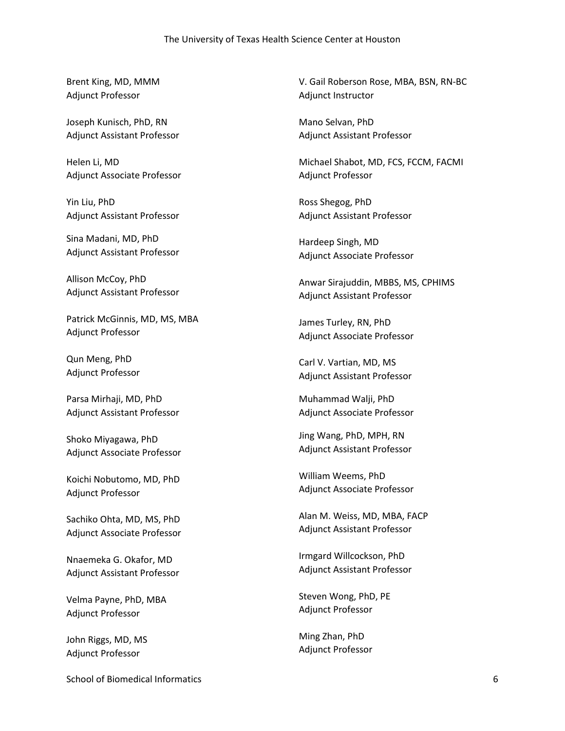Brent King, MD, MMM
Adjunct Professor

Joseph Kunisch, PhD, RN
Adjunct Assistant Professor

Helen Li, MD
Adjunct Associate Professor

Yin Liu, PhD
Adjunct Assistant Professor

Sina Madani, MD, PhD
Adjunct Assistant Professor

Allison McCoy, PhD
Adjunct Assistant Professor

Patrick McGinnis, MD, MS, MBA
Adjunct Professor

Qun Meng, PhD
Adjunct Professor

Parsa Mirhaji, MD, PhD
Adjunct Assistant Professor

Shoko Miyagawa, PhD
Adjunct Associate Professor

Koichi Nobutomo, MD, PhD
Adjunct Professor

Sachiko Ohta, MD, MS, PhD
Adjunct Associate Professor

Nnaemeka G. Okafor, MD
Adjunct Assistant Professor

Velma Payne, PhD, MBA
Adjunct Professor

John Riggs, MD, MS
Adjunct Professor

V. Gail Roberson Rose, MBA, BSN, RN-BC
Adjunct Instructor

Mano Selvan, PhD
Adjunct Assistant Professor

Michael Shabot, MD, FCS, FCCM, FACMI
Adjunct Professor

Ross Shegog, PhD
Adjunct Assistant Professor

Hardeep Singh, MD
Adjunct Associate Professor

Anwar Sirajuddin, MBBS, MS, CPHIMS
Adjunct Assistant Professor

James Turley, RN, PhD
Adjunct Associate Professor

Carl V. Vartian, MD, MS
Adjunct Assistant Professor

Muhammad Walji, PhD
Adjunct Associate Professor

Jing Wang, PhD, MPH, RN
Adjunct Assistant Professor

William Weems, PhD
Adjunct Associate Professor

Alan M. Weiss, MD, MBA, FACP
Adjunct Assistant Professor

Irmgard Willcockson, PhD
Adjunct Assistant Professor

Steven Wong, PhD, PE
Adjunct Professor

Ming Zhan, PhD
Adjunct Professor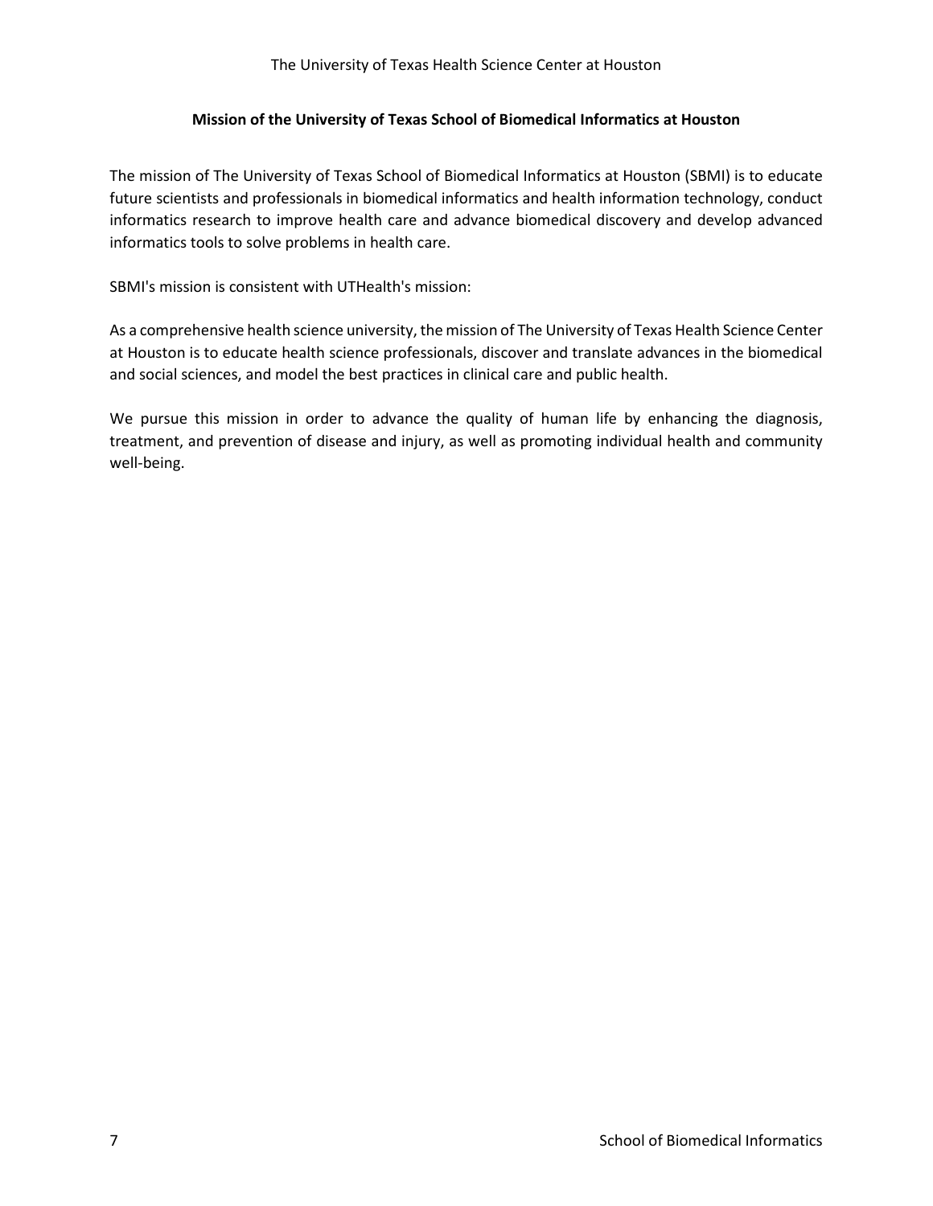## Mission of the University of Texas School of Biomedical Informatics at Houston

The mission of The University of Texas School of Biomedical Informatics at Houston (SBMI) is to educate future scientists and professionals in biomedical informatics and health information technology, conduct informatics research to improve health care and advance biomedical discovery and develop advanced informatics tools to solve problems in health care.

SBMI's mission is consistent with UTHealth's mission:

As a comprehensive health science university, the mission of The University of Texas Health Science Center at Houston is to educate health science professionals, discover and translate advances in the biomedical and social sciences, and model the best practices in clinical care and public health.

We pursue this mission in order to advance the quality of human life by enhancing the diagnosis, treatment, and prevention of disease and injury, as well as promoting individual health and community well-being.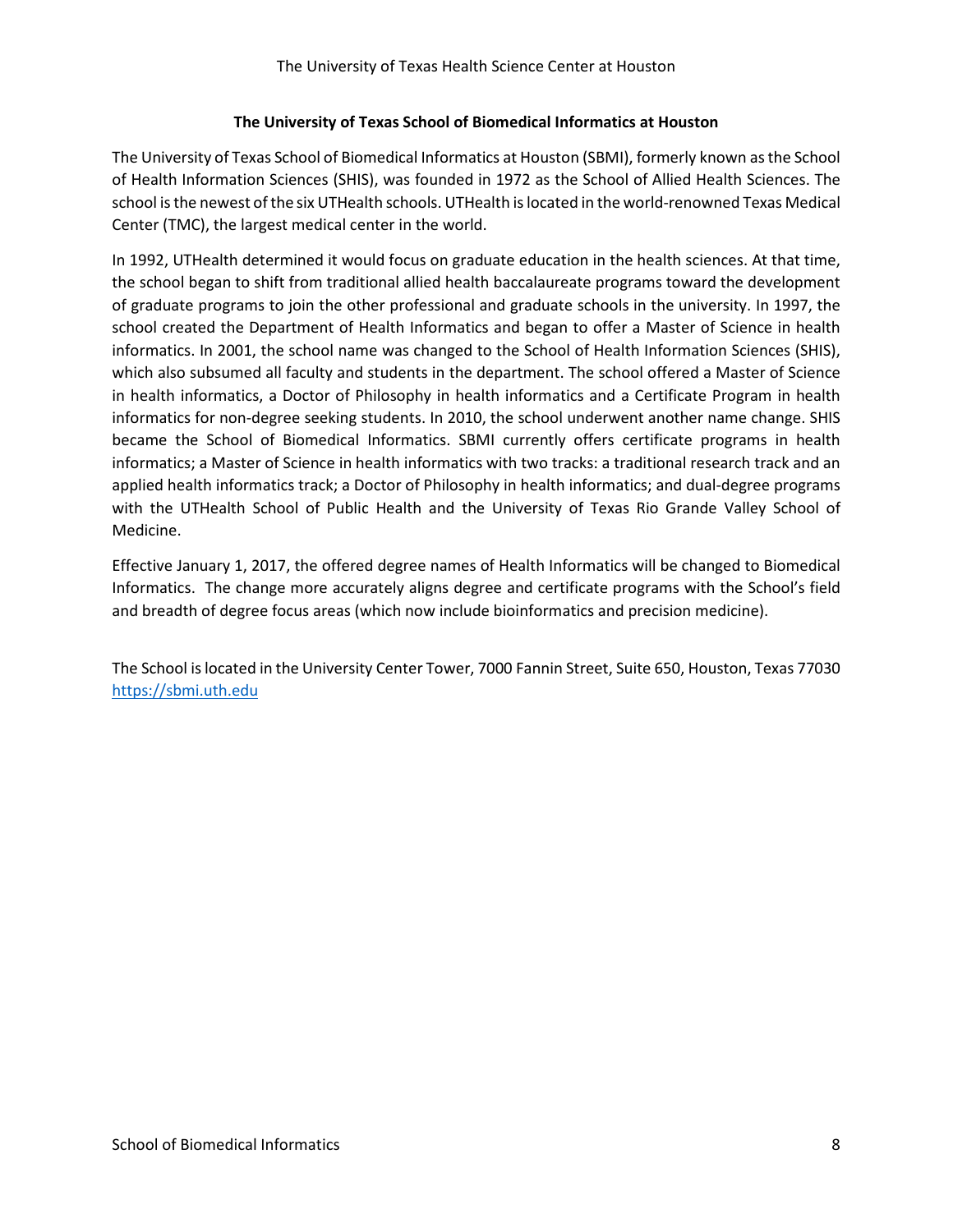## The University of Texas School of Biomedical Informatics at Houston

The University of Texas School of Biomedical Informatics at Houston (SBMI), formerly known as the School of Health Information Sciences (SHIS), was founded in 1972 as the School of Allied Health Sciences. The school is the newest of the six UTHealth schools. UTHealth is located in the world-renowned Texas Medical Center (TMC), the largest medical center in the world.

In 1992, UTHealth determined it would focus on graduate education in the health sciences. At that time, the school began to shift from traditional allied health baccalaureate programs toward the development of graduate programs to join the other professional and graduate schools in the university. In 1997, the school created the Department of Health Informatics and began to offer a Master of Science in health informatics. In 2001, the school name was changed to the School of Health Information Sciences (SHIS), which also subsumed all faculty and students in the department. The school offered a Master of Science in health informatics, a Doctor of Philosophy in health informatics and a Certificate Program in health informatics for non-degree seeking students. In 2010, the school underwent another name change. SHIS became the School of Biomedical Informatics. SBMI currently offers certificate programs in health informatics; a Master of Science in health informatics with two tracks: a traditional research track and an applied health informatics track; a Doctor of Philosophy in health informatics; and dual-degree programs with the UTHealth School of Public Health and the University of Texas Rio Grande Valley School of Medicine.

Effective January 1, 2017, the offered degree names of Health Informatics will be changed to Biomedical Informatics. The change more accurately aligns degree and certificate programs with the School's field and breadth of degree focus areas (which now include bioinformatics and precision medicine).

The School is located in the University Center Tower, 7000 Fannin Street, Suite 650, Houston, Texas 77030
https://sbmi.uth.edu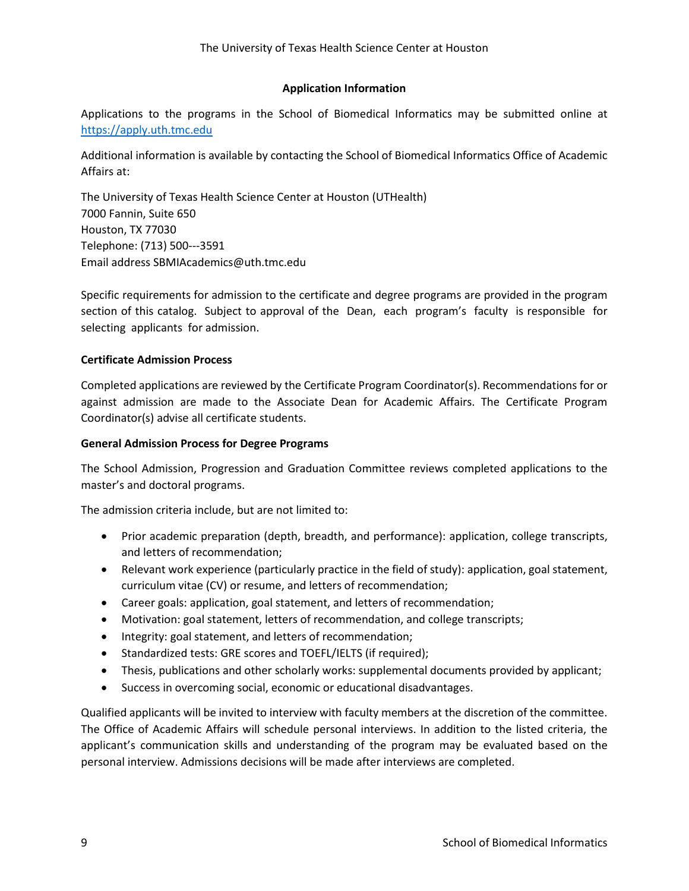## Application Information

Applications to the programs in the School of Biomedical Informatics may be submitted online at https://apply.uth.tmc.edu

Additional information is available by contacting the School of Biomedical Informatics Office of Academic Affairs at:

The University of Texas Health Science Center at Houston (UTHealth)
7000 Fannin, Suite 650
Houston, TX 77030
Telephone: (713) 500---3591
Email address SBMIAcademics@uth.tmc.edu

Specific requirements for admission to the certificate and degree programs are provided in the program section of this catalog. Subject to approval of the Dean, each program's faculty is responsible for selecting applicants for admission.

### Certificate Admission Process

Completed applications are reviewed by the Certificate Program Coordinator(s). Recommendations for or against admission are made to the Associate Dean for Academic Affairs. The Certificate Program Coordinator(s) advise all certificate students.

### General Admission Process for Degree Programs

The School Admission, Progression and Graduation Committee reviews completed applications to the master's and doctoral programs.

The admission criteria include, but are not limited to:

- Prior academic preparation (depth, breadth, and performance): application, college transcripts, and letters of recommendation;
- Relevant work experience (particularly practice in the field of study): application, goal statement, curriculum vitae (CV) or resume, and letters of recommendation;
- Career goals: application, goal statement, and letters of recommendation;
- Motivation: goal statement, letters of recommendation, and college transcripts;
- Integrity: goal statement, and letters of recommendation;
- Standardized tests: GRE scores and TOEFL/IELTS (if required);
- Thesis, publications and other scholarly works: supplemental documents provided by applicant;
- Success in overcoming social, economic or educational disadvantages.

Qualified applicants will be invited to interview with faculty members at the discretion of the committee. The Office of Academic Affairs will schedule personal interviews. In addition to the listed criteria, the applicant's communication skills and understanding of the program may be evaluated based on the personal interview. Admissions decisions will be made after interviews are completed.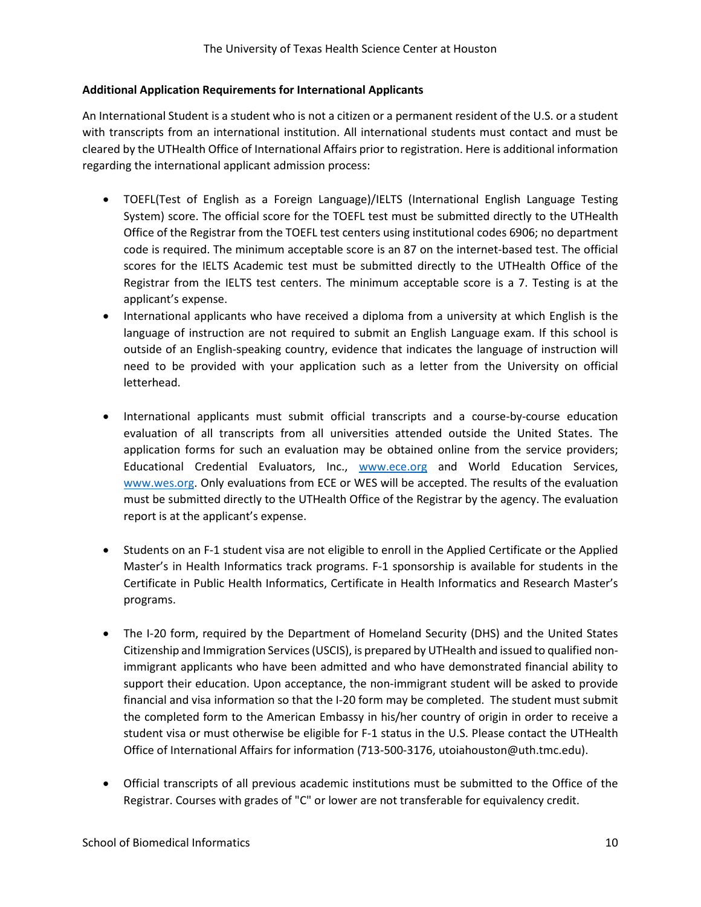**Additional Application Requirements for International Applicants**

An International Student is a student who is not a citizen or a permanent resident of the U.S. or a student with transcripts from an international institution. All international students must contact and must be cleared by the UTHealth Office of International Affairs prior to registration. Here is additional information regarding the international applicant admission process:

- TOEFL(Test of English as a Foreign Language)/IELTS (International English Language Testing System) score. The official score for the TOEFL test must be submitted directly to the UTHealth Office of the Registrar from the TOEFL test centers using institutional codes 6906; no department code is required. The minimum acceptable score is an 87 on the internet-based test. The official scores for the IELTS Academic test must be submitted directly to the UTHealth Office of the Registrar from the IELTS test centers. The minimum acceptable score is a 7. Testing is at the applicant's expense.
- International applicants who have received a diploma from a university at which English is the language of instruction are not required to submit an English Language exam. If this school is outside of an English-speaking country, evidence that indicates the language of instruction will need to be provided with your application such as a letter from the University on official letterhead.
- International applicants must submit official transcripts and a course-by-course education evaluation of all transcripts from all universities attended outside the United States. The application forms for such an evaluation may be obtained online from the service providers; Educational Credential Evaluators, Inc., [www.ece.org](http://www.ece.org) and World Education Services, [www.wes.org](http://www.wes.org). Only evaluations from ECE or WES will be accepted. The results of the evaluation must be submitted directly to the UTHealth Office of the Registrar by the agency. The evaluation report is at the applicant's expense.
- Students on an F-1 student visa are not eligible to enroll in the Applied Certificate or the Applied Master's in Health Informatics track programs. F-1 sponsorship is available for students in the Certificate in Public Health Informatics, Certificate in Health Informatics and Research Master's programs.
- The I-20 form, required by the Department of Homeland Security (DHS) and the United States Citizenship and Immigration Services (USCIS), is prepared by UTHealth and issued to qualified non-immigrant applicants who have been admitted and who have demonstrated financial ability to support their education. Upon acceptance, the non-immigrant student will be asked to provide financial and visa information so that the I-20 form may be completed. The student must submit the completed form to the American Embassy in his/her country of origin in order to receive a student visa or must otherwise be eligible for F-1 status in the U.S. Please contact the UTHealth Office of International Affairs for information (713-500-3176, utoiahouston@uth.tmc.edu).
- Official transcripts of all previous academic institutions must be submitted to the Office of the Registrar. Courses with grades of "C" or lower are not transferable for equivalency credit.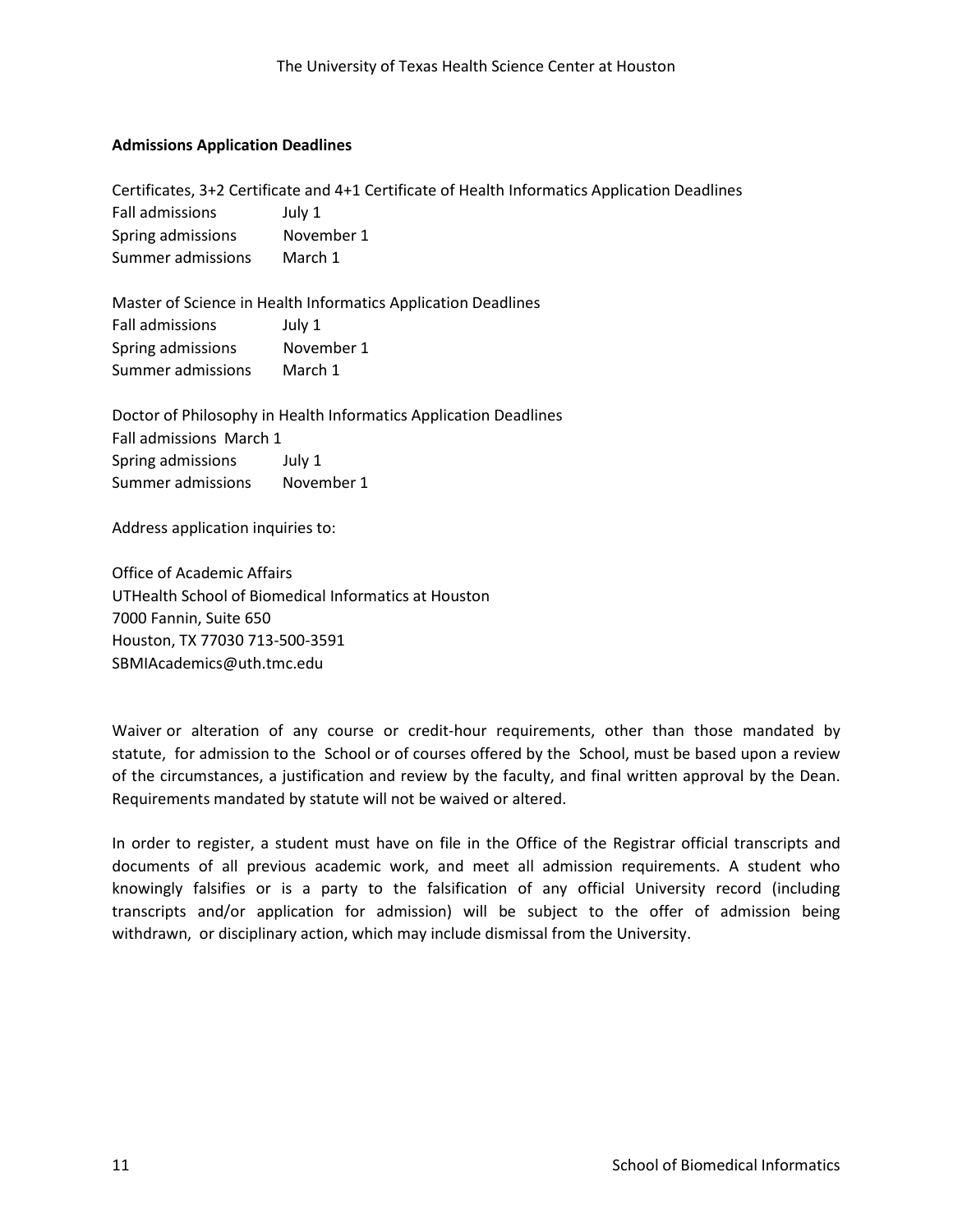## Admissions Application Deadlines

Certificates, 3+2 Certificate and 4+1 Certificate of Health Informatics Application Deadlines

Fall admissions July 1
Spring admissions November 1
Summer admissions March 1

Master of Science in Health Informatics Application Deadlines

Fall admissions July 1
Spring admissions November 1
Summer admissions March 1

Doctor of Philosophy in Health Informatics Application Deadlines

Fall admissions March 1
Spring admissions July 1
Summer admissions November 1

Address application inquiries to:

Office of Academic Affairs
UTHealth School of Biomedical Informatics at Houston
7000 Fannin, Suite 650
Houston, TX 77030 713-500-3591
SBMIAcademics@uth.tmc.edu

Waiver or alteration of any course or credit-hour requirements, other than those mandated by statute, for admission to the School or of courses offered by the School, must be based upon a review of the circumstances, a justification and review by the faculty, and final written approval by the Dean. Requirements mandated by statute will not be waived or altered.

In order to register, a student must have on file in the Office of the Registrar official transcripts and documents of all previous academic work, and meet all admission requirements. A student who knowingly falsifies or is a party to the falsification of any official University record (including transcripts and/or application for admission) will be subject to the offer of admission being withdrawn, or disciplinary action, which may include dismissal from the University.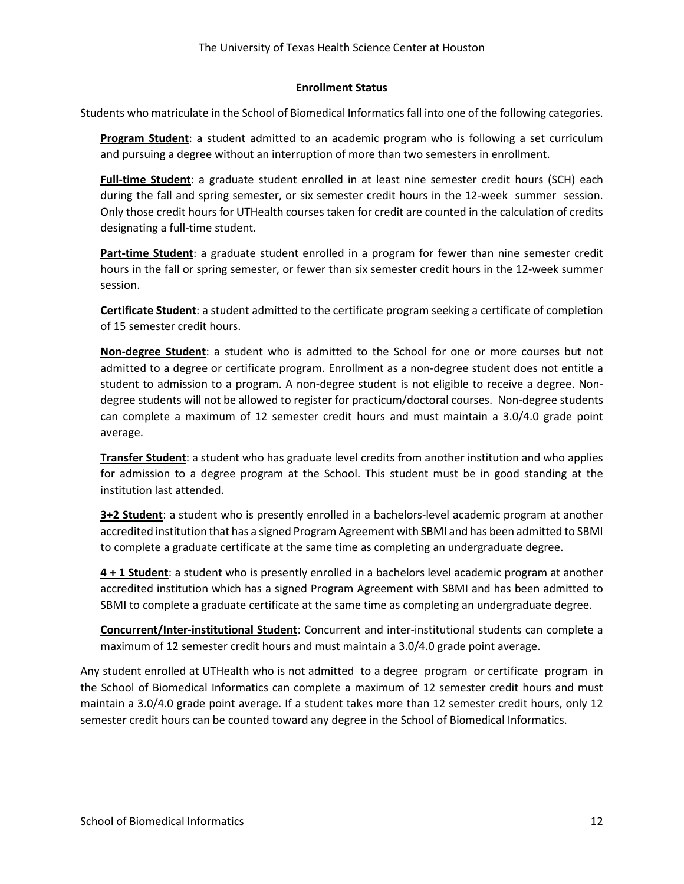## Enrollment Status

Students who matriculate in the School of Biomedical Informatics fall into one of the following categories.

**Program Student**: a student admitted to an academic program who is following a set curriculum and pursuing a degree without an interruption of more than two semesters in enrollment.

**Full-time Student**: a graduate student enrolled in at least nine semester credit hours (SCH) each during the fall and spring semester, or six semester credit hours in the 12-week summer session. Only those credit hours for UTHealth courses taken for credit are counted in the calculation of credits designating a full-time student.

**Part-time Student**: a graduate student enrolled in a program for fewer than nine semester credit hours in the fall or spring semester, or fewer than six semester credit hours in the 12-week summer session.

**Certificate Student**: a student admitted to the certificate program seeking a certificate of completion of 15 semester credit hours.

**Non-degree Student**: a student who is admitted to the School for one or more courses but not admitted to a degree or certificate program. Enrollment as a non-degree student does not entitle a student to admission to a program. A non-degree student is not eligible to receive a degree. Non-degree students will not be allowed to register for practicum/doctoral courses. Non-degree students can complete a maximum of 12 semester credit hours and must maintain a 3.0/4.0 grade point average.

**Transfer Student**: a student who has graduate level credits from another institution and who applies for admission to a degree program at the School. This student must be in good standing at the institution last attended.

**3+2 Student**: a student who is presently enrolled in a bachelors-level academic program at another accredited institution that has a signed Program Agreement with SBMI and has been admitted to SBMI to complete a graduate certificate at the same time as completing an undergraduate degree.

**4 + 1 Student**: a student who is presently enrolled in a bachelors level academic program at another accredited institution which has a signed Program Agreement with SBMI and has been admitted to SBMI to complete a graduate certificate at the same time as completing an undergraduate degree.

**Concurrent/Inter-institutional Student**: Concurrent and inter-institutional students can complete a maximum of 12 semester credit hours and must maintain a 3.0/4.0 grade point average.

Any student enrolled at UTHealth who is not admitted to a degree program or certificate program in the School of Biomedical Informatics can complete a maximum of 12 semester credit hours and must maintain a 3.0/4.0 grade point average. If a student takes more than 12 semester credit hours, only 12 semester credit hours can be counted toward any degree in the School of Biomedical Informatics.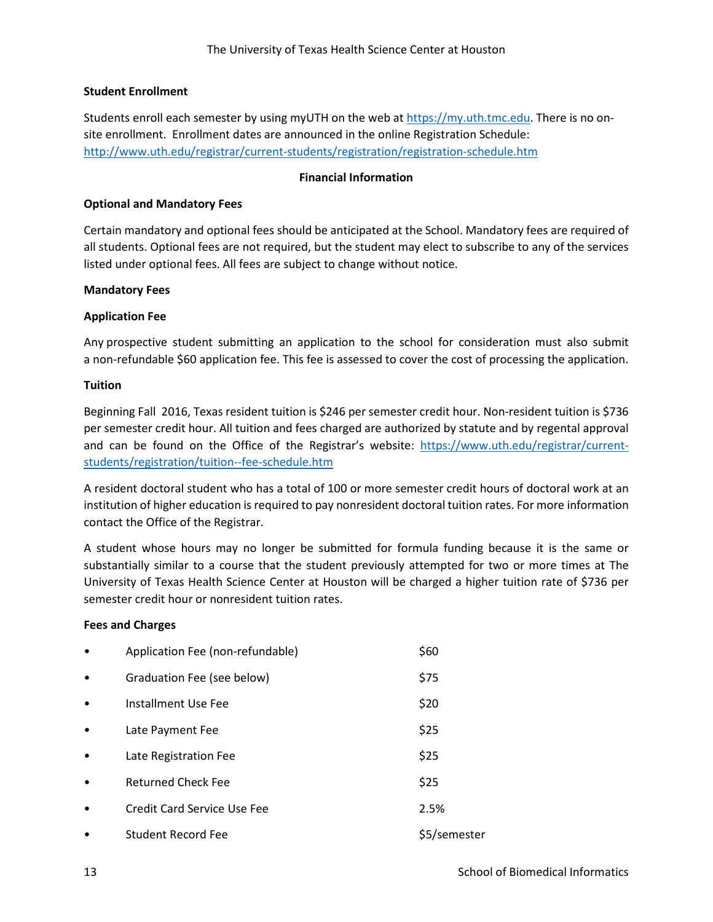### Student Enrollment

Students enroll each semester by using myUTH on the web at [https://my.uth.tmc.edu](https://my.uth.tmc.edu). There is no on-site enrollment. Enrollment dates are announced in the online Registration Schedule: [http://www.uth.edu/registrar/current-students/registration/registration-schedule.htm](http://www.uth.edu/registrar/current-students/registration/registration-schedule.htm)

## Financial Information

### Optional and Mandatory Fees

Certain mandatory and optional fees should be anticipated at the School. Mandatory fees are required of all students. Optional fees are not required, but the student may elect to subscribe to any of the services listed under optional fees. All fees are subject to change without notice.

### Mandatory Fees

#### Application Fee

Any prospective student submitting an application to the school for consideration must also submit a non-refundable $60 application fee. This fee is assessed to cover the cost of processing the application.

#### Tuition

Beginning Fall 2016, Texas resident tuition is $246 per semester credit hour. Non-resident tuition is $736 per semester credit hour. All tuition and fees charged are authorized by statute and by regental approval and can be found on the Office of the Registrar's website: [https://www.uth.edu/registrar/current-students/registration/tuition--fee-schedule.htm](https://www.uth.edu/registrar/current-students/registration/tuition--fee-schedule.htm)

A resident doctoral student who has a total of 100 or more semester credit hours of doctoral work at an institution of higher education is required to pay nonresident doctoral tuition rates. For more information contact the Office of the Registrar.

A student whose hours may no longer be submitted for formula funding because it is the same or substantially similar to a course that the student previously attempted for two or more times at The University of Texas Health Science Center at Houston will be charged a higher tuition rate of $736 per semester credit hour or nonresident tuition rates.

#### Fees and Charges

- Application Fee (non-refundable) — $60
- Graduation Fee (see below) — $75
- Installment Use Fee — $20
- Late Payment Fee — $25
- Late Registration Fee — $25
- Returned Check Fee — $25
- Credit Card Service Use Fee — 2.5%
- Student Record Fee — $5/semester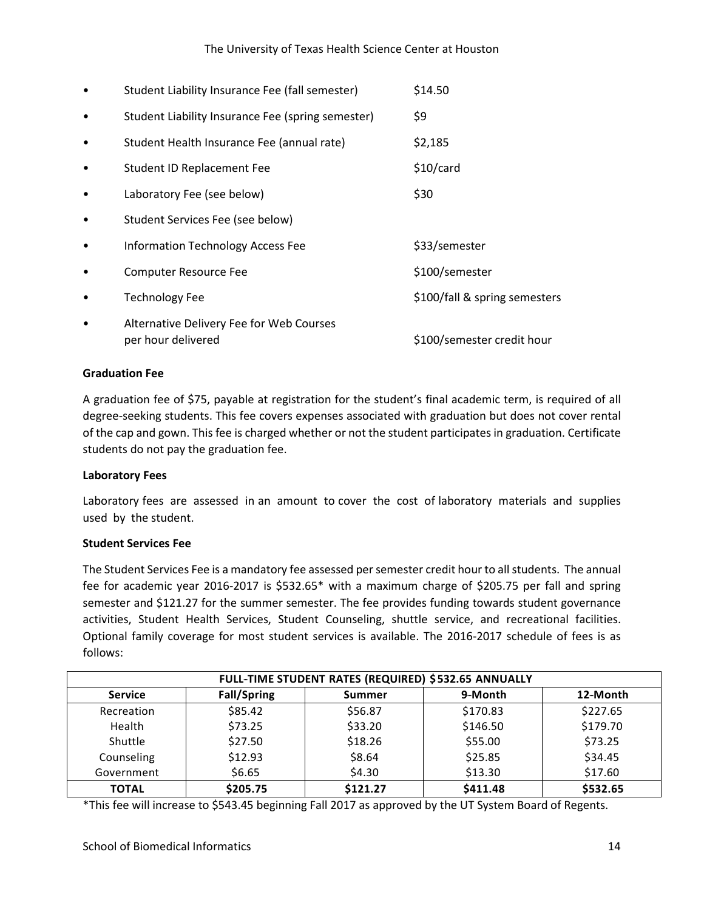- Student Liability Insurance Fee (fall semester) $14.50
- Student Liability Insurance Fee (spring semester) $9
- Student Health Insurance Fee (annual rate) $2,185
- Student ID Replacement Fee $10/card
- Laboratory Fee (see below) $30
- Student Services Fee (see below)
- Information Technology Access Fee $33/semester
- Computer Resource Fee $100/semester
- Technology Fee $100/fall & spring semesters
- Alternative Delivery Fee for Web Courses per hour delivered $100/semester credit hour

**Graduation Fee**

A graduation fee of $75, payable at registration for the student's final academic term, is required of all degree-seeking students. This fee covers expenses associated with graduation but does not cover rental of the cap and gown. This fee is charged whether or not the student participates in graduation. Certificate students do not pay the graduation fee.

**Laboratory Fees**

Laboratory fees are assessed in an amount to cover the cost of laboratory materials and supplies used by the student.

**Student Services Fee**

The Student Services Fee is a mandatory fee assessed per semester credit hour to all students. The annual fee for academic year 2016-2017 is $532.65* with a maximum charge of $205.75 per fall and spring semester and $121.27 for the summer semester. The fee provides funding towards student governance activities, Student Health Services, Student Counseling, shuttle service, and recreational facilities. Optional family coverage for most student services is available. The 2016-2017 schedule of fees is as follows:

| FULL-TIME STUDENT RATES (REQUIRED) $532.65 ANNUALLY | | | | |
|---|---|---|---|---|
| **Service** | **Fall/Spring** | **Summer** | **9-Month** | **12-Month** |
| Recreation | $85.42 | $56.87 | $170.83 | $227.65 |
| Health | $73.25 | $33.20 | $146.50 | $179.70 |
| Shuttle | $27.50 | $18.26 | $55.00 | $73.25 |
| Counseling | $12.93 | $8.64 | $25.85 | $34.45 |
| Government | $6.65 | $4.30 | $13.30 | $17.60 |
| **TOTAL** | **$205.75** | **$121.27** | **$411.48** | **$532.65** |

*This fee will increase to $543.45 beginning Fall 2017 as approved by the UT System Board of Regents.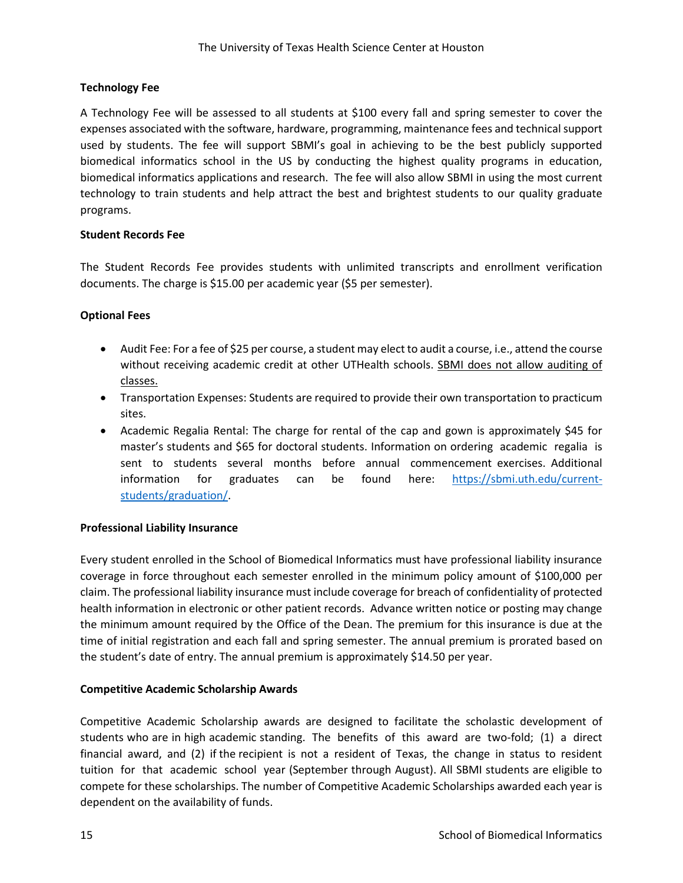### Technology Fee

A Technology Fee will be assessed to all students at $100 every fall and spring semester to cover the expenses associated with the software, hardware, programming, maintenance fees and technical support used by students. The fee will support SBMI's goal in achieving to be the best publicly supported biomedical informatics school in the US by conducting the highest quality programs in education, biomedical informatics applications and research. The fee will also allow SBMI in using the most current technology to train students and help attract the best and brightest students to our quality graduate programs.

### Student Records Fee

The Student Records Fee provides students with unlimited transcripts and enrollment verification documents. The charge is $15.00 per academic year ($5 per semester).

### Optional Fees

- Audit Fee: For a fee of $25 per course, a student may elect to audit a course, i.e., attend the course without receiving academic credit at other UTHealth schools. SBMI does not allow auditing of classes.
- Transportation Expenses: Students are required to provide their own transportation to practicum sites.
- Academic Regalia Rental: The charge for rental of the cap and gown is approximately $45 for master's students and $65 for doctoral students. Information on ordering academic regalia is sent to students several months before annual commencement exercises. Additional information for graduates can be found here: https://sbmi.uth.edu/current-students/graduation/.

### Professional Liability Insurance

Every student enrolled in the School of Biomedical Informatics must have professional liability insurance coverage in force throughout each semester enrolled in the minimum policy amount of $100,000 per claim. The professional liability insurance must include coverage for breach of confidentiality of protected health information in electronic or other patient records. Advance written notice or posting may change the minimum amount required by the Office of the Dean. The premium for this insurance is due at the time of initial registration and each fall and spring semester. The annual premium is prorated based on the student's date of entry. The annual premium is approximately $14.50 per year.

### Competitive Academic Scholarship Awards

Competitive Academic Scholarship awards are designed to facilitate the scholastic development of students who are in high academic standing. The benefits of this award are two-fold; (1) a direct financial award, and (2) if the recipient is not a resident of Texas, the change in status to resident tuition for that academic school year (September through August). All SBMI students are eligible to compete for these scholarships. The number of Competitive Academic Scholarships awarded each year is dependent on the availability of funds.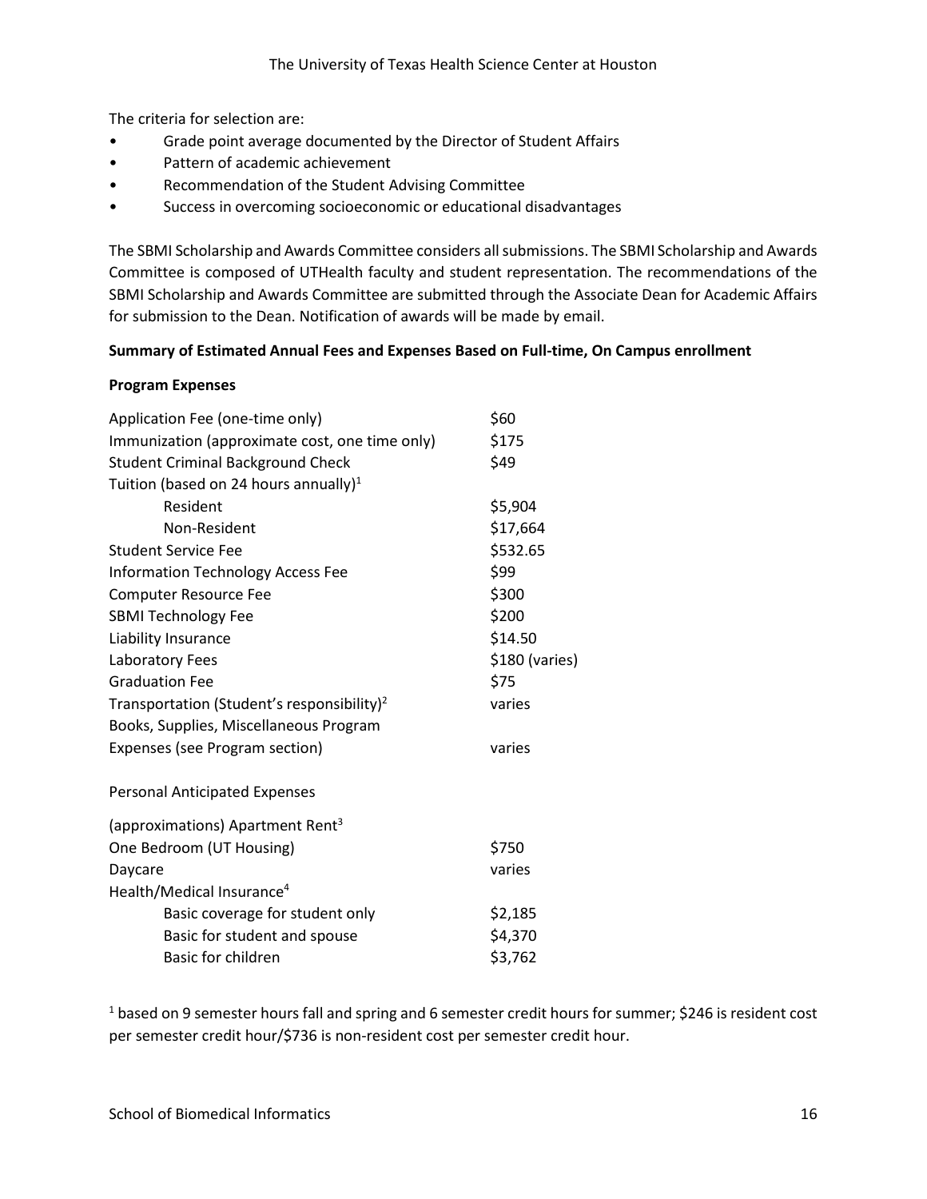The criteria for selection are:

- Grade point average documented by the Director of Student Affairs
- Pattern of academic achievement
- Recommendation of the Student Advising Committee
- Success in overcoming socioeconomic or educational disadvantages

The SBMI Scholarship and Awards Committee considers all submissions. The SBMI Scholarship and Awards Committee is composed of UTHealth faculty and student representation. The recommendations of the SBMI Scholarship and Awards Committee are submitted through the Associate Dean for Academic Affairs for submission to the Dean. Notification of awards will be made by email.

**Summary of Estimated Annual Fees and Expenses Based on Full-time, On Campus enrollment**

**Program Expenses**

| | |
|---|---|
| Application Fee (one-time only) | $60 |
| Immunization (approximate cost, one time only) | $175 |
| Student Criminal Background Check | $49 |
| Tuition (based on 24 hours annually)[1] | |
| Resident | $5,904 |
| Non-Resident | $17,664 |
| Student Service Fee | $532.65 |
| Information Technology Access Fee | $99 |
| Computer Resource Fee | $300 |
| SBMI Technology Fee | $200 |
| Liability Insurance | $14.50 |
| Laboratory Fees | $180 (varies) |
| Graduation Fee | $75 |
| Transportation (Student's responsibility)[2] | varies |
| Books, Supplies, Miscellaneous Program Expenses (see Program section) | varies |

Personal Anticipated Expenses

| | |
|---|---|
| (approximations) Apartment Rent[3] | |
| One Bedroom (UT Housing) | $750 |
| Daycare | varies |
| Health/Medical Insurance[4] | |
| Basic coverage for student only | $2,185 |
| Basic for student and spouse | $4,370 |
| Basic for children | $3,762 |

[1] based on 9 semester hours fall and spring and 6 semester credit hours for summer; $246 is resident cost per semester credit hour/$736 is non-resident cost per semester credit hour.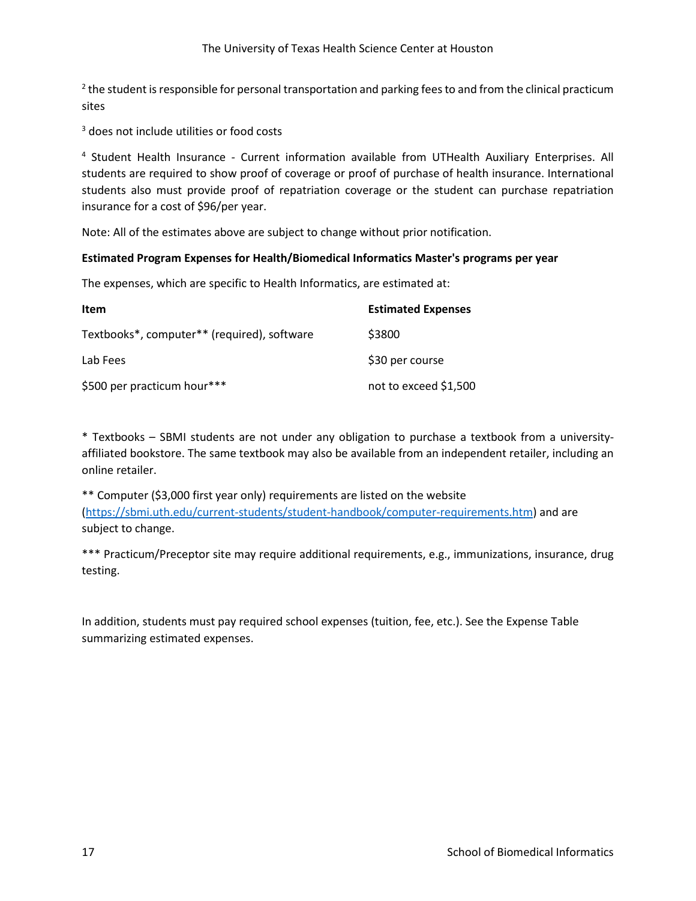[2] the student is responsible for personal transportation and parking fees to and from the clinical practicum sites

[3] does not include utilities or food costs

[4] Student Health Insurance - Current information available from UTHealth Auxiliary Enterprises. All students are required to show proof of coverage or proof of purchase of health insurance. International students also must provide proof of repatriation coverage or the student can purchase repatriation insurance for a cost of $96/per year.

Note: All of the estimates above are subject to change without prior notification.

**Estimated Program Expenses for Health/Biomedical Informatics Master's programs per year**

The expenses, which are specific to Health Informatics, are estimated at:

| Item | Estimated Expenses |
|---|---|
| Textbooks*, computer** (required), software | $3800 |
| Lab Fees | $30 per course |
| $500 per practicum hour*** | not to exceed $1,500 |

* Textbooks – SBMI students are not under any obligation to purchase a textbook from a university-affiliated bookstore. The same textbook may also be available from an independent retailer, including an online retailer.

** Computer ($3,000 first year only) requirements are listed on the website (https://sbmi.uth.edu/current-students/student-handbook/computer-requirements.htm) and are subject to change.

*** Practicum/Preceptor site may require additional requirements, e.g., immunizations, insurance, drug testing.

In addition, students must pay required school expenses (tuition, fee, etc.). See the Expense Table summarizing estimated expenses.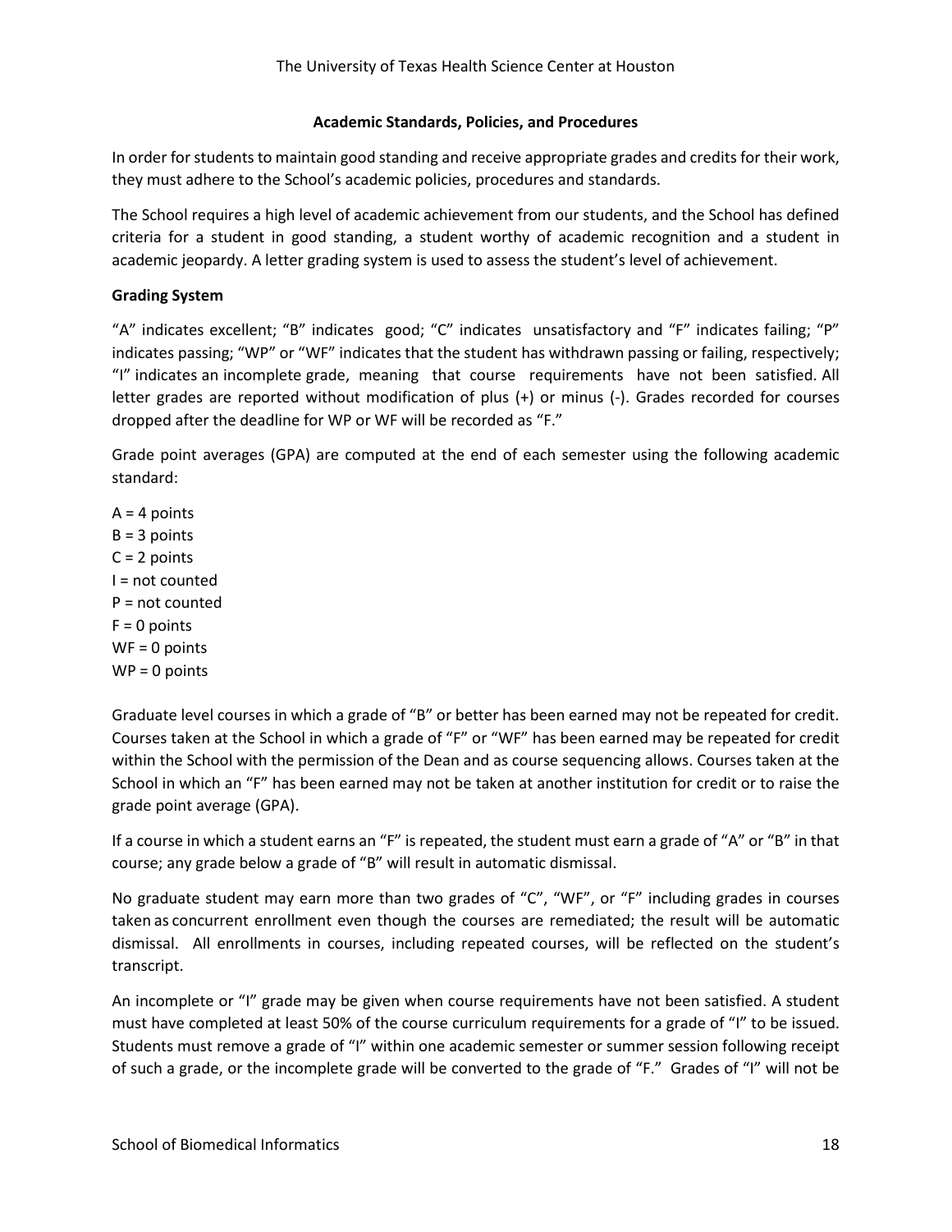## Academic Standards, Policies, and Procedures

In order for students to maintain good standing and receive appropriate grades and credits for their work, they must adhere to the School's academic policies, procedures and standards.

The School requires a high level of academic achievement from our students, and the School has defined criteria for a student in good standing, a student worthy of academic recognition and a student in academic jeopardy. A letter grading system is used to assess the student's level of achievement.

### Grading System

"A" indicates excellent; "B" indicates good; "C" indicates unsatisfactory and "F" indicates failing; "P" indicates passing; "WP" or "WF" indicates that the student has withdrawn passing or failing, respectively; "I" indicates an incomplete grade, meaning that course requirements have not been satisfied. All letter grades are reported without modification of plus (+) or minus (-). Grades recorded for courses dropped after the deadline for WP or WF will be recorded as "F."

Grade point averages (GPA) are computed at the end of each semester using the following academic standard:

A = 4 points
B = 3 points
C = 2 points
I = not counted
P = not counted
F = 0 points
WF = 0 points
WP = 0 points

Graduate level courses in which a grade of "B" or better has been earned may not be repeated for credit. Courses taken at the School in which a grade of "F" or "WF" has been earned may be repeated for credit within the School with the permission of the Dean and as course sequencing allows. Courses taken at the School in which an "F" has been earned may not be taken at another institution for credit or to raise the grade point average (GPA).

If a course in which a student earns an "F" is repeated, the student must earn a grade of "A" or "B" in that course; any grade below a grade of "B" will result in automatic dismissal.

No graduate student may earn more than two grades of "C", "WF", or "F" including grades in courses taken as concurrent enrollment even though the courses are remediated; the result will be automatic dismissal. All enrollments in courses, including repeated courses, will be reflected on the student's transcript.

An incomplete or "I" grade may be given when course requirements have not been satisfied. A student must have completed at least 50% of the course curriculum requirements for a grade of "I" to be issued. Students must remove a grade of "I" within one academic semester or summer session following receipt of such a grade, or the incomplete grade will be converted to the grade of "F." Grades of "I" will not be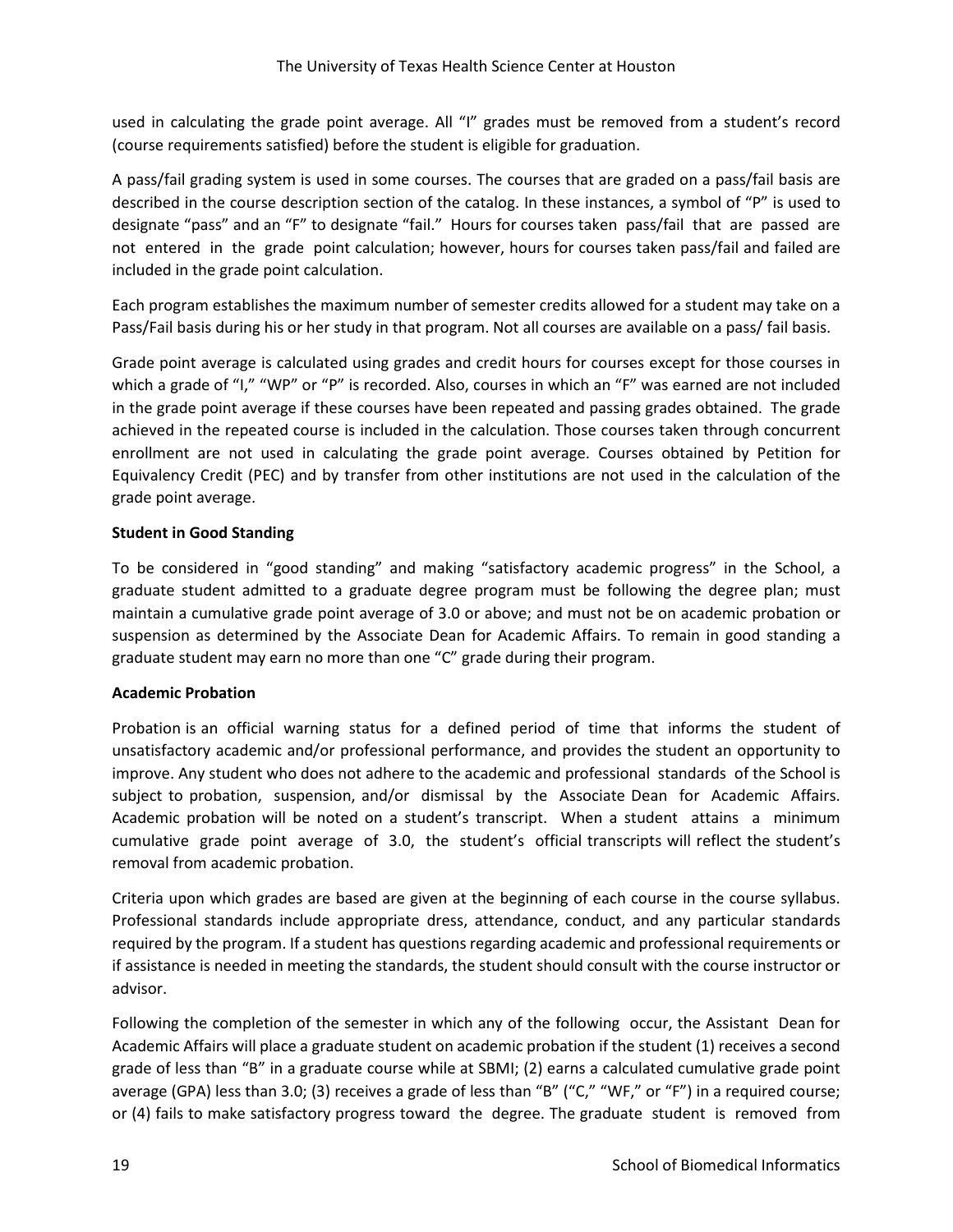used in calculating the grade point average. All "I" grades must be removed from a student's record (course requirements satisfied) before the student is eligible for graduation.

A pass/fail grading system is used in some courses. The courses that are graded on a pass/fail basis are described in the course description section of the catalog. In these instances, a symbol of "P" is used to designate "pass" and an "F" to designate "fail." Hours for courses taken pass/fail that are passed are not entered in the grade point calculation; however, hours for courses taken pass/fail and failed are included in the grade point calculation.

Each program establishes the maximum number of semester credits allowed for a student may take on a Pass/Fail basis during his or her study in that program. Not all courses are available on a pass/ fail basis.

Grade point average is calculated using grades and credit hours for courses except for those courses in which a grade of "I," "WP" or "P" is recorded. Also, courses in which an "F" was earned are not included in the grade point average if these courses have been repeated and passing grades obtained. The grade achieved in the repeated course is included in the calculation. Those courses taken through concurrent enrollment are not used in calculating the grade point average. Courses obtained by Petition for Equivalency Credit (PEC) and by transfer from other institutions are not used in the calculation of the grade point average.

**Student in Good Standing**

To be considered in "good standing" and making "satisfactory academic progress" in the School, a graduate student admitted to a graduate degree program must be following the degree plan; must maintain a cumulative grade point average of 3.0 or above; and must not be on academic probation or suspension as determined by the Associate Dean for Academic Affairs. To remain in good standing a graduate student may earn no more than one "C" grade during their program.

**Academic Probation**

Probation is an official warning status for a defined period of time that informs the student of unsatisfactory academic and/or professional performance, and provides the student an opportunity to improve. Any student who does not adhere to the academic and professional standards of the School is subject to probation, suspension, and/or dismissal by the Associate Dean for Academic Affairs. Academic probation will be noted on a student's transcript. When a student attains a minimum cumulative grade point average of 3.0, the student's official transcripts will reflect the student's removal from academic probation.

Criteria upon which grades are based are given at the beginning of each course in the course syllabus. Professional standards include appropriate dress, attendance, conduct, and any particular standards required by the program. If a student has questions regarding academic and professional requirements or if assistance is needed in meeting the standards, the student should consult with the course instructor or advisor.

Following the completion of the semester in which any of the following occur, the Assistant Dean for Academic Affairs will place a graduate student on academic probation if the student (1) receives a second grade of less than "B" in a graduate course while at SBMI; (2) earns a calculated cumulative grade point average (GPA) less than 3.0; (3) receives a grade of less than "B" ("C," "WF," or "F") in a required course; or (4) fails to make satisfactory progress toward the degree. The graduate student is removed from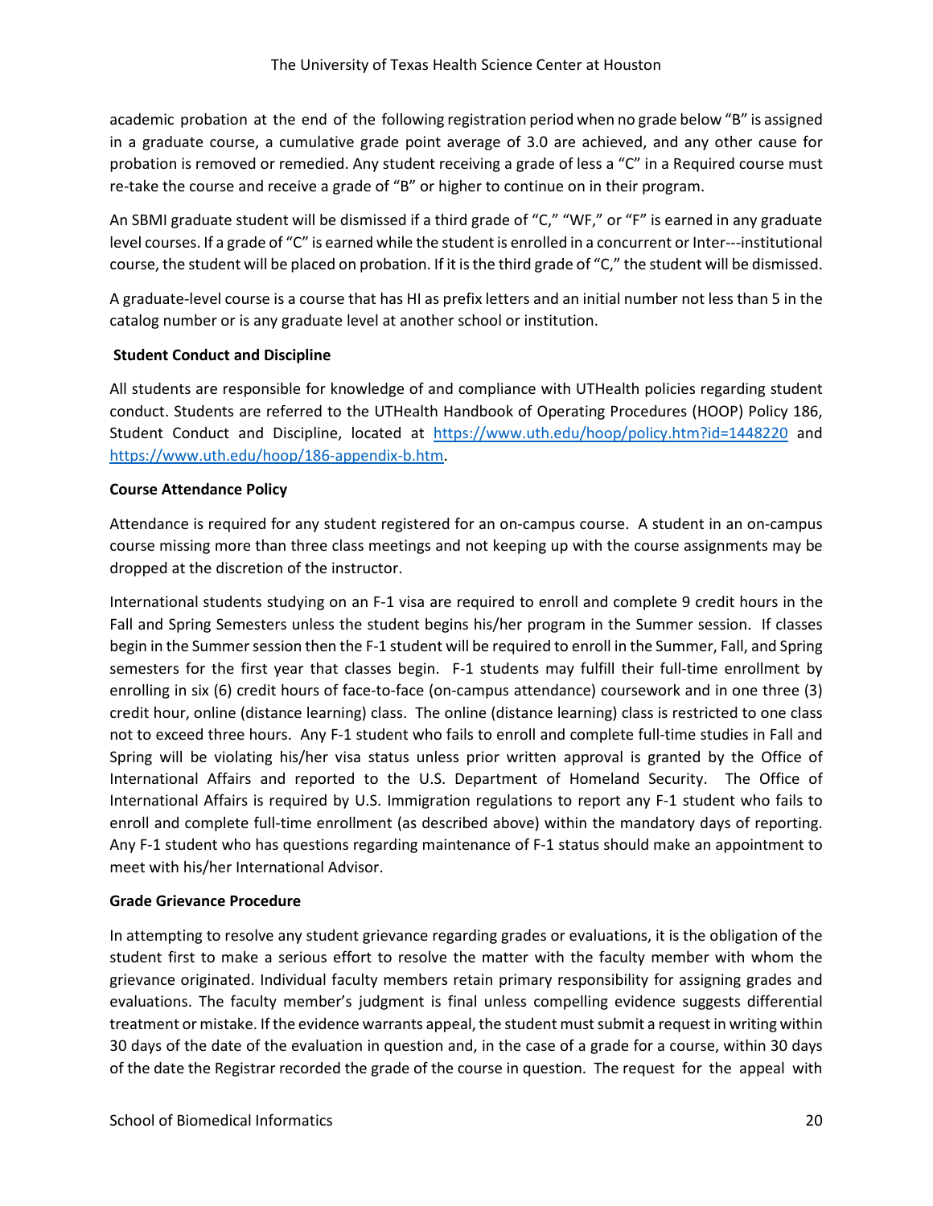academic probation at the end of the following registration period when no grade below "B" is assigned in a graduate course, a cumulative grade point average of 3.0 are achieved, and any other cause for probation is removed or remedied. Any student receiving a grade of less a "C" in a Required course must re-take the course and receive a grade of "B" or higher to continue on in their program.

An SBMI graduate student will be dismissed if a third grade of "C," "WF," or "F" is earned in any graduate level courses. If a grade of "C" is earned while the student is enrolled in a concurrent or Inter---institutional course, the student will be placed on probation. If it is the third grade of "C," the student will be dismissed.

A graduate-level course is a course that has HI as prefix letters and an initial number not less than 5 in the catalog number or is any graduate level at another school or institution.

**Student Conduct and Discipline**

All students are responsible for knowledge of and compliance with UTHealth policies regarding student conduct. Students are referred to the UTHealth Handbook of Operating Procedures (HOOP) Policy 186, Student Conduct and Discipline, located at [https://www.uth.edu/hoop/policy.htm?id=1448220](https://www.uth.edu/hoop/policy.htm?id=1448220) and [https://www.uth.edu/hoop/186-appendix-b.htm](https://www.uth.edu/hoop/186-appendix-b.htm).

**Course Attendance Policy**

Attendance is required for any student registered for an on-campus course. A student in an on-campus course missing more than three class meetings and not keeping up with the course assignments may be dropped at the discretion of the instructor.

International students studying on an F-1 visa are required to enroll and complete 9 credit hours in the Fall and Spring Semesters unless the student begins his/her program in the Summer session. If classes begin in the Summer session then the F-1 student will be required to enroll in the Summer, Fall, and Spring semesters for the first year that classes begin. F-1 students may fulfill their full-time enrollment by enrolling in six (6) credit hours of face-to-face (on-campus attendance) coursework and in one three (3) credit hour, online (distance learning) class. The online (distance learning) class is restricted to one class not to exceed three hours. Any F-1 student who fails to enroll and complete full-time studies in Fall and Spring will be violating his/her visa status unless prior written approval is granted by the Office of International Affairs and reported to the U.S. Department of Homeland Security. The Office of International Affairs is required by U.S. Immigration regulations to report any F-1 student who fails to enroll and complete full-time enrollment (as described above) within the mandatory days of reporting. Any F-1 student who has questions regarding maintenance of F-1 status should make an appointment to meet with his/her International Advisor.

**Grade Grievance Procedure**

In attempting to resolve any student grievance regarding grades or evaluations, it is the obligation of the student first to make a serious effort to resolve the matter with the faculty member with whom the grievance originated. Individual faculty members retain primary responsibility for assigning grades and evaluations. The faculty member's judgment is final unless compelling evidence suggests differential treatment or mistake. If the evidence warrants appeal, the student must submit a request in writing within 30 days of the date of the evaluation in question and, in the case of a grade for a course, within 30 days of the date the Registrar recorded the grade of the course in question. The request for the appeal with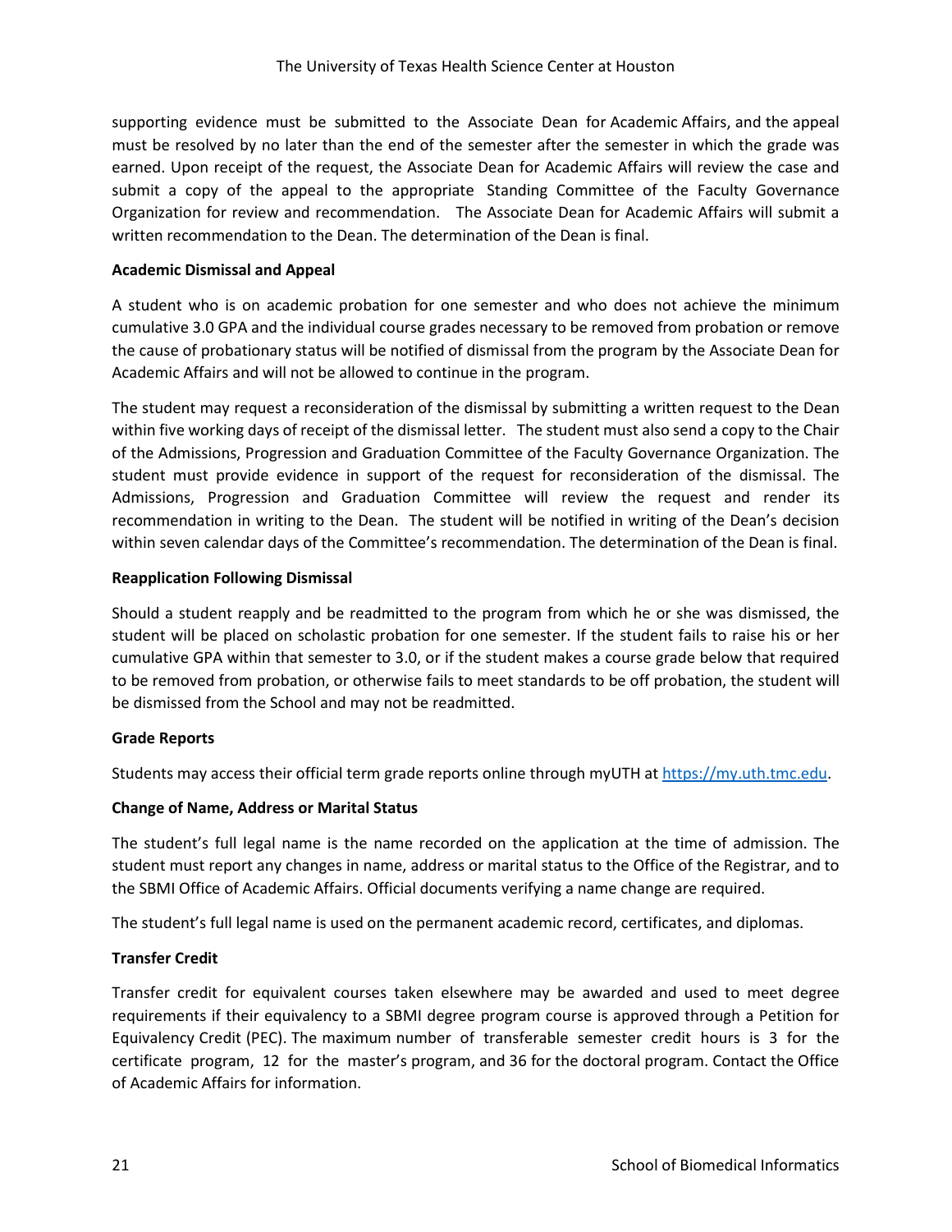supporting evidence must be submitted to the Associate Dean for Academic Affairs, and the appeal must be resolved by no later than the end of the semester after the semester in which the grade was earned. Upon receipt of the request, the Associate Dean for Academic Affairs will review the case and submit a copy of the appeal to the appropriate Standing Committee of the Faculty Governance Organization for review and recommendation. The Associate Dean for Academic Affairs will submit a written recommendation to the Dean. The determination of the Dean is final.

**Academic Dismissal and Appeal**

A student who is on academic probation for one semester and who does not achieve the minimum cumulative 3.0 GPA and the individual course grades necessary to be removed from probation or remove the cause of probationary status will be notified of dismissal from the program by the Associate Dean for Academic Affairs and will not be allowed to continue in the program.

The student may request a reconsideration of the dismissal by submitting a written request to the Dean within five working days of receipt of the dismissal letter. The student must also send a copy to the Chair of the Admissions, Progression and Graduation Committee of the Faculty Governance Organization. The student must provide evidence in support of the request for reconsideration of the dismissal. The Admissions, Progression and Graduation Committee will review the request and render its recommendation in writing to the Dean. The student will be notified in writing of the Dean's decision within seven calendar days of the Committee's recommendation. The determination of the Dean is final.

**Reapplication Following Dismissal**

Should a student reapply and be readmitted to the program from which he or she was dismissed, the student will be placed on scholastic probation for one semester. If the student fails to raise his or her cumulative GPA within that semester to 3.0, or if the student makes a course grade below that required to be removed from probation, or otherwise fails to meet standards to be off probation, the student will be dismissed from the School and may not be readmitted.

**Grade Reports**

Students may access their official term grade reports online through myUTH at [https://my.uth.tmc.edu](https://my.uth.tmc.edu).

**Change of Name, Address or Marital Status**

The student's full legal name is the name recorded on the application at the time of admission. The student must report any changes in name, address or marital status to the Office of the Registrar, and to the SBMI Office of Academic Affairs. Official documents verifying a name change are required.

The student's full legal name is used on the permanent academic record, certificates, and diplomas.

**Transfer Credit**

Transfer credit for equivalent courses taken elsewhere may be awarded and used to meet degree requirements if their equivalency to a SBMI degree program course is approved through a Petition for Equivalency Credit (PEC). The maximum number of transferable semester credit hours is 3 for the certificate program, 12 for the master's program, and 36 for the doctoral program. Contact the Office of Academic Affairs for information.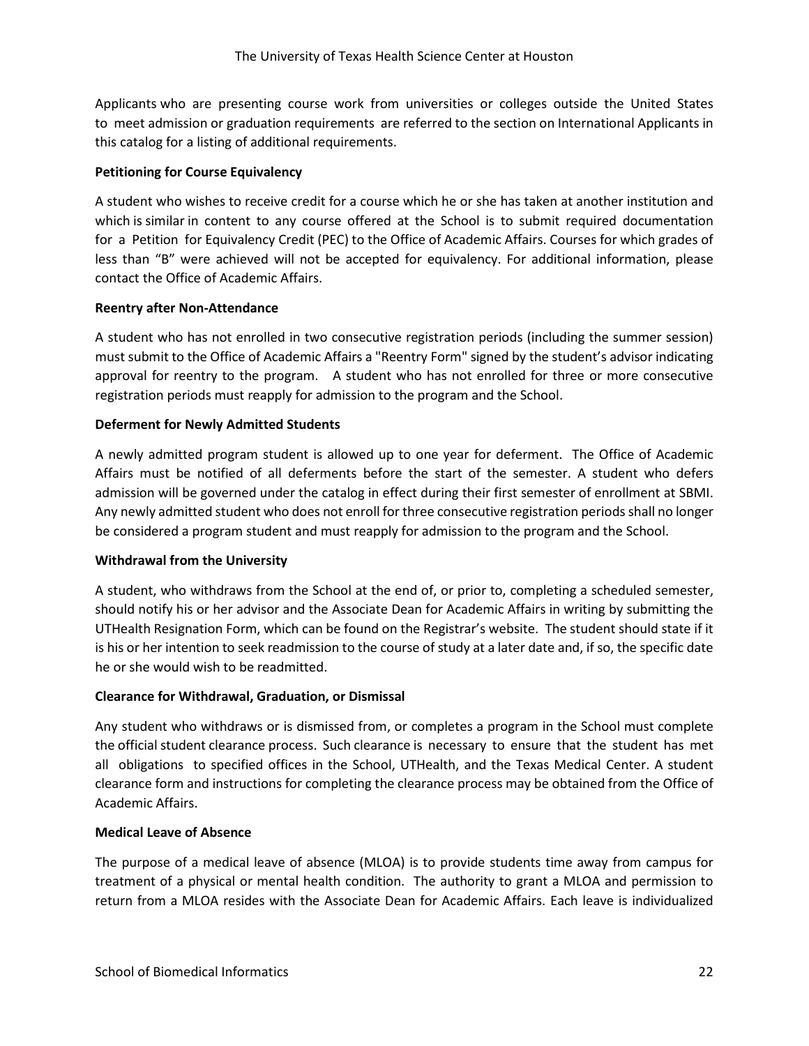Applicants who are presenting course work from universities or colleges outside the United States to meet admission or graduation requirements are referred to the section on International Applicants in this catalog for a listing of additional requirements.

**Petitioning for Course Equivalency**

A student who wishes to receive credit for a course which he or she has taken at another institution and which is similar in content to any course offered at the School is to submit required documentation for a Petition for Equivalency Credit (PEC) to the Office of Academic Affairs. Courses for which grades of less than "B" were achieved will not be accepted for equivalency. For additional information, please contact the Office of Academic Affairs.

**Reentry after Non-Attendance**

A student who has not enrolled in two consecutive registration periods (including the summer session) must submit to the Office of Academic Affairs a "Reentry Form" signed by the student's advisor indicating approval for reentry to the program. A student who has not enrolled for three or more consecutive registration periods must reapply for admission to the program and the School.

**Deferment for Newly Admitted Students**

A newly admitted program student is allowed up to one year for deferment. The Office of Academic Affairs must be notified of all deferments before the start of the semester. A student who defers admission will be governed under the catalog in effect during their first semester of enrollment at SBMI. Any newly admitted student who does not enroll for three consecutive registration periods shall no longer be considered a program student and must reapply for admission to the program and the School.

**Withdrawal from the University**

A student, who withdraws from the School at the end of, or prior to, completing a scheduled semester, should notify his or her advisor and the Associate Dean for Academic Affairs in writing by submitting the UTHealth Resignation Form, which can be found on the Registrar's website. The student should state if it is his or her intention to seek readmission to the course of study at a later date and, if so, the specific date he or she would wish to be readmitted.

**Clearance for Withdrawal, Graduation, or Dismissal**

Any student who withdraws or is dismissed from, or completes a program in the School must complete the official student clearance process. Such clearance is necessary to ensure that the student has met all obligations to specified offices in the School, UTHealth, and the Texas Medical Center. A student clearance form and instructions for completing the clearance process may be obtained from the Office of Academic Affairs.

**Medical Leave of Absence**

The purpose of a medical leave of absence (MLOA) is to provide students time away from campus for treatment of a physical or mental health condition. The authority to grant a MLOA and permission to return from a MLOA resides with the Associate Dean for Academic Affairs. Each leave is individualized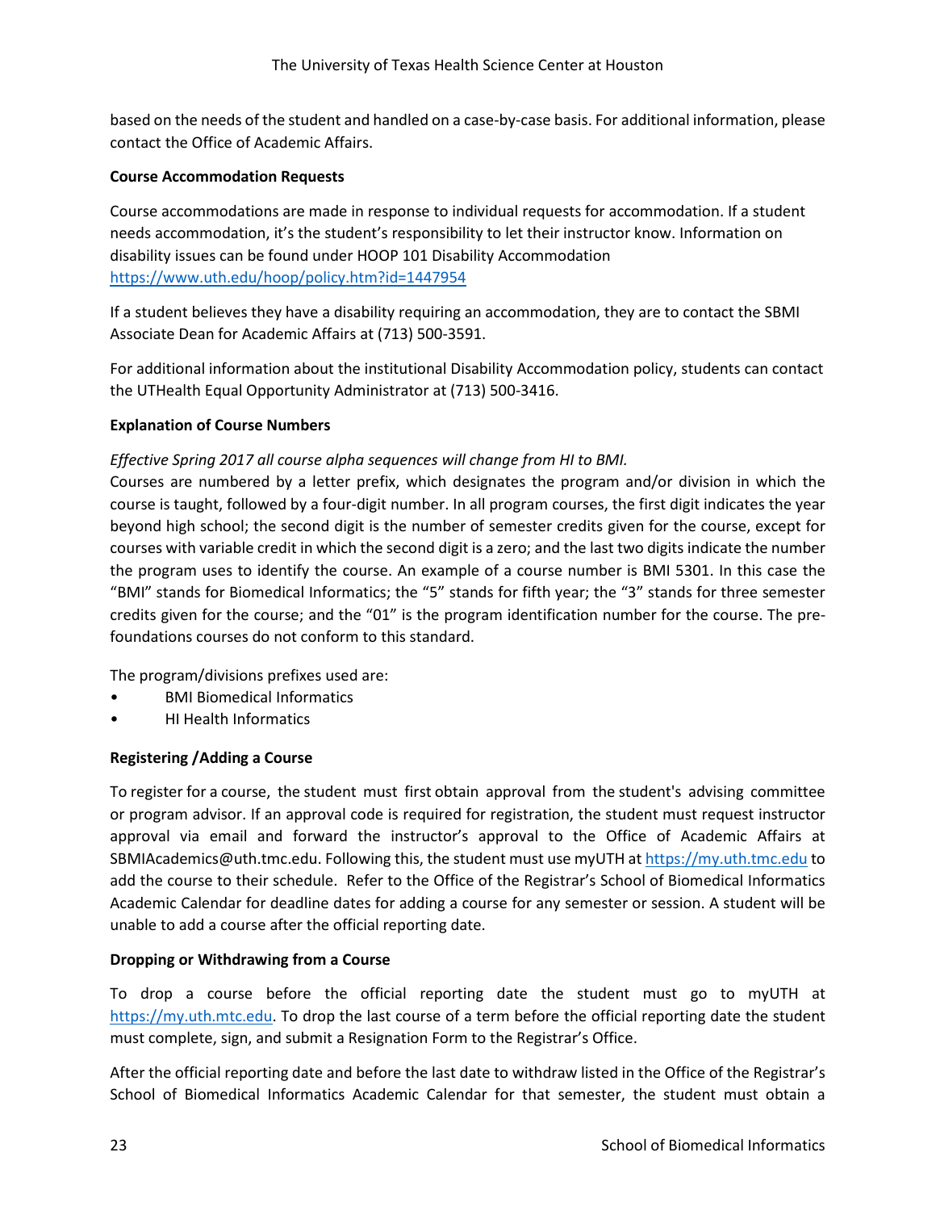based on the needs of the student and handled on a case-by-case basis. For additional information, please contact the Office of Academic Affairs.

**Course Accommodation Requests**

Course accommodations are made in response to individual requests for accommodation. If a student needs accommodation, it's the student's responsibility to let their instructor know. Information on disability issues can be found under HOOP 101 Disability Accommodation https://www.uth.edu/hoop/policy.htm?id=1447954

If a student believes they have a disability requiring an accommodation, they are to contact the SBMI Associate Dean for Academic Affairs at (713) 500-3591.

For additional information about the institutional Disability Accommodation policy, students can contact the UTHealth Equal Opportunity Administrator at (713) 500-3416.

**Explanation of Course Numbers**

*Effective Spring 2017 all course alpha sequences will change from HI to BMI.*

Courses are numbered by a letter prefix, which designates the program and/or division in which the course is taught, followed by a four-digit number. In all program courses, the first digit indicates the year beyond high school; the second digit is the number of semester credits given for the course, except for courses with variable credit in which the second digit is a zero; and the last two digits indicate the number the program uses to identify the course. An example of a course number is BMI 5301. In this case the "BMI" stands for Biomedical Informatics; the "5" stands for fifth year; the "3" stands for three semester credits given for the course; and the "01" is the program identification number for the course. The pre-foundations courses do not conform to this standard.

The program/divisions prefixes used are:

- BMI Biomedical Informatics
- HI Health Informatics

**Registering /Adding a Course**

To register for a course, the student must first obtain approval from the student's advising committee or program advisor. If an approval code is required for registration, the student must request instructor approval via email and forward the instructor's approval to the Office of Academic Affairs at SBMIAcademics@uth.tmc.edu. Following this, the student must use myUTH at https://my.uth.tmc.edu to add the course to their schedule. Refer to the Office of the Registrar's School of Biomedical Informatics Academic Calendar for deadline dates for adding a course for any semester or session. A student will be unable to add a course after the official reporting date.

**Dropping or Withdrawing from a Course**

To drop a course before the official reporting date the student must go to myUTH at https://my.uth.mtc.edu. To drop the last course of a term before the official reporting date the student must complete, sign, and submit a Resignation Form to the Registrar's Office.

After the official reporting date and before the last date to withdraw listed in the Office of the Registrar's School of Biomedical Informatics Academic Calendar for that semester, the student must obtain a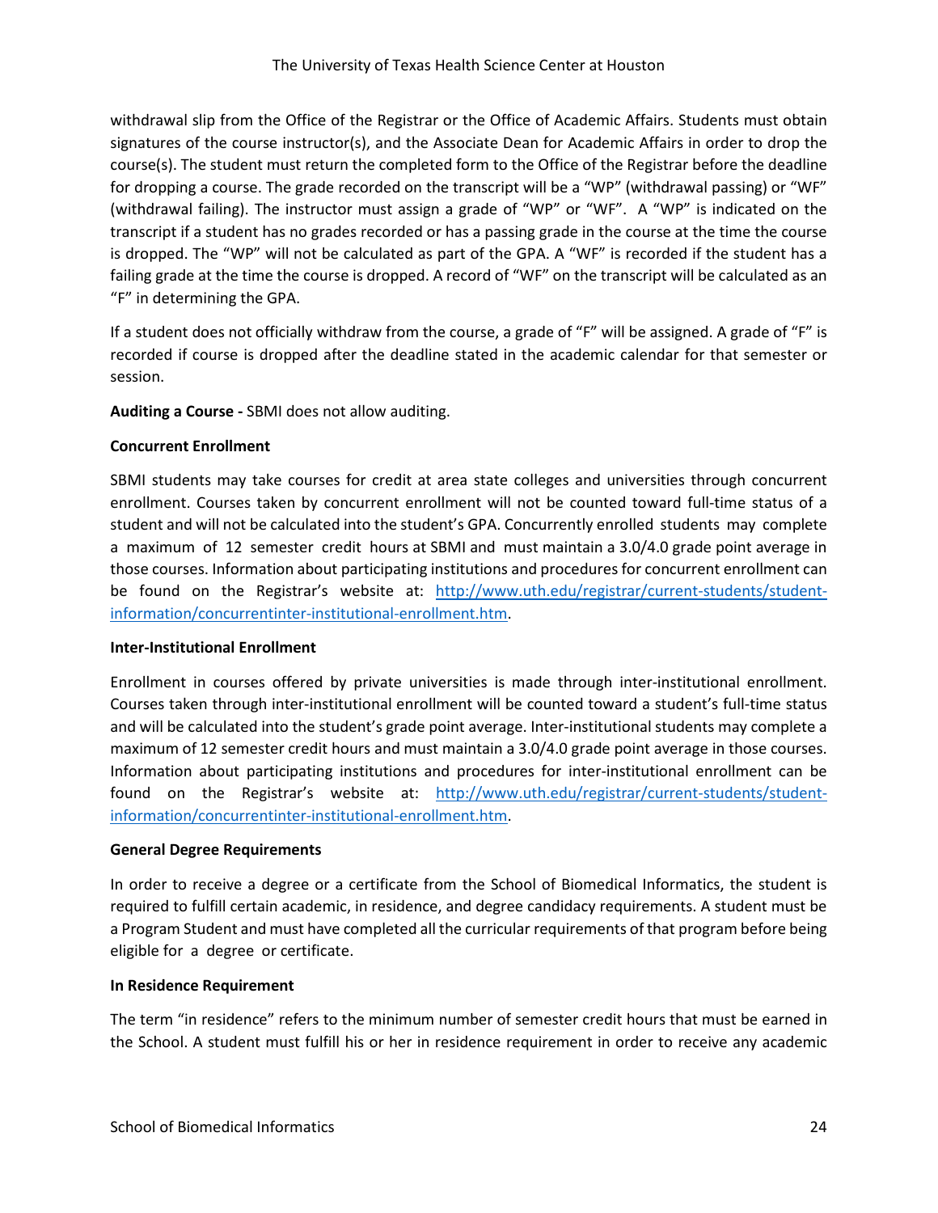withdrawal slip from the Office of the Registrar or the Office of Academic Affairs. Students must obtain signatures of the course instructor(s), and the Associate Dean for Academic Affairs in order to drop the course(s). The student must return the completed form to the Office of the Registrar before the deadline for dropping a course. The grade recorded on the transcript will be a "WP" (withdrawal passing) or "WF" (withdrawal failing). The instructor must assign a grade of "WP" or "WF". A "WP" is indicated on the transcript if a student has no grades recorded or has a passing grade in the course at the time the course is dropped. The "WP" will not be calculated as part of the GPA. A "WF" is recorded if the student has a failing grade at the time the course is dropped. A record of "WF" on the transcript will be calculated as an "F" in determining the GPA.

If a student does not officially withdraw from the course, a grade of "F" will be assigned. A grade of "F" is recorded if course is dropped after the deadline stated in the academic calendar for that semester or session.

**Auditing a Course -** SBMI does not allow auditing.

**Concurrent Enrollment**

SBMI students may take courses for credit at area state colleges and universities through concurrent enrollment. Courses taken by concurrent enrollment will not be counted toward full-time status of a student and will not be calculated into the student's GPA. Concurrently enrolled students may complete a maximum of 12 semester credit hours at SBMI and must maintain a 3.0/4.0 grade point average in those courses. Information about participating institutions and procedures for concurrent enrollment can be found on the Registrar's website at: [http://www.uth.edu/registrar/current-students/student-information/concurrentinter-institutional-enrollment.htm](http://www.uth.edu/registrar/current-students/student-information/concurrentinter-institutional-enrollment.htm).

**Inter-Institutional Enrollment**

Enrollment in courses offered by private universities is made through inter-institutional enrollment. Courses taken through inter-institutional enrollment will be counted toward a student's full-time status and will be calculated into the student's grade point average. Inter-institutional students may complete a maximum of 12 semester credit hours and must maintain a 3.0/4.0 grade point average in those courses. Information about participating institutions and procedures for inter-institutional enrollment can be found on the Registrar's website at: [http://www.uth.edu/registrar/current-students/student-information/concurrentinter-institutional-enrollment.htm](http://www.uth.edu/registrar/current-students/student-information/concurrentinter-institutional-enrollment.htm).

**General Degree Requirements**

In order to receive a degree or a certificate from the School of Biomedical Informatics, the student is required to fulfill certain academic, in residence, and degree candidacy requirements. A student must be a Program Student and must have completed all the curricular requirements of that program before being eligible for a degree or certificate.

**In Residence Requirement**

The term "in residence" refers to the minimum number of semester credit hours that must be earned in the School. A student must fulfill his or her in residence requirement in order to receive any academic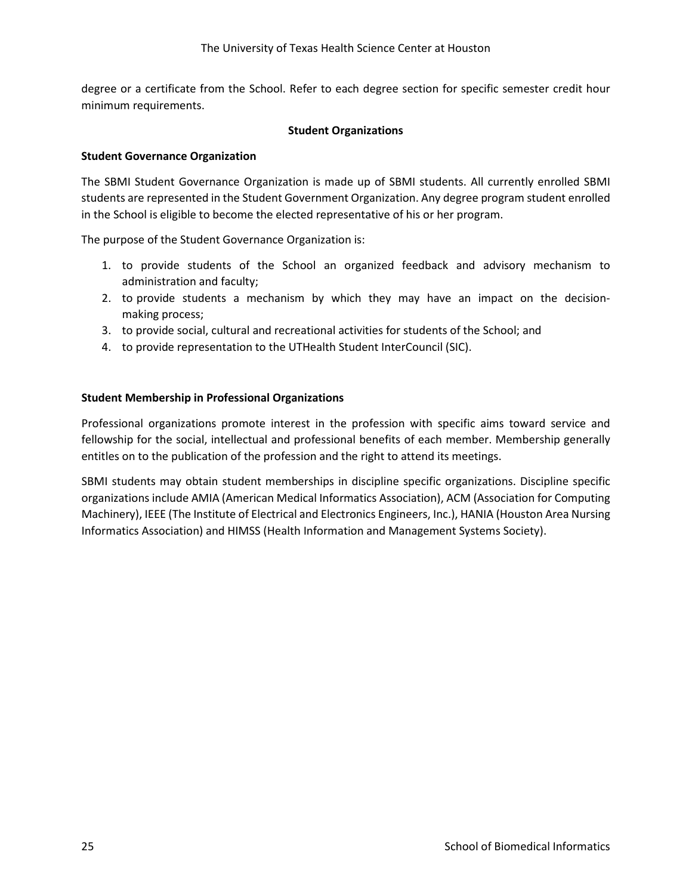degree or a certificate from the School. Refer to each degree section for specific semester credit hour minimum requirements.

## Student Organizations

### Student Governance Organization

The SBMI Student Governance Organization is made up of SBMI students. All currently enrolled SBMI students are represented in the Student Government Organization. Any degree program student enrolled in the School is eligible to become the elected representative of his or her program.

The purpose of the Student Governance Organization is:

1. to provide students of the School an organized feedback and advisory mechanism to administration and faculty;
2. to provide students a mechanism by which they may have an impact on the decision-making process;
3. to provide social, cultural and recreational activities for students of the School; and
4. to provide representation to the UTHealth Student InterCouncil (SIC).

### Student Membership in Professional Organizations

Professional organizations promote interest in the profession with specific aims toward service and fellowship for the social, intellectual and professional benefits of each member. Membership generally entitles on to the publication of the profession and the right to attend its meetings.

SBMI students may obtain student memberships in discipline specific organizations. Discipline specific organizations include AMIA (American Medical Informatics Association), ACM (Association for Computing Machinery), IEEE (The Institute of Electrical and Electronics Engineers, Inc.), HANIA (Houston Area Nursing Informatics Association) and HIMSS (Health Information and Management Systems Society).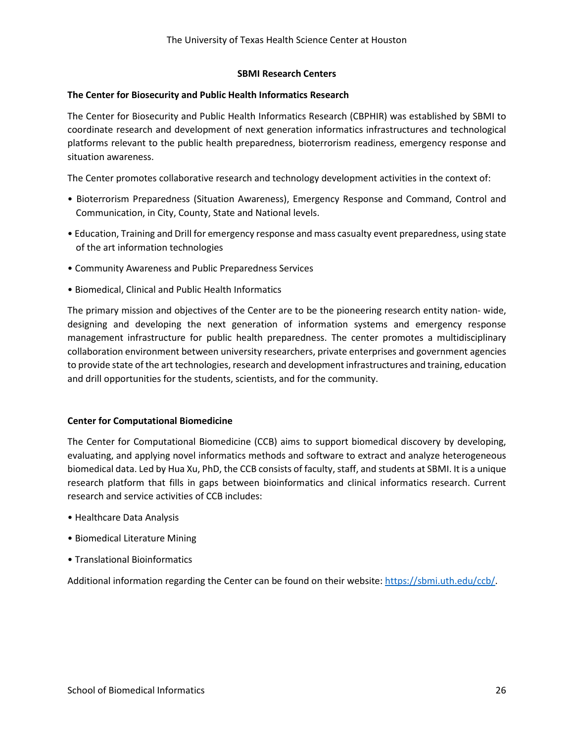## SBMI Research Centers

### The Center for Biosecurity and Public Health Informatics Research

The Center for Biosecurity and Public Health Informatics Research (CBPHIR) was established by SBMI to coordinate research and development of next generation informatics infrastructures and technological platforms relevant to the public health preparedness, bioterrorism readiness, emergency response and situation awareness.

The Center promotes collaborative research and technology development activities in the context of:

- Bioterrorism Preparedness (Situation Awareness), Emergency Response and Command, Control and Communication, in City, County, State and National levels.
- Education, Training and Drill for emergency response and mass casualty event preparedness, using state of the art information technologies
- Community Awareness and Public Preparedness Services
- Biomedical, Clinical and Public Health Informatics

The primary mission and objectives of the Center are to be the pioneering research entity nation- wide, designing and developing the next generation of information systems and emergency response management infrastructure for public health preparedness. The center promotes a multidisciplinary collaboration environment between university researchers, private enterprises and government agencies to provide state of the art technologies, research and development infrastructures and training, education and drill opportunities for the students, scientists, and for the community.

### Center for Computational Biomedicine

The Center for Computational Biomedicine (CCB) aims to support biomedical discovery by developing, evaluating, and applying novel informatics methods and software to extract and analyze heterogeneous biomedical data. Led by Hua Xu, PhD, the CCB consists of faculty, staff, and students at SBMI. It is a unique research platform that fills in gaps between bioinformatics and clinical informatics research. Current research and service activities of CCB includes:

- Healthcare Data Analysis
- Biomedical Literature Mining
- Translational Bioinformatics

Additional information regarding the Center can be found on their website: https://sbmi.uth.edu/ccb/.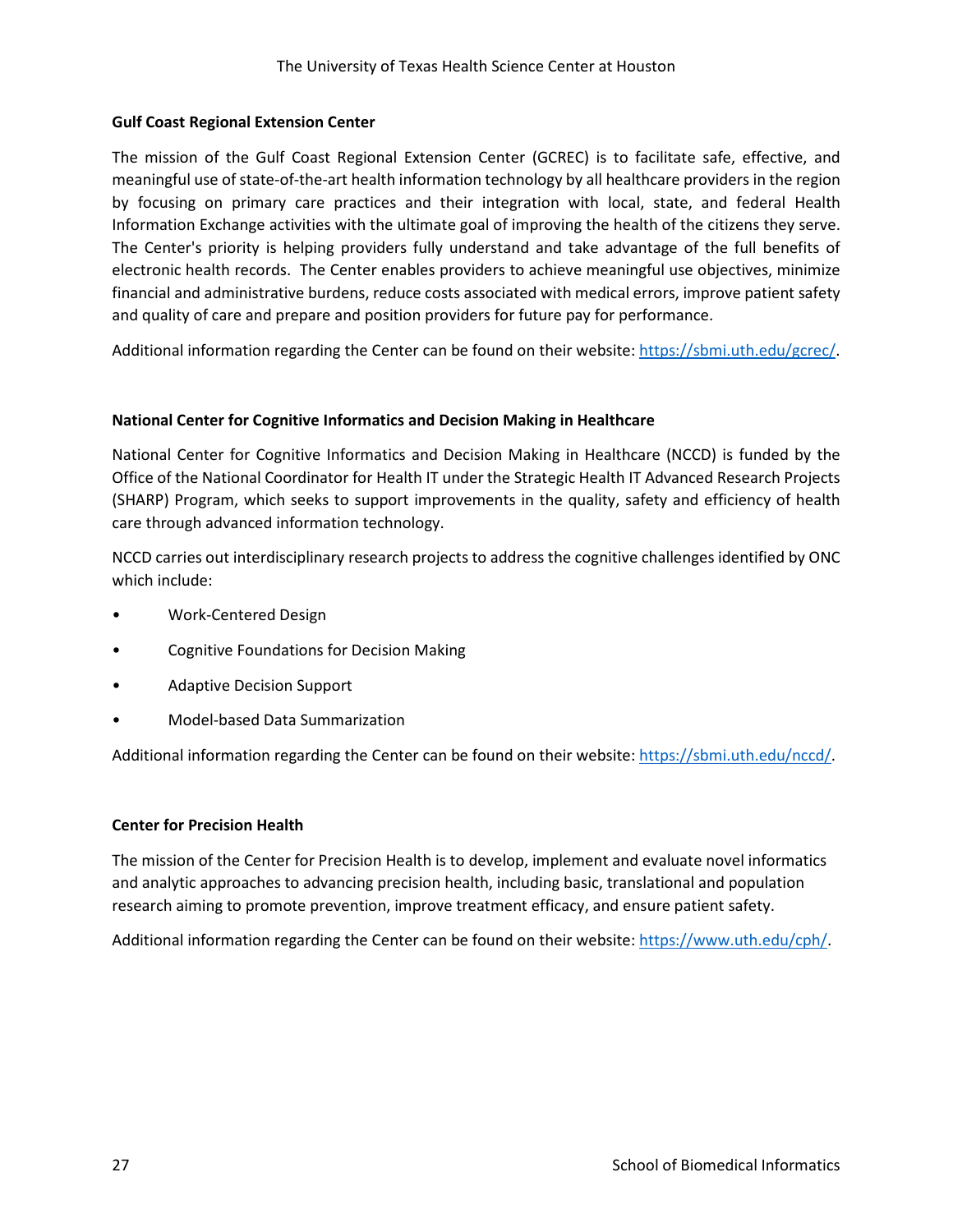### Gulf Coast Regional Extension Center

The mission of the Gulf Coast Regional Extension Center (GCREC) is to facilitate safe, effective, and meaningful use of state-of-the-art health information technology by all healthcare providers in the region by focusing on primary care practices and their integration with local, state, and federal Health Information Exchange activities with the ultimate goal of improving the health of the citizens they serve. The Center's priority is helping providers fully understand and take advantage of the full benefits of electronic health records. The Center enables providers to achieve meaningful use objectives, minimize financial and administrative burdens, reduce costs associated with medical errors, improve patient safety and quality of care and prepare and position providers for future pay for performance.

Additional information regarding the Center can be found on their website: https://sbmi.uth.edu/gcrec/.

### National Center for Cognitive Informatics and Decision Making in Healthcare

National Center for Cognitive Informatics and Decision Making in Healthcare (NCCD) is funded by the Office of the National Coordinator for Health IT under the Strategic Health IT Advanced Research Projects (SHARP) Program, which seeks to support improvements in the quality, safety and efficiency of health care through advanced information technology.

NCCD carries out interdisciplinary research projects to address the cognitive challenges identified by ONC which include:

- Work-Centered Design
- Cognitive Foundations for Decision Making
- Adaptive Decision Support
- Model-based Data Summarization

Additional information regarding the Center can be found on their website: https://sbmi.uth.edu/nccd/.

### Center for Precision Health

The mission of the Center for Precision Health is to develop, implement and evaluate novel informatics and analytic approaches to advancing precision health, including basic, translational and population research aiming to promote prevention, improve treatment efficacy, and ensure patient safety.

Additional information regarding the Center can be found on their website: https://www.uth.edu/cph/.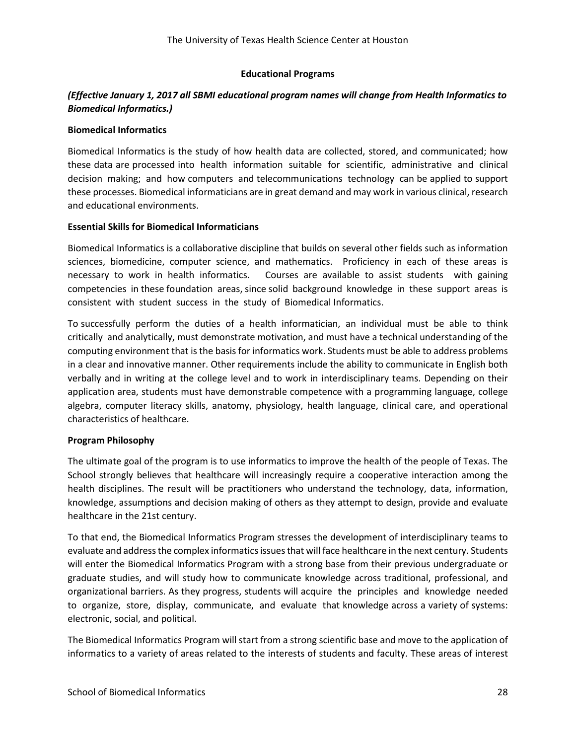## Educational Programs

***(Effective January 1, 2017 all SBMI educational program names will change from Health Informatics to Biomedical Informatics.)***

### Biomedical Informatics

Biomedical Informatics is the study of how health data are collected, stored, and communicated; how these data are processed into health information suitable for scientific, administrative and clinical decision making; and how computers and telecommunications technology can be applied to support these processes. Biomedical informaticians are in great demand and may work in various clinical, research and educational environments.

### Essential Skills for Biomedical Informaticians

Biomedical Informatics is a collaborative discipline that builds on several other fields such as information sciences, biomedicine, computer science, and mathematics. Proficiency in each of these areas is necessary to work in health informatics. Courses are available to assist students with gaining competencies in these foundation areas, since solid background knowledge in these support areas is consistent with student success in the study of Biomedical Informatics.

To successfully perform the duties of a health informatician, an individual must be able to think critically and analytically, must demonstrate motivation, and must have a technical understanding of the computing environment that is the basis for informatics work. Students must be able to address problems in a clear and innovative manner. Other requirements include the ability to communicate in English both verbally and in writing at the college level and to work in interdisciplinary teams. Depending on their application area, students must have demonstrable competence with a programming language, college algebra, computer literacy skills, anatomy, physiology, health language, clinical care, and operational characteristics of healthcare.

### Program Philosophy

The ultimate goal of the program is to use informatics to improve the health of the people of Texas. The School strongly believes that healthcare will increasingly require a cooperative interaction among the health disciplines. The result will be practitioners who understand the technology, data, information, knowledge, assumptions and decision making of others as they attempt to design, provide and evaluate healthcare in the 21st century.

To that end, the Biomedical Informatics Program stresses the development of interdisciplinary teams to evaluate and address the complex informatics issues that will face healthcare in the next century. Students will enter the Biomedical Informatics Program with a strong base from their previous undergraduate or graduate studies, and will study how to communicate knowledge across traditional, professional, and organizational barriers. As they progress, students will acquire the principles and knowledge needed to organize, store, display, communicate, and evaluate that knowledge across a variety of systems: electronic, social, and political.

The Biomedical Informatics Program will start from a strong scientific base and move to the application of informatics to a variety of areas related to the interests of students and faculty. These areas of interest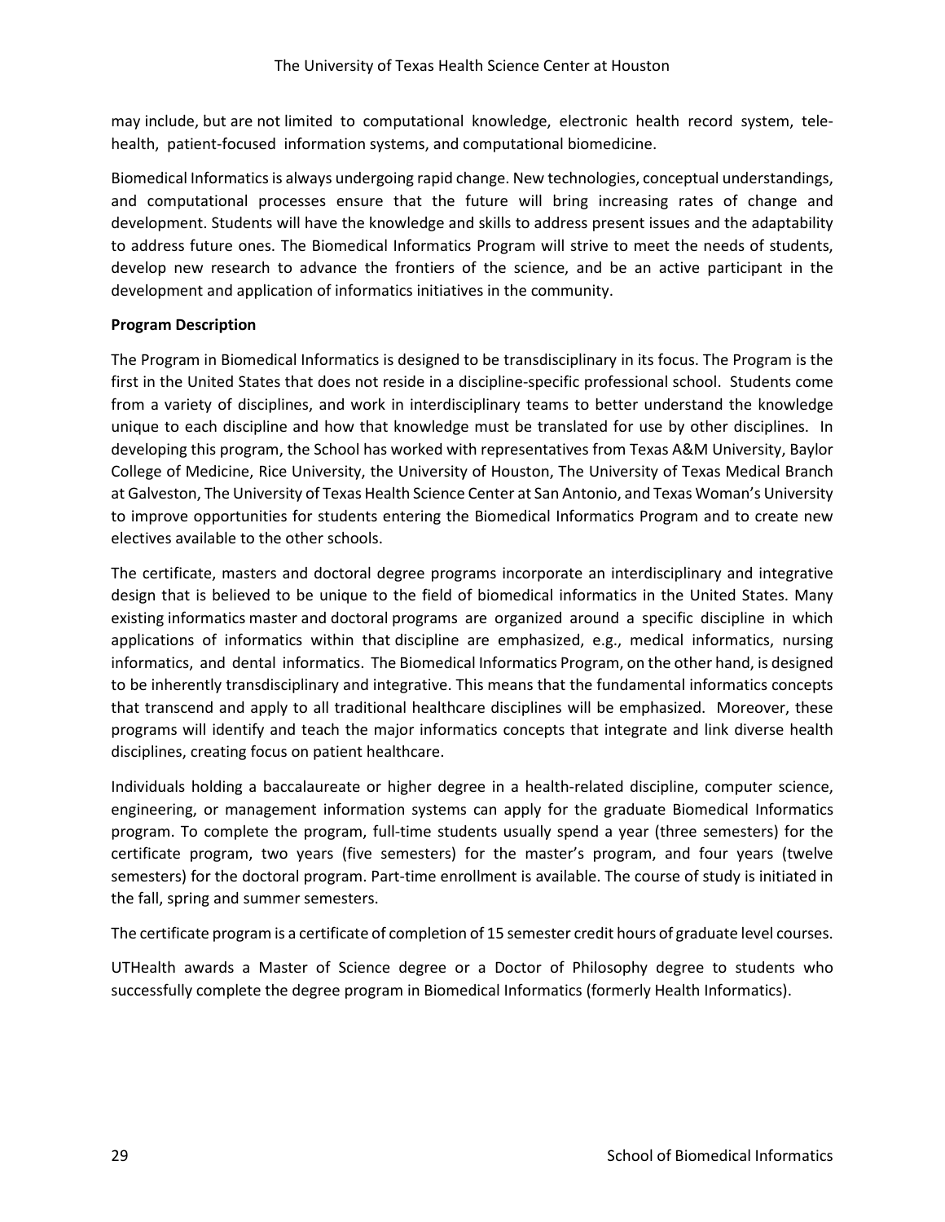may include, but are not limited to computational knowledge, electronic health record system, tele-health, patient-focused information systems, and computational biomedicine.

Biomedical Informatics is always undergoing rapid change. New technologies, conceptual understandings, and computational processes ensure that the future will bring increasing rates of change and development. Students will have the knowledge and skills to address present issues and the adaptability to address future ones. The Biomedical Informatics Program will strive to meet the needs of students, develop new research to advance the frontiers of the science, and be an active participant in the development and application of informatics initiatives in the community.

**Program Description**

The Program in Biomedical Informatics is designed to be transdisciplinary in its focus. The Program is the first in the United States that does not reside in a discipline-specific professional school. Students come from a variety of disciplines, and work in interdisciplinary teams to better understand the knowledge unique to each discipline and how that knowledge must be translated for use by other disciplines. In developing this program, the School has worked with representatives from Texas A&M University, Baylor College of Medicine, Rice University, the University of Houston, The University of Texas Medical Branch at Galveston, The University of Texas Health Science Center at San Antonio, and Texas Woman's University to improve opportunities for students entering the Biomedical Informatics Program and to create new electives available to the other schools.

The certificate, masters and doctoral degree programs incorporate an interdisciplinary and integrative design that is believed to be unique to the field of biomedical informatics in the United States. Many existing informatics master and doctoral programs are organized around a specific discipline in which applications of informatics within that discipline are emphasized, e.g., medical informatics, nursing informatics, and dental informatics. The Biomedical Informatics Program, on the other hand, is designed to be inherently transdisciplinary and integrative. This means that the fundamental informatics concepts that transcend and apply to all traditional healthcare disciplines will be emphasized. Moreover, these programs will identify and teach the major informatics concepts that integrate and link diverse health disciplines, creating focus on patient healthcare.

Individuals holding a baccalaureate or higher degree in a health-related discipline, computer science, engineering, or management information systems can apply for the graduate Biomedical Informatics program. To complete the program, full-time students usually spend a year (three semesters) for the certificate program, two years (five semesters) for the master's program, and four years (twelve semesters) for the doctoral program. Part-time enrollment is available. The course of study is initiated in the fall, spring and summer semesters.

The certificate program is a certificate of completion of 15 semester credit hours of graduate level courses.

UTHealth awards a Master of Science degree or a Doctor of Philosophy degree to students who successfully complete the degree program in Biomedical Informatics (formerly Health Informatics).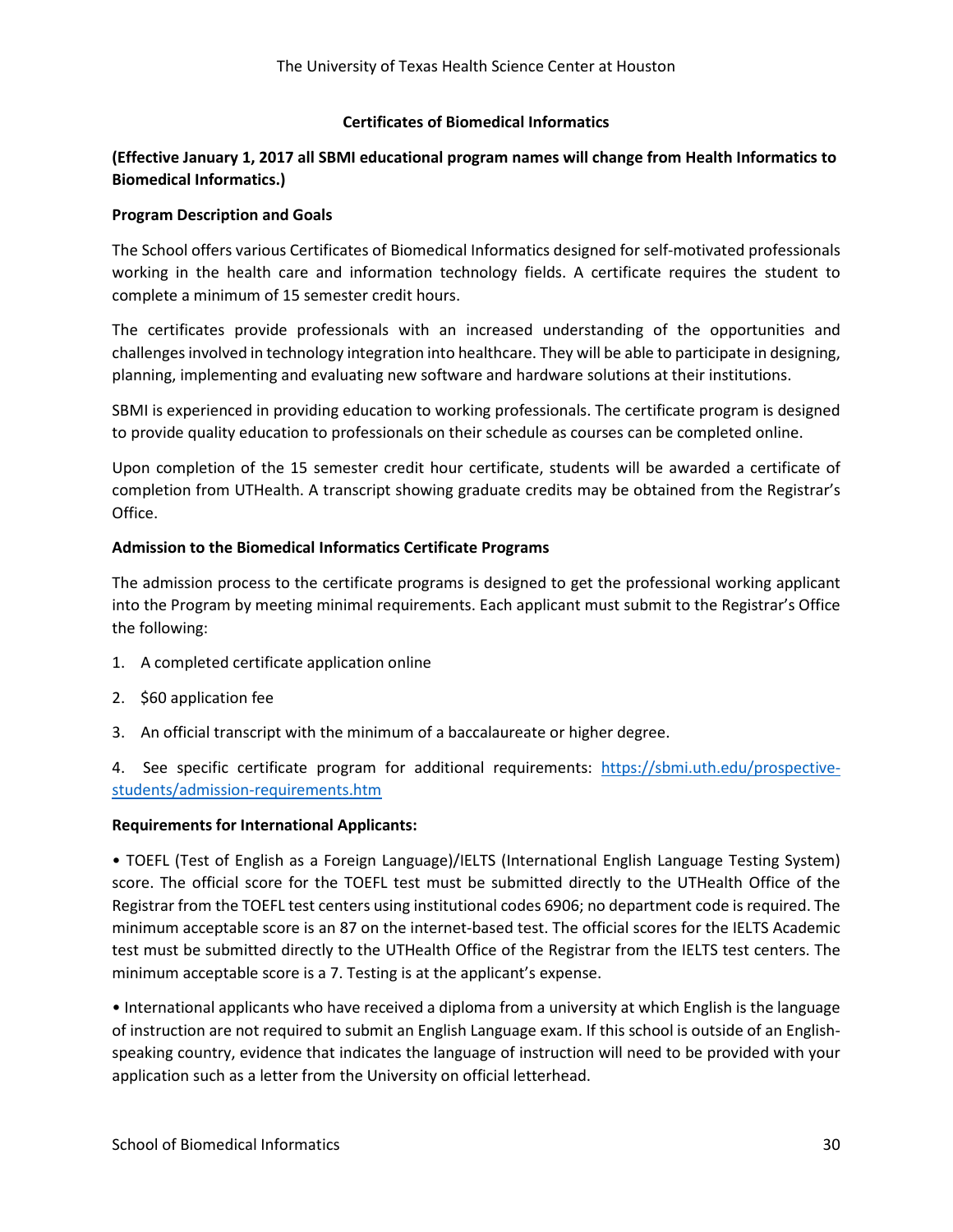**Certificates of Biomedical Informatics**

**(Effective January 1, 2017 all SBMI educational program names will change from Health Informatics to Biomedical Informatics.)**

**Program Description and Goals**

The School offers various Certificates of Biomedical Informatics designed for self-motivated professionals working in the health care and information technology fields. A certificate requires the student to complete a minimum of 15 semester credit hours.

The certificates provide professionals with an increased understanding of the opportunities and challenges involved in technology integration into healthcare. They will be able to participate in designing, planning, implementing and evaluating new software and hardware solutions at their institutions.

SBMI is experienced in providing education to working professionals. The certificate program is designed to provide quality education to professionals on their schedule as courses can be completed online.

Upon completion of the 15 semester credit hour certificate, students will be awarded a certificate of completion from UTHealth. A transcript showing graduate credits may be obtained from the Registrar's Office.

**Admission to the Biomedical Informatics Certificate Programs**

The admission process to the certificate programs is designed to get the professional working applicant into the Program by meeting minimal requirements. Each applicant must submit to the Registrar's Office the following:

1. A completed certificate application online
2. $60 application fee
3. An official transcript with the minimum of a baccalaureate or higher degree.
4. See specific certificate program for additional requirements: https://sbmi.uth.edu/prospective-students/admission-requirements.htm

**Requirements for International Applicants:**

- TOEFL (Test of English as a Foreign Language)/IELTS (International English Language Testing System) score. The official score for the TOEFL test must be submitted directly to the UTHealth Office of the Registrar from the TOEFL test centers using institutional codes 6906; no department code is required. The minimum acceptable score is an 87 on the internet-based test. The official scores for the IELTS Academic test must be submitted directly to the UTHealth Office of the Registrar from the IELTS test centers. The minimum acceptable score is a 7. Testing is at the applicant's expense.
- International applicants who have received a diploma from a university at which English is the language of instruction are not required to submit an English Language exam. If this school is outside of an English-speaking country, evidence that indicates the language of instruction will need to be provided with your application such as a letter from the University on official letterhead.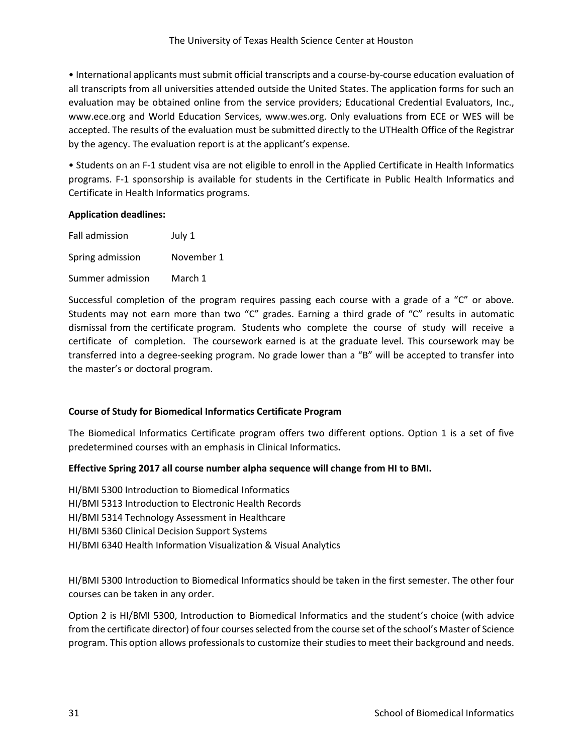• International applicants must submit official transcripts and a course-by-course education evaluation of all transcripts from all universities attended outside the United States. The application forms for such an evaluation may be obtained online from the service providers; Educational Credential Evaluators, Inc., www.ece.org and World Education Services, www.wes.org. Only evaluations from ECE or WES will be accepted. The results of the evaluation must be submitted directly to the UTHealth Office of the Registrar by the agency. The evaluation report is at the applicant's expense.

• Students on an F-1 student visa are not eligible to enroll in the Applied Certificate in Health Informatics programs. F-1 sponsorship is available for students in the Certificate in Public Health Informatics and Certificate in Health Informatics programs.

**Application deadlines:**

| | |
|---|---|
| Fall admission | July 1 |
| Spring admission | November 1 |
| Summer admission | March 1 |

Successful completion of the program requires passing each course with a grade of a "C" or above. Students may not earn more than two "C" grades. Earning a third grade of "C" results in automatic dismissal from the certificate program. Students who complete the course of study will receive a certificate of completion. The coursework earned is at the graduate level. This coursework may be transferred into a degree-seeking program. No grade lower than a "B" will be accepted to transfer into the master's or doctoral program.

**Course of Study for Biomedical Informatics Certificate Program**

The Biomedical Informatics Certificate program offers two different options. Option 1 is a set of five predetermined courses with an emphasis in Clinical Informatics**.**

**Effective Spring 2017 all course number alpha sequence will change from HI to BMI.**

HI/BMI 5300 Introduction to Biomedical Informatics
HI/BMI 5313 Introduction to Electronic Health Records
HI/BMI 5314 Technology Assessment in Healthcare
HI/BMI 5360 Clinical Decision Support Systems
HI/BMI 6340 Health Information Visualization & Visual Analytics

HI/BMI 5300 Introduction to Biomedical Informatics should be taken in the first semester. The other four courses can be taken in any order.

Option 2 is HI/BMI 5300, Introduction to Biomedical Informatics and the student's choice (with advice from the certificate director) of four courses selected from the course set of the school's Master of Science program. This option allows professionals to customize their studies to meet their background and needs.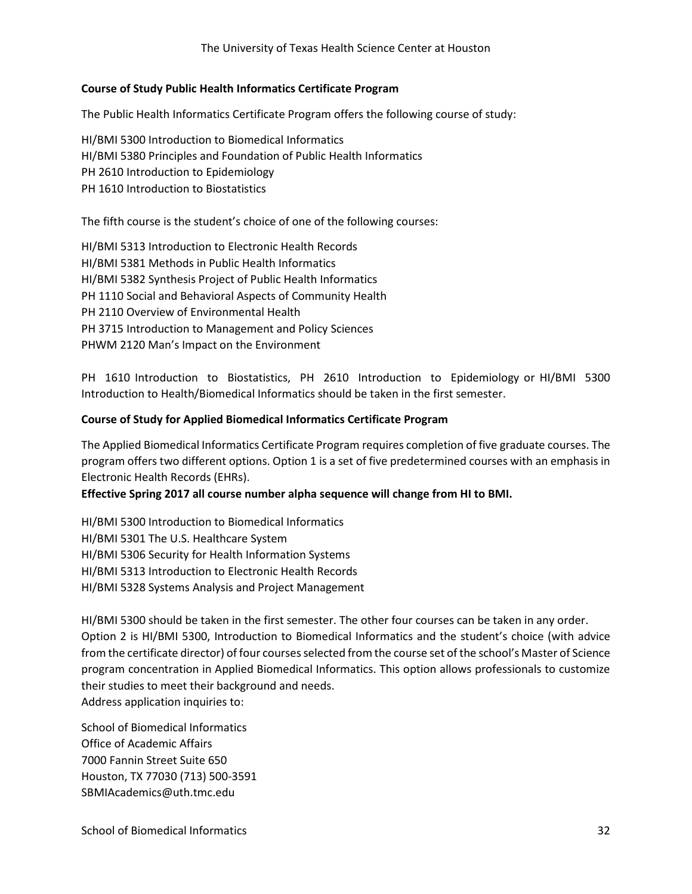**Course of Study Public Health Informatics Certificate Program**

The Public Health Informatics Certificate Program offers the following course of study:

HI/BMI 5300 Introduction to Biomedical Informatics
HI/BMI 5380 Principles and Foundation of Public Health Informatics
PH 2610 Introduction to Epidemiology
PH 1610 Introduction to Biostatistics

The fifth course is the student's choice of one of the following courses:

HI/BMI 5313 Introduction to Electronic Health Records
HI/BMI 5381 Methods in Public Health Informatics
HI/BMI 5382 Synthesis Project of Public Health Informatics
PH 1110 Social and Behavioral Aspects of Community Health
PH 2110 Overview of Environmental Health
PH 3715 Introduction to Management and Policy Sciences
PHWM 2120 Man's Impact on the Environment

PH 1610 Introduction to Biostatistics, PH 2610 Introduction to Epidemiology or HI/BMI 5300 Introduction to Health/Biomedical Informatics should be taken in the first semester.

**Course of Study for Applied Biomedical Informatics Certificate Program**

The Applied Biomedical Informatics Certificate Program requires completion of five graduate courses. The program offers two different options. Option 1 is a set of five predetermined courses with an emphasis in Electronic Health Records (EHRs).

**Effective Spring 2017 all course number alpha sequence will change from HI to BMI.**

HI/BMI 5300 Introduction to Biomedical Informatics
HI/BMI 5301 The U.S. Healthcare System
HI/BMI 5306 Security for Health Information Systems
HI/BMI 5313 Introduction to Electronic Health Records
HI/BMI 5328 Systems Analysis and Project Management

HI/BMI 5300 should be taken in the first semester. The other four courses can be taken in any order.
Option 2 is HI/BMI 5300, Introduction to Biomedical Informatics and the student's choice (with advice from the certificate director) of four courses selected from the course set of the school's Master of Science program concentration in Applied Biomedical Informatics. This option allows professionals to customize their studies to meet their background and needs.
Address application inquiries to:

School of Biomedical Informatics
Office of Academic Affairs
7000 Fannin Street Suite 650
Houston, TX 77030 (713) 500-3591
SBMIAcademics@uth.tmc.edu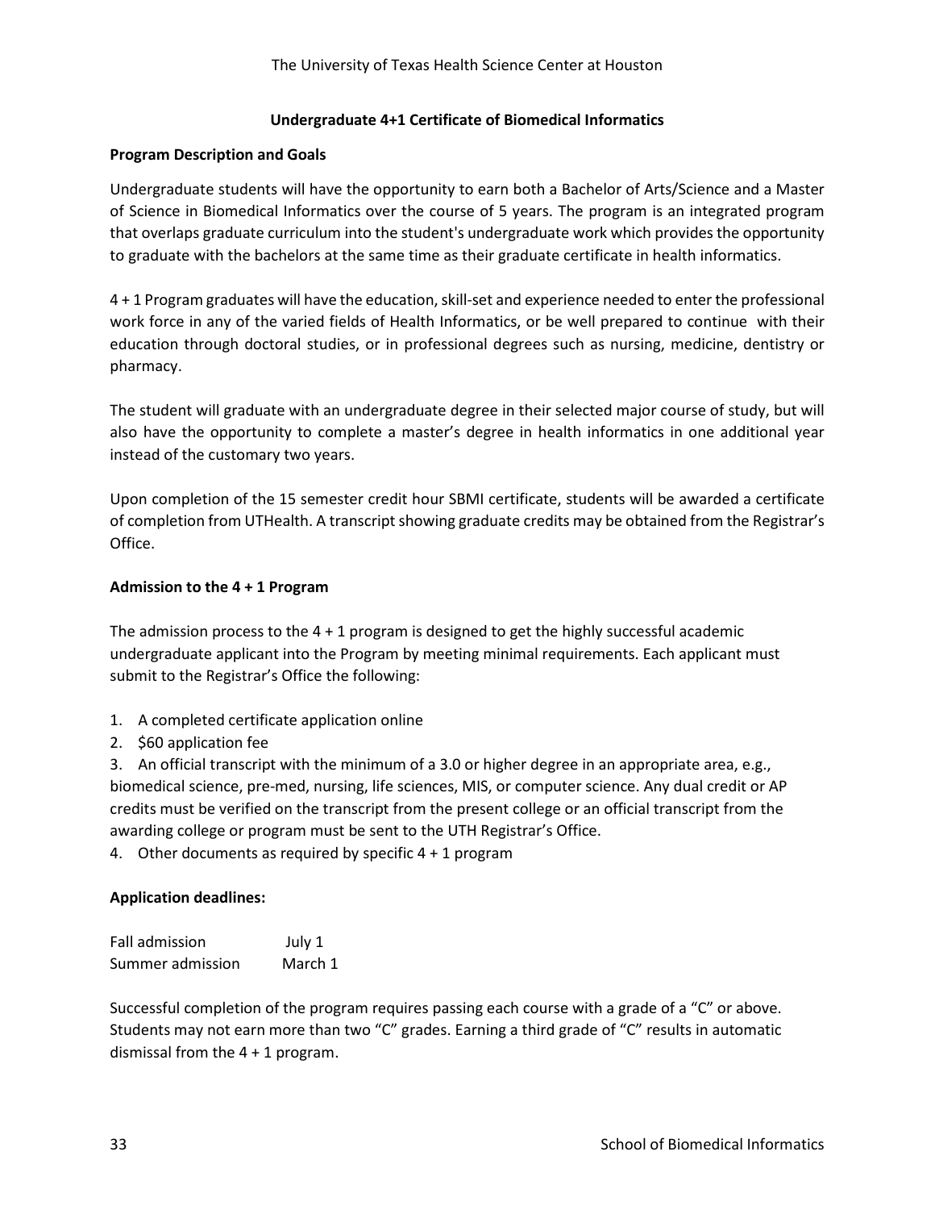The University of Texas Health Science Center at Houston

## Undergraduate 4+1 Certificate of Biomedical Informatics

### Program Description and Goals

Undergraduate students will have the opportunity to earn both a Bachelor of Arts/Science and a Master of Science in Biomedical Informatics over the course of 5 years. The program is an integrated program that overlaps graduate curriculum into the student's undergraduate work which provides the opportunity to graduate with the bachelors at the same time as their graduate certificate in health informatics.

4 + 1 Program graduates will have the education, skill-set and experience needed to enter the professional work force in any of the varied fields of Health Informatics, or be well prepared to continue with their education through doctoral studies, or in professional degrees such as nursing, medicine, dentistry or pharmacy.

The student will graduate with an undergraduate degree in their selected major course of study, but will also have the opportunity to complete a master's degree in health informatics in one additional year instead of the customary two years.

Upon completion of the 15 semester credit hour SBMI certificate, students will be awarded a certificate of completion from UTHealth. A transcript showing graduate credits may be obtained from the Registrar's Office.

### Admission to the 4 + 1 Program

The admission process to the 4 + 1 program is designed to get the highly successful academic undergraduate applicant into the Program by meeting minimal requirements. Each applicant must submit to the Registrar's Office the following:

1. A completed certificate application online
2. $60 application fee
3. An official transcript with the minimum of a 3.0 or higher degree in an appropriate area, e.g., biomedical science, pre-med, nursing, life sciences, MIS, or computer science. Any dual credit or AP credits must be verified on the transcript from the present college or an official transcript from the awarding college or program must be sent to the UTH Registrar's Office.
4. Other documents as required by specific 4 + 1 program

### Application deadlines:

| | |
|---|---|
| Fall admission | July 1 |
| Summer admission | March 1 |

Successful completion of the program requires passing each course with a grade of a "C" or above. Students may not earn more than two "C" grades. Earning a third grade of "C" results in automatic dismissal from the 4 + 1 program.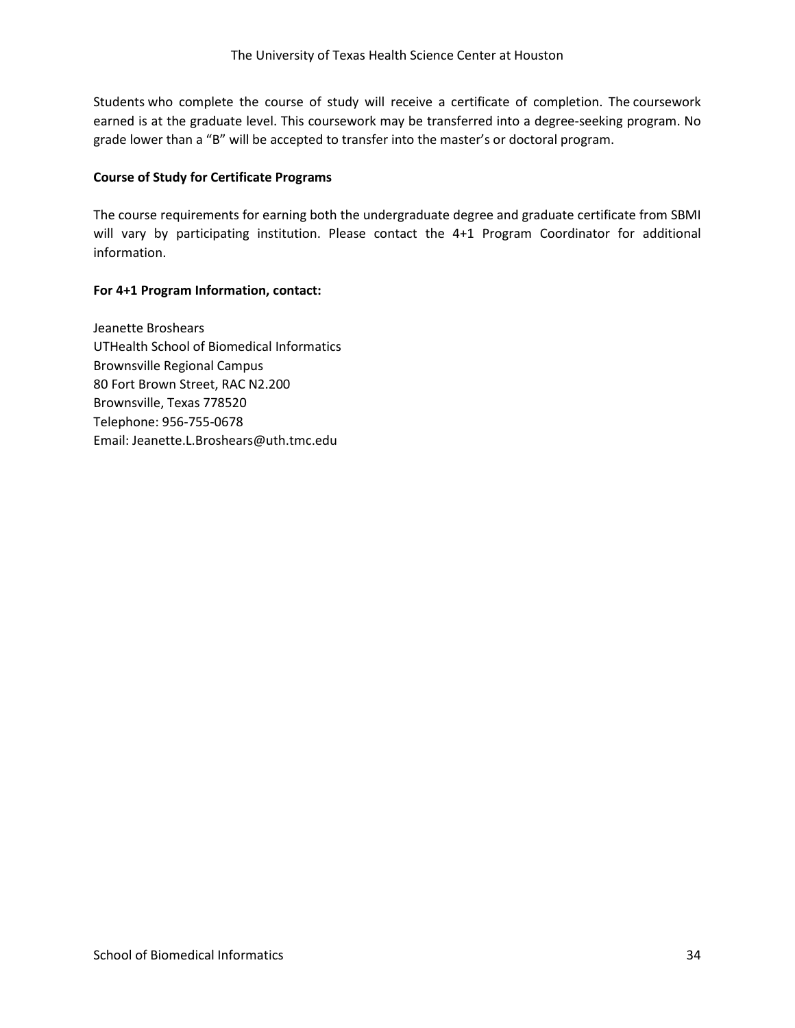Students who complete the course of study will receive a certificate of completion. The coursework earned is at the graduate level. This coursework may be transferred into a degree-seeking program. No grade lower than a "B" will be accepted to transfer into the master's or doctoral program.

**Course of Study for Certificate Programs**

The course requirements for earning both the undergraduate degree and graduate certificate from SBMI will vary by participating institution. Please contact the 4+1 Program Coordinator for additional information.

**For 4+1 Program Information, contact:**

Jeanette Broshears
UTHealth School of Biomedical Informatics
Brownsville Regional Campus
80 Fort Brown Street, RAC N2.200
Brownsville, Texas 778520
Telephone: 956-755-0678
Email: Jeanette.L.Broshears@uth.tmc.edu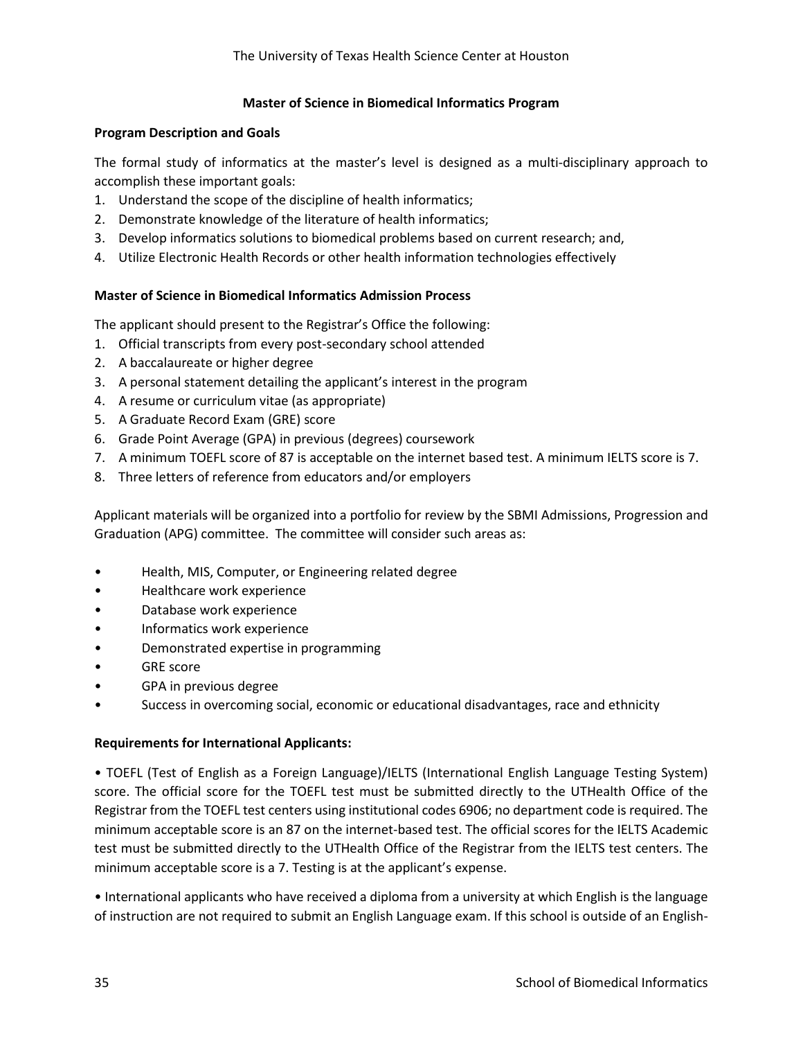## Master of Science in Biomedical Informatics Program

### Program Description and Goals

The formal study of informatics at the master's level is designed as a multi-disciplinary approach to accomplish these important goals:

1. Understand the scope of the discipline of health informatics;
2. Demonstrate knowledge of the literature of health informatics;
3. Develop informatics solutions to biomedical problems based on current research; and,
4. Utilize Electronic Health Records or other health information technologies effectively

### Master of Science in Biomedical Informatics Admission Process

The applicant should present to the Registrar's Office the following:

1. Official transcripts from every post-secondary school attended
2. A baccalaureate or higher degree
3. A personal statement detailing the applicant's interest in the program
4. A resume or curriculum vitae (as appropriate)
5. A Graduate Record Exam (GRE) score
6. Grade Point Average (GPA) in previous (degrees) coursework
7. A minimum TOEFL score of 87 is acceptable on the internet based test. A minimum IELTS score is 7.
8. Three letters of reference from educators and/or employers

Applicant materials will be organized into a portfolio for review by the SBMI Admissions, Progression and Graduation (APG) committee. The committee will consider such areas as:

- Health, MIS, Computer, or Engineering related degree
- Healthcare work experience
- Database work experience
- Informatics work experience
- Demonstrated expertise in programming
- GRE score
- GPA in previous degree
- Success in overcoming social, economic or educational disadvantages, race and ethnicity

### Requirements for International Applicants:

- TOEFL (Test of English as a Foreign Language)/IELTS (International English Language Testing System) score. The official score for the TOEFL test must be submitted directly to the UTHealth Office of the Registrar from the TOEFL test centers using institutional codes 6906; no department code is required. The minimum acceptable score is an 87 on the internet-based test. The official scores for the IELTS Academic test must be submitted directly to the UTHealth Office of the Registrar from the IELTS test centers. The minimum acceptable score is a 7. Testing is at the applicant's expense.

- International applicants who have received a diploma from a university at which English is the language of instruction are not required to submit an English Language exam. If this school is outside of an English-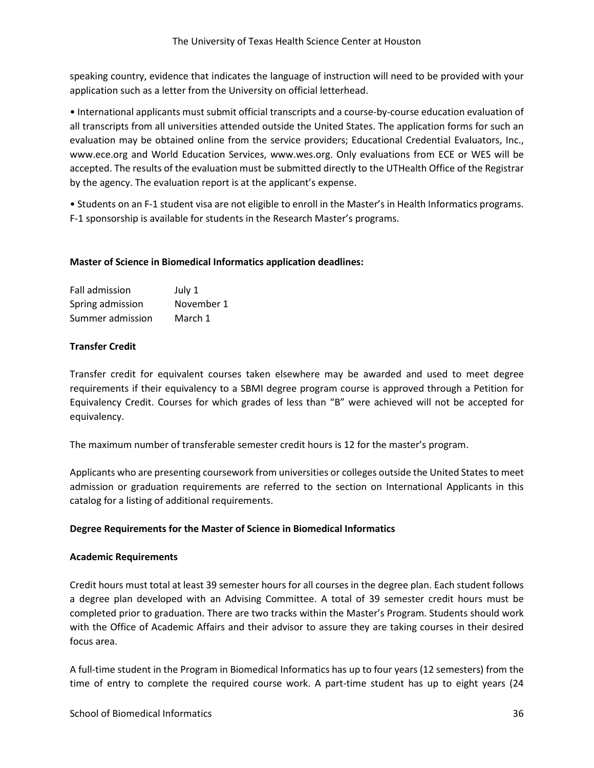speaking country, evidence that indicates the language of instruction will need to be provided with your application such as a letter from the University on official letterhead.

- International applicants must submit official transcripts and a course-by-course education evaluation of all transcripts from all universities attended outside the United States. The application forms for such an evaluation may be obtained online from the service providers; Educational Credential Evaluators, Inc., www.ece.org and World Education Services, www.wes.org. Only evaluations from ECE or WES will be accepted. The results of the evaluation must be submitted directly to the UTHealth Office of the Registrar by the agency. The evaluation report is at the applicant's expense.

- Students on an F-1 student visa are not eligible to enroll in the Master's in Health Informatics programs. F-1 sponsorship is available for students in the Research Master's programs.

**Master of Science in Biomedical Informatics application deadlines:**

| | |
|---|---|
| Fall admission | July 1 |
| Spring admission | November 1 |
| Summer admission | March 1 |

**Transfer Credit**

Transfer credit for equivalent courses taken elsewhere may be awarded and used to meet degree requirements if their equivalency to a SBMI degree program course is approved through a Petition for Equivalency Credit. Courses for which grades of less than "B" were achieved will not be accepted for equivalency.

The maximum number of transferable semester credit hours is 12 for the master's program.

Applicants who are presenting coursework from universities or colleges outside the United States to meet admission or graduation requirements are referred to the section on International Applicants in this catalog for a listing of additional requirements.

**Degree Requirements for the Master of Science in Biomedical Informatics**

**Academic Requirements**

Credit hours must total at least 39 semester hours for all courses in the degree plan. Each student follows a degree plan developed with an Advising Committee. A total of 39 semester credit hours must be completed prior to graduation. There are two tracks within the Master's Program. Students should work with the Office of Academic Affairs and their advisor to assure they are taking courses in their desired focus area.

A full-time student in the Program in Biomedical Informatics has up to four years (12 semesters) from the time of entry to complete the required course work. A part-time student has up to eight years (24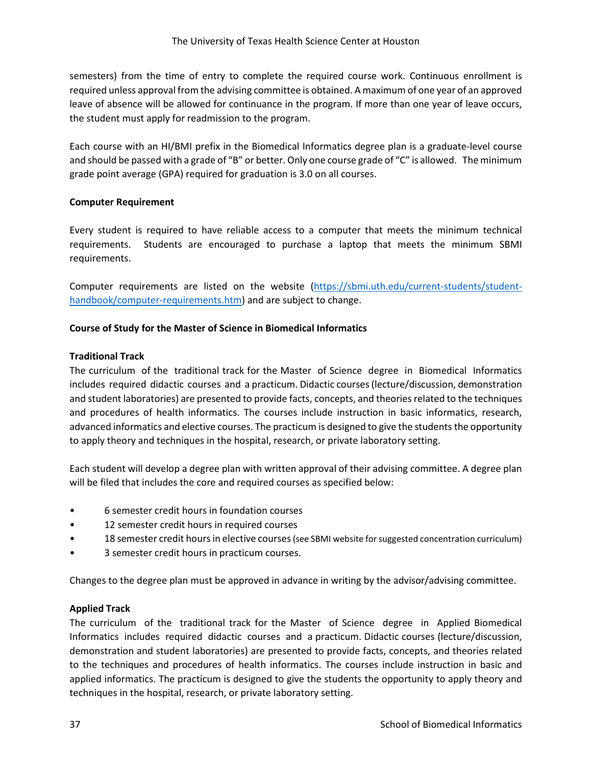semesters) from the time of entry to complete the required course work. Continuous enrollment is required unless approval from the advising committee is obtained. A maximum of one year of an approved leave of absence will be allowed for continuance in the program. If more than one year of leave occurs, the student must apply for readmission to the program.

Each course with an HI/BMI prefix in the Biomedical Informatics degree plan is a graduate-level course and should be passed with a grade of "B" or better. Only one course grade of "C" is allowed. The minimum grade point average (GPA) required for graduation is 3.0 on all courses.

**Computer Requirement**

Every student is required to have reliable access to a computer that meets the minimum technical requirements. Students are encouraged to purchase a laptop that meets the minimum SBMI requirements.

Computer requirements are listed on the website (https://sbmi.uth.edu/current-students/student-handbook/computer-requirements.htm) and are subject to change.

**Course of Study for the Master of Science in Biomedical Informatics**

**Traditional Track**

The curriculum of the traditional track for the Master of Science degree in Biomedical Informatics includes required didactic courses and a practicum. Didactic courses (lecture/discussion, demonstration and student laboratories) are presented to provide facts, concepts, and theories related to the techniques and procedures of health informatics. The courses include instruction in basic informatics, research, advanced informatics and elective courses. The practicum is designed to give the students the opportunity to apply theory and techniques in the hospital, research, or private laboratory setting.

Each student will develop a degree plan with written approval of their advising committee. A degree plan will be filed that includes the core and required courses as specified below:

- 6 semester credit hours in foundation courses
- 12 semester credit hours in required courses
- 18 semester credit hours in elective courses (see SBMI website for suggested concentration curriculum)
- 3 semester credit hours in practicum courses.

Changes to the degree plan must be approved in advance in writing by the advisor/advising committee.

**Applied Track**

The curriculum of the traditional track for the Master of Science degree in Applied Biomedical Informatics includes required didactic courses and a practicum. Didactic courses (lecture/discussion, demonstration and student laboratories) are presented to provide facts, concepts, and theories related to the techniques and procedures of health informatics. The courses include instruction in basic and applied informatics. The practicum is designed to give the students the opportunity to apply theory and techniques in the hospital, research, or private laboratory setting.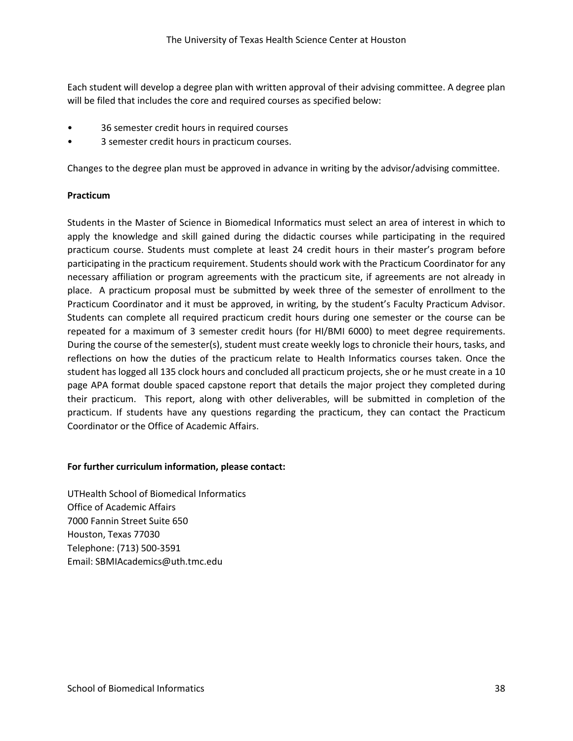Each student will develop a degree plan with written approval of their advising committee. A degree plan will be filed that includes the core and required courses as specified below:

- 36 semester credit hours in required courses
- 3 semester credit hours in practicum courses.

Changes to the degree plan must be approved in advance in writing by the advisor/advising committee.

**Practicum**

Students in the Master of Science in Biomedical Informatics must select an area of interest in which to apply the knowledge and skill gained during the didactic courses while participating in the required practicum course. Students must complete at least 24 credit hours in their master's program before participating in the practicum requirement. Students should work with the Practicum Coordinator for any necessary affiliation or program agreements with the practicum site, if agreements are not already in place. A practicum proposal must be submitted by week three of the semester of enrollment to the Practicum Coordinator and it must be approved, in writing, by the student's Faculty Practicum Advisor. Students can complete all required practicum credit hours during one semester or the course can be repeated for a maximum of 3 semester credit hours (for HI/BMI 6000) to meet degree requirements. During the course of the semester(s), student must create weekly logs to chronicle their hours, tasks, and reflections on how the duties of the practicum relate to Health Informatics courses taken. Once the student has logged all 135 clock hours and concluded all practicum projects, she or he must create in a 10 page APA format double spaced capstone report that details the major project they completed during their practicum. This report, along with other deliverables, will be submitted in completion of the practicum. If students have any questions regarding the practicum, they can contact the Practicum Coordinator or the Office of Academic Affairs.

**For further curriculum information, please contact:**

UTHealth School of Biomedical Informatics
Office of Academic Affairs
7000 Fannin Street Suite 650
Houston, Texas 77030
Telephone: (713) 500-3591
Email: SBMIAcademics@uth.tmc.edu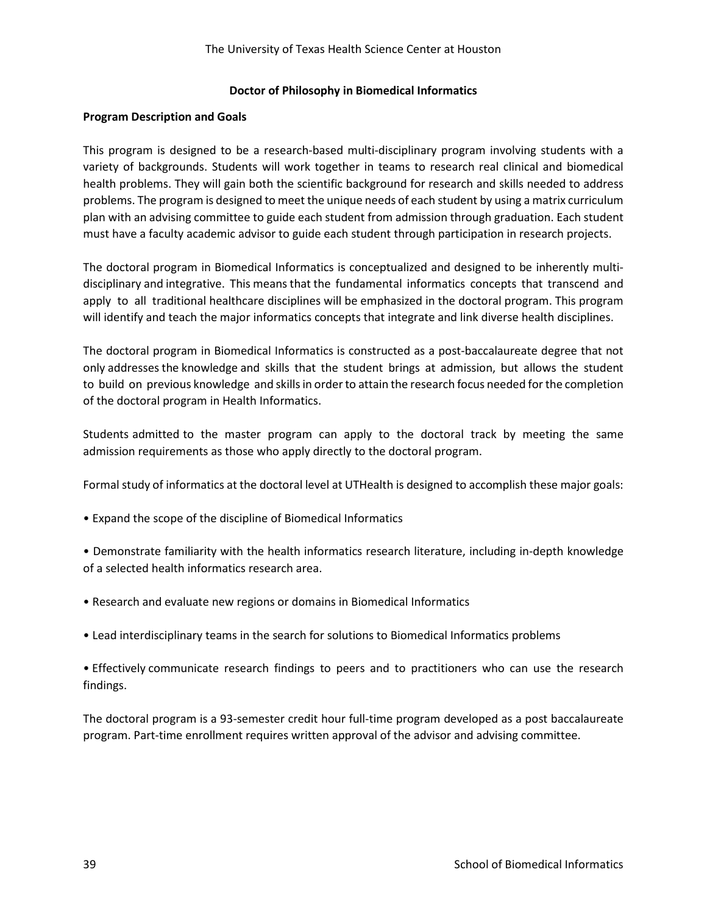## Doctor of Philosophy in Biomedical Informatics

### Program Description and Goals

This program is designed to be a research-based multi-disciplinary program involving students with a variety of backgrounds. Students will work together in teams to research real clinical and biomedical health problems. They will gain both the scientific background for research and skills needed to address problems. The program is designed to meet the unique needs of each student by using a matrix curriculum plan with an advising committee to guide each student from admission through graduation. Each student must have a faculty academic advisor to guide each student through participation in research projects.

The doctoral program in Biomedical Informatics is conceptualized and designed to be inherently multi-disciplinary and integrative. This means that the fundamental informatics concepts that transcend and apply to all traditional healthcare disciplines will be emphasized in the doctoral program. This program will identify and teach the major informatics concepts that integrate and link diverse health disciplines.

The doctoral program in Biomedical Informatics is constructed as a post-baccalaureate degree that not only addresses the knowledge and skills that the student brings at admission, but allows the student to build on previous knowledge and skills in order to attain the research focus needed for the completion of the doctoral program in Health Informatics.

Students admitted to the master program can apply to the doctoral track by meeting the same admission requirements as those who apply directly to the doctoral program.

Formal study of informatics at the doctoral level at UTHealth is designed to accomplish these major goals:

- Expand the scope of the discipline of Biomedical Informatics
- Demonstrate familiarity with the health informatics research literature, including in-depth knowledge of a selected health informatics research area.
- Research and evaluate new regions or domains in Biomedical Informatics
- Lead interdisciplinary teams in the search for solutions to Biomedical Informatics problems
- Effectively communicate research findings to peers and to practitioners who can use the research findings.

The doctoral program is a 93-semester credit hour full-time program developed as a post baccalaureate program. Part-time enrollment requires written approval of the advisor and advising committee.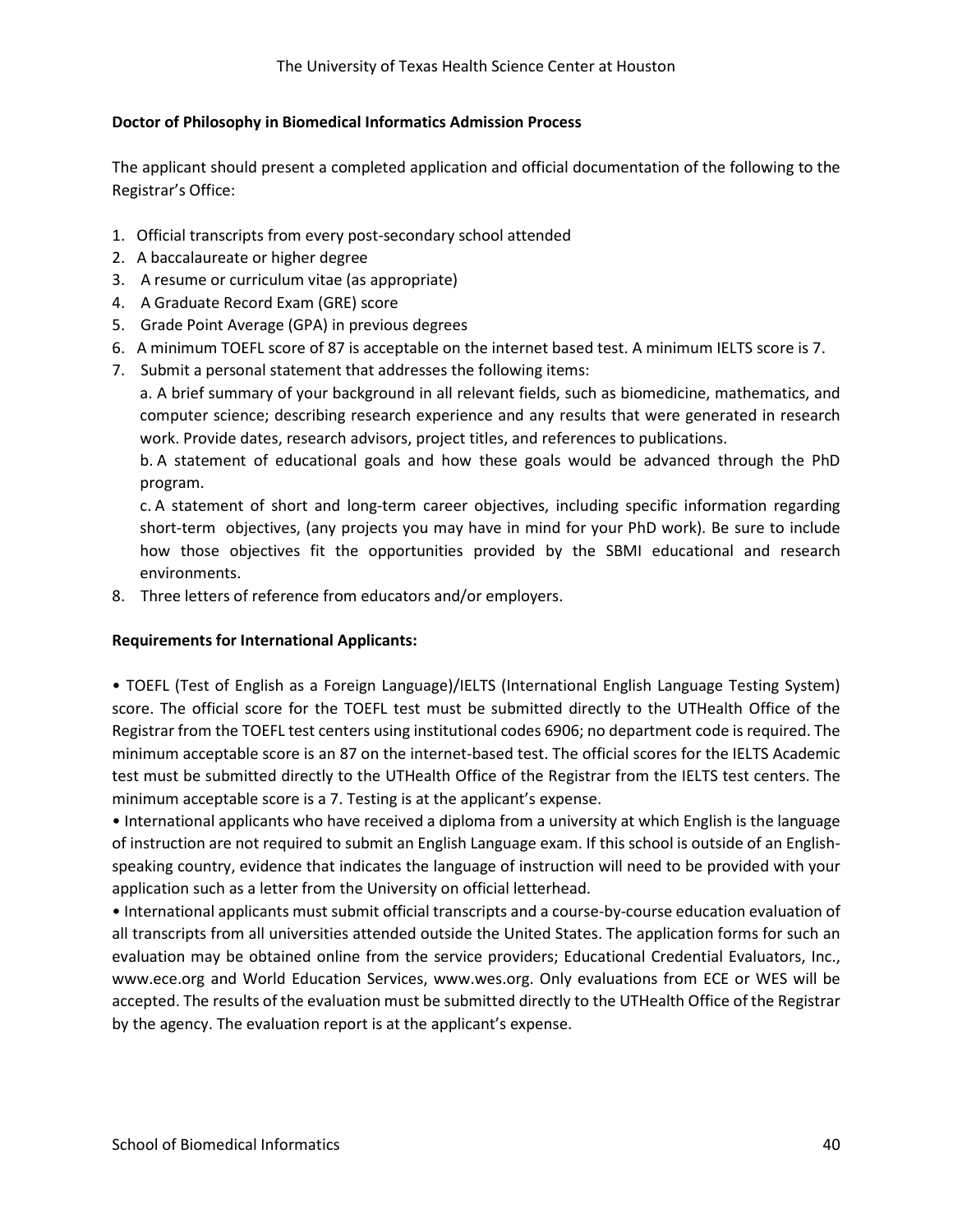**Doctor of Philosophy in Biomedical Informatics Admission Process**

The applicant should present a completed application and official documentation of the following to the Registrar's Office:

1. Official transcripts from every post-secondary school attended
2. A baccalaureate or higher degree
3. A resume or curriculum vitae (as appropriate)
4. A Graduate Record Exam (GRE) score
5. Grade Point Average (GPA) in previous degrees
6. A minimum TOEFL score of 87 is acceptable on the internet based test. A minimum IELTS score is 7.
7. Submit a personal statement that addresses the following items:

   a. A brief summary of your background in all relevant fields, such as biomedicine, mathematics, and computer science; describing research experience and any results that were generated in research work. Provide dates, research advisors, project titles, and references to publications.

   b. A statement of educational goals and how these goals would be advanced through the PhD program.

   c. A statement of short and long-term career objectives, including specific information regarding short-term objectives, (any projects you may have in mind for your PhD work). Be sure to include how those objectives fit the opportunities provided by the SBMI educational and research environments.
8. Three letters of reference from educators and/or employers.

**Requirements for International Applicants:**

• TOEFL (Test of English as a Foreign Language)/IELTS (International English Language Testing System) score. The official score for the TOEFL test must be submitted directly to the UTHealth Office of the Registrar from the TOEFL test centers using institutional codes 6906; no department code is required. The minimum acceptable score is an 87 on the internet-based test. The official scores for the IELTS Academic test must be submitted directly to the UTHealth Office of the Registrar from the IELTS test centers. The minimum acceptable score is a 7. Testing is at the applicant's expense.

• International applicants who have received a diploma from a university at which English is the language of instruction are not required to submit an English Language exam. If this school is outside of an English-speaking country, evidence that indicates the language of instruction will need to be provided with your application such as a letter from the University on official letterhead.

• International applicants must submit official transcripts and a course-by-course education evaluation of all transcripts from all universities attended outside the United States. The application forms for such an evaluation may be obtained online from the service providers; Educational Credential Evaluators, Inc., www.ece.org and World Education Services, www.wes.org. Only evaluations from ECE or WES will be accepted. The results of the evaluation must be submitted directly to the UTHealth Office of the Registrar by the agency. The evaluation report is at the applicant's expense.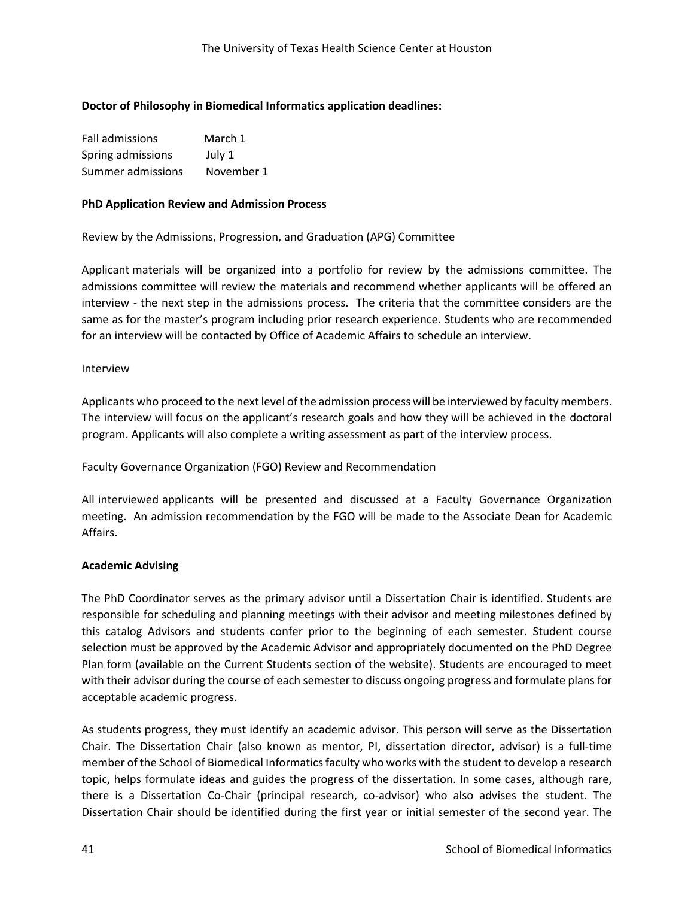**Doctor of Philosophy in Biomedical Informatics application deadlines:**

| | |
|---|---|
| Fall admissions | March 1 |
| Spring admissions | July 1 |
| Summer admissions | November 1 |

**PhD Application Review and Admission Process**

Review by the Admissions, Progression, and Graduation (APG) Committee

Applicant materials will be organized into a portfolio for review by the admissions committee. The admissions committee will review the materials and recommend whether applicants will be offered an interview - the next step in the admissions process. The criteria that the committee considers are the same as for the master's program including prior research experience. Students who are recommended for an interview will be contacted by Office of Academic Affairs to schedule an interview.

Interview

Applicants who proceed to the next level of the admission process will be interviewed by faculty members. The interview will focus on the applicant's research goals and how they will be achieved in the doctoral program. Applicants will also complete a writing assessment as part of the interview process.

Faculty Governance Organization (FGO) Review and Recommendation

All interviewed applicants will be presented and discussed at a Faculty Governance Organization meeting. An admission recommendation by the FGO will be made to the Associate Dean for Academic Affairs.

**Academic Advising**

The PhD Coordinator serves as the primary advisor until a Dissertation Chair is identified. Students are responsible for scheduling and planning meetings with their advisor and meeting milestones defined by this catalog Advisors and students confer prior to the beginning of each semester. Student course selection must be approved by the Academic Advisor and appropriately documented on the PhD Degree Plan form (available on the Current Students section of the website). Students are encouraged to meet with their advisor during the course of each semester to discuss ongoing progress and formulate plans for acceptable academic progress.

As students progress, they must identify an academic advisor. This person will serve as the Dissertation Chair. The Dissertation Chair (also known as mentor, PI, dissertation director, advisor) is a full-time member of the School of Biomedical Informatics faculty who works with the student to develop a research topic, helps formulate ideas and guides the progress of the dissertation. In some cases, although rare, there is a Dissertation Co-Chair (principal research, co-advisor) who also advises the student. The Dissertation Chair should be identified during the first year or initial semester of the second year. The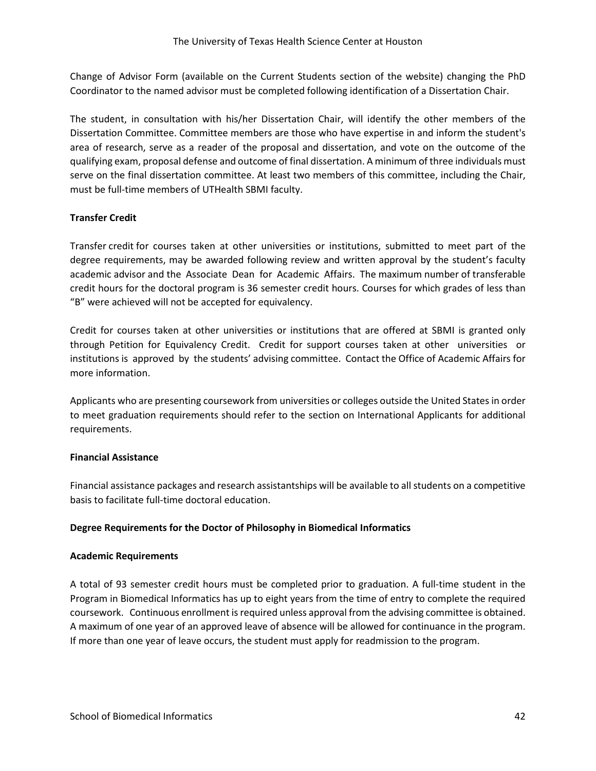Change of Advisor Form (available on the Current Students section of the website) changing the PhD Coordinator to the named advisor must be completed following identification of a Dissertation Chair.

The student, in consultation with his/her Dissertation Chair, will identify the other members of the Dissertation Committee. Committee members are those who have expertise in and inform the student's area of research, serve as a reader of the proposal and dissertation, and vote on the outcome of the qualifying exam, proposal defense and outcome of final dissertation. A minimum of three individuals must serve on the final dissertation committee. At least two members of this committee, including the Chair, must be full-time members of UTHealth SBMI faculty.

**Transfer Credit**

Transfer credit for courses taken at other universities or institutions, submitted to meet part of the degree requirements, may be awarded following review and written approval by the student's faculty academic advisor and the Associate Dean for Academic Affairs. The maximum number of transferable credit hours for the doctoral program is 36 semester credit hours. Courses for which grades of less than "B" were achieved will not be accepted for equivalency.

Credit for courses taken at other universities or institutions that are offered at SBMI is granted only through Petition for Equivalency Credit. Credit for support courses taken at other universities or institutions is approved by the students' advising committee. Contact the Office of Academic Affairs for more information.

Applicants who are presenting coursework from universities or colleges outside the United States in order to meet graduation requirements should refer to the section on International Applicants for additional requirements.

**Financial Assistance**

Financial assistance packages and research assistantships will be available to all students on a competitive basis to facilitate full-time doctoral education.

**Degree Requirements for the Doctor of Philosophy in Biomedical Informatics**

**Academic Requirements**

A total of 93 semester credit hours must be completed prior to graduation. A full-time student in the Program in Biomedical Informatics has up to eight years from the time of entry to complete the required coursework. Continuous enrollment is required unless approval from the advising committee is obtained. A maximum of one year of an approved leave of absence will be allowed for continuance in the program. If more than one year of leave occurs, the student must apply for readmission to the program.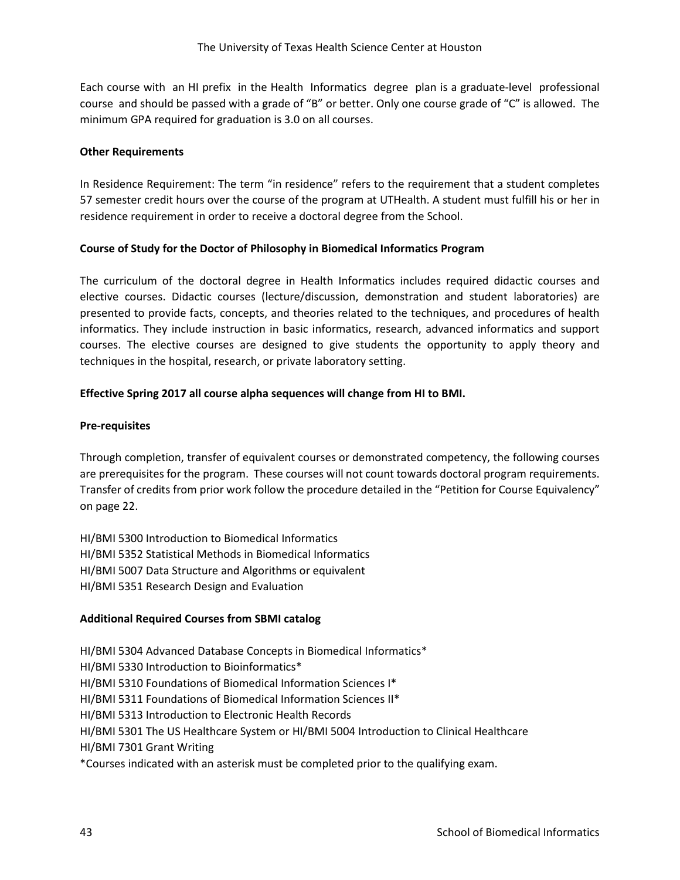Each course with an HI prefix in the Health Informatics degree plan is a graduate-level professional course and should be passed with a grade of "B" or better. Only one course grade of "C" is allowed. The minimum GPA required for graduation is 3.0 on all courses.

**Other Requirements**

In Residence Requirement: The term "in residence" refers to the requirement that a student completes 57 semester credit hours over the course of the program at UTHealth. A student must fulfill his or her in residence requirement in order to receive a doctoral degree from the School.

**Course of Study for the Doctor of Philosophy in Biomedical Informatics Program**

The curriculum of the doctoral degree in Health Informatics includes required didactic courses and elective courses. Didactic courses (lecture/discussion, demonstration and student laboratories) are presented to provide facts, concepts, and theories related to the techniques, and procedures of health informatics. They include instruction in basic informatics, research, advanced informatics and support courses. The elective courses are designed to give students the opportunity to apply theory and techniques in the hospital, research, or private laboratory setting.

**Effective Spring 2017 all course alpha sequences will change from HI to BMI.**

**Pre-requisites**

Through completion, transfer of equivalent courses or demonstrated competency, the following courses are prerequisites for the program. These courses will not count towards doctoral program requirements. Transfer of credits from prior work follow the procedure detailed in the "Petition for Course Equivalency" on page 22.

HI/BMI 5300 Introduction to Biomedical Informatics
HI/BMI 5352 Statistical Methods in Biomedical Informatics
HI/BMI 5007 Data Structure and Algorithms or equivalent
HI/BMI 5351 Research Design and Evaluation

**Additional Required Courses from SBMI catalog**

HI/BMI 5304 Advanced Database Concepts in Biomedical Informatics*
HI/BMI 5330 Introduction to Bioinformatics*
HI/BMI 5310 Foundations of Biomedical Information Sciences I*
HI/BMI 5311 Foundations of Biomedical Information Sciences II*
HI/BMI 5313 Introduction to Electronic Health Records
HI/BMI 5301 The US Healthcare System or HI/BMI 5004 Introduction to Clinical Healthcare
HI/BMI 7301 Grant Writing
*Courses indicated with an asterisk must be completed prior to the qualifying exam.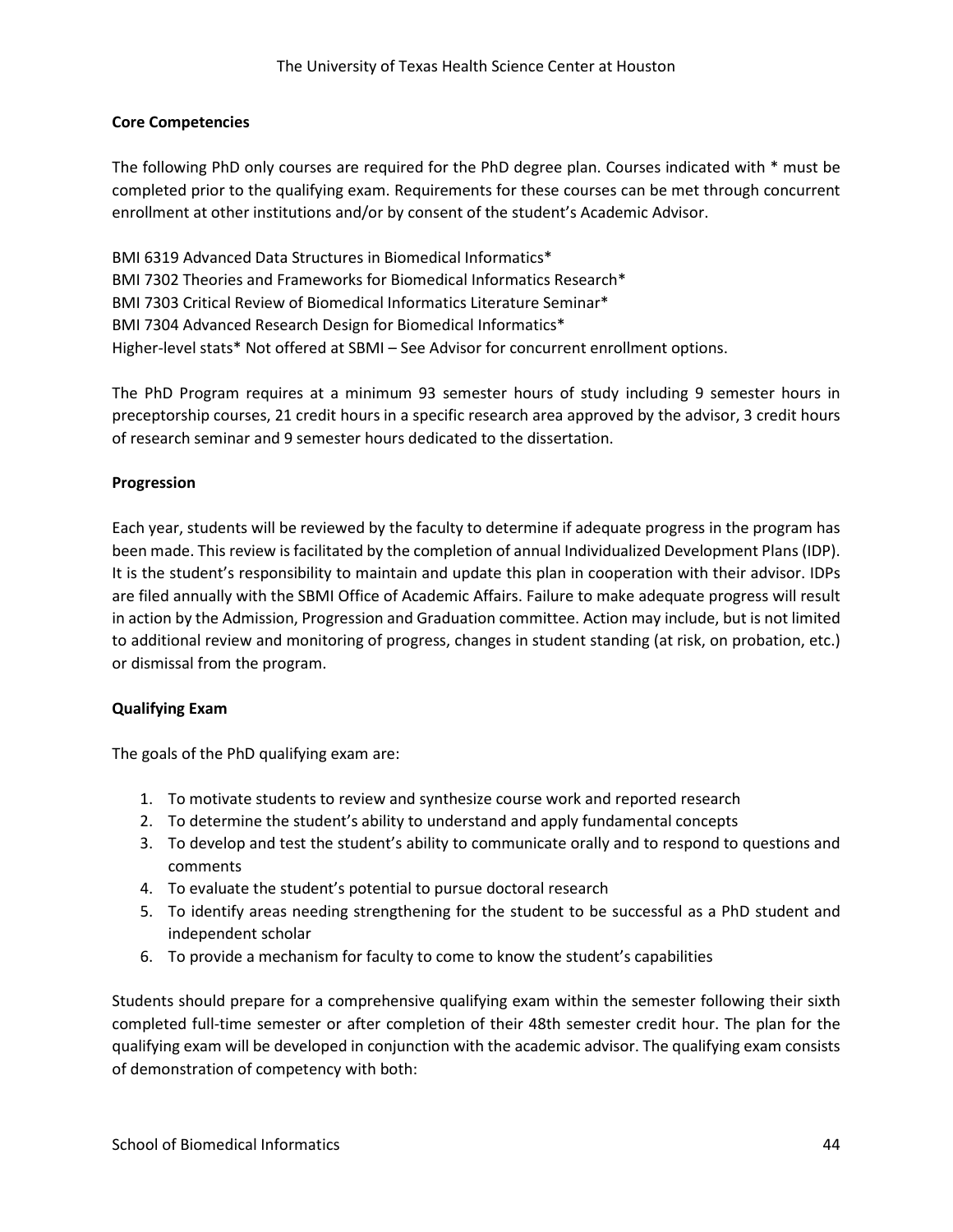**Core Competencies**

The following PhD only courses are required for the PhD degree plan. Courses indicated with * must be completed prior to the qualifying exam. Requirements for these courses can be met through concurrent enrollment at other institutions and/or by consent of the student's Academic Advisor.

BMI 6319 Advanced Data Structures in Biomedical Informatics*
BMI 7302 Theories and Frameworks for Biomedical Informatics Research*
BMI 7303 Critical Review of Biomedical Informatics Literature Seminar*
BMI 7304 Advanced Research Design for Biomedical Informatics*
Higher-level stats* Not offered at SBMI – See Advisor for concurrent enrollment options.

The PhD Program requires at a minimum 93 semester hours of study including 9 semester hours in preceptorship courses, 21 credit hours in a specific research area approved by the advisor, 3 credit hours of research seminar and 9 semester hours dedicated to the dissertation.

**Progression**

Each year, students will be reviewed by the faculty to determine if adequate progress in the program has been made. This review is facilitated by the completion of annual Individualized Development Plans (IDP). It is the student's responsibility to maintain and update this plan in cooperation with their advisor. IDPs are filed annually with the SBMI Office of Academic Affairs. Failure to make adequate progress will result in action by the Admission, Progression and Graduation committee. Action may include, but is not limited to additional review and monitoring of progress, changes in student standing (at risk, on probation, etc.) or dismissal from the program.

**Qualifying Exam**

The goals of the PhD qualifying exam are:

1. To motivate students to review and synthesize course work and reported research
2. To determine the student's ability to understand and apply fundamental concepts
3. To develop and test the student's ability to communicate orally and to respond to questions and comments
4. To evaluate the student's potential to pursue doctoral research
5. To identify areas needing strengthening for the student to be successful as a PhD student and independent scholar
6. To provide a mechanism for faculty to come to know the student's capabilities

Students should prepare for a comprehensive qualifying exam within the semester following their sixth completed full-time semester or after completion of their 48th semester credit hour. The plan for the qualifying exam will be developed in conjunction with the academic advisor. The qualifying exam consists of demonstration of competency with both: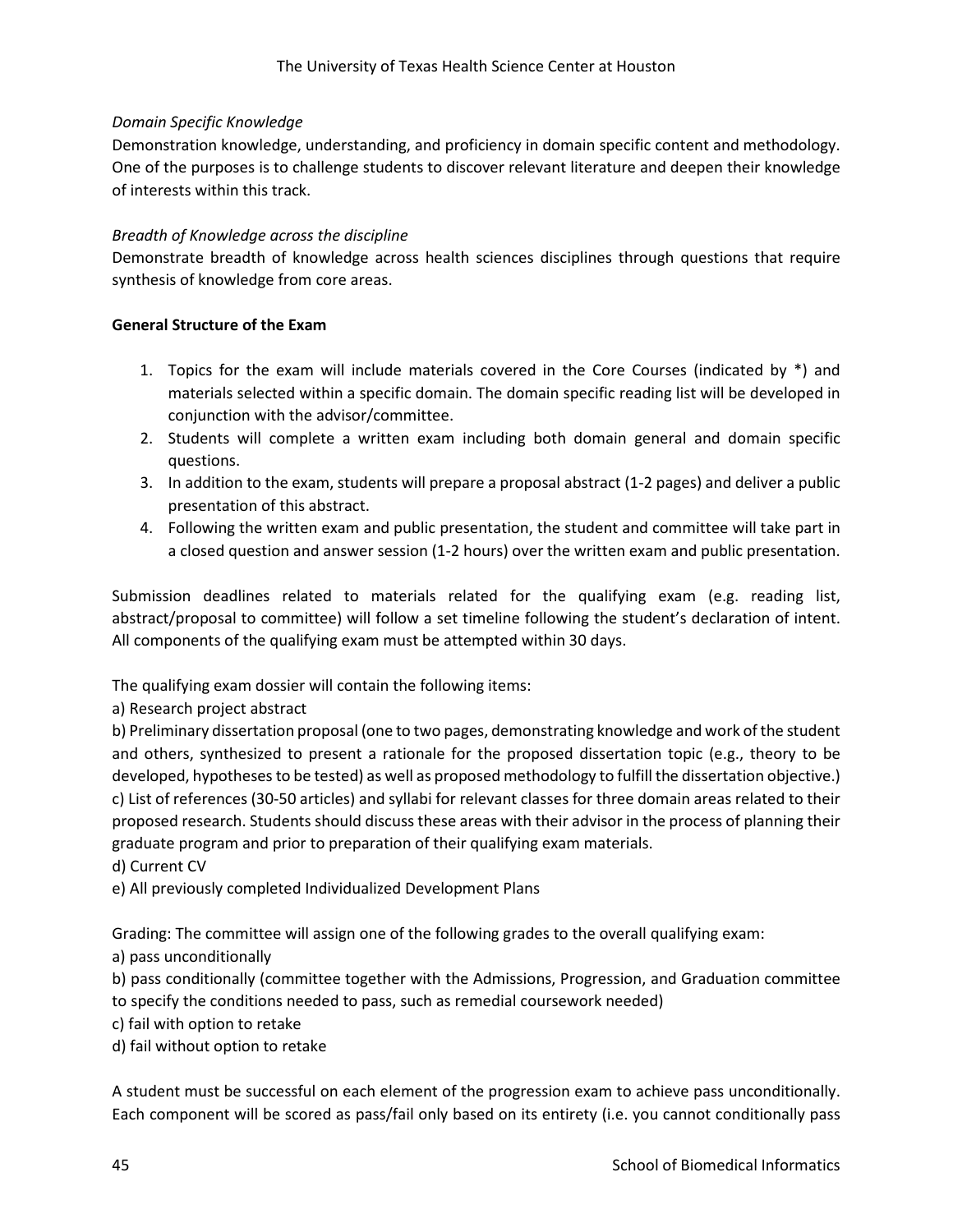*Domain Specific Knowledge*

Demonstration knowledge, understanding, and proficiency in domain specific content and methodology. One of the purposes is to challenge students to discover relevant literature and deepen their knowledge of interests within this track.

*Breadth of Knowledge across the discipline*

Demonstrate breadth of knowledge across health sciences disciplines through questions that require synthesis of knowledge from core areas.

**General Structure of the Exam**

1. Topics for the exam will include materials covered in the Core Courses (indicated by *) and materials selected within a specific domain. The domain specific reading list will be developed in conjunction with the advisor/committee.
2. Students will complete a written exam including both domain general and domain specific questions.
3. In addition to the exam, students will prepare a proposal abstract (1-2 pages) and deliver a public presentation of this abstract.
4. Following the written exam and public presentation, the student and committee will take part in a closed question and answer session (1-2 hours) over the written exam and public presentation.

Submission deadlines related to materials related for the qualifying exam (e.g. reading list, abstract/proposal to committee) will follow a set timeline following the student's declaration of intent. All components of the qualifying exam must be attempted within 30 days.

The qualifying exam dossier will contain the following items:

a) Research project abstract

b) Preliminary dissertation proposal (one to two pages, demonstrating knowledge and work of the student and others, synthesized to present a rationale for the proposed dissertation topic (e.g., theory to be developed, hypotheses to be tested) as well as proposed methodology to fulfill the dissertation objective.)

c) List of references (30-50 articles) and syllabi for relevant classes for three domain areas related to their proposed research. Students should discuss these areas with their advisor in the process of planning their graduate program and prior to preparation of their qualifying exam materials.

d) Current CV

e) All previously completed Individualized Development Plans

Grading: The committee will assign one of the following grades to the overall qualifying exam:

a) pass unconditionally

b) pass conditionally (committee together with the Admissions, Progression, and Graduation committee to specify the conditions needed to pass, such as remedial coursework needed)

c) fail with option to retake

d) fail without option to retake

A student must be successful on each element of the progression exam to achieve pass unconditionally. Each component will be scored as pass/fail only based on its entirety (i.e. you cannot conditionally pass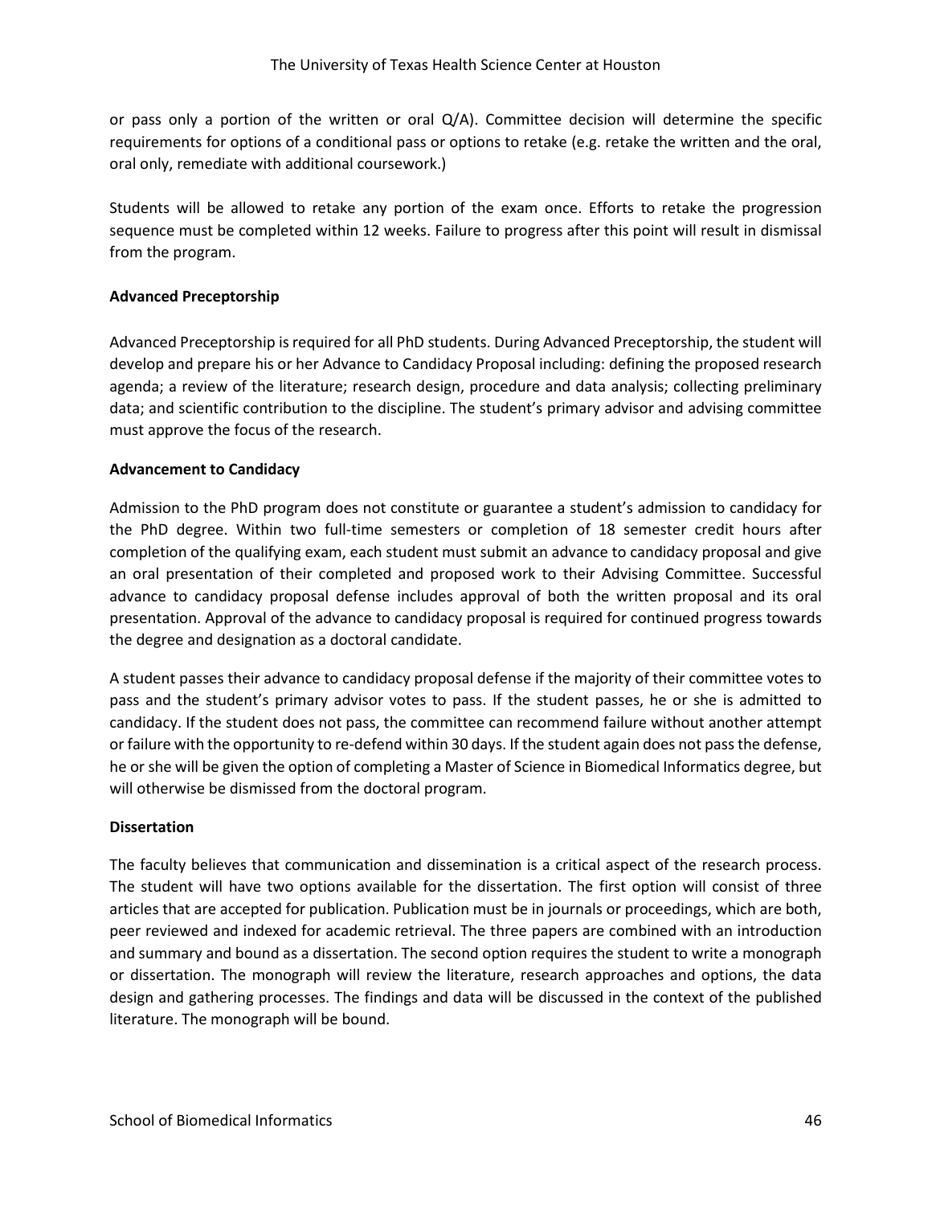or pass only a portion of the written or oral Q/A). Committee decision will determine the specific requirements for options of a conditional pass or options to retake (e.g. retake the written and the oral, oral only, remediate with additional coursework.)

Students will be allowed to retake any portion of the exam once. Efforts to retake the progression sequence must be completed within 12 weeks. Failure to progress after this point will result in dismissal from the program.

**Advanced Preceptorship**

Advanced Preceptorship is required for all PhD students. During Advanced Preceptorship, the student will develop and prepare his or her Advance to Candidacy Proposal including: defining the proposed research agenda; a review of the literature; research design, procedure and data analysis; collecting preliminary data; and scientific contribution to the discipline. The student's primary advisor and advising committee must approve the focus of the research.

**Advancement to Candidacy**

Admission to the PhD program does not constitute or guarantee a student's admission to candidacy for the PhD degree. Within two full-time semesters or completion of 18 semester credit hours after completion of the qualifying exam, each student must submit an advance to candidacy proposal and give an oral presentation of their completed and proposed work to their Advising Committee. Successful advance to candidacy proposal defense includes approval of both the written proposal and its oral presentation. Approval of the advance to candidacy proposal is required for continued progress towards the degree and designation as a doctoral candidate.

A student passes their advance to candidacy proposal defense if the majority of their committee votes to pass and the student's primary advisor votes to pass. If the student passes, he or she is admitted to candidacy. If the student does not pass, the committee can recommend failure without another attempt or failure with the opportunity to re-defend within 30 days. If the student again does not pass the defense, he or she will be given the option of completing a Master of Science in Biomedical Informatics degree, but will otherwise be dismissed from the doctoral program.

**Dissertation**

The faculty believes that communication and dissemination is a critical aspect of the research process. The student will have two options available for the dissertation. The first option will consist of three articles that are accepted for publication. Publication must be in journals or proceedings, which are both, peer reviewed and indexed for academic retrieval. The three papers are combined with an introduction and summary and bound as a dissertation. The second option requires the student to write a monograph or dissertation. The monograph will review the literature, research approaches and options, the data design and gathering processes. The findings and data will be discussed in the context of the published literature. The monograph will be bound.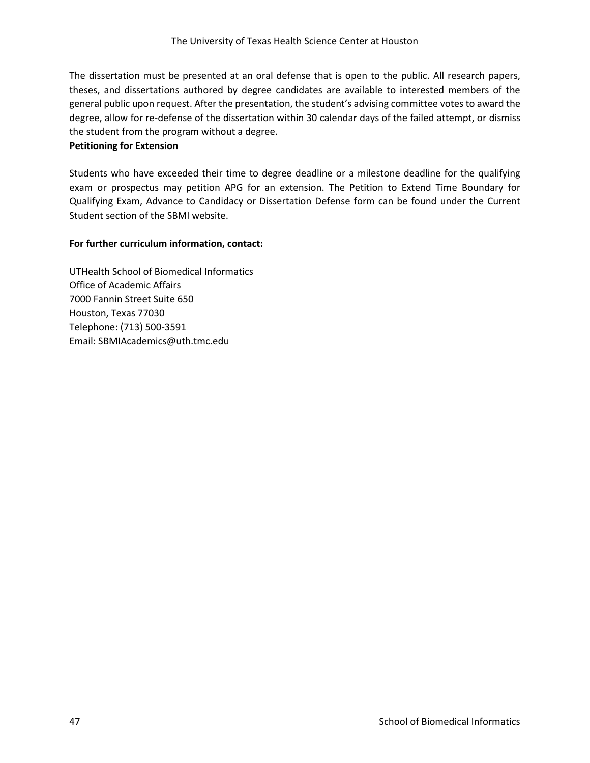The dissertation must be presented at an oral defense that is open to the public. All research papers, theses, and dissertations authored by degree candidates are available to interested members of the general public upon request. After the presentation, the student's advising committee votes to award the degree, allow for re-defense of the dissertation within 30 calendar days of the failed attempt, or dismiss the student from the program without a degree.

**Petitioning for Extension**

Students who have exceeded their time to degree deadline or a milestone deadline for the qualifying exam or prospectus may petition APG for an extension. The Petition to Extend Time Boundary for Qualifying Exam, Advance to Candidacy or Dissertation Defense form can be found under the Current Student section of the SBMI website.

**For further curriculum information, contact:**

UTHealth School of Biomedical Informatics
Office of Academic Affairs
7000 Fannin Street Suite 650
Houston, Texas 77030
Telephone: (713) 500-3591
Email: SBMIAcademics@uth.tmc.edu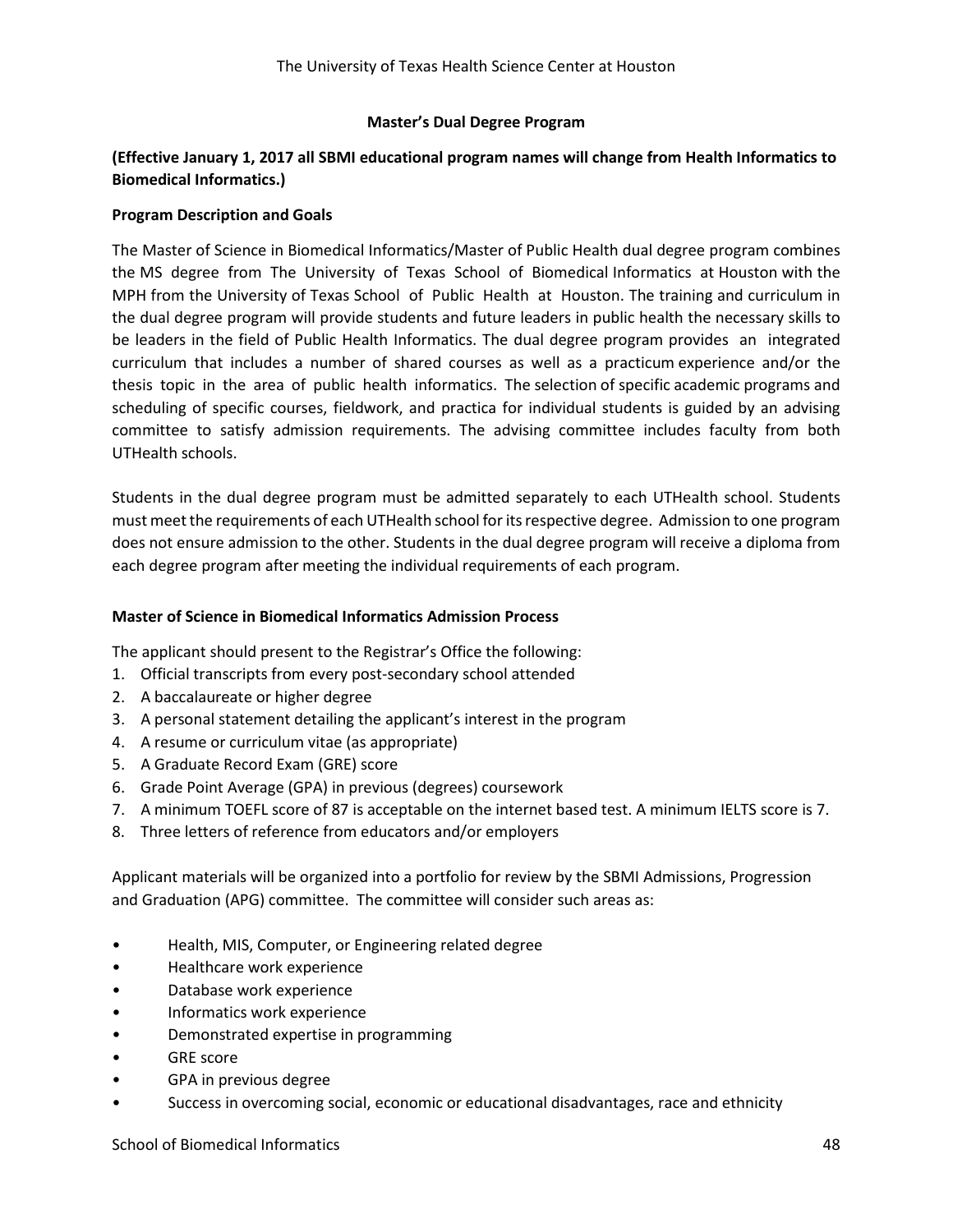## Master's Dual Degree Program

**(Effective January 1, 2017 all SBMI educational program names will change from Health Informatics to Biomedical Informatics.)**

### Program Description and Goals

The Master of Science in Biomedical Informatics/Master of Public Health dual degree program combines the MS degree from The University of Texas School of Biomedical Informatics at Houston with the MPH from the University of Texas School of Public Health at Houston. The training and curriculum in the dual degree program will provide students and future leaders in public health the necessary skills to be leaders in the field of Public Health Informatics. The dual degree program provides an integrated curriculum that includes a number of shared courses as well as a practicum experience and/or the thesis topic in the area of public health informatics. The selection of specific academic programs and scheduling of specific courses, fieldwork, and practica for individual students is guided by an advising committee to satisfy admission requirements. The advising committee includes faculty from both UTHealth schools.

Students in the dual degree program must be admitted separately to each UTHealth school. Students must meet the requirements of each UTHealth school for its respective degree. Admission to one program does not ensure admission to the other. Students in the dual degree program will receive a diploma from each degree program after meeting the individual requirements of each program.

### Master of Science in Biomedical Informatics Admission Process

The applicant should present to the Registrar's Office the following:

1. Official transcripts from every post-secondary school attended
2. A baccalaureate or higher degree
3. A personal statement detailing the applicant's interest in the program
4. A resume or curriculum vitae (as appropriate)
5. A Graduate Record Exam (GRE) score
6. Grade Point Average (GPA) in previous (degrees) coursework
7. A minimum TOEFL score of 87 is acceptable on the internet based test. A minimum IELTS score is 7.
8. Three letters of reference from educators and/or employers

Applicant materials will be organized into a portfolio for review by the SBMI Admissions, Progression and Graduation (APG) committee. The committee will consider such areas as:

- Health, MIS, Computer, or Engineering related degree
- Healthcare work experience
- Database work experience
- Informatics work experience
- Demonstrated expertise in programming
- GRE score
- GPA in previous degree
- Success in overcoming social, economic or educational disadvantages, race and ethnicity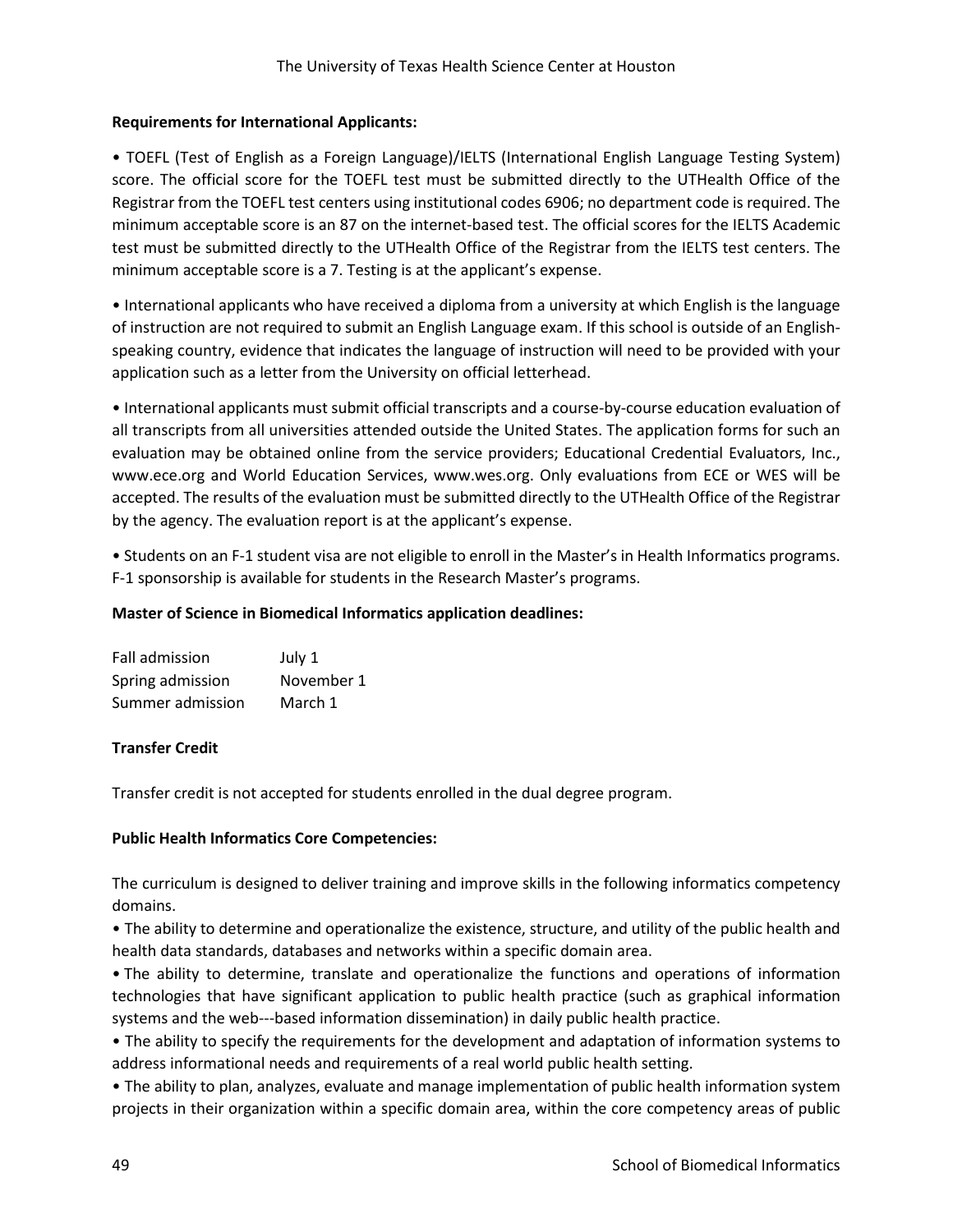**Requirements for International Applicants:**

• TOEFL (Test of English as a Foreign Language)/IELTS (International English Language Testing System) score. The official score for the TOEFL test must be submitted directly to the UTHealth Office of the Registrar from the TOEFL test centers using institutional codes 6906; no department code is required. The minimum acceptable score is an 87 on the internet-based test. The official scores for the IELTS Academic test must be submitted directly to the UTHealth Office of the Registrar from the IELTS test centers. The minimum acceptable score is a 7. Testing is at the applicant's expense.

• International applicants who have received a diploma from a university at which English is the language of instruction are not required to submit an English Language exam. If this school is outside of an English-speaking country, evidence that indicates the language of instruction will need to be provided with your application such as a letter from the University on official letterhead.

• International applicants must submit official transcripts and a course-by-course education evaluation of all transcripts from all universities attended outside the United States. The application forms for such an evaluation may be obtained online from the service providers; Educational Credential Evaluators, Inc., www.ece.org and World Education Services, www.wes.org. Only evaluations from ECE or WES will be accepted. The results of the evaluation must be submitted directly to the UTHealth Office of the Registrar by the agency. The evaluation report is at the applicant's expense.

• Students on an F-1 student visa are not eligible to enroll in the Master's in Health Informatics programs. F-1 sponsorship is available for students in the Research Master's programs.

**Master of Science in Biomedical Informatics application deadlines:**

| | |
|---|---|
| Fall admission | July 1 |
| Spring admission | November 1 |
| Summer admission | March 1 |

**Transfer Credit**

Transfer credit is not accepted for students enrolled in the dual degree program.

**Public Health Informatics Core Competencies:**

The curriculum is designed to deliver training and improve skills in the following informatics competency domains.

• The ability to determine and operationalize the existence, structure, and utility of the public health and health data standards, databases and networks within a specific domain area.

• The ability to determine, translate and operationalize the functions and operations of information technologies that have significant application to public health practice (such as graphical information systems and the web---based information dissemination) in daily public health practice.

• The ability to specify the requirements for the development and adaptation of information systems to address informational needs and requirements of a real world public health setting.

• The ability to plan, analyzes, evaluate and manage implementation of public health information system projects in their organization within a specific domain area, within the core competency areas of public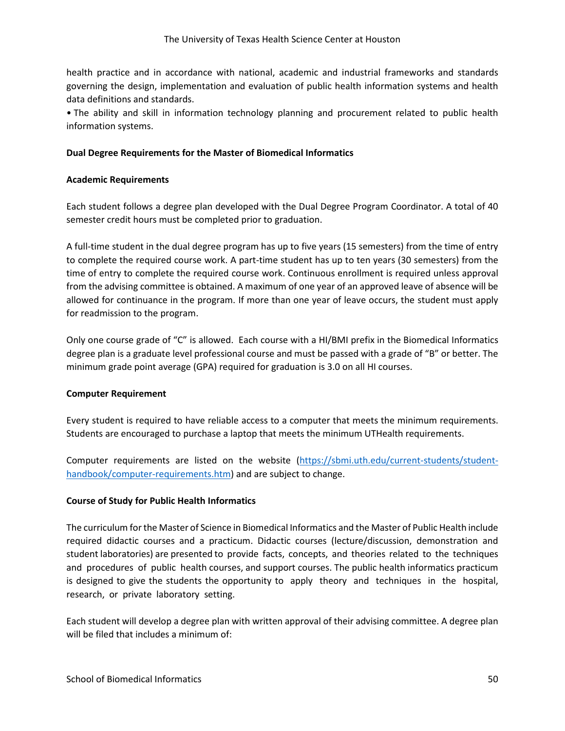health practice and in accordance with national, academic and industrial frameworks and standards governing the design, implementation and evaluation of public health information systems and health data definitions and standards.

• The ability and skill in information technology planning and procurement related to public health information systems.

**Dual Degree Requirements for the Master of Biomedical Informatics**

**Academic Requirements**

Each student follows a degree plan developed with the Dual Degree Program Coordinator. A total of 40 semester credit hours must be completed prior to graduation.

A full-time student in the dual degree program has up to five years (15 semesters) from the time of entry to complete the required course work. A part-time student has up to ten years (30 semesters) from the time of entry to complete the required course work. Continuous enrollment is required unless approval from the advising committee is obtained. A maximum of one year of an approved leave of absence will be allowed for continuance in the program. If more than one year of leave occurs, the student must apply for readmission to the program.

Only one course grade of "C" is allowed. Each course with a HI/BMI prefix in the Biomedical Informatics degree plan is a graduate level professional course and must be passed with a grade of "B" or better. The minimum grade point average (GPA) required for graduation is 3.0 on all HI courses.

**Computer Requirement**

Every student is required to have reliable access to a computer that meets the minimum requirements. Students are encouraged to purchase a laptop that meets the minimum UTHealth requirements.

Computer requirements are listed on the website ([https://sbmi.uth.edu/current-students/student-handbook/computer-requirements.htm](https://sbmi.uth.edu/current-students/student-handbook/computer-requirements.htm)) and are subject to change.

**Course of Study for Public Health Informatics**

The curriculum for the Master of Science in Biomedical Informatics and the Master of Public Health include required didactic courses and a practicum. Didactic courses (lecture/discussion, demonstration and student laboratories) are presented to provide facts, concepts, and theories related to the techniques and procedures of public health courses, and support courses. The public health informatics practicum is designed to give the students the opportunity to apply theory and techniques in the hospital, research, or private laboratory setting.

Each student will develop a degree plan with written approval of their advising committee. A degree plan will be filed that includes a minimum of: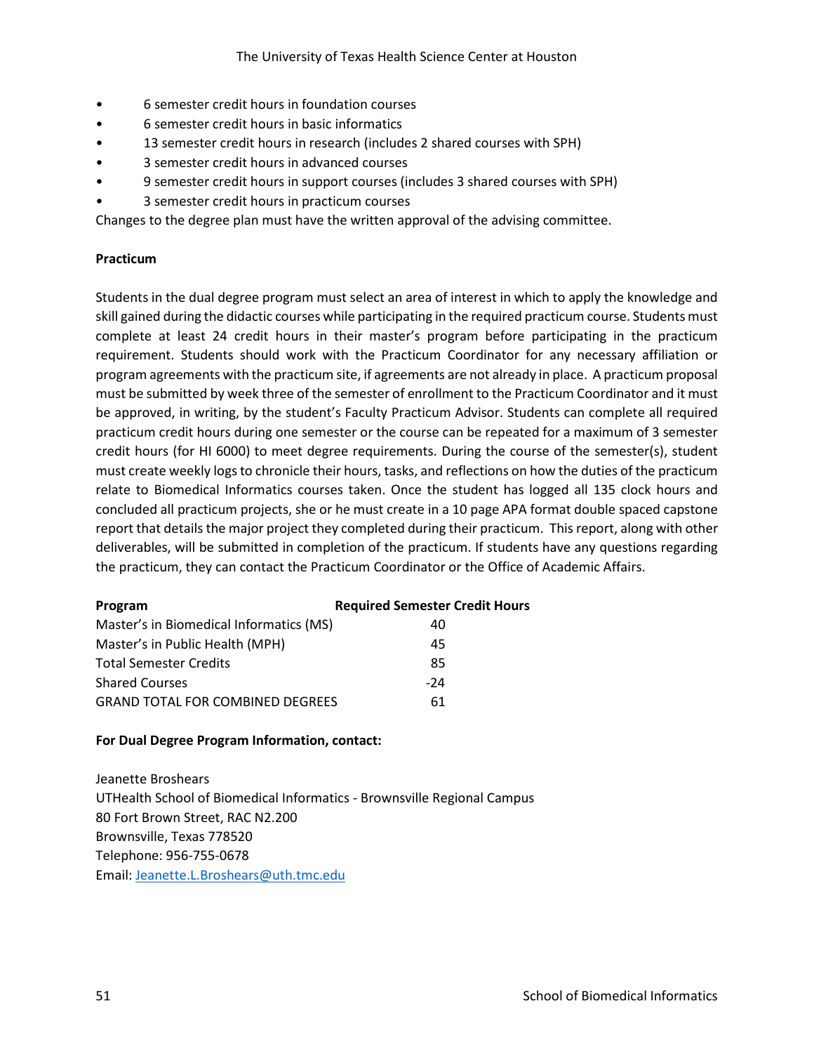- 6 semester credit hours in foundation courses
- 6 semester credit hours in basic informatics
- 13 semester credit hours in research (includes 2 shared courses with SPH)
- 3 semester credit hours in advanced courses
- 9 semester credit hours in support courses (includes 3 shared courses with SPH)
- 3 semester credit hours in practicum courses

Changes to the degree plan must have the written approval of the advising committee.

**Practicum**

Students in the dual degree program must select an area of interest in which to apply the knowledge and skill gained during the didactic courses while participating in the required practicum course. Students must complete at least 24 credit hours in their master's program before participating in the practicum requirement. Students should work with the Practicum Coordinator for any necessary affiliation or program agreements with the practicum site, if agreements are not already in place. A practicum proposal must be submitted by week three of the semester of enrollment to the Practicum Coordinator and it must be approved, in writing, by the student's Faculty Practicum Advisor. Students can complete all required practicum credit hours during one semester or the course can be repeated for a maximum of 3 semester credit hours (for HI 6000) to meet degree requirements. During the course of the semester(s), student must create weekly logs to chronicle their hours, tasks, and reflections on how the duties of the practicum relate to Biomedical Informatics courses taken. Once the student has logged all 135 clock hours and concluded all practicum projects, she or he must create in a 10 page APA format double spaced capstone report that details the major project they completed during their practicum. This report, along with other deliverables, will be submitted in completion of the practicum. If students have any questions regarding the practicum, they can contact the Practicum Coordinator or the Office of Academic Affairs.

| Program | Required Semester Credit Hours |
| --- | --- |
| Master's in Biomedical Informatics (MS) | 40 |
| Master's in Public Health (MPH) | 45 |
| Total Semester Credits | 85 |
| Shared Courses | -24 |
| GRAND TOTAL FOR COMBINED DEGREES | 61 |

**For Dual Degree Program Information, contact:**

Jeanette Broshears
UTHealth School of Biomedical Informatics - Brownsville Regional Campus
80 Fort Brown Street, RAC N2.200
Brownsville, Texas 778520
Telephone: 956-755-0678
Email: Jeanette.L.Broshears@uth.tmc.edu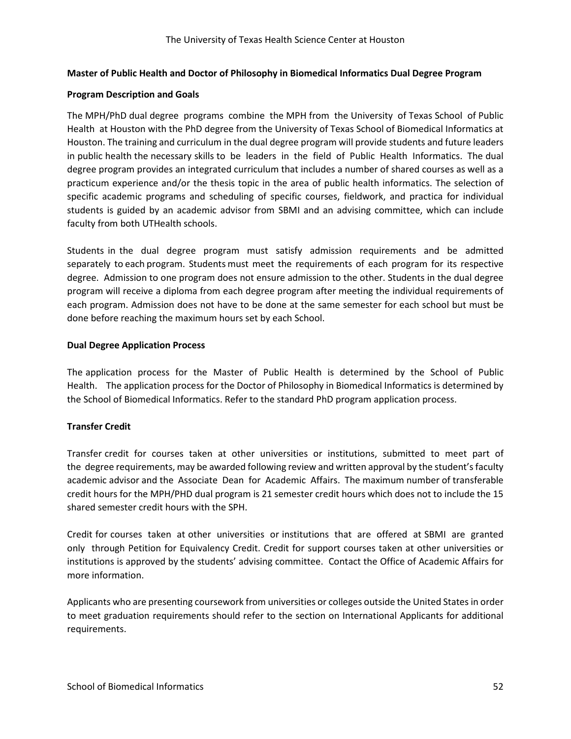## Master of Public Health and Doctor of Philosophy in Biomedical Informatics Dual Degree Program

### Program Description and Goals

The MPH/PhD dual degree programs combine the MPH from the University of Texas School of Public Health at Houston with the PhD degree from the University of Texas School of Biomedical Informatics at Houston. The training and curriculum in the dual degree program will provide students and future leaders in public health the necessary skills to be leaders in the field of Public Health Informatics. The dual degree program provides an integrated curriculum that includes a number of shared courses as well as a practicum experience and/or the thesis topic in the area of public health informatics. The selection of specific academic programs and scheduling of specific courses, fieldwork, and practica for individual students is guided by an academic advisor from SBMI and an advising committee, which can include faculty from both UTHealth schools.

Students in the dual degree program must satisfy admission requirements and be admitted separately to each program. Students must meet the requirements of each program for its respective degree. Admission to one program does not ensure admission to the other. Students in the dual degree program will receive a diploma from each degree program after meeting the individual requirements of each program. Admission does not have to be done at the same semester for each school but must be done before reaching the maximum hours set by each School.

### Dual Degree Application Process

The application process for the Master of Public Health is determined by the School of Public Health. The application process for the Doctor of Philosophy in Biomedical Informatics is determined by the School of Biomedical Informatics. Refer to the standard PhD program application process.

### Transfer Credit

Transfer credit for courses taken at other universities or institutions, submitted to meet part of the degree requirements, may be awarded following review and written approval by the student's faculty academic advisor and the Associate Dean for Academic Affairs. The maximum number of transferable credit hours for the MPH/PHD dual program is 21 semester credit hours which does not to include the 15 shared semester credit hours with the SPH.

Credit for courses taken at other universities or institutions that are offered at SBMI are granted only through Petition for Equivalency Credit. Credit for support courses taken at other universities or institutions is approved by the students' advising committee. Contact the Office of Academic Affairs for more information.

Applicants who are presenting coursework from universities or colleges outside the United States in order to meet graduation requirements should refer to the section on International Applicants for additional requirements.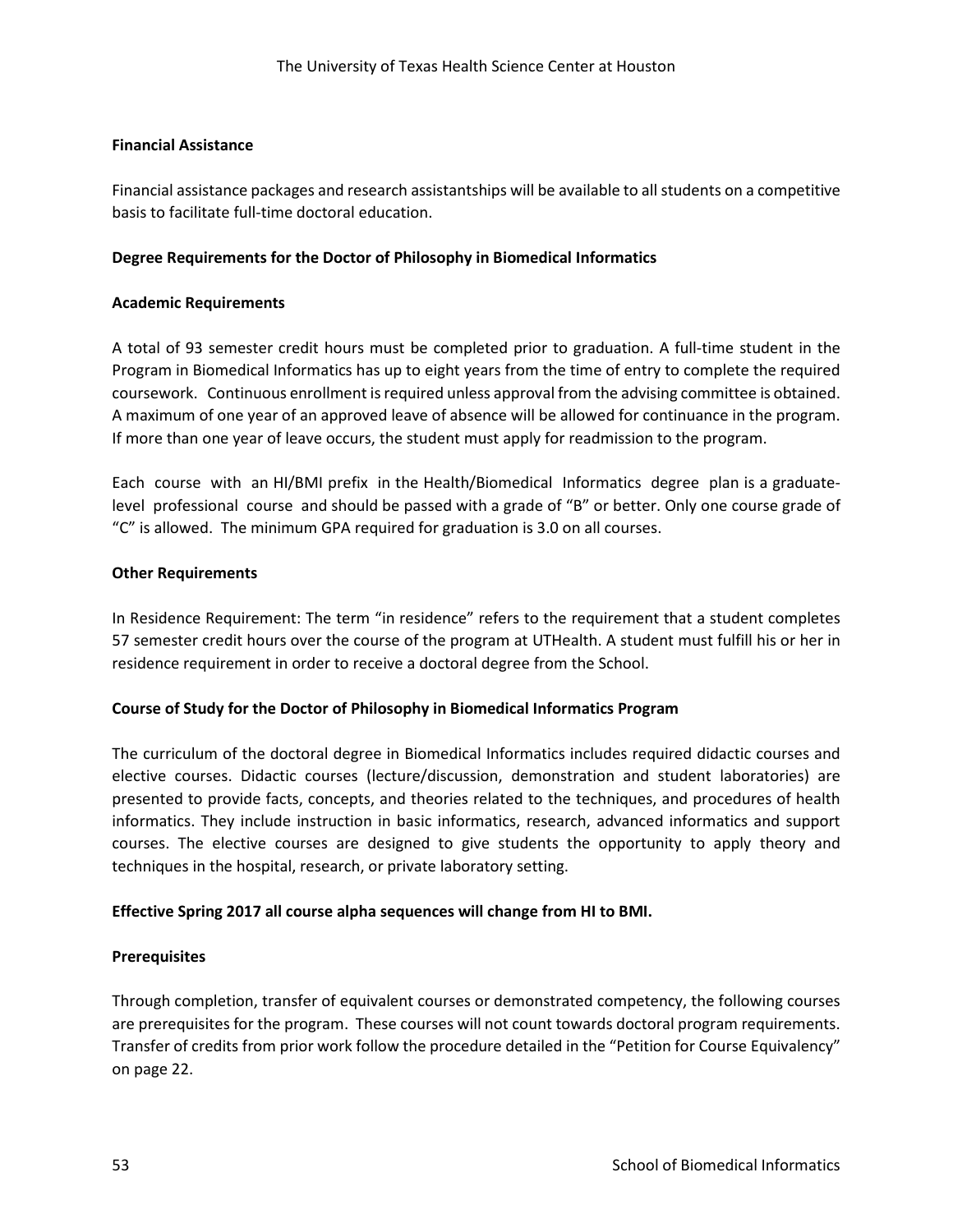**Financial Assistance**

Financial assistance packages and research assistantships will be available to all students on a competitive basis to facilitate full-time doctoral education.

**Degree Requirements for the Doctor of Philosophy in Biomedical Informatics**

**Academic Requirements**

A total of 93 semester credit hours must be completed prior to graduation. A full-time student in the Program in Biomedical Informatics has up to eight years from the time of entry to complete the required coursework. Continuous enrollment is required unless approval from the advising committee is obtained. A maximum of one year of an approved leave of absence will be allowed for continuance in the program. If more than one year of leave occurs, the student must apply for readmission to the program.

Each course with an HI/BMI prefix in the Health/Biomedical Informatics degree plan is a graduate-level professional course and should be passed with a grade of "B" or better. Only one course grade of "C" is allowed. The minimum GPA required for graduation is 3.0 on all courses.

**Other Requirements**

In Residence Requirement: The term "in residence" refers to the requirement that a student completes 57 semester credit hours over the course of the program at UTHealth. A student must fulfill his or her in residence requirement in order to receive a doctoral degree from the School.

**Course of Study for the Doctor of Philosophy in Biomedical Informatics Program**

The curriculum of the doctoral degree in Biomedical Informatics includes required didactic courses and elective courses. Didactic courses (lecture/discussion, demonstration and student laboratories) are presented to provide facts, concepts, and theories related to the techniques, and procedures of health informatics. They include instruction in basic informatics, research, advanced informatics and support courses. The elective courses are designed to give students the opportunity to apply theory and techniques in the hospital, research, or private laboratory setting.

**Effective Spring 2017 all course alpha sequences will change from HI to BMI.**

**Prerequisites**

Through completion, transfer of equivalent courses or demonstrated competency, the following courses are prerequisites for the program. These courses will not count towards doctoral program requirements. Transfer of credits from prior work follow the procedure detailed in the "Petition for Course Equivalency" on page 22.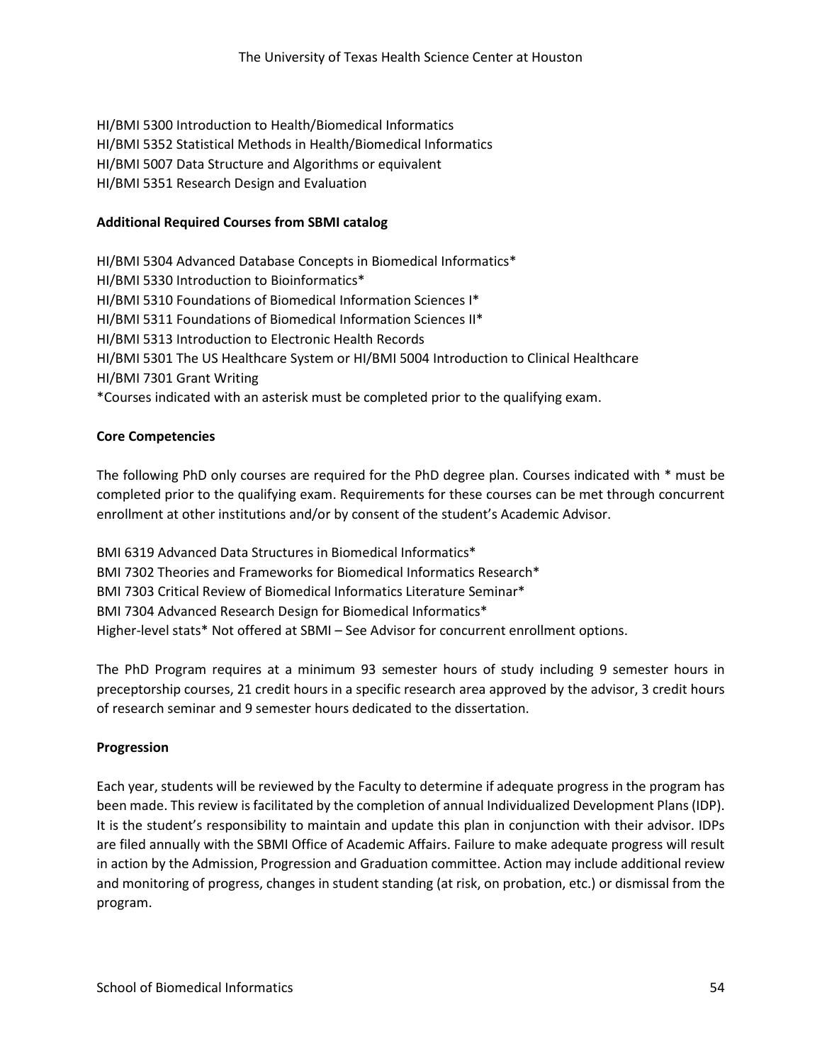HI/BMI 5300 Introduction to Health/Biomedical Informatics
HI/BMI 5352 Statistical Methods in Health/Biomedical Informatics
HI/BMI 5007 Data Structure and Algorithms or equivalent
HI/BMI 5351 Research Design and Evaluation

**Additional Required Courses from SBMI catalog**

HI/BMI 5304 Advanced Database Concepts in Biomedical Informatics*
HI/BMI 5330 Introduction to Bioinformatics*
HI/BMI 5310 Foundations of Biomedical Information Sciences I*
HI/BMI 5311 Foundations of Biomedical Information Sciences II*
HI/BMI 5313 Introduction to Electronic Health Records
HI/BMI 5301 The US Healthcare System or HI/BMI 5004 Introduction to Clinical Healthcare
HI/BMI 7301 Grant Writing
*Courses indicated with an asterisk must be completed prior to the qualifying exam.

**Core Competencies**

The following PhD only courses are required for the PhD degree plan. Courses indicated with * must be completed prior to the qualifying exam. Requirements for these courses can be met through concurrent enrollment at other institutions and/or by consent of the student's Academic Advisor.

BMI 6319 Advanced Data Structures in Biomedical Informatics*
BMI 7302 Theories and Frameworks for Biomedical Informatics Research*
BMI 7303 Critical Review of Biomedical Informatics Literature Seminar*
BMI 7304 Advanced Research Design for Biomedical Informatics*
Higher-level stats* Not offered at SBMI – See Advisor for concurrent enrollment options.

The PhD Program requires at a minimum 93 semester hours of study including 9 semester hours in preceptorship courses, 21 credit hours in a specific research area approved by the advisor, 3 credit hours of research seminar and 9 semester hours dedicated to the dissertation.

**Progression**

Each year, students will be reviewed by the Faculty to determine if adequate progress in the program has been made. This review is facilitated by the completion of annual Individualized Development Plans (IDP). It is the student's responsibility to maintain and update this plan in conjunction with their advisor. IDPs are filed annually with the SBMI Office of Academic Affairs. Failure to make adequate progress will result in action by the Admission, Progression and Graduation committee. Action may include additional review and monitoring of progress, changes in student standing (at risk, on probation, etc.) or dismissal from the program.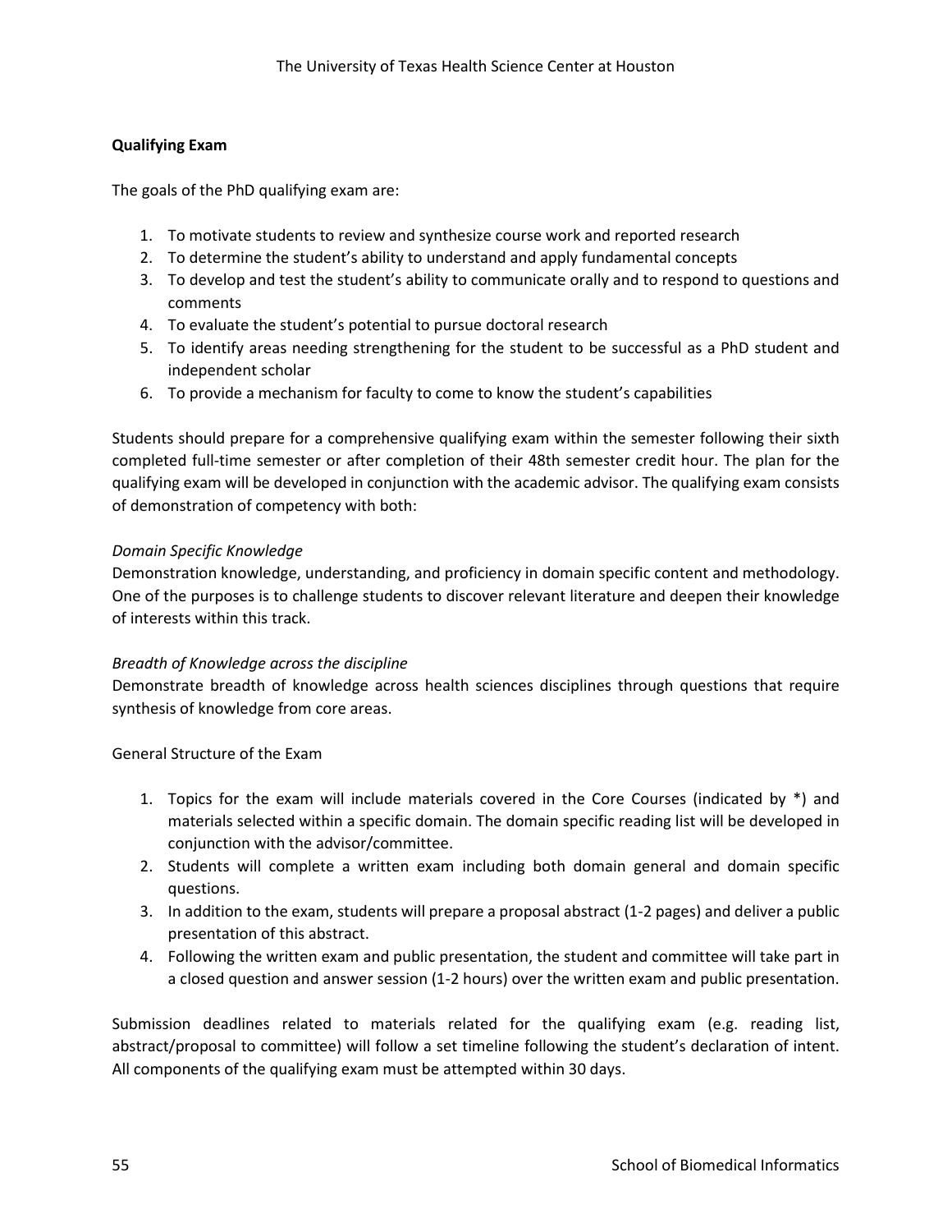## Qualifying Exam

The goals of the PhD qualifying exam are:

1. To motivate students to review and synthesize course work and reported research
2. To determine the student's ability to understand and apply fundamental concepts
3. To develop and test the student's ability to communicate orally and to respond to questions and comments
4. To evaluate the student's potential to pursue doctoral research
5. To identify areas needing strengthening for the student to be successful as a PhD student and independent scholar
6. To provide a mechanism for faculty to come to know the student's capabilities

Students should prepare for a comprehensive qualifying exam within the semester following their sixth completed full-time semester or after completion of their 48th semester credit hour. The plan for the qualifying exam will be developed in conjunction with the academic advisor. The qualifying exam consists of demonstration of competency with both:

*Domain Specific Knowledge*
Demonstration knowledge, understanding, and proficiency in domain specific content and methodology. One of the purposes is to challenge students to discover relevant literature and deepen their knowledge of interests within this track.

*Breadth of Knowledge across the discipline*
Demonstrate breadth of knowledge across health sciences disciplines through questions that require synthesis of knowledge from core areas.

General Structure of the Exam

1. Topics for the exam will include materials covered in the Core Courses (indicated by *) and materials selected within a specific domain. The domain specific reading list will be developed in conjunction with the advisor/committee.
2. Students will complete a written exam including both domain general and domain specific questions.
3. In addition to the exam, students will prepare a proposal abstract (1-2 pages) and deliver a public presentation of this abstract.
4. Following the written exam and public presentation, the student and committee will take part in a closed question and answer session (1-2 hours) over the written exam and public presentation.

Submission deadlines related to materials related for the qualifying exam (e.g. reading list, abstract/proposal to committee) will follow a set timeline following the student's declaration of intent. All components of the qualifying exam must be attempted within 30 days.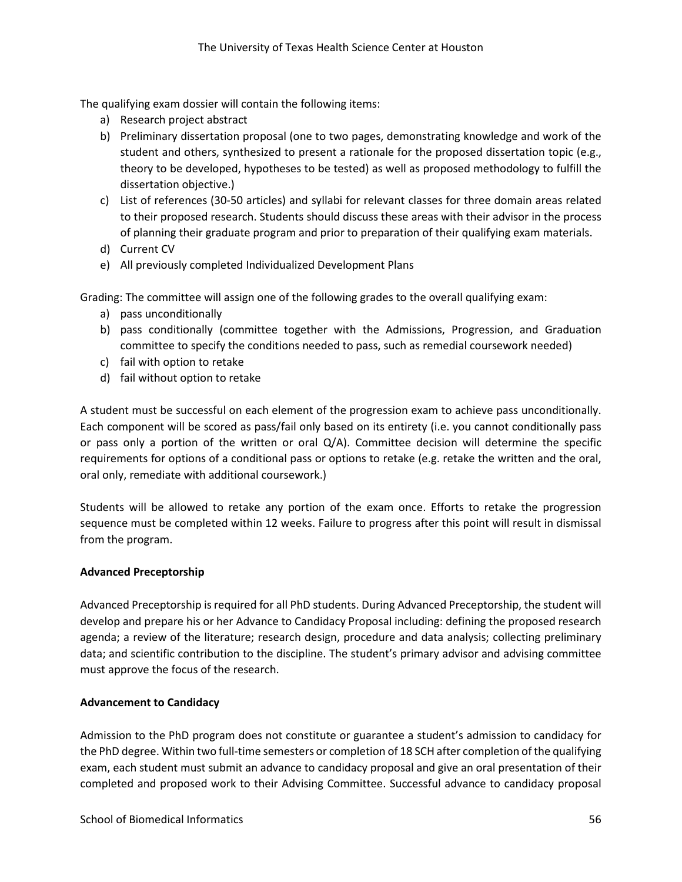The qualifying exam dossier will contain the following items:

a) Research project abstract
b) Preliminary dissertation proposal (one to two pages, demonstrating knowledge and work of the student and others, synthesized to present a rationale for the proposed dissertation topic (e.g., theory to be developed, hypotheses to be tested) as well as proposed methodology to fulfill the dissertation objective.)
c) List of references (30-50 articles) and syllabi for relevant classes for three domain areas related to their proposed research. Students should discuss these areas with their advisor in the process of planning their graduate program and prior to preparation of their qualifying exam materials.
d) Current CV
e) All previously completed Individualized Development Plans

Grading: The committee will assign one of the following grades to the overall qualifying exam:

a) pass unconditionally
b) pass conditionally (committee together with the Admissions, Progression, and Graduation committee to specify the conditions needed to pass, such as remedial coursework needed)
c) fail with option to retake
d) fail without option to retake

A student must be successful on each element of the progression exam to achieve pass unconditionally. Each component will be scored as pass/fail only based on its entirety (i.e. you cannot conditionally pass or pass only a portion of the written or oral Q/A). Committee decision will determine the specific requirements for options of a conditional pass or options to retake (e.g. retake the written and the oral, oral only, remediate with additional coursework.)

Students will be allowed to retake any portion of the exam once. Efforts to retake the progression sequence must be completed within 12 weeks. Failure to progress after this point will result in dismissal from the program.

**Advanced Preceptorship**

Advanced Preceptorship is required for all PhD students. During Advanced Preceptorship, the student will develop and prepare his or her Advance to Candidacy Proposal including: defining the proposed research agenda; a review of the literature; research design, procedure and data analysis; collecting preliminary data; and scientific contribution to the discipline. The student's primary advisor and advising committee must approve the focus of the research.

**Advancement to Candidacy**

Admission to the PhD program does not constitute or guarantee a student's admission to candidacy for the PhD degree. Within two full-time semesters or completion of 18 SCH after completion of the qualifying exam, each student must submit an advance to candidacy proposal and give an oral presentation of their completed and proposed work to their Advising Committee. Successful advance to candidacy proposal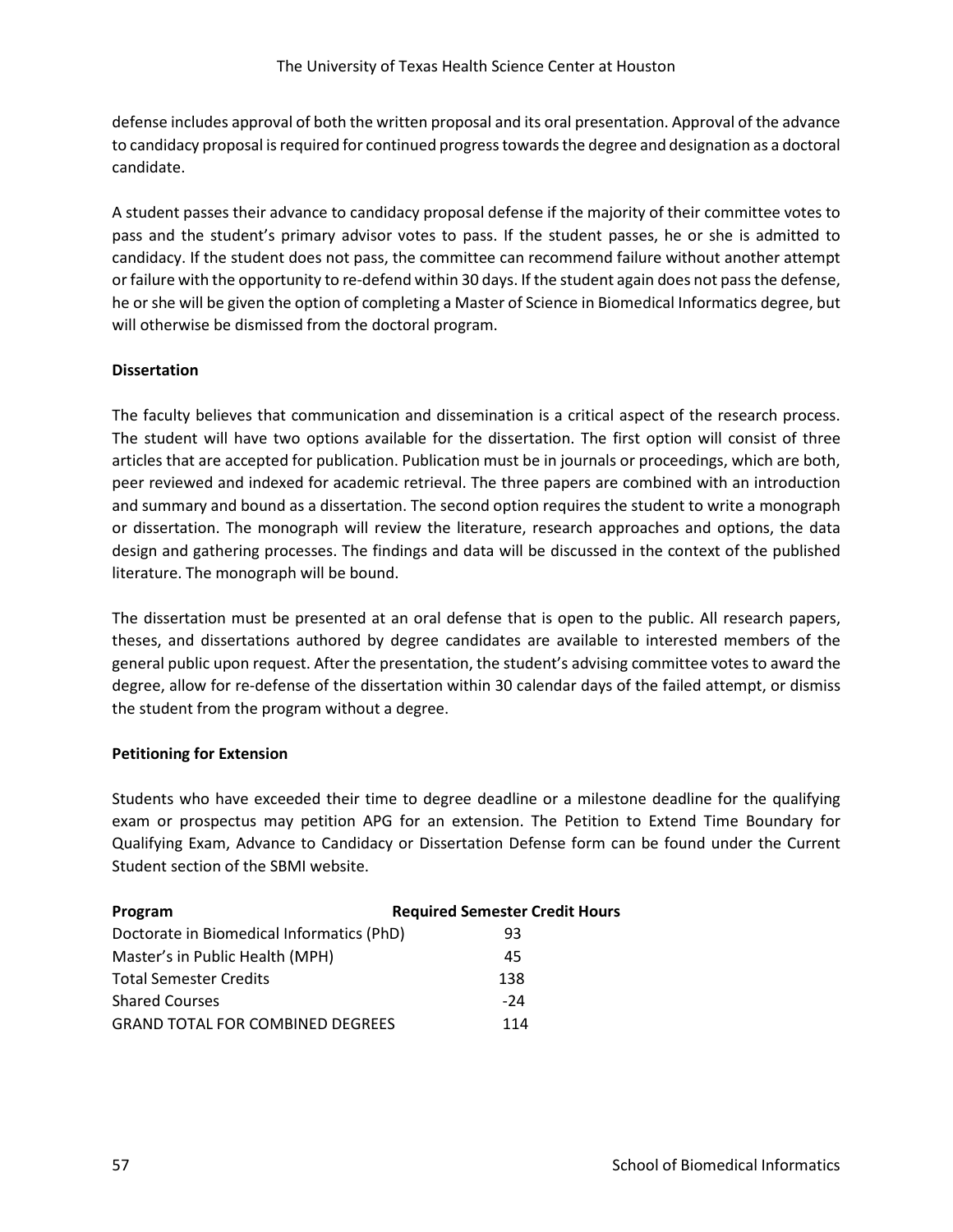defense includes approval of both the written proposal and its oral presentation. Approval of the advance to candidacy proposal is required for continued progress towards the degree and designation as a doctoral candidate.

A student passes their advance to candidacy proposal defense if the majority of their committee votes to pass and the student's primary advisor votes to pass. If the student passes, he or she is admitted to candidacy. If the student does not pass, the committee can recommend failure without another attempt or failure with the opportunity to re-defend within 30 days. If the student again does not pass the defense, he or she will be given the option of completing a Master of Science in Biomedical Informatics degree, but will otherwise be dismissed from the doctoral program.

**Dissertation**

The faculty believes that communication and dissemination is a critical aspect of the research process. The student will have two options available for the dissertation. The first option will consist of three articles that are accepted for publication. Publication must be in journals or proceedings, which are both, peer reviewed and indexed for academic retrieval. The three papers are combined with an introduction and summary and bound as a dissertation. The second option requires the student to write a monograph or dissertation. The monograph will review the literature, research approaches and options, the data design and gathering processes. The findings and data will be discussed in the context of the published literature. The monograph will be bound.

The dissertation must be presented at an oral defense that is open to the public. All research papers, theses, and dissertations authored by degree candidates are available to interested members of the general public upon request. After the presentation, the student's advising committee votes to award the degree, allow for re-defense of the dissertation within 30 calendar days of the failed attempt, or dismiss the student from the program without a degree.

**Petitioning for Extension**

Students who have exceeded their time to degree deadline or a milestone deadline for the qualifying exam or prospectus may petition APG for an extension. The Petition to Extend Time Boundary for Qualifying Exam, Advance to Candidacy or Dissertation Defense form can be found under the Current Student section of the SBMI website.

| Program | Required Semester Credit Hours |
|---|---|
| Doctorate in Biomedical Informatics (PhD) | 93 |
| Master's in Public Health (MPH) | 45 |
| Total Semester Credits | 138 |
| Shared Courses | -24 |
| GRAND TOTAL FOR COMBINED DEGREES | 114 |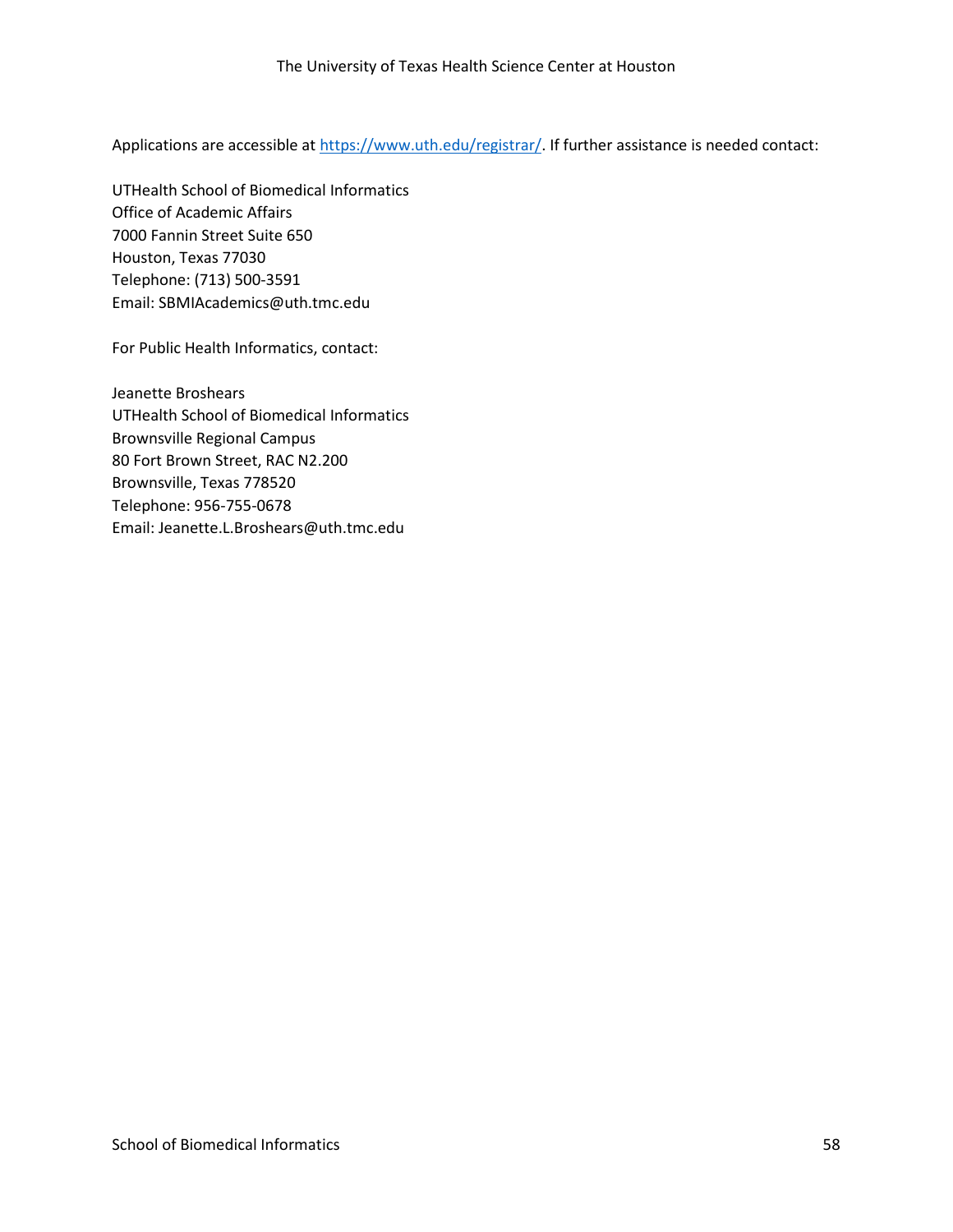Applications are accessible at [https://www.uth.edu/registrar/](https://www.uth.edu/registrar/). If further assistance is needed contact:

UTHealth School of Biomedical Informatics
Office of Academic Affairs
7000 Fannin Street Suite 650
Houston, Texas 77030
Telephone: (713) 500-3591
Email: SBMIAcademics@uth.tmc.edu

For Public Health Informatics, contact:

Jeanette Broshears
UTHealth School of Biomedical Informatics
Brownsville Regional Campus
80 Fort Brown Street, RAC N2.200
Brownsville, Texas 778520
Telephone: 956-755-0678
Email: Jeanette.L.Broshears@uth.tmc.edu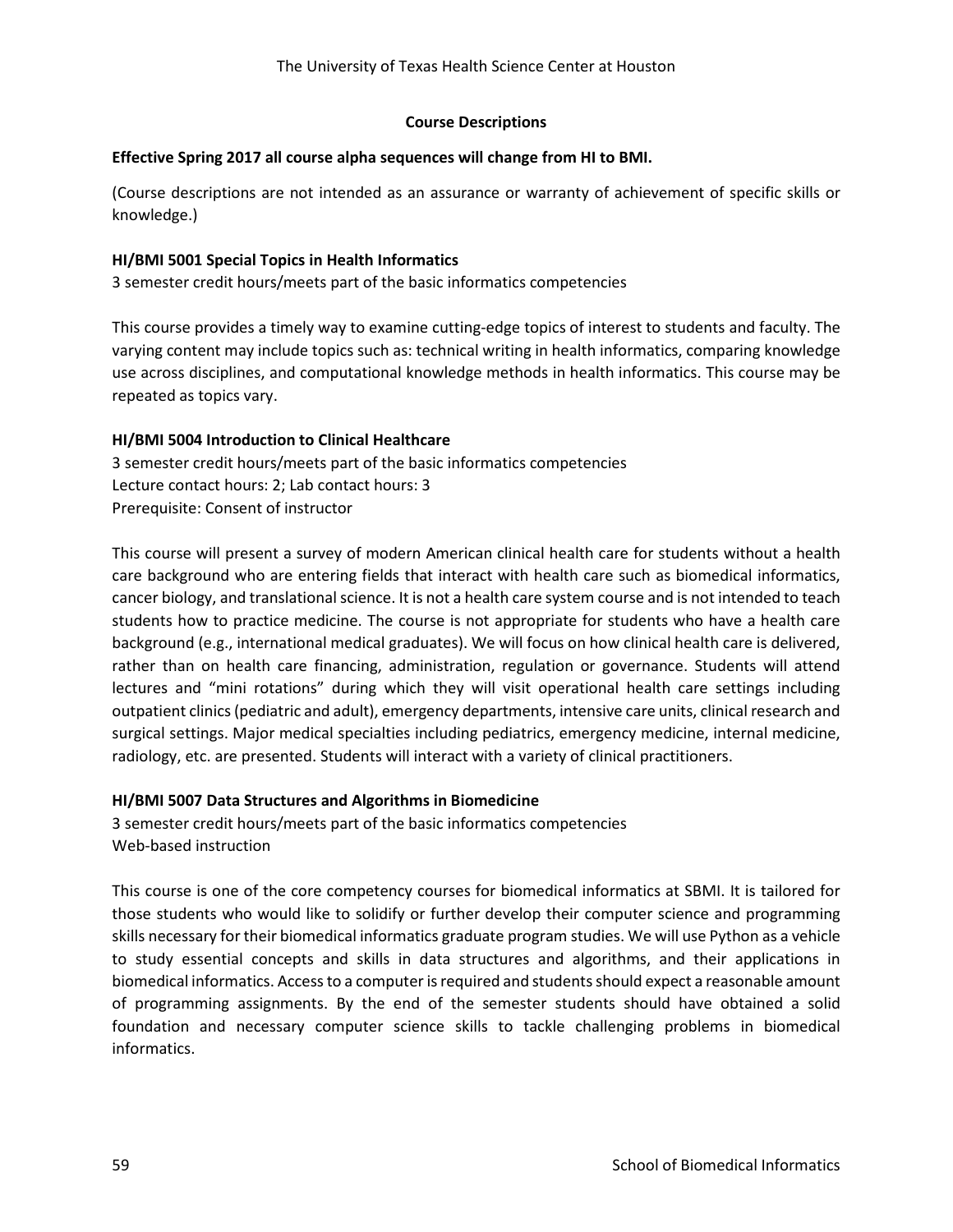## Course Descriptions

**Effective Spring 2017 all course alpha sequences will change from HI to BMI.**

(Course descriptions are not intended as an assurance or warranty of achievement of specific skills or knowledge.)

### HI/BMI 5001 Special Topics in Health Informatics

3 semester credit hours/meets part of the basic informatics competencies

This course provides a timely way to examine cutting-edge topics of interest to students and faculty. The varying content may include topics such as: technical writing in health informatics, comparing knowledge use across disciplines, and computational knowledge methods in health informatics. This course may be repeated as topics vary.

### HI/BMI 5004 Introduction to Clinical Healthcare

3 semester credit hours/meets part of the basic informatics competencies
Lecture contact hours: 2; Lab contact hours: 3
Prerequisite: Consent of instructor

This course will present a survey of modern American clinical health care for students without a health care background who are entering fields that interact with health care such as biomedical informatics, cancer biology, and translational science. It is not a health care system course and is not intended to teach students how to practice medicine. The course is not appropriate for students who have a health care background (e.g., international medical graduates). We will focus on how clinical health care is delivered, rather than on health care financing, administration, regulation or governance. Students will attend lectures and "mini rotations" during which they will visit operational health care settings including outpatient clinics (pediatric and adult), emergency departments, intensive care units, clinical research and surgical settings. Major medical specialties including pediatrics, emergency medicine, internal medicine, radiology, etc. are presented. Students will interact with a variety of clinical practitioners.

### HI/BMI 5007 Data Structures and Algorithms in Biomedicine

3 semester credit hours/meets part of the basic informatics competencies
Web-based instruction

This course is one of the core competency courses for biomedical informatics at SBMI. It is tailored for those students who would like to solidify or further develop their computer science and programming skills necessary for their biomedical informatics graduate program studies. We will use Python as a vehicle to study essential concepts and skills in data structures and algorithms, and their applications in biomedical informatics. Access to a computer is required and students should expect a reasonable amount of programming assignments. By the end of the semester students should have obtained a solid foundation and necessary computer science skills to tackle challenging problems in biomedical informatics.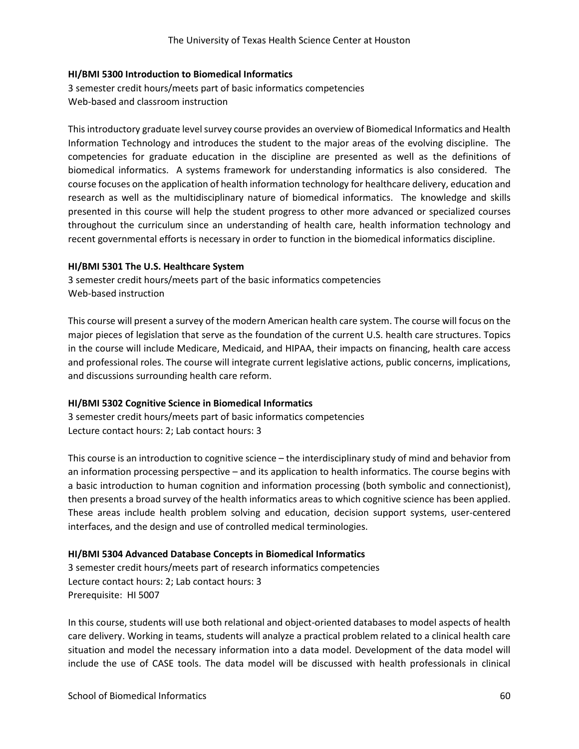**HI/BMI 5300 Introduction to Biomedical Informatics**

3 semester credit hours/meets part of basic informatics competencies
Web-based and classroom instruction

This introductory graduate level survey course provides an overview of Biomedical Informatics and Health Information Technology and introduces the student to the major areas of the evolving discipline. The competencies for graduate education in the discipline are presented as well as the definitions of biomedical informatics. A systems framework for understanding informatics is also considered. The course focuses on the application of health information technology for healthcare delivery, education and research as well as the multidisciplinary nature of biomedical informatics. The knowledge and skills presented in this course will help the student progress to other more advanced or specialized courses throughout the curriculum since an understanding of health care, health information technology and recent governmental efforts is necessary in order to function in the biomedical informatics discipline.

**HI/BMI 5301 The U.S. Healthcare System**

3 semester credit hours/meets part of the basic informatics competencies
Web-based instruction

This course will present a survey of the modern American health care system. The course will focus on the major pieces of legislation that serve as the foundation of the current U.S. health care structures. Topics in the course will include Medicare, Medicaid, and HIPAA, their impacts on financing, health care access and professional roles. The course will integrate current legislative actions, public concerns, implications, and discussions surrounding health care reform.

**HI/BMI 5302 Cognitive Science in Biomedical Informatics**

3 semester credit hours/meets part of basic informatics competencies
Lecture contact hours: 2; Lab contact hours: 3

This course is an introduction to cognitive science – the interdisciplinary study of mind and behavior from an information processing perspective – and its application to health informatics. The course begins with a basic introduction to human cognition and information processing (both symbolic and connectionist), then presents a broad survey of the health informatics areas to which cognitive science has been applied. These areas include health problem solving and education, decision support systems, user-centered interfaces, and the design and use of controlled medical terminologies.

**HI/BMI 5304 Advanced Database Concepts in Biomedical Informatics**

3 semester credit hours/meets part of research informatics competencies
Lecture contact hours: 2; Lab contact hours: 3
Prerequisite: HI 5007

In this course, students will use both relational and object-oriented databases to model aspects of health care delivery. Working in teams, students will analyze a practical problem related to a clinical health care situation and model the necessary information into a data model. Development of the data model will include the use of CASE tools. The data model will be discussed with health professionals in clinical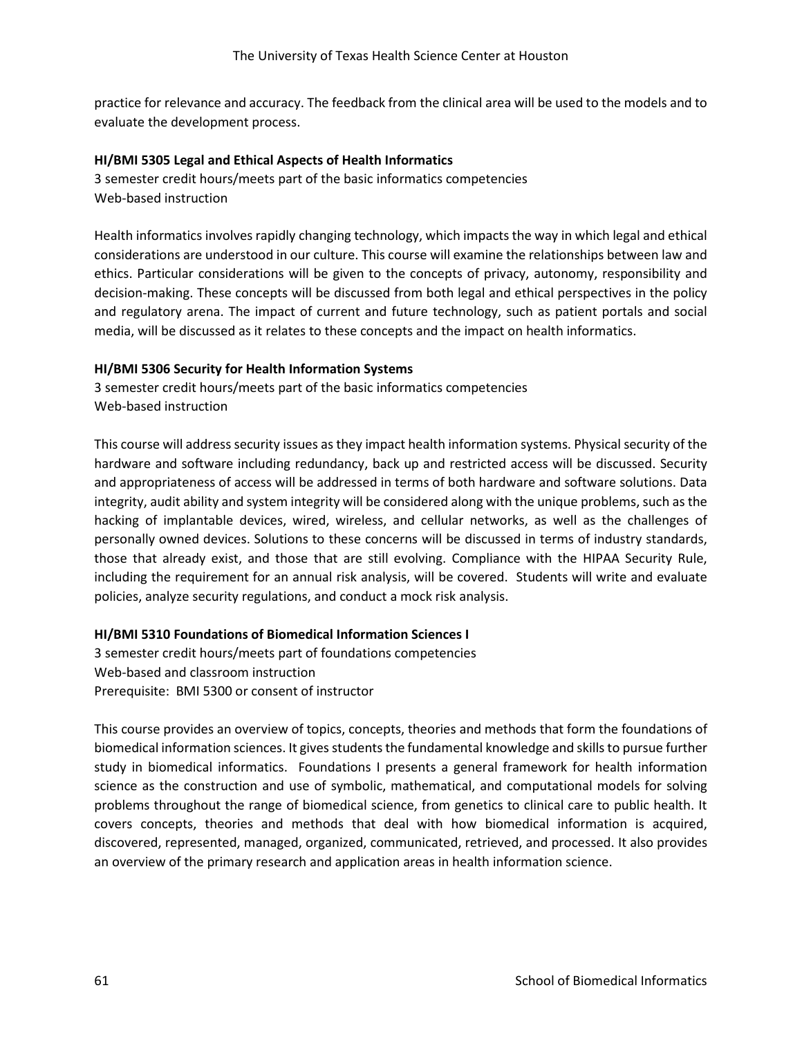practice for relevance and accuracy. The feedback from the clinical area will be used to the models and to evaluate the development process.

**HI/BMI 5305 Legal and Ethical Aspects of Health Informatics**

3 semester credit hours/meets part of the basic informatics competencies
Web-based instruction

Health informatics involves rapidly changing technology, which impacts the way in which legal and ethical considerations are understood in our culture. This course will examine the relationships between law and ethics. Particular considerations will be given to the concepts of privacy, autonomy, responsibility and decision-making. These concepts will be discussed from both legal and ethical perspectives in the policy and regulatory arena. The impact of current and future technology, such as patient portals and social media, will be discussed as it relates to these concepts and the impact on health informatics.

**HI/BMI 5306 Security for Health Information Systems**

3 semester credit hours/meets part of the basic informatics competencies
Web-based instruction

This course will address security issues as they impact health information systems. Physical security of the hardware and software including redundancy, back up and restricted access will be discussed. Security and appropriateness of access will be addressed in terms of both hardware and software solutions. Data integrity, audit ability and system integrity will be considered along with the unique problems, such as the hacking of implantable devices, wired, wireless, and cellular networks, as well as the challenges of personally owned devices. Solutions to these concerns will be discussed in terms of industry standards, those that already exist, and those that are still evolving. Compliance with the HIPAA Security Rule, including the requirement for an annual risk analysis, will be covered. Students will write and evaluate policies, analyze security regulations, and conduct a mock risk analysis.

**HI/BMI 5310 Foundations of Biomedical Information Sciences I**

3 semester credit hours/meets part of foundations competencies
Web-based and classroom instruction
Prerequisite: BMI 5300 or consent of instructor

This course provides an overview of topics, concepts, theories and methods that form the foundations of biomedical information sciences. It gives students the fundamental knowledge and skills to pursue further study in biomedical informatics. Foundations I presents a general framework for health information science as the construction and use of symbolic, mathematical, and computational models for solving problems throughout the range of biomedical science, from genetics to clinical care to public health. It covers concepts, theories and methods that deal with how biomedical information is acquired, discovered, represented, managed, organized, communicated, retrieved, and processed. It also provides an overview of the primary research and application areas in health information science.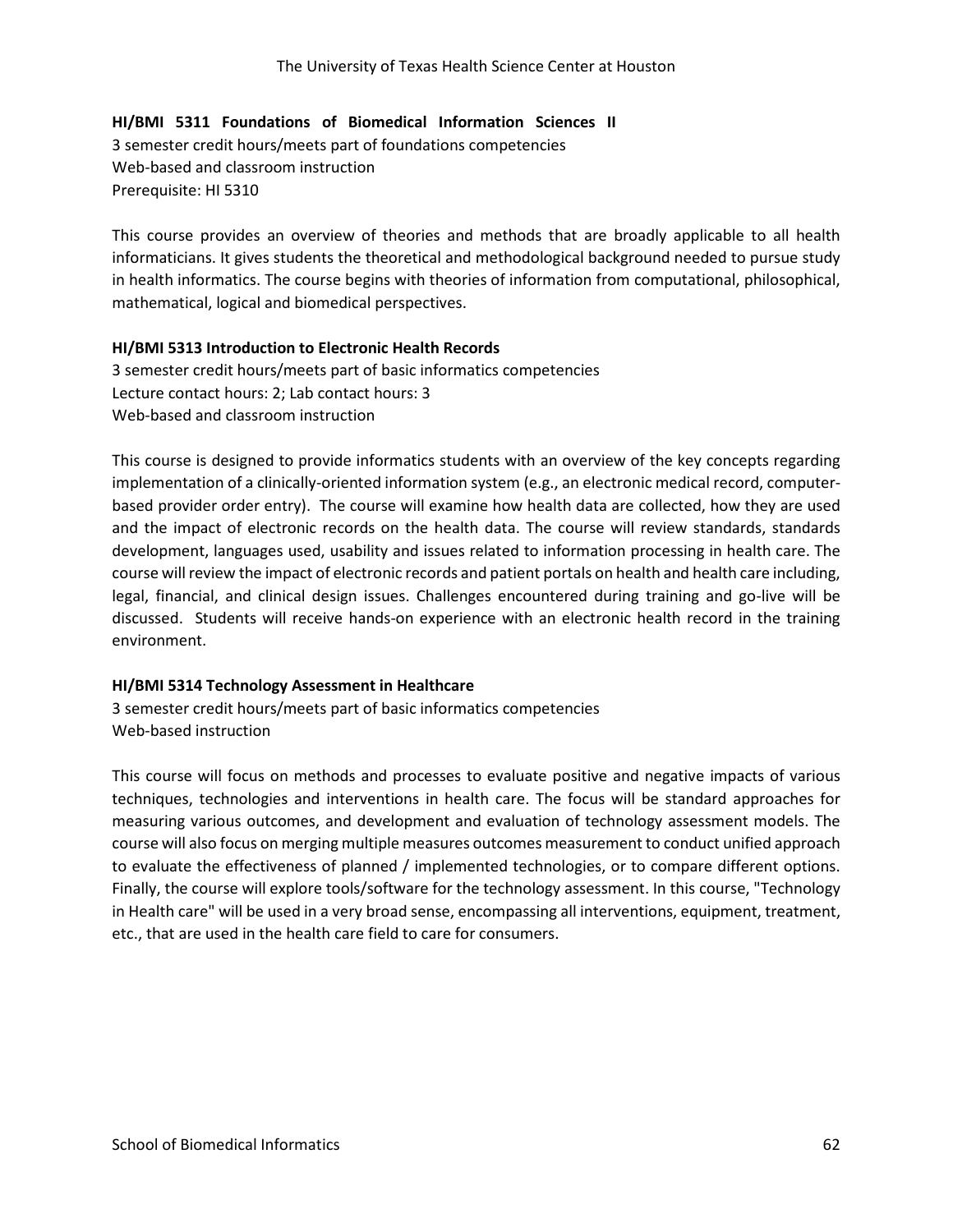**HI/BMI 5311 Foundations of Biomedical Information Sciences II**
3 semester credit hours/meets part of foundations competencies
Web-based and classroom instruction
Prerequisite: HI 5310

This course provides an overview of theories and methods that are broadly applicable to all health informaticians. It gives students the theoretical and methodological background needed to pursue study in health informatics. The course begins with theories of information from computational, philosophical, mathematical, logical and biomedical perspectives.

**HI/BMI 5313 Introduction to Electronic Health Records**
3 semester credit hours/meets part of basic informatics competencies
Lecture contact hours: 2; Lab contact hours: 3
Web-based and classroom instruction

This course is designed to provide informatics students with an overview of the key concepts regarding implementation of a clinically-oriented information system (e.g., an electronic medical record, computer-based provider order entry). The course will examine how health data are collected, how they are used and the impact of electronic records on the health data. The course will review standards, standards development, languages used, usability and issues related to information processing in health care. The course will review the impact of electronic records and patient portals on health and health care including, legal, financial, and clinical design issues. Challenges encountered during training and go-live will be discussed. Students will receive hands-on experience with an electronic health record in the training environment.

**HI/BMI 5314 Technology Assessment in Healthcare**
3 semester credit hours/meets part of basic informatics competencies
Web-based instruction

This course will focus on methods and processes to evaluate positive and negative impacts of various techniques, technologies and interventions in health care. The focus will be standard approaches for measuring various outcomes, and development and evaluation of technology assessment models. The course will also focus on merging multiple measures outcomes measurement to conduct unified approach to evaluate the effectiveness of planned / implemented technologies, or to compare different options. Finally, the course will explore tools/software for the technology assessment. In this course, "Technology in Health care" will be used in a very broad sense, encompassing all interventions, equipment, treatment, etc., that are used in the health care field to care for consumers.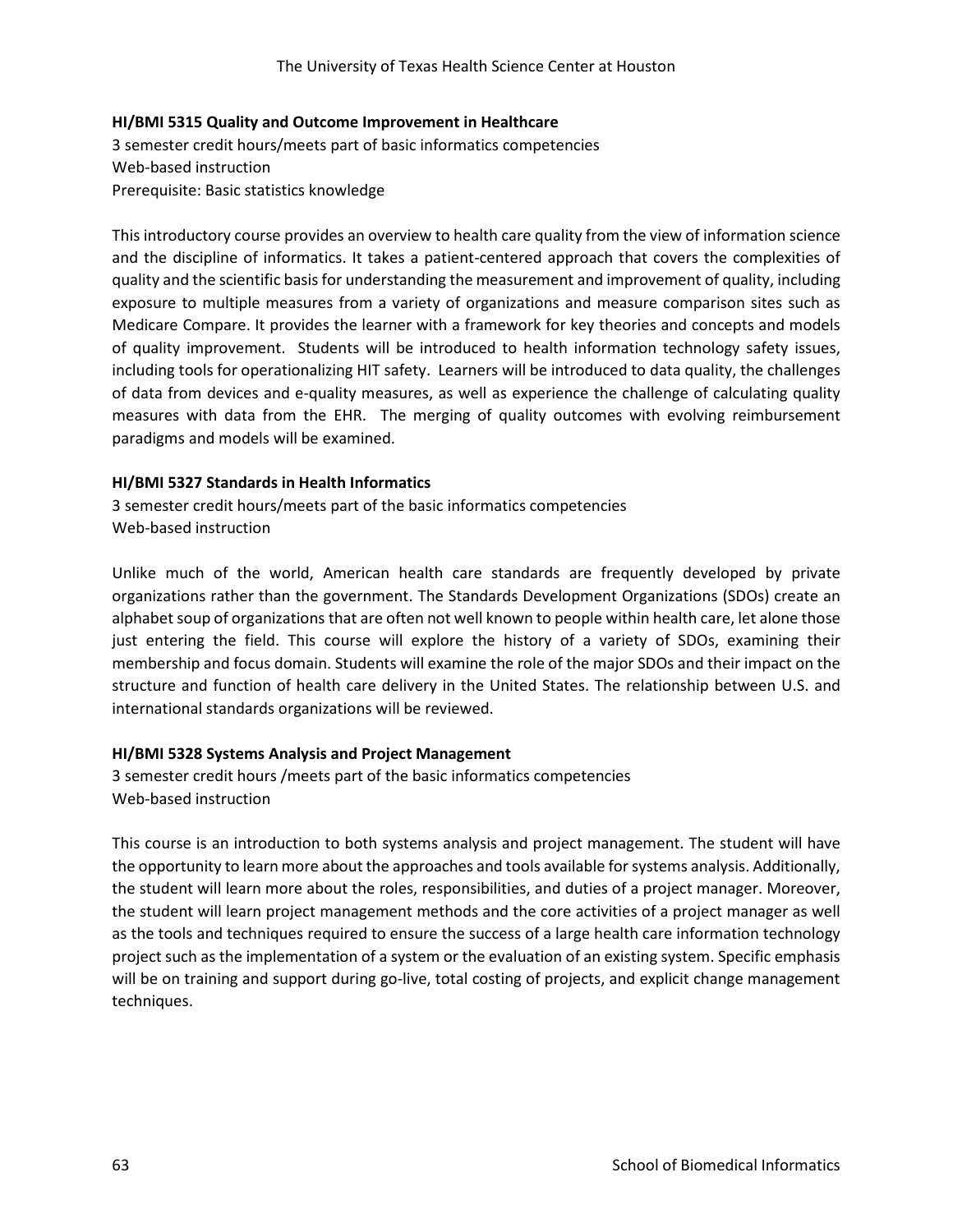### HI/BMI 5315 Quality and Outcome Improvement in Healthcare

3 semester credit hours/meets part of basic informatics competencies
Web-based instruction
Prerequisite: Basic statistics knowledge

This introductory course provides an overview to health care quality from the view of information science and the discipline of informatics. It takes a patient-centered approach that covers the complexities of quality and the scientific basis for understanding the measurement and improvement of quality, including exposure to multiple measures from a variety of organizations and measure comparison sites such as Medicare Compare. It provides the learner with a framework for key theories and concepts and models of quality improvement. Students will be introduced to health information technology safety issues, including tools for operationalizing HIT safety. Learners will be introduced to data quality, the challenges of data from devices and e-quality measures, as well as experience the challenge of calculating quality measures with data from the EHR. The merging of quality outcomes with evolving reimbursement paradigms and models will be examined.

### HI/BMI 5327 Standards in Health Informatics

3 semester credit hours/meets part of the basic informatics competencies
Web-based instruction

Unlike much of the world, American health care standards are frequently developed by private organizations rather than the government. The Standards Development Organizations (SDOs) create an alphabet soup of organizations that are often not well known to people within health care, let alone those just entering the field. This course will explore the history of a variety of SDOs, examining their membership and focus domain. Students will examine the role of the major SDOs and their impact on the structure and function of health care delivery in the United States. The relationship between U.S. and international standards organizations will be reviewed.

### HI/BMI 5328 Systems Analysis and Project Management

3 semester credit hours /meets part of the basic informatics competencies
Web-based instruction

This course is an introduction to both systems analysis and project management. The student will have the opportunity to learn more about the approaches and tools available for systems analysis. Additionally, the student will learn more about the roles, responsibilities, and duties of a project manager. Moreover, the student will learn project management methods and the core activities of a project manager as well as the tools and techniques required to ensure the success of a large health care information technology project such as the implementation of a system or the evaluation of an existing system. Specific emphasis will be on training and support during go-live, total costing of projects, and explicit change management techniques.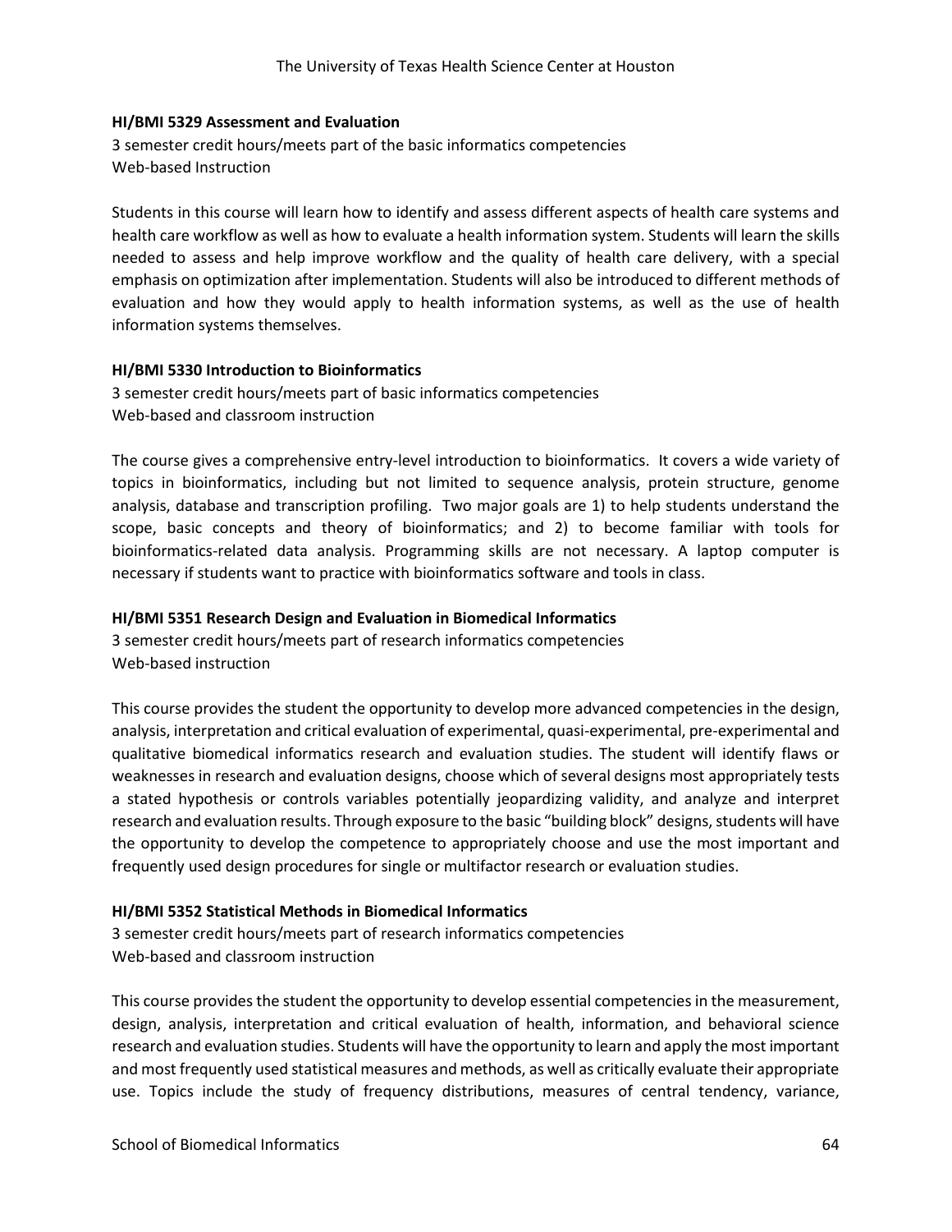**HI/BMI 5329 Assessment and Evaluation**

3 semester credit hours/meets part of the basic informatics competencies
Web-based Instruction

Students in this course will learn how to identify and assess different aspects of health care systems and health care workflow as well as how to evaluate a health information system. Students will learn the skills needed to assess and help improve workflow and the quality of health care delivery, with a special emphasis on optimization after implementation. Students will also be introduced to different methods of evaluation and how they would apply to health information systems, as well as the use of health information systems themselves.

**HI/BMI 5330 Introduction to Bioinformatics**

3 semester credit hours/meets part of basic informatics competencies
Web-based and classroom instruction

The course gives a comprehensive entry-level introduction to bioinformatics. It covers a wide variety of topics in bioinformatics, including but not limited to sequence analysis, protein structure, genome analysis, database and transcription profiling. Two major goals are 1) to help students understand the scope, basic concepts and theory of bioinformatics; and 2) to become familiar with tools for bioinformatics-related data analysis. Programming skills are not necessary. A laptop computer is necessary if students want to practice with bioinformatics software and tools in class.

**HI/BMI 5351 Research Design and Evaluation in Biomedical Informatics**

3 semester credit hours/meets part of research informatics competencies
Web-based instruction

This course provides the student the opportunity to develop more advanced competencies in the design, analysis, interpretation and critical evaluation of experimental, quasi-experimental, pre-experimental and qualitative biomedical informatics research and evaluation studies. The student will identify flaws or weaknesses in research and evaluation designs, choose which of several designs most appropriately tests a stated hypothesis or controls variables potentially jeopardizing validity, and analyze and interpret research and evaluation results. Through exposure to the basic "building block" designs, students will have the opportunity to develop the competence to appropriately choose and use the most important and frequently used design procedures for single or multifactor research or evaluation studies.

**HI/BMI 5352 Statistical Methods in Biomedical Informatics**

3 semester credit hours/meets part of research informatics competencies
Web-based and classroom instruction

This course provides the student the opportunity to develop essential competencies in the measurement, design, analysis, interpretation and critical evaluation of health, information, and behavioral science research and evaluation studies. Students will have the opportunity to learn and apply the most important and most frequently used statistical measures and methods, as well as critically evaluate their appropriate use. Topics include the study of frequency distributions, measures of central tendency, variance,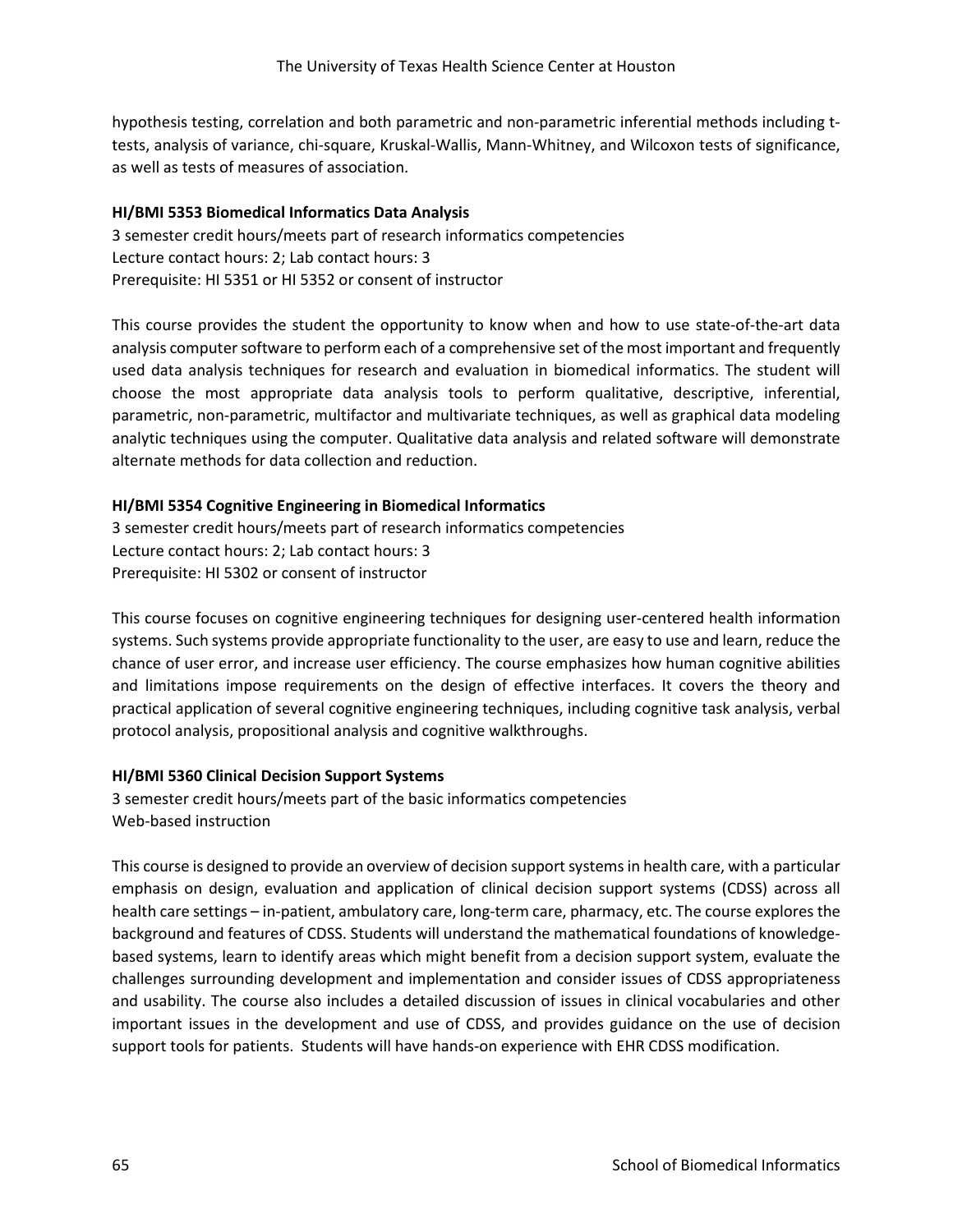hypothesis testing, correlation and both parametric and non-parametric inferential methods including t-tests, analysis of variance, chi-square, Kruskal-Wallis, Mann-Whitney, and Wilcoxon tests of significance, as well as tests of measures of association.

**HI/BMI 5353 Biomedical Informatics Data Analysis**

3 semester credit hours/meets part of research informatics competencies
Lecture contact hours: 2; Lab contact hours: 3
Prerequisite: HI 5351 or HI 5352 or consent of instructor

This course provides the student the opportunity to know when and how to use state-of-the-art data analysis computer software to perform each of a comprehensive set of the most important and frequently used data analysis techniques for research and evaluation in biomedical informatics. The student will choose the most appropriate data analysis tools to perform qualitative, descriptive, inferential, parametric, non-parametric, multifactor and multivariate techniques, as well as graphical data modeling analytic techniques using the computer. Qualitative data analysis and related software will demonstrate alternate methods for data collection and reduction.

**HI/BMI 5354 Cognitive Engineering in Biomedical Informatics**

3 semester credit hours/meets part of research informatics competencies
Lecture contact hours: 2; Lab contact hours: 3
Prerequisite: HI 5302 or consent of instructor

This course focuses on cognitive engineering techniques for designing user-centered health information systems. Such systems provide appropriate functionality to the user, are easy to use and learn, reduce the chance of user error, and increase user efficiency. The course emphasizes how human cognitive abilities and limitations impose requirements on the design of effective interfaces. It covers the theory and practical application of several cognitive engineering techniques, including cognitive task analysis, verbal protocol analysis, propositional analysis and cognitive walkthroughs.

**HI/BMI 5360 Clinical Decision Support Systems**

3 semester credit hours/meets part of the basic informatics competencies
Web-based instruction

This course is designed to provide an overview of decision support systems in health care, with a particular emphasis on design, evaluation and application of clinical decision support systems (CDSS) across all health care settings – in-patient, ambulatory care, long-term care, pharmacy, etc. The course explores the background and features of CDSS. Students will understand the mathematical foundations of knowledge-based systems, learn to identify areas which might benefit from a decision support system, evaluate the challenges surrounding development and implementation and consider issues of CDSS appropriateness and usability. The course also includes a detailed discussion of issues in clinical vocabularies and other important issues in the development and use of CDSS, and provides guidance on the use of decision support tools for patients. Students will have hands-on experience with EHR CDSS modification.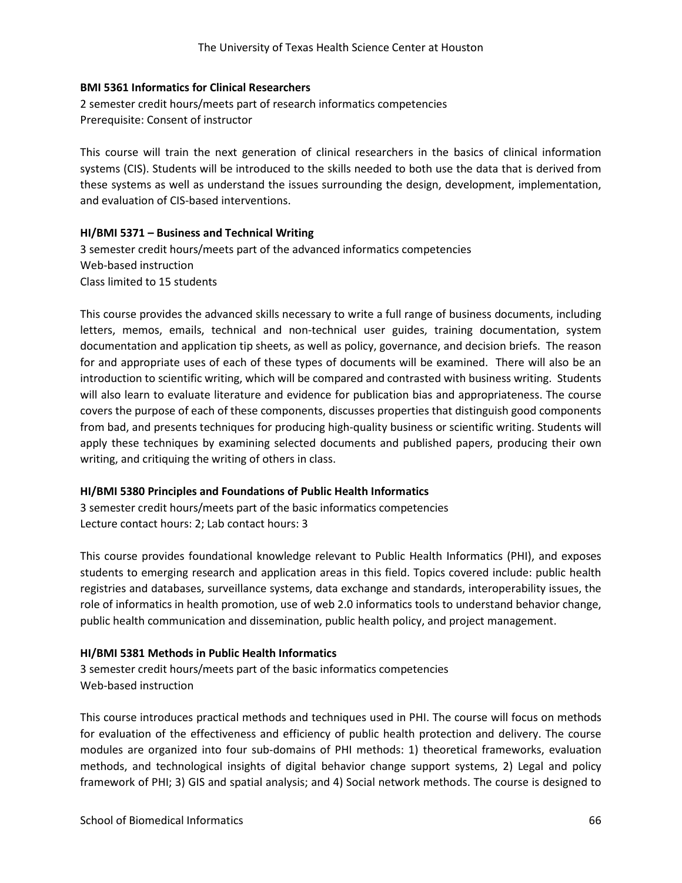**BMI 5361 Informatics for Clinical Researchers**

2 semester credit hours/meets part of research informatics competencies
Prerequisite: Consent of instructor

This course will train the next generation of clinical researchers in the basics of clinical information systems (CIS). Students will be introduced to the skills needed to both use the data that is derived from these systems as well as understand the issues surrounding the design, development, implementation, and evaluation of CIS-based interventions.

**HI/BMI 5371 – Business and Technical Writing**

3 semester credit hours/meets part of the advanced informatics competencies
Web-based instruction
Class limited to 15 students

This course provides the advanced skills necessary to write a full range of business documents, including letters, memos, emails, technical and non-technical user guides, training documentation, system documentation and application tip sheets, as well as policy, governance, and decision briefs. The reason for and appropriate uses of each of these types of documents will be examined. There will also be an introduction to scientific writing, which will be compared and contrasted with business writing. Students will also learn to evaluate literature and evidence for publication bias and appropriateness. The course covers the purpose of each of these components, discusses properties that distinguish good components from bad, and presents techniques for producing high-quality business or scientific writing. Students will apply these techniques by examining selected documents and published papers, producing their own writing, and critiquing the writing of others in class.

**HI/BMI 5380 Principles and Foundations of Public Health Informatics**

3 semester credit hours/meets part of the basic informatics competencies
Lecture contact hours: 2; Lab contact hours: 3

This course provides foundational knowledge relevant to Public Health Informatics (PHI), and exposes students to emerging research and application areas in this field. Topics covered include: public health registries and databases, surveillance systems, data exchange and standards, interoperability issues, the role of informatics in health promotion, use of web 2.0 informatics tools to understand behavior change, public health communication and dissemination, public health policy, and project management.

**HI/BMI 5381 Methods in Public Health Informatics**

3 semester credit hours/meets part of the basic informatics competencies
Web-based instruction

This course introduces practical methods and techniques used in PHI. The course will focus on methods for evaluation of the effectiveness and efficiency of public health protection and delivery. The course modules are organized into four sub-domains of PHI methods: 1) theoretical frameworks, evaluation methods, and technological insights of digital behavior change support systems, 2) Legal and policy framework of PHI; 3) GIS and spatial analysis; and 4) Social network methods. The course is designed to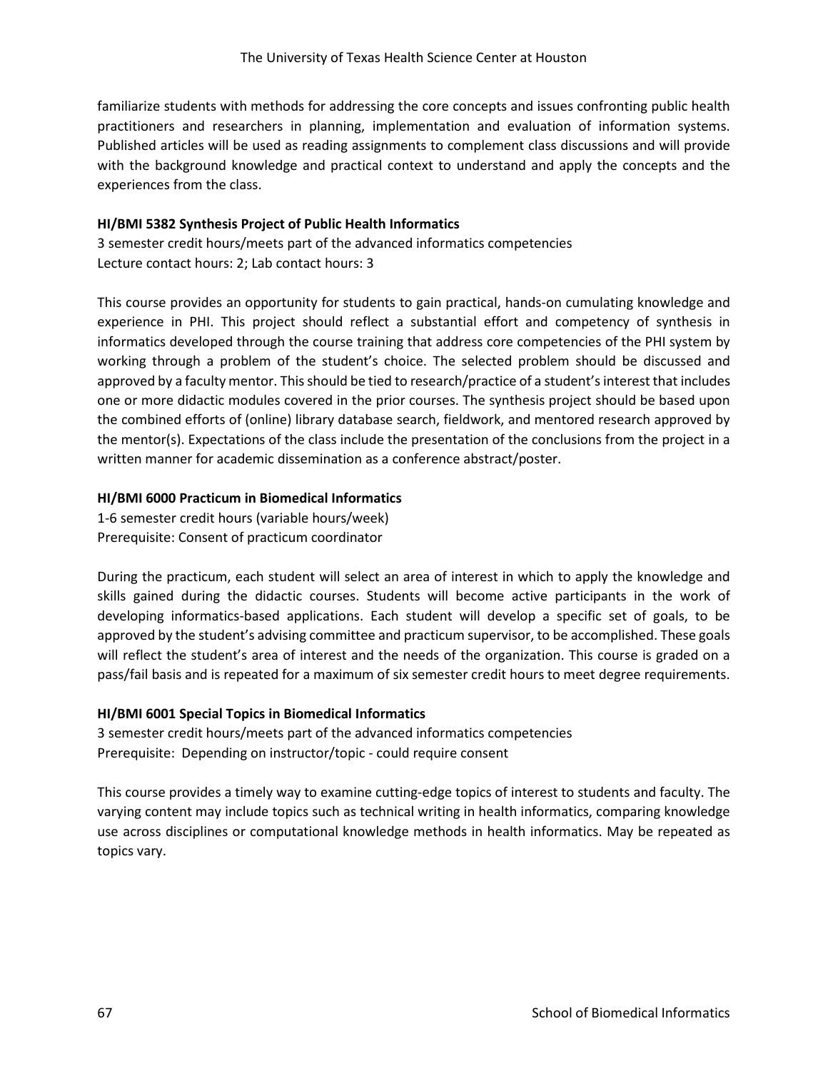familiarize students with methods for addressing the core concepts and issues confronting public health practitioners and researchers in planning, implementation and evaluation of information systems. Published articles will be used as reading assignments to complement class discussions and will provide with the background knowledge and practical context to understand and apply the concepts and the experiences from the class.

**HI/BMI 5382 Synthesis Project of Public Health Informatics**
3 semester credit hours/meets part of the advanced informatics competencies
Lecture contact hours: 2; Lab contact hours: 3

This course provides an opportunity for students to gain practical, hands-on cumulating knowledge and experience in PHI. This project should reflect a substantial effort and competency of synthesis in informatics developed through the course training that address core competencies of the PHI system by working through a problem of the student's choice. The selected problem should be discussed and approved by a faculty mentor. This should be tied to research/practice of a student's interest that includes one or more didactic modules covered in the prior courses. The synthesis project should be based upon the combined efforts of (online) library database search, fieldwork, and mentored research approved by the mentor(s). Expectations of the class include the presentation of the conclusions from the project in a written manner for academic dissemination as a conference abstract/poster.

**HI/BMI 6000 Practicum in Biomedical Informatics**
1-6 semester credit hours (variable hours/week)
Prerequisite: Consent of practicum coordinator

During the practicum, each student will select an area of interest in which to apply the knowledge and skills gained during the didactic courses. Students will become active participants in the work of developing informatics-based applications. Each student will develop a specific set of goals, to be approved by the student's advising committee and practicum supervisor, to be accomplished. These goals will reflect the student's area of interest and the needs of the organization. This course is graded on a pass/fail basis and is repeated for a maximum of six semester credit hours to meet degree requirements.

**HI/BMI 6001 Special Topics in Biomedical Informatics**
3 semester credit hours/meets part of the advanced informatics competencies
Prerequisite: Depending on instructor/topic - could require consent

This course provides a timely way to examine cutting-edge topics of interest to students and faculty. The varying content may include topics such as technical writing in health informatics, comparing knowledge use across disciplines or computational knowledge methods in health informatics. May be repeated as topics vary.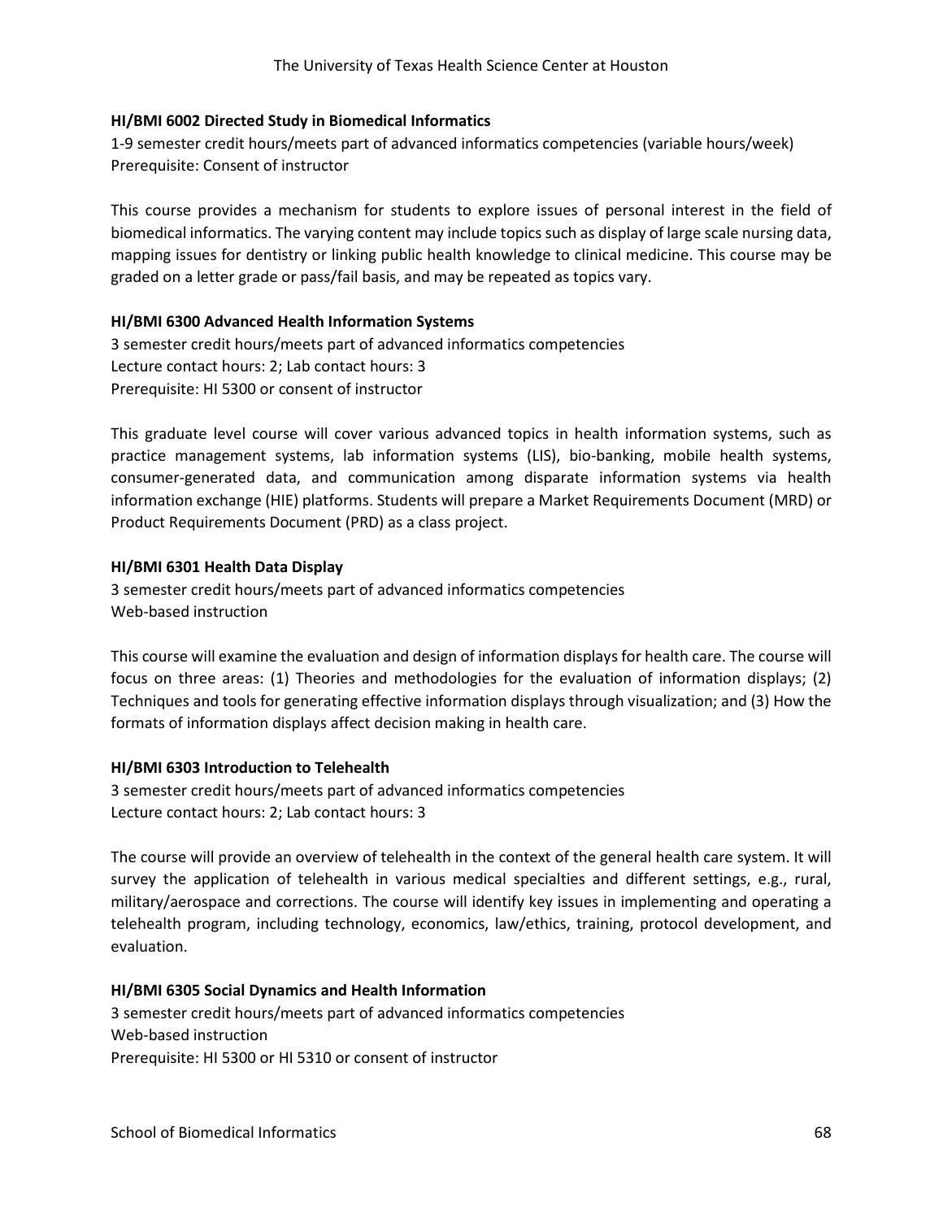### HI/BMI 6002 Directed Study in Biomedical Informatics

1-9 semester credit hours/meets part of advanced informatics competencies (variable hours/week)
Prerequisite: Consent of instructor

This course provides a mechanism for students to explore issues of personal interest in the field of biomedical informatics. The varying content may include topics such as display of large scale nursing data, mapping issues for dentistry or linking public health knowledge to clinical medicine. This course may be graded on a letter grade or pass/fail basis, and may be repeated as topics vary.

### HI/BMI 6300 Advanced Health Information Systems

3 semester credit hours/meets part of advanced informatics competencies
Lecture contact hours: 2; Lab contact hours: 3
Prerequisite: HI 5300 or consent of instructor

This graduate level course will cover various advanced topics in health information systems, such as practice management systems, lab information systems (LIS), bio-banking, mobile health systems, consumer-generated data, and communication among disparate information systems via health information exchange (HIE) platforms. Students will prepare a Market Requirements Document (MRD) or Product Requirements Document (PRD) as a class project.

### HI/BMI 6301 Health Data Display

3 semester credit hours/meets part of advanced informatics competencies
Web-based instruction

This course will examine the evaluation and design of information displays for health care. The course will focus on three areas: (1) Theories and methodologies for the evaluation of information displays; (2) Techniques and tools for generating effective information displays through visualization; and (3) How the formats of information displays affect decision making in health care.

### HI/BMI 6303 Introduction to Telehealth

3 semester credit hours/meets part of advanced informatics competencies
Lecture contact hours: 2; Lab contact hours: 3

The course will provide an overview of telehealth in the context of the general health care system. It will survey the application of telehealth in various medical specialties and different settings, e.g., rural, military/aerospace and corrections. The course will identify key issues in implementing and operating a telehealth program, including technology, economics, law/ethics, training, protocol development, and evaluation.

### HI/BMI 6305 Social Dynamics and Health Information

3 semester credit hours/meets part of advanced informatics competencies
Web-based instruction
Prerequisite: HI 5300 or HI 5310 or consent of instructor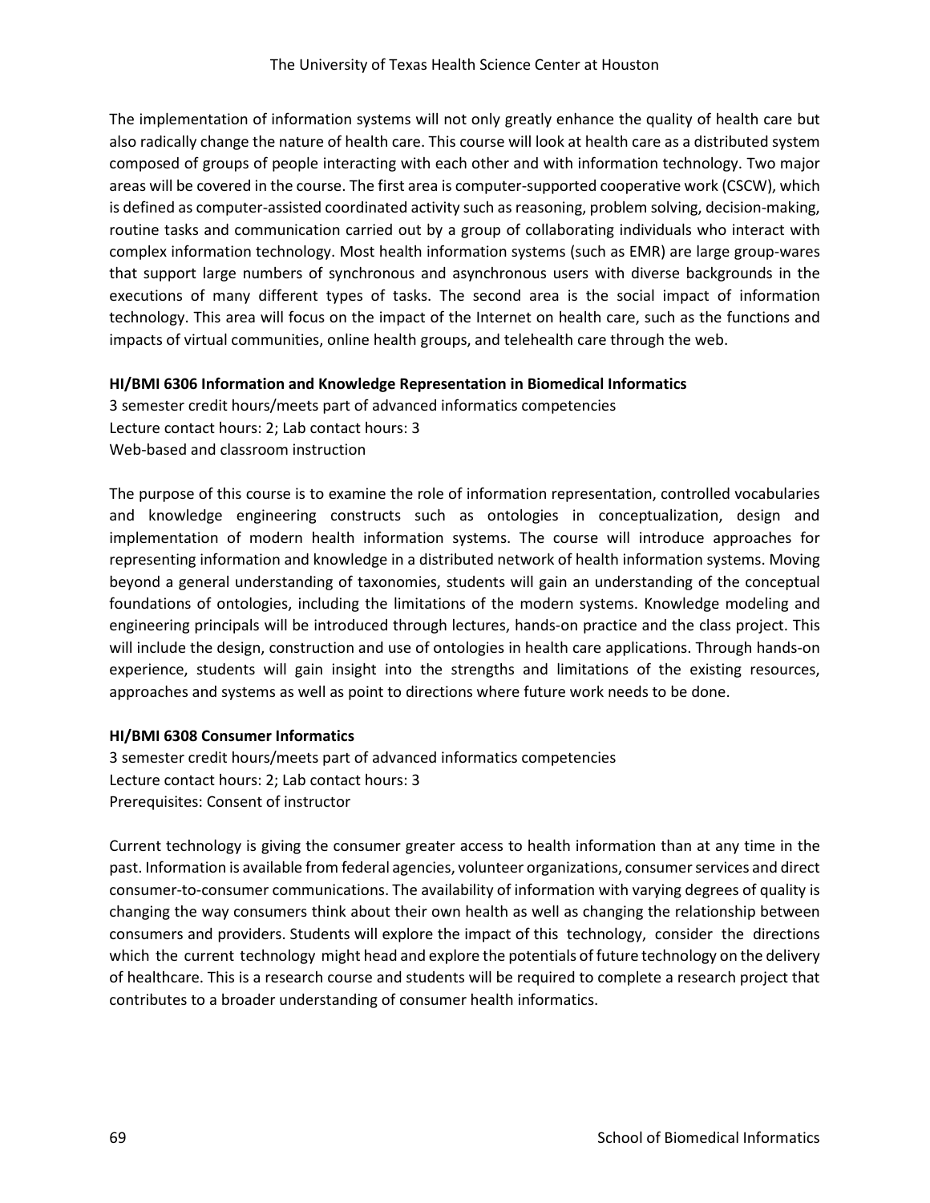The implementation of information systems will not only greatly enhance the quality of health care but also radically change the nature of health care. This course will look at health care as a distributed system composed of groups of people interacting with each other and with information technology. Two major areas will be covered in the course. The first area is computer-supported cooperative work (CSCW), which is defined as computer-assisted coordinated activity such as reasoning, problem solving, decision-making, routine tasks and communication carried out by a group of collaborating individuals who interact with complex information technology. Most health information systems (such as EMR) are large group-wares that support large numbers of synchronous and asynchronous users with diverse backgrounds in the executions of many different types of tasks. The second area is the social impact of information technology. This area will focus on the impact of the Internet on health care, such as the functions and impacts of virtual communities, online health groups, and telehealth care through the web.

**HI/BMI 6306 Information and Knowledge Representation in Biomedical Informatics**
3 semester credit hours/meets part of advanced informatics competencies
Lecture contact hours: 2; Lab contact hours: 3
Web-based and classroom instruction

The purpose of this course is to examine the role of information representation, controlled vocabularies and knowledge engineering constructs such as ontologies in conceptualization, design and implementation of modern health information systems. The course will introduce approaches for representing information and knowledge in a distributed network of health information systems. Moving beyond a general understanding of taxonomies, students will gain an understanding of the conceptual foundations of ontologies, including the limitations of the modern systems. Knowledge modeling and engineering principals will be introduced through lectures, hands-on practice and the class project. This will include the design, construction and use of ontologies in health care applications. Through hands-on experience, students will gain insight into the strengths and limitations of the existing resources, approaches and systems as well as point to directions where future work needs to be done.

**HI/BMI 6308 Consumer Informatics**
3 semester credit hours/meets part of advanced informatics competencies
Lecture contact hours: 2; Lab contact hours: 3
Prerequisites: Consent of instructor

Current technology is giving the consumer greater access to health information than at any time in the past. Information is available from federal agencies, volunteer organizations, consumer services and direct consumer-to-consumer communications. The availability of information with varying degrees of quality is changing the way consumers think about their own health as well as changing the relationship between consumers and providers. Students will explore the impact of this technology, consider the directions which the current technology might head and explore the potentials of future technology on the delivery of healthcare. This is a research course and students will be required to complete a research project that contributes to a broader understanding of consumer health informatics.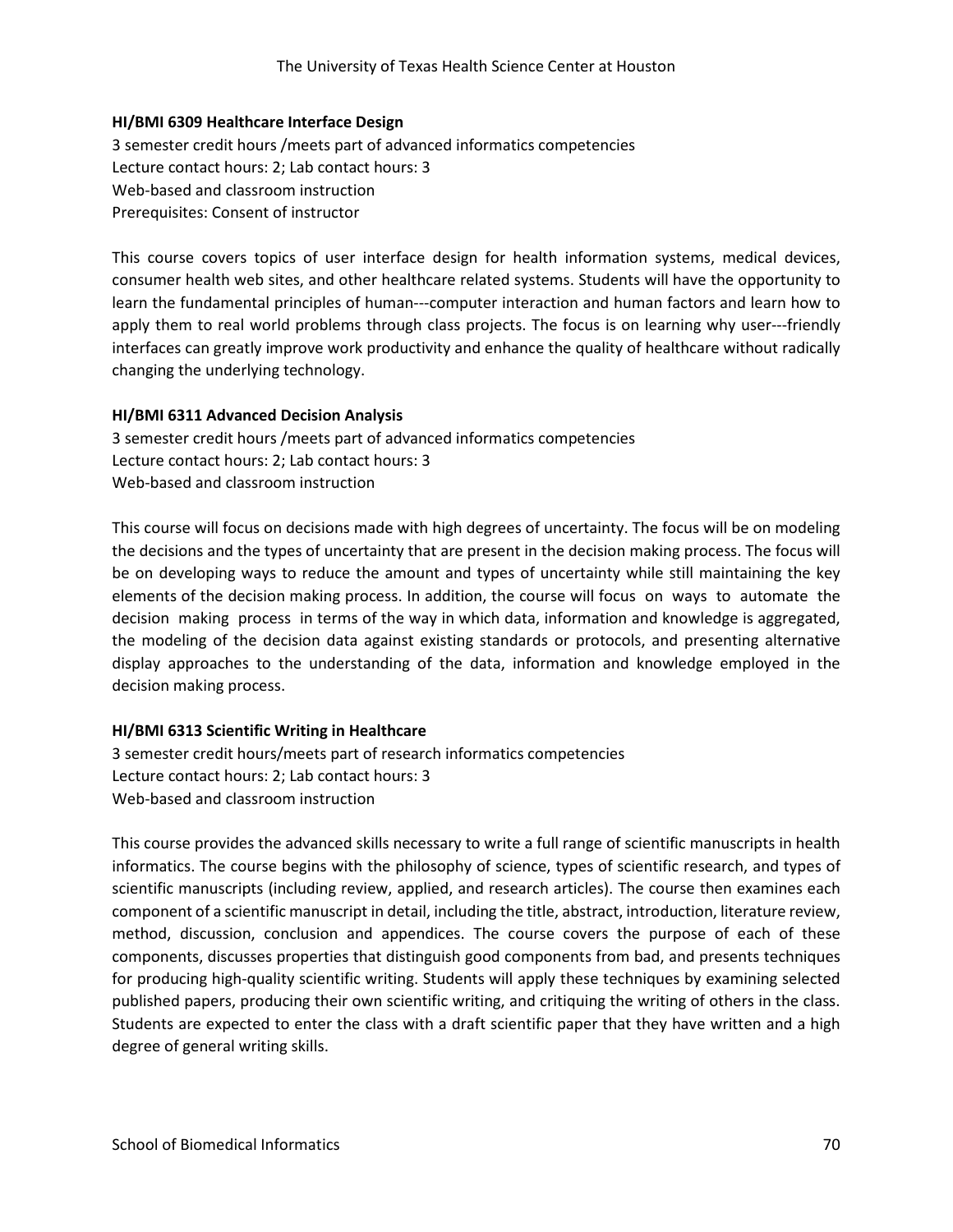**HI/BMI 6309 Healthcare Interface Design**

3 semester credit hours /meets part of advanced informatics competencies
Lecture contact hours: 2; Lab contact hours: 3
Web-based and classroom instruction
Prerequisites: Consent of instructor

This course covers topics of user interface design for health information systems, medical devices, consumer health web sites, and other healthcare related systems. Students will have the opportunity to learn the fundamental principles of human---computer interaction and human factors and learn how to apply them to real world problems through class projects. The focus is on learning why user---friendly interfaces can greatly improve work productivity and enhance the quality of healthcare without radically changing the underlying technology.

**HI/BMI 6311 Advanced Decision Analysis**

3 semester credit hours /meets part of advanced informatics competencies
Lecture contact hours: 2; Lab contact hours: 3
Web-based and classroom instruction

This course will focus on decisions made with high degrees of uncertainty. The focus will be on modeling the decisions and the types of uncertainty that are present in the decision making process. The focus will be on developing ways to reduce the amount and types of uncertainty while still maintaining the key elements of the decision making process. In addition, the course will focus on ways to automate the decision making process in terms of the way in which data, information and knowledge is aggregated, the modeling of the decision data against existing standards or protocols, and presenting alternative display approaches to the understanding of the data, information and knowledge employed in the decision making process.

**HI/BMI 6313 Scientific Writing in Healthcare**

3 semester credit hours/meets part of research informatics competencies
Lecture contact hours: 2; Lab contact hours: 3
Web-based and classroom instruction

This course provides the advanced skills necessary to write a full range of scientific manuscripts in health informatics. The course begins with the philosophy of science, types of scientific research, and types of scientific manuscripts (including review, applied, and research articles). The course then examines each component of a scientific manuscript in detail, including the title, abstract, introduction, literature review, method, discussion, conclusion and appendices. The course covers the purpose of each of these components, discusses properties that distinguish good components from bad, and presents techniques for producing high-quality scientific writing. Students will apply these techniques by examining selected published papers, producing their own scientific writing, and critiquing the writing of others in the class. Students are expected to enter the class with a draft scientific paper that they have written and a high degree of general writing skills.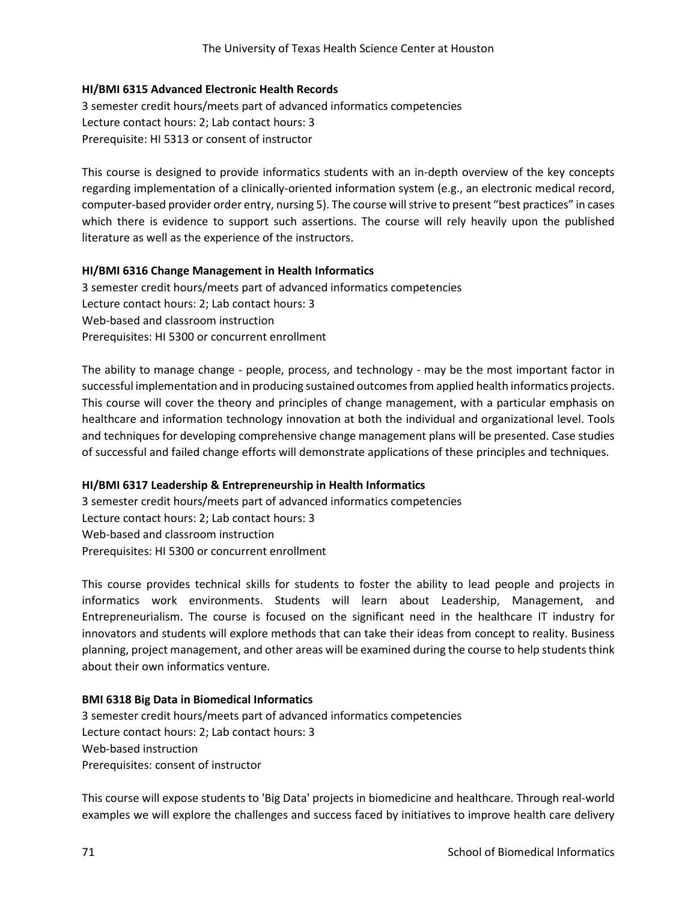### HI/BMI 6315 Advanced Electronic Health Records

3 semester credit hours/meets part of advanced informatics competencies
Lecture contact hours: 2; Lab contact hours: 3
Prerequisite: HI 5313 or consent of instructor

This course is designed to provide informatics students with an in-depth overview of the key concepts regarding implementation of a clinically-oriented information system (e.g., an electronic medical record, computer-based provider order entry, nursing 5). The course will strive to present "best practices" in cases which there is evidence to support such assertions. The course will rely heavily upon the published literature as well as the experience of the instructors.

### HI/BMI 6316 Change Management in Health Informatics

3 semester credit hours/meets part of advanced informatics competencies
Lecture contact hours: 2; Lab contact hours: 3
Web-based and classroom instruction
Prerequisites: HI 5300 or concurrent enrollment

The ability to manage change - people, process, and technology - may be the most important factor in successful implementation and in producing sustained outcomes from applied health informatics projects. This course will cover the theory and principles of change management, with a particular emphasis on healthcare and information technology innovation at both the individual and organizational level. Tools and techniques for developing comprehensive change management plans will be presented. Case studies of successful and failed change efforts will demonstrate applications of these principles and techniques.

### HI/BMI 6317 Leadership & Entrepreneurship in Health Informatics

3 semester credit hours/meets part of advanced informatics competencies
Lecture contact hours: 2; Lab contact hours: 3
Web-based and classroom instruction
Prerequisites: HI 5300 or concurrent enrollment

This course provides technical skills for students to foster the ability to lead people and projects in informatics work environments. Students will learn about Leadership, Management, and Entrepreneurialism. The course is focused on the significant need in the healthcare IT industry for innovators and students will explore methods that can take their ideas from concept to reality. Business planning, project management, and other areas will be examined during the course to help students think about their own informatics venture.

### BMI 6318 Big Data in Biomedical Informatics

3 semester credit hours/meets part of advanced informatics competencies
Lecture contact hours: 2; Lab contact hours: 3
Web-based instruction
Prerequisites: consent of instructor

This course will expose students to 'Big Data' projects in biomedicine and healthcare. Through real-world examples we will explore the challenges and success faced by initiatives to improve health care delivery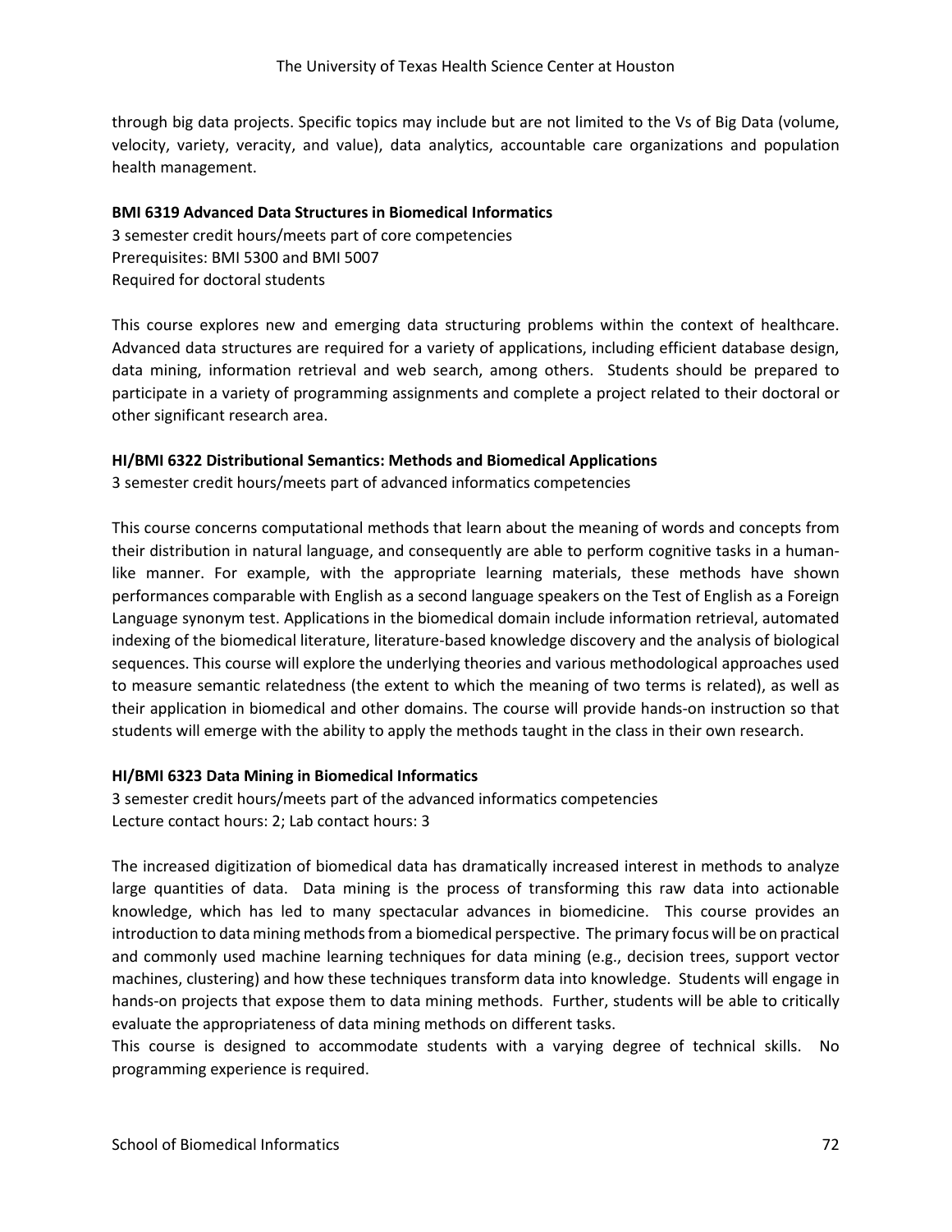through big data projects. Specific topics may include but are not limited to the Vs of Big Data (volume, velocity, variety, veracity, and value), data analytics, accountable care organizations and population health management.

**BMI 6319 Advanced Data Structures in Biomedical Informatics**

3 semester credit hours/meets part of core competencies
Prerequisites: BMI 5300 and BMI 5007
Required for doctoral students

This course explores new and emerging data structuring problems within the context of healthcare. Advanced data structures are required for a variety of applications, including efficient database design, data mining, information retrieval and web search, among others. Students should be prepared to participate in a variety of programming assignments and complete a project related to their doctoral or other significant research area.

**HI/BMI 6322 Distributional Semantics: Methods and Biomedical Applications**

3 semester credit hours/meets part of advanced informatics competencies

This course concerns computational methods that learn about the meaning of words and concepts from their distribution in natural language, and consequently are able to perform cognitive tasks in a human-like manner. For example, with the appropriate learning materials, these methods have shown performances comparable with English as a second language speakers on the Test of English as a Foreign Language synonym test. Applications in the biomedical domain include information retrieval, automated indexing of the biomedical literature, literature-based knowledge discovery and the analysis of biological sequences. This course will explore the underlying theories and various methodological approaches used to measure semantic relatedness (the extent to which the meaning of two terms is related), as well as their application in biomedical and other domains. The course will provide hands-on instruction so that students will emerge with the ability to apply the methods taught in the class in their own research.

**HI/BMI 6323 Data Mining in Biomedical Informatics**

3 semester credit hours/meets part of the advanced informatics competencies
Lecture contact hours: 2; Lab contact hours: 3

The increased digitization of biomedical data has dramatically increased interest in methods to analyze large quantities of data. Data mining is the process of transforming this raw data into actionable knowledge, which has led to many spectacular advances in biomedicine. This course provides an introduction to data mining methods from a biomedical perspective. The primary focus will be on practical and commonly used machine learning techniques for data mining (e.g., decision trees, support vector machines, clustering) and how these techniques transform data into knowledge. Students will engage in hands-on projects that expose them to data mining methods. Further, students will be able to critically evaluate the appropriateness of data mining methods on different tasks.
This course is designed to accommodate students with a varying degree of technical skills. No programming experience is required.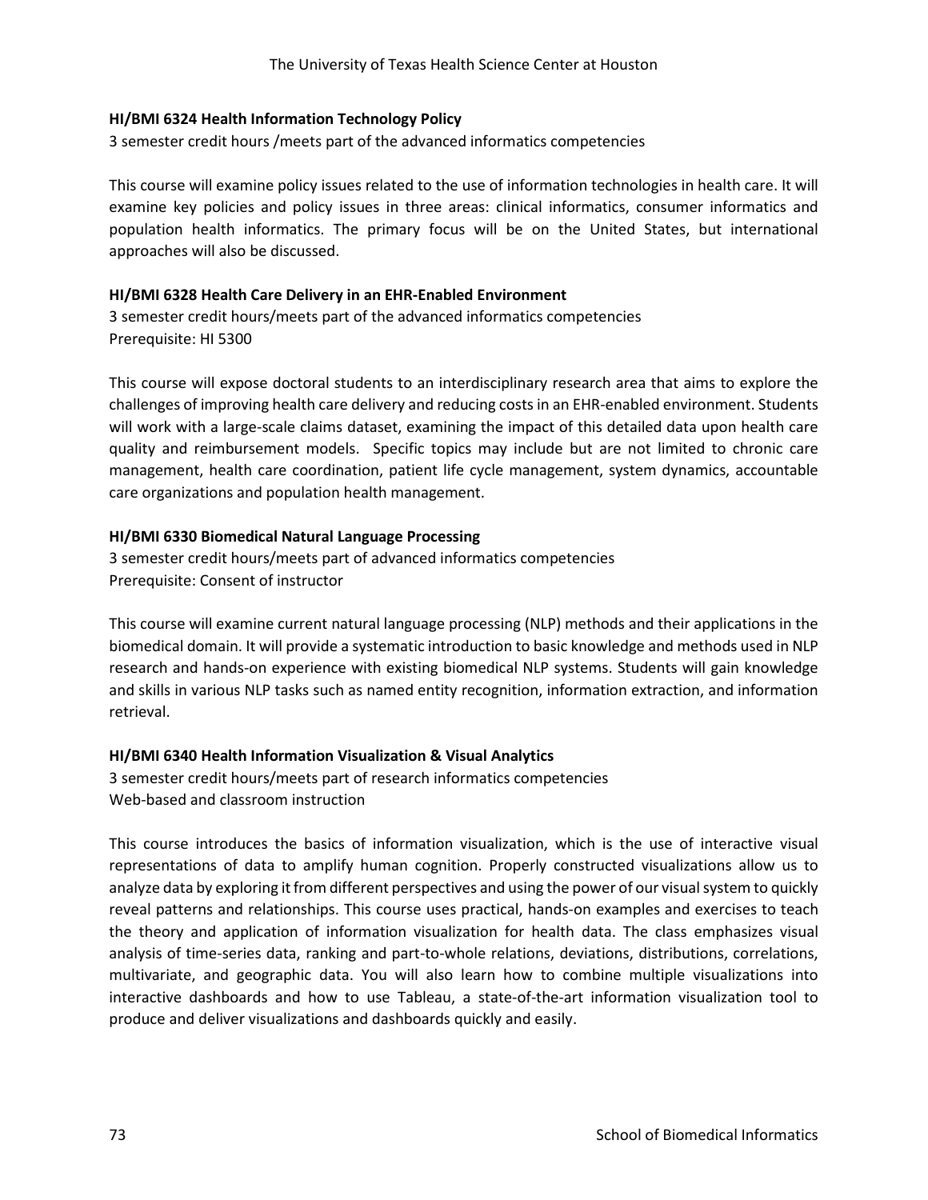### HI/BMI 6324 Health Information Technology Policy

3 semester credit hours /meets part of the advanced informatics competencies

This course will examine policy issues related to the use of information technologies in health care. It will examine key policies and policy issues in three areas: clinical informatics, consumer informatics and population health informatics. The primary focus will be on the United States, but international approaches will also be discussed.

### HI/BMI 6328 Health Care Delivery in an EHR-Enabled Environment

3 semester credit hours/meets part of the advanced informatics competencies
Prerequisite: HI 5300

This course will expose doctoral students to an interdisciplinary research area that aims to explore the challenges of improving health care delivery and reducing costs in an EHR-enabled environment. Students will work with a large-scale claims dataset, examining the impact of this detailed data upon health care quality and reimbursement models. Specific topics may include but are not limited to chronic care management, health care coordination, patient life cycle management, system dynamics, accountable care organizations and population health management.

### HI/BMI 6330 Biomedical Natural Language Processing

3 semester credit hours/meets part of advanced informatics competencies
Prerequisite: Consent of instructor

This course will examine current natural language processing (NLP) methods and their applications in the biomedical domain. It will provide a systematic introduction to basic knowledge and methods used in NLP research and hands-on experience with existing biomedical NLP systems. Students will gain knowledge and skills in various NLP tasks such as named entity recognition, information extraction, and information retrieval.

### HI/BMI 6340 Health Information Visualization & Visual Analytics

3 semester credit hours/meets part of research informatics competencies
Web-based and classroom instruction

This course introduces the basics of information visualization, which is the use of interactive visual representations of data to amplify human cognition. Properly constructed visualizations allow us to analyze data by exploring it from different perspectives and using the power of our visual system to quickly reveal patterns and relationships. This course uses practical, hands-on examples and exercises to teach the theory and application of information visualization for health data. The class emphasizes visual analysis of time-series data, ranking and part-to-whole relations, deviations, distributions, correlations, multivariate, and geographic data. You will also learn how to combine multiple visualizations into interactive dashboards and how to use Tableau, a state-of-the-art information visualization tool to produce and deliver visualizations and dashboards quickly and easily.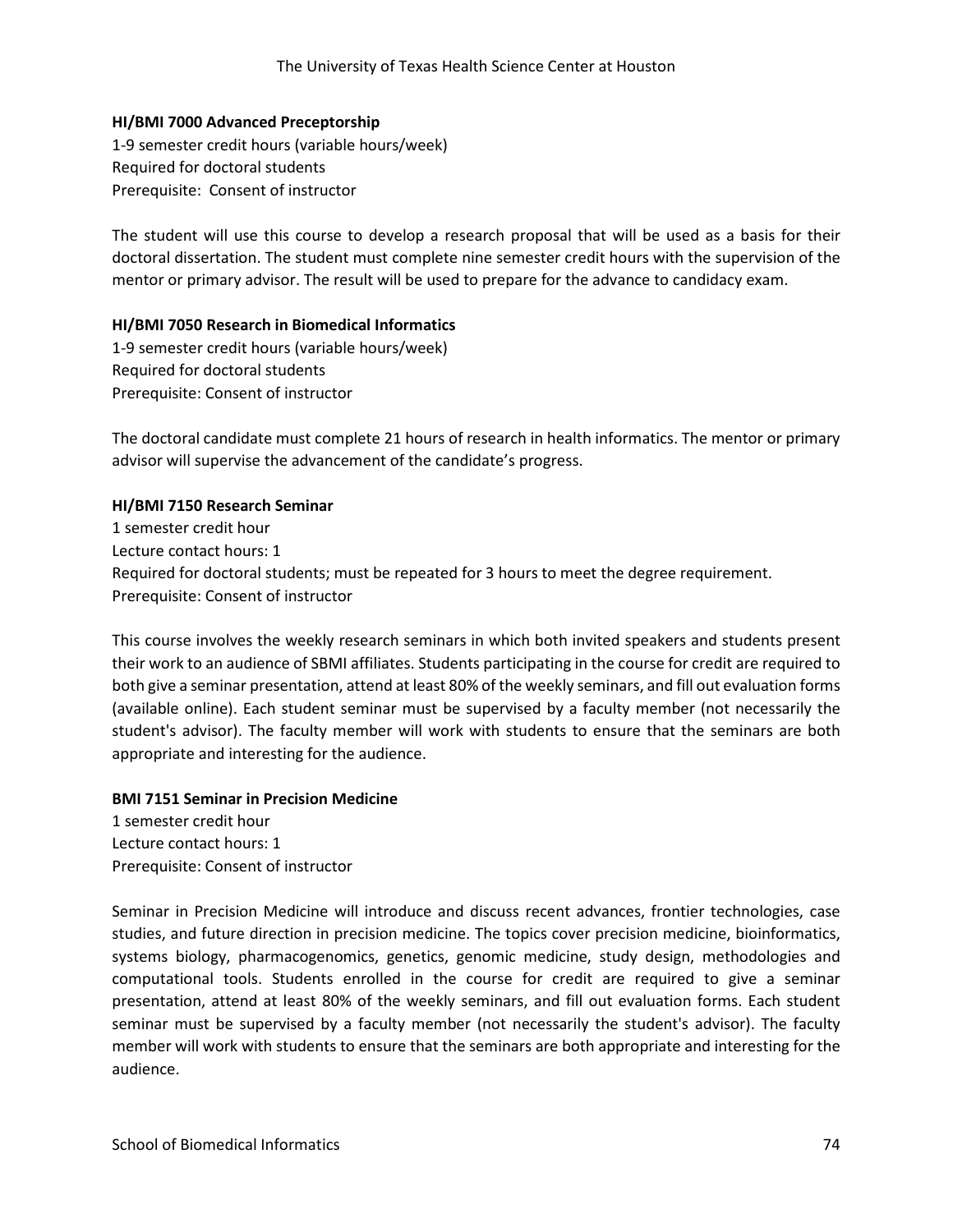**HI/BMI 7000 Advanced Preceptorship**

1-9 semester credit hours (variable hours/week)
Required for doctoral students
Prerequisite: Consent of instructor

The student will use this course to develop a research proposal that will be used as a basis for their doctoral dissertation. The student must complete nine semester credit hours with the supervision of the mentor or primary advisor. The result will be used to prepare for the advance to candidacy exam.

**HI/BMI 7050 Research in Biomedical Informatics**

1-9 semester credit hours (variable hours/week)
Required for doctoral students
Prerequisite: Consent of instructor

The doctoral candidate must complete 21 hours of research in health informatics. The mentor or primary advisor will supervise the advancement of the candidate's progress.

**HI/BMI 7150 Research Seminar**

1 semester credit hour
Lecture contact hours: 1
Required for doctoral students; must be repeated for 3 hours to meet the degree requirement.
Prerequisite: Consent of instructor

This course involves the weekly research seminars in which both invited speakers and students present their work to an audience of SBMI affiliates. Students participating in the course for credit are required to both give a seminar presentation, attend at least 80% of the weekly seminars, and fill out evaluation forms (available online). Each student seminar must be supervised by a faculty member (not necessarily the student's advisor). The faculty member will work with students to ensure that the seminars are both appropriate and interesting for the audience.

**BMI 7151 Seminar in Precision Medicine**

1 semester credit hour
Lecture contact hours: 1
Prerequisite: Consent of instructor

Seminar in Precision Medicine will introduce and discuss recent advances, frontier technologies, case studies, and future direction in precision medicine. The topics cover precision medicine, bioinformatics, systems biology, pharmacogenomics, genetics, genomic medicine, study design, methodologies and computational tools. Students enrolled in the course for credit are required to give a seminar presentation, attend at least 80% of the weekly seminars, and fill out evaluation forms. Each student seminar must be supervised by a faculty member (not necessarily the student's advisor). The faculty member will work with students to ensure that the seminars are both appropriate and interesting for the audience.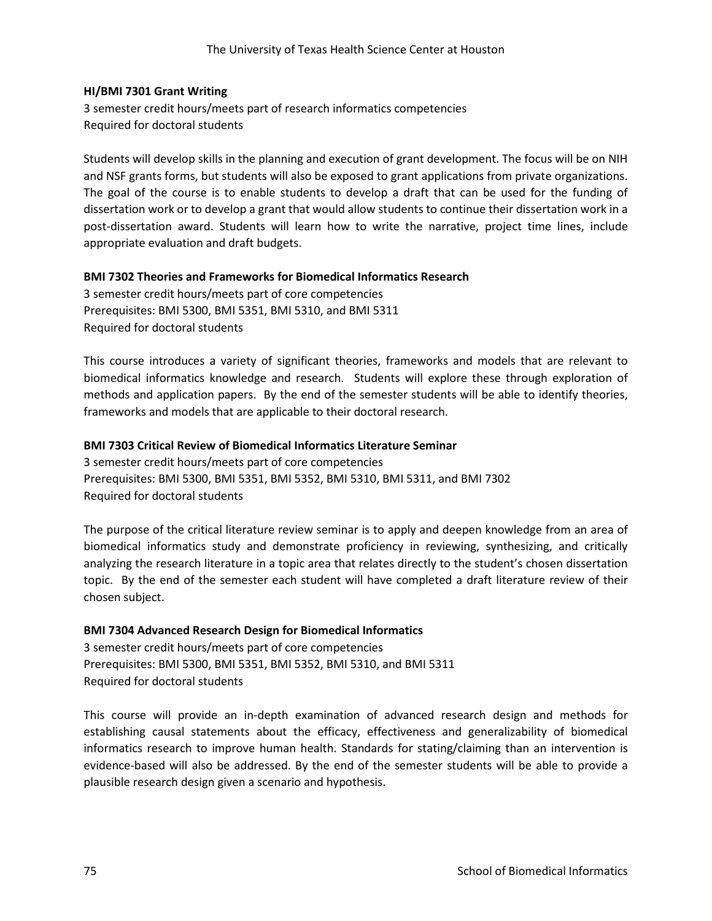### HI/BMI 7301 Grant Writing

3 semester credit hours/meets part of research informatics competencies
Required for doctoral students

Students will develop skills in the planning and execution of grant development. The focus will be on NIH and NSF grants forms, but students will also be exposed to grant applications from private organizations. The goal of the course is to enable students to develop a draft that can be used for the funding of dissertation work or to develop a grant that would allow students to continue their dissertation work in a post-dissertation award. Students will learn how to write the narrative, project time lines, include appropriate evaluation and draft budgets.

### BMI 7302 Theories and Frameworks for Biomedical Informatics Research

3 semester credit hours/meets part of core competencies
Prerequisites: BMI 5300, BMI 5351, BMI 5310, and BMI 5311
Required for doctoral students

This course introduces a variety of significant theories, frameworks and models that are relevant to biomedical informatics knowledge and research. Students will explore these through exploration of methods and application papers. By the end of the semester students will be able to identify theories, frameworks and models that are applicable to their doctoral research.

### BMI 7303 Critical Review of Biomedical Informatics Literature Seminar

3 semester credit hours/meets part of core competencies
Prerequisites: BMI 5300, BMI 5351, BMI 5352, BMI 5310, BMI 5311, and BMI 7302
Required for doctoral students

The purpose of the critical literature review seminar is to apply and deepen knowledge from an area of biomedical informatics study and demonstrate proficiency in reviewing, synthesizing, and critically analyzing the research literature in a topic area that relates directly to the student's chosen dissertation topic. By the end of the semester each student will have completed a draft literature review of their chosen subject.

### BMI 7304 Advanced Research Design for Biomedical Informatics

3 semester credit hours/meets part of core competencies
Prerequisites: BMI 5300, BMI 5351, BMI 5352, BMI 5310, and BMI 5311
Required for doctoral students

This course will provide an in-depth examination of advanced research design and methods for establishing causal statements about the efficacy, effectiveness and generalizability of biomedical informatics research to improve human health. Standards for stating/claiming than an intervention is evidence-based will also be addressed. By the end of the semester students will be able to provide a plausible research design given a scenario and hypothesis.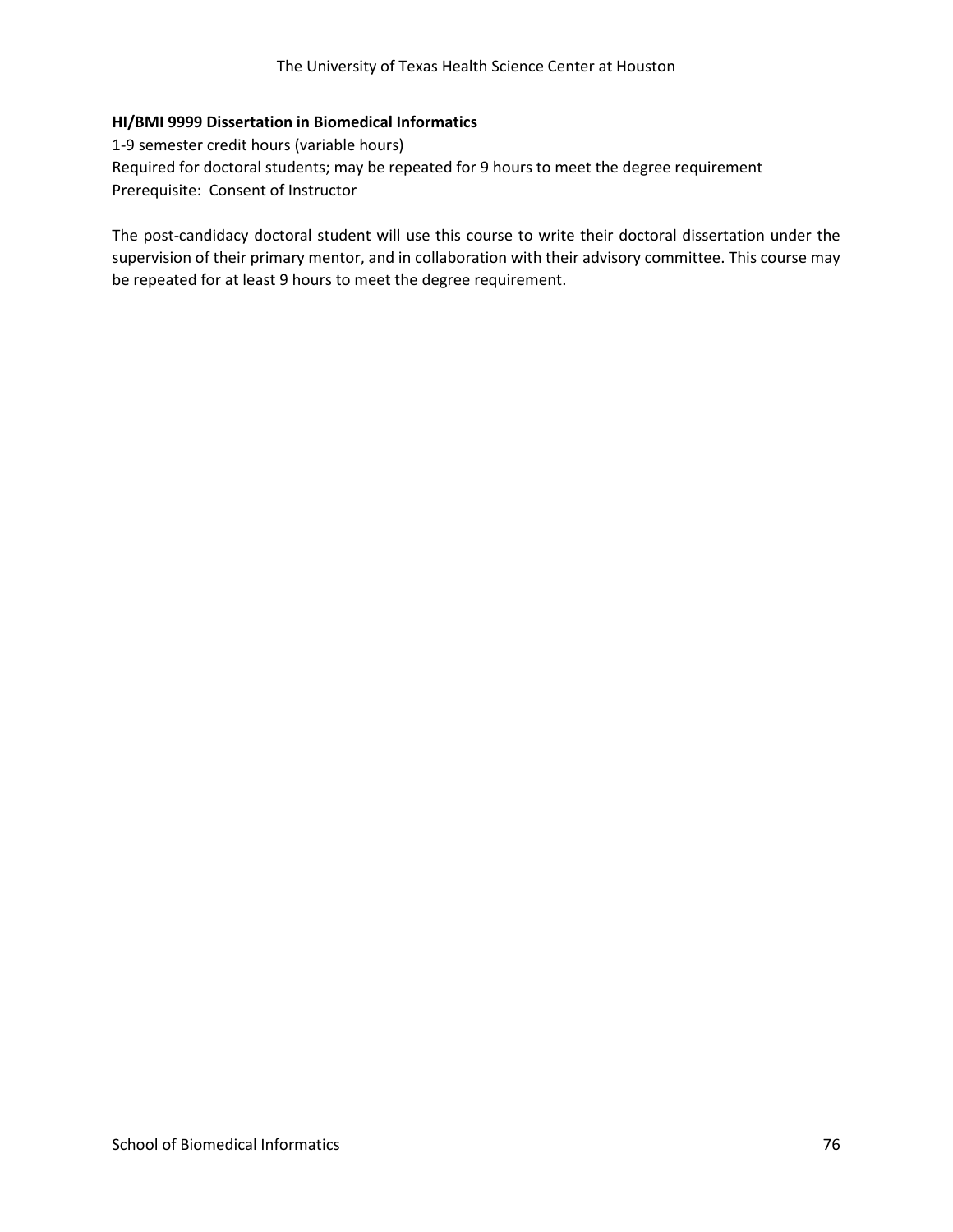**HI/BMI 9999 Dissertation in Biomedical Informatics**

1-9 semester credit hours (variable hours)
Required for doctoral students; may be repeated for 9 hours to meet the degree requirement
Prerequisite: Consent of Instructor

The post-candidacy doctoral student will use this course to write their doctoral dissertation under the supervision of their primary mentor, and in collaboration with their advisory committee. This course may be repeated for at least 9 hours to meet the degree requirement.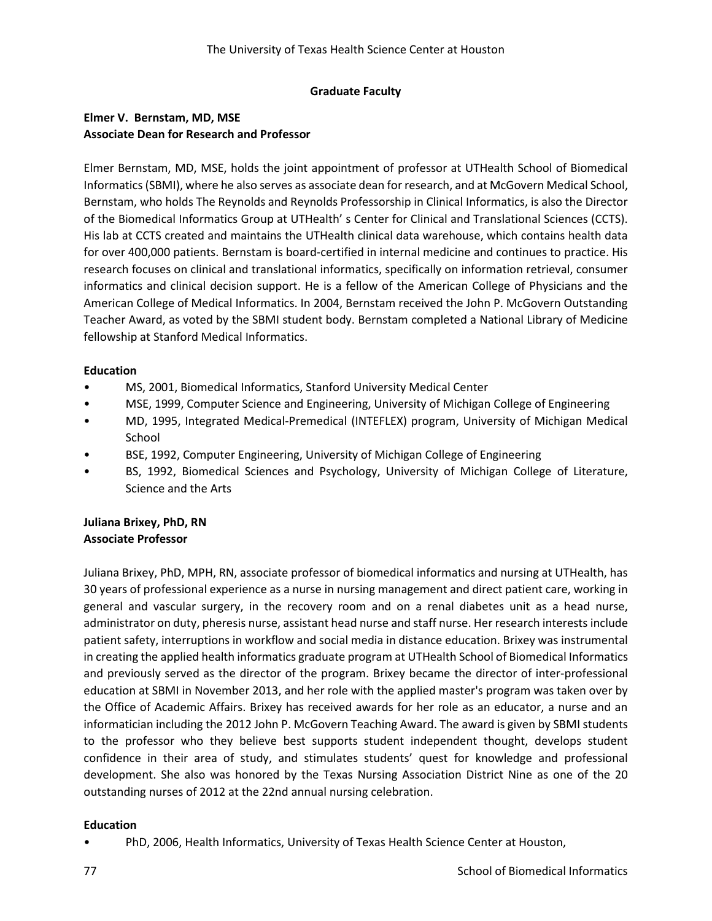## Graduate Faculty

**Elmer V. Bernstam, MD, MSE**
**Associate Dean for Research and Professor**

Elmer Bernstam, MD, MSE, holds the joint appointment of professor at UTHealth School of Biomedical Informatics (SBMI), where he also serves as associate dean for research, and at McGovern Medical School, Bernstam, who holds The Reynolds and Reynolds Professorship in Clinical Informatics, is also the Director of the Biomedical Informatics Group at UTHealth' s Center for Clinical and Translational Sciences (CCTS). His lab at CCTS created and maintains the UTHealth clinical data warehouse, which contains health data for over 400,000 patients. Bernstam is board-certified in internal medicine and continues to practice. His research focuses on clinical and translational informatics, specifically on information retrieval, consumer informatics and clinical decision support. He is a fellow of the American College of Physicians and the American College of Medical Informatics. In 2004, Bernstam received the John P. McGovern Outstanding Teacher Award, as voted by the SBMI student body. Bernstam completed a National Library of Medicine fellowship at Stanford Medical Informatics.

**Education**

- MS, 2001, Biomedical Informatics, Stanford University Medical Center
- MSE, 1999, Computer Science and Engineering, University of Michigan College of Engineering
- MD, 1995, Integrated Medical-Premedical (INTEFLEX) program, University of Michigan Medical School
- BSE, 1992, Computer Engineering, University of Michigan College of Engineering
- BS, 1992, Biomedical Sciences and Psychology, University of Michigan College of Literature, Science and the Arts

**Juliana Brixey, PhD, RN**
**Associate Professor**

Juliana Brixey, PhD, MPH, RN, associate professor of biomedical informatics and nursing at UTHealth, has 30 years of professional experience as a nurse in nursing management and direct patient care, working in general and vascular surgery, in the recovery room and on a renal diabetes unit as a head nurse, administrator on duty, pheresis nurse, assistant head nurse and staff nurse. Her research interests include patient safety, interruptions in workflow and social media in distance education. Brixey was instrumental in creating the applied health informatics graduate program at UTHealth School of Biomedical Informatics and previously served as the director of the program. Brixey became the director of inter-professional education at SBMI in November 2013, and her role with the applied master's program was taken over by the Office of Academic Affairs. Brixey has received awards for her role as an educator, a nurse and an informatician including the 2012 John P. McGovern Teaching Award. The award is given by SBMI students to the professor who they believe best supports student independent thought, develops student confidence in their area of study, and stimulates students' quest for knowledge and professional development. She also was honored by the Texas Nursing Association District Nine as one of the 20 outstanding nurses of 2012 at the 22nd annual nursing celebration.

**Education**

- PhD, 2006, Health Informatics, University of Texas Health Science Center at Houston,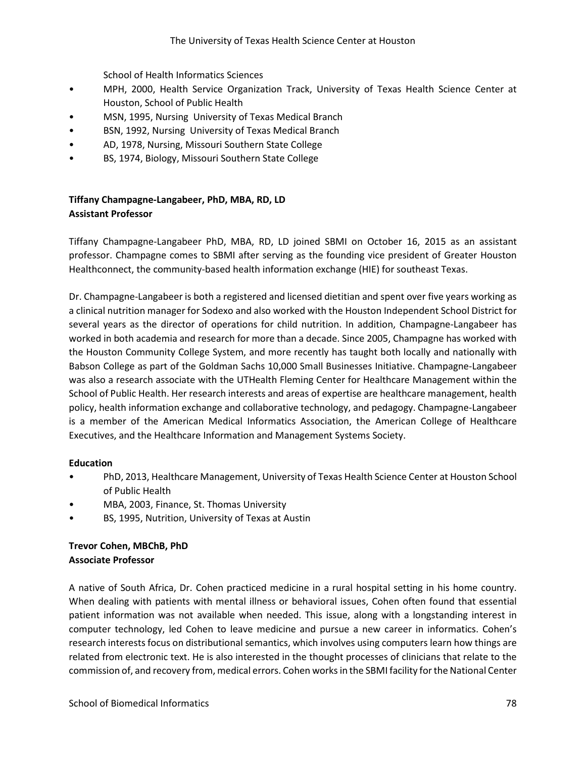School of Health Informatics Sciences

- MPH, 2000, Health Service Organization Track, University of Texas Health Science Center at Houston, School of Public Health
- MSN, 1995, Nursing University of Texas Medical Branch
- BSN, 1992, Nursing University of Texas Medical Branch
- AD, 1978, Nursing, Missouri Southern State College
- BS, 1974, Biology, Missouri Southern State College

**Tiffany Champagne-Langabeer, PhD, MBA, RD, LD**
**Assistant Professor**

Tiffany Champagne-Langabeer PhD, MBA, RD, LD joined SBMI on October 16, 2015 as an assistant professor. Champagne comes to SBMI after serving as the founding vice president of Greater Houston Healthconnect, the community-based health information exchange (HIE) for southeast Texas.

Dr. Champagne-Langabeer is both a registered and licensed dietitian and spent over five years working as a clinical nutrition manager for Sodexo and also worked with the Houston Independent School District for several years as the director of operations for child nutrition. In addition, Champagne-Langabeer has worked in both academia and research for more than a decade. Since 2005, Champagne has worked with the Houston Community College System, and more recently has taught both locally and nationally with Babson College as part of the Goldman Sachs 10,000 Small Businesses Initiative. Champagne-Langabeer was also a research associate with the UTHealth Fleming Center for Healthcare Management within the School of Public Health. Her research interests and areas of expertise are healthcare management, health policy, health information exchange and collaborative technology, and pedagogy. Champagne-Langabeer is a member of the American Medical Informatics Association, the American College of Healthcare Executives, and the Healthcare Information and Management Systems Society.

**Education**

- PhD, 2013, Healthcare Management, University of Texas Health Science Center at Houston School of Public Health
- MBA, 2003, Finance, St. Thomas University
- BS, 1995, Nutrition, University of Texas at Austin

**Trevor Cohen, MBChB, PhD**
**Associate Professor**

A native of South Africa, Dr. Cohen practiced medicine in a rural hospital setting in his home country. When dealing with patients with mental illness or behavioral issues, Cohen often found that essential patient information was not available when needed. This issue, along with a longstanding interest in computer technology, led Cohen to leave medicine and pursue a new career in informatics. Cohen's research interests focus on distributional semantics, which involves using computers learn how things are related from electronic text. He is also interested in the thought processes of clinicians that relate to the commission of, and recovery from, medical errors. Cohen works in the SBMI facility for the National Center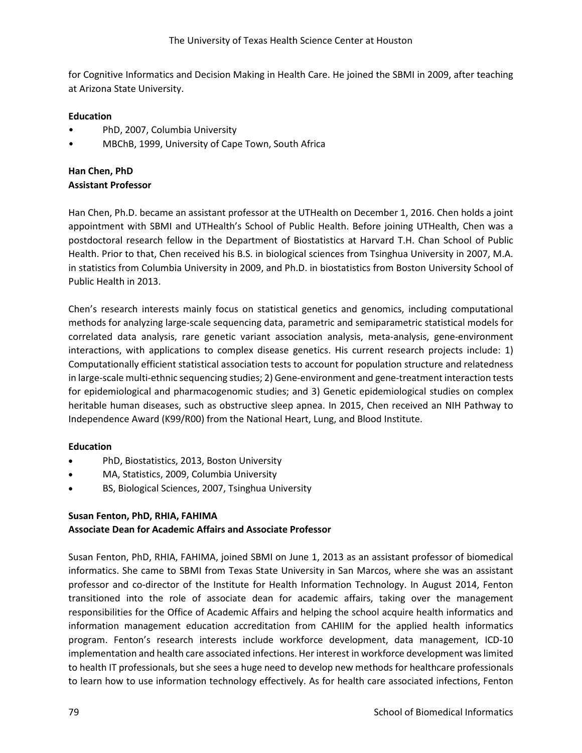for Cognitive Informatics and Decision Making in Health Care. He joined the SBMI in 2009, after teaching at Arizona State University.

**Education**

- PhD, 2007, Columbia University
- MBChB, 1999, University of Cape Town, South Africa

**Han Chen, PhD**
**Assistant Professor**

Han Chen, Ph.D. became an assistant professor at the UTHealth on December 1, 2016. Chen holds a joint appointment with SBMI and UTHealth's School of Public Health. Before joining UTHealth, Chen was a postdoctoral research fellow in the Department of Biostatistics at Harvard T.H. Chan School of Public Health. Prior to that, Chen received his B.S. in biological sciences from Tsinghua University in 2007, M.A. in statistics from Columbia University in 2009, and Ph.D. in biostatistics from Boston University School of Public Health in 2013.

Chen's research interests mainly focus on statistical genetics and genomics, including computational methods for analyzing large-scale sequencing data, parametric and semiparametric statistical models for correlated data analysis, rare genetic variant association analysis, meta-analysis, gene-environment interactions, with applications to complex disease genetics. His current research projects include: 1) Computationally efficient statistical association tests to account for population structure and relatedness in large-scale multi-ethnic sequencing studies; 2) Gene-environment and gene-treatment interaction tests for epidemiological and pharmacogenomic studies; and 3) Genetic epidemiological studies on complex heritable human diseases, such as obstructive sleep apnea. In 2015, Chen received an NIH Pathway to Independence Award (K99/R00) from the National Heart, Lung, and Blood Institute.

**Education**

- PhD, Biostatistics, 2013, Boston University
- MA, Statistics, 2009, Columbia University
- BS, Biological Sciences, 2007, Tsinghua University

**Susan Fenton, PhD, RHIA, FAHIMA**
**Associate Dean for Academic Affairs and Associate Professor**

Susan Fenton, PhD, RHIA, FAHIMA, joined SBMI on June 1, 2013 as an assistant professor of biomedical informatics. She came to SBMI from Texas State University in San Marcos, where she was an assistant professor and co-director of the Institute for Health Information Technology. In August 2014, Fenton transitioned into the role of associate dean for academic affairs, taking over the management responsibilities for the Office of Academic Affairs and helping the school acquire health informatics and information management education accreditation from CAHIIM for the applied health informatics program. Fenton's research interests include workforce development, data management, ICD-10 implementation and health care associated infections. Her interest in workforce development was limited to health IT professionals, but she sees a huge need to develop new methods for healthcare professionals to learn how to use information technology effectively. As for health care associated infections, Fenton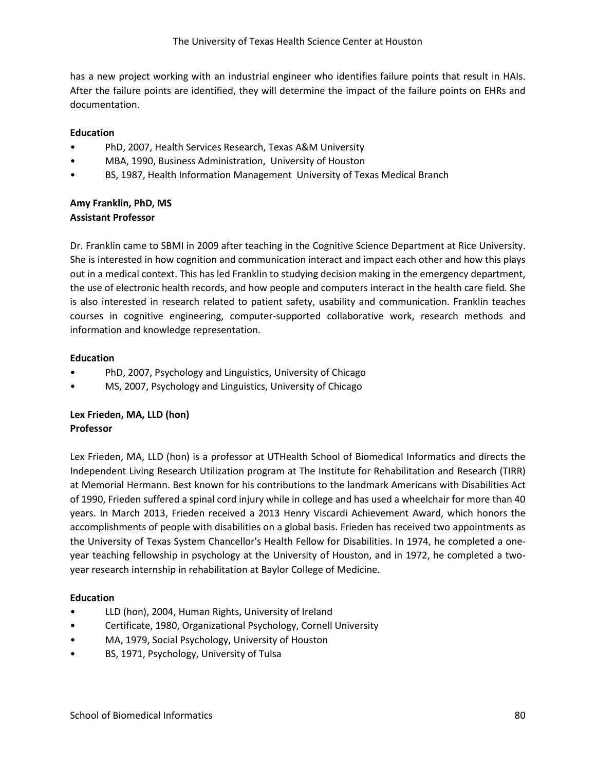has a new project working with an industrial engineer who identifies failure points that result in HAIs. After the failure points are identified, they will determine the impact of the failure points on EHRs and documentation.

**Education**

- PhD, 2007, Health Services Research, Texas A&M University
- MBA, 1990, Business Administration, University of Houston
- BS, 1987, Health Information Management University of Texas Medical Branch

**Amy Franklin, PhD, MS**
**Assistant Professor**

Dr. Franklin came to SBMI in 2009 after teaching in the Cognitive Science Department at Rice University. She is interested in how cognition and communication interact and impact each other and how this plays out in a medical context. This has led Franklin to studying decision making in the emergency department, the use of electronic health records, and how people and computers interact in the health care field. She is also interested in research related to patient safety, usability and communication. Franklin teaches courses in cognitive engineering, computer-supported collaborative work, research methods and information and knowledge representation.

**Education**

- PhD, 2007, Psychology and Linguistics, University of Chicago
- MS, 2007, Psychology and Linguistics, University of Chicago

**Lex Frieden, MA, LLD (hon)**
**Professor**

Lex Frieden, MA, LLD (hon) is a professor at UTHealth School of Biomedical Informatics and directs the Independent Living Research Utilization program at The Institute for Rehabilitation and Research (TIRR) at Memorial Hermann. Best known for his contributions to the landmark Americans with Disabilities Act of 1990, Frieden suffered a spinal cord injury while in college and has used a wheelchair for more than 40 years. In March 2013, Frieden received a 2013 Henry Viscardi Achievement Award, which honors the accomplishments of people with disabilities on a global basis. Frieden has received two appointments as the University of Texas System Chancellor's Health Fellow for Disabilities. In 1974, he completed a one-year teaching fellowship in psychology at the University of Houston, and in 1972, he completed a two-year research internship in rehabilitation at Baylor College of Medicine.

**Education**

- LLD (hon), 2004, Human Rights, University of Ireland
- Certificate, 1980, Organizational Psychology, Cornell University
- MA, 1979, Social Psychology, University of Houston
- BS, 1971, Psychology, University of Tulsa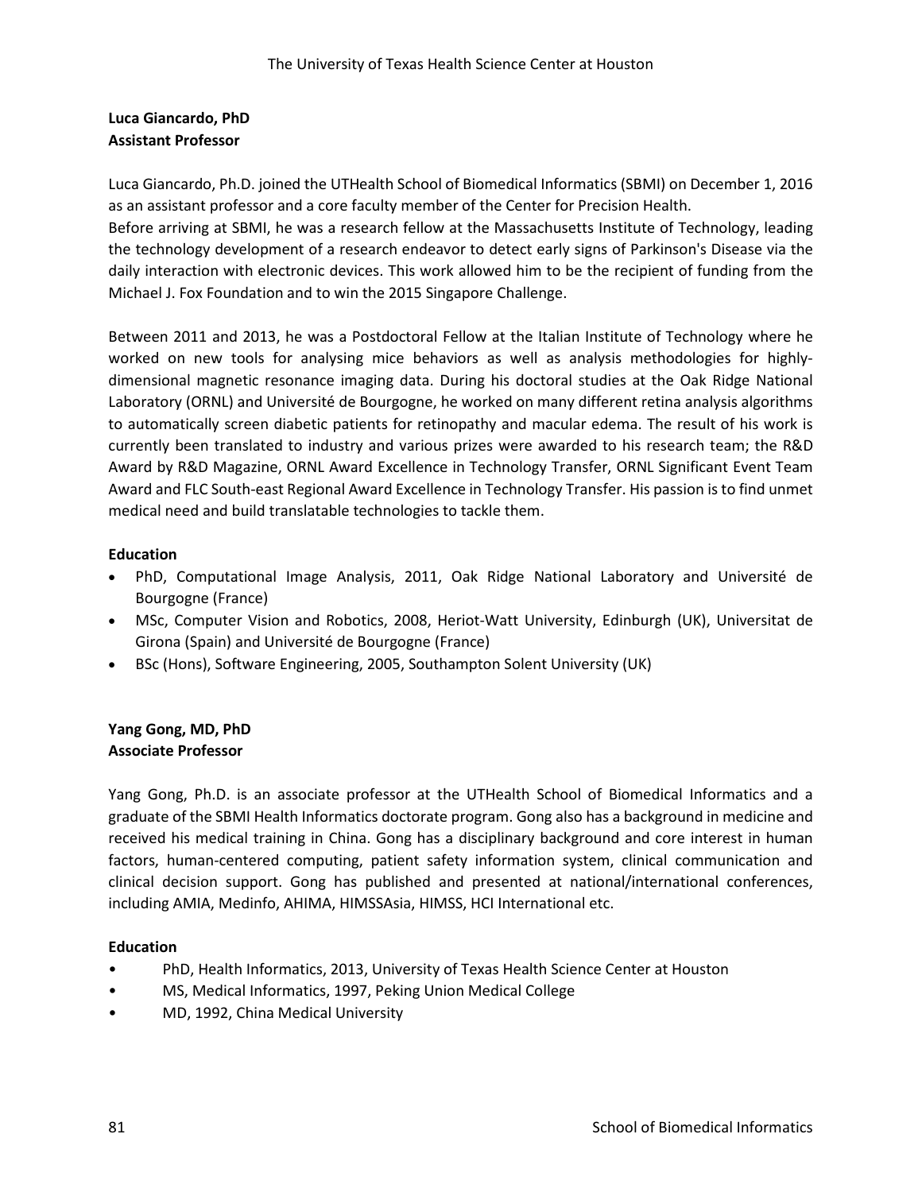**Luca Giancardo, PhD**
**Assistant Professor**

Luca Giancardo, Ph.D. joined the UTHealth School of Biomedical Informatics (SBMI) on December 1, 2016 as an assistant professor and a core faculty member of the Center for Precision Health.
Before arriving at SBMI, he was a research fellow at the Massachusetts Institute of Technology, leading the technology development of a research endeavor to detect early signs of Parkinson's Disease via the daily interaction with electronic devices. This work allowed him to be the recipient of funding from the Michael J. Fox Foundation and to win the 2015 Singapore Challenge.

Between 2011 and 2013, he was a Postdoctoral Fellow at the Italian Institute of Technology where he worked on new tools for analysing mice behaviors as well as analysis methodologies for highly-dimensional magnetic resonance imaging data. During his doctoral studies at the Oak Ridge National Laboratory (ORNL) and Université de Bourgogne, he worked on many different retina analysis algorithms to automatically screen diabetic patients for retinopathy and macular edema. The result of his work is currently been translated to industry and various prizes were awarded to his research team; the R&D Award by R&D Magazine, ORNL Award Excellence in Technology Transfer, ORNL Significant Event Team Award and FLC South-east Regional Award Excellence in Technology Transfer. His passion is to find unmet medical need and build translatable technologies to tackle them.

**Education**

- PhD, Computational Image Analysis, 2011, Oak Ridge National Laboratory and Université de Bourgogne (France)
- MSc, Computer Vision and Robotics, 2008, Heriot-Watt University, Edinburgh (UK), Universitat de Girona (Spain) and Université de Bourgogne (France)
- BSc (Hons), Software Engineering, 2005, Southampton Solent University (UK)

**Yang Gong, MD, PhD**
**Associate Professor**

Yang Gong, Ph.D. is an associate professor at the UTHealth School of Biomedical Informatics and a graduate of the SBMI Health Informatics doctorate program. Gong also has a background in medicine and received his medical training in China. Gong has a disciplinary background and core interest in human factors, human-centered computing, patient safety information system, clinical communication and clinical decision support. Gong has published and presented at national/international conferences, including AMIA, Medinfo, AHIMA, HIMSSAsia, HIMSS, HCI International etc.

**Education**

- PhD, Health Informatics, 2013, University of Texas Health Science Center at Houston
- MS, Medical Informatics, 1997, Peking Union Medical College
- MD, 1992, China Medical University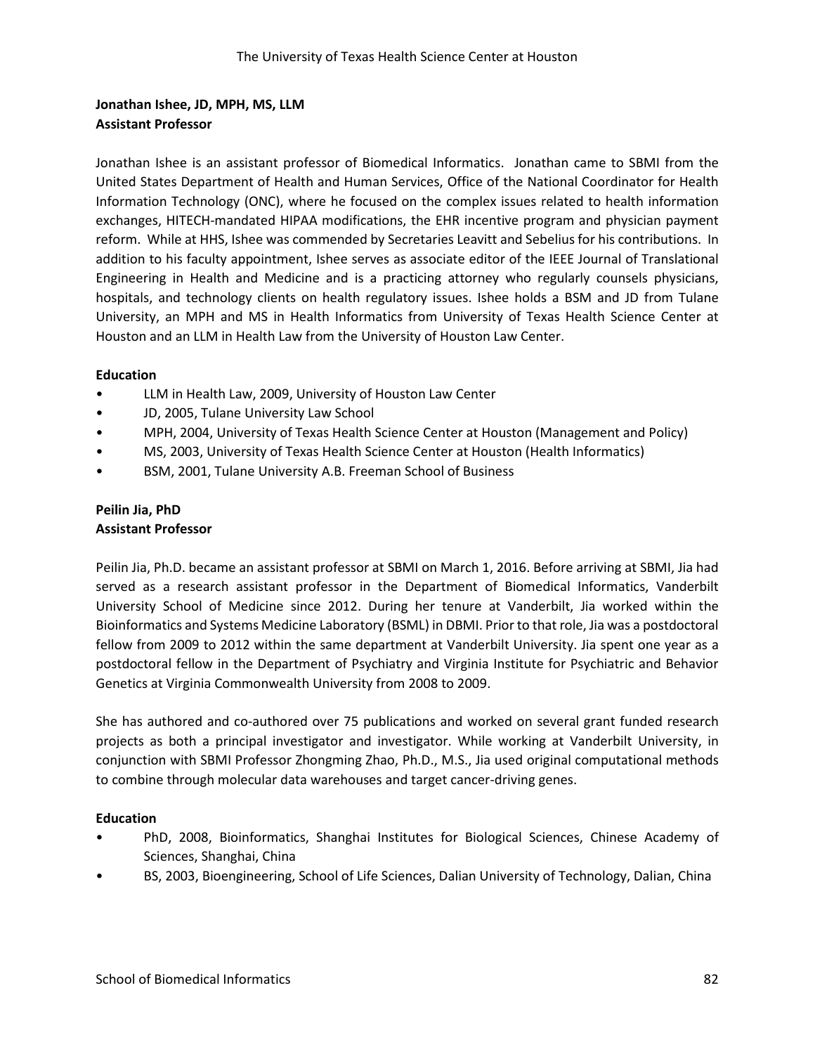**Jonathan Ishee, JD, MPH, MS, LLM**
**Assistant Professor**

Jonathan Ishee is an assistant professor of Biomedical Informatics. Jonathan came to SBMI from the United States Department of Health and Human Services, Office of the National Coordinator for Health Information Technology (ONC), where he focused on the complex issues related to health information exchanges, HITECH-mandated HIPAA modifications, the EHR incentive program and physician payment reform. While at HHS, Ishee was commended by Secretaries Leavitt and Sebelius for his contributions. In addition to his faculty appointment, Ishee serves as associate editor of the IEEE Journal of Translational Engineering in Health and Medicine and is a practicing attorney who regularly counsels physicians, hospitals, and technology clients on health regulatory issues. Ishee holds a BSM and JD from Tulane University, an MPH and MS in Health Informatics from University of Texas Health Science Center at Houston and an LLM in Health Law from the University of Houston Law Center.

**Education**

- LLM in Health Law, 2009, University of Houston Law Center
- JD, 2005, Tulane University Law School
- MPH, 2004, University of Texas Health Science Center at Houston (Management and Policy)
- MS, 2003, University of Texas Health Science Center at Houston (Health Informatics)
- BSM, 2001, Tulane University A.B. Freeman School of Business

**Peilin Jia, PhD**
**Assistant Professor**

Peilin Jia, Ph.D. became an assistant professor at SBMI on March 1, 2016. Before arriving at SBMI, Jia had served as a research assistant professor in the Department of Biomedical Informatics, Vanderbilt University School of Medicine since 2012. During her tenure at Vanderbilt, Jia worked within the Bioinformatics and Systems Medicine Laboratory (BSML) in DBMI. Prior to that role, Jia was a postdoctoral fellow from 2009 to 2012 within the same department at Vanderbilt University. Jia spent one year as a postdoctoral fellow in the Department of Psychiatry and Virginia Institute for Psychiatric and Behavior Genetics at Virginia Commonwealth University from 2008 to 2009.

She has authored and co-authored over 75 publications and worked on several grant funded research projects as both a principal investigator and investigator. While working at Vanderbilt University, in conjunction with SBMI Professor Zhongming Zhao, Ph.D., M.S., Jia used original computational methods to combine through molecular data warehouses and target cancer-driving genes.

**Education**

- PhD, 2008, Bioinformatics, Shanghai Institutes for Biological Sciences, Chinese Academy of Sciences, Shanghai, China
- BS, 2003, Bioengineering, School of Life Sciences, Dalian University of Technology, Dalian, China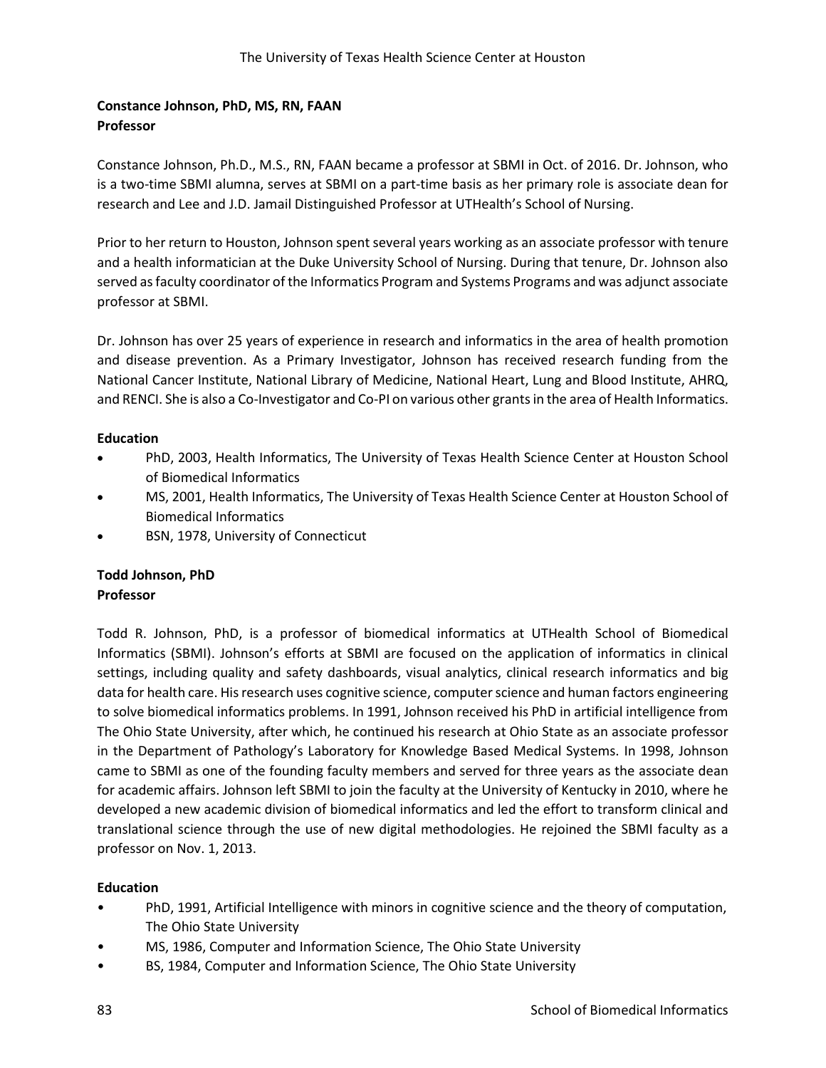**Constance Johnson, PhD, MS, RN, FAAN**
**Professor**

Constance Johnson, Ph.D., M.S., RN, FAAN became a professor at SBMI in Oct. of 2016. Dr. Johnson, who is a two-time SBMI alumna, serves at SBMI on a part-time basis as her primary role is associate dean for research and Lee and J.D. Jamail Distinguished Professor at UTHealth's School of Nursing.

Prior to her return to Houston, Johnson spent several years working as an associate professor with tenure and a health informatician at the Duke University School of Nursing. During that tenure, Dr. Johnson also served as faculty coordinator of the Informatics Program and Systems Programs and was adjunct associate professor at SBMI.

Dr. Johnson has over 25 years of experience in research and informatics in the area of health promotion and disease prevention. As a Primary Investigator, Johnson has received research funding from the National Cancer Institute, National Library of Medicine, National Heart, Lung and Blood Institute, AHRQ, and RENCI. She is also a Co-Investigator and Co-PI on various other grants in the area of Health Informatics.

**Education**

- PhD, 2003, Health Informatics, The University of Texas Health Science Center at Houston School of Biomedical Informatics
- MS, 2001, Health Informatics, The University of Texas Health Science Center at Houston School of Biomedical Informatics
- BSN, 1978, University of Connecticut

**Todd Johnson, PhD**
**Professor**

Todd R. Johnson, PhD, is a professor of biomedical informatics at UTHealth School of Biomedical Informatics (SBMI). Johnson's efforts at SBMI are focused on the application of informatics in clinical settings, including quality and safety dashboards, visual analytics, clinical research informatics and big data for health care. His research uses cognitive science, computer science and human factors engineering to solve biomedical informatics problems. In 1991, Johnson received his PhD in artificial intelligence from The Ohio State University, after which, he continued his research at Ohio State as an associate professor in the Department of Pathology's Laboratory for Knowledge Based Medical Systems. In 1998, Johnson came to SBMI as one of the founding faculty members and served for three years as the associate dean for academic affairs. Johnson left SBMI to join the faculty at the University of Kentucky in 2010, where he developed a new academic division of biomedical informatics and led the effort to transform clinical and translational science through the use of new digital methodologies. He rejoined the SBMI faculty as a professor on Nov. 1, 2013.

**Education**

- PhD, 1991, Artificial Intelligence with minors in cognitive science and the theory of computation, The Ohio State University
- MS, 1986, Computer and Information Science, The Ohio State University
- BS, 1984, Computer and Information Science, The Ohio State University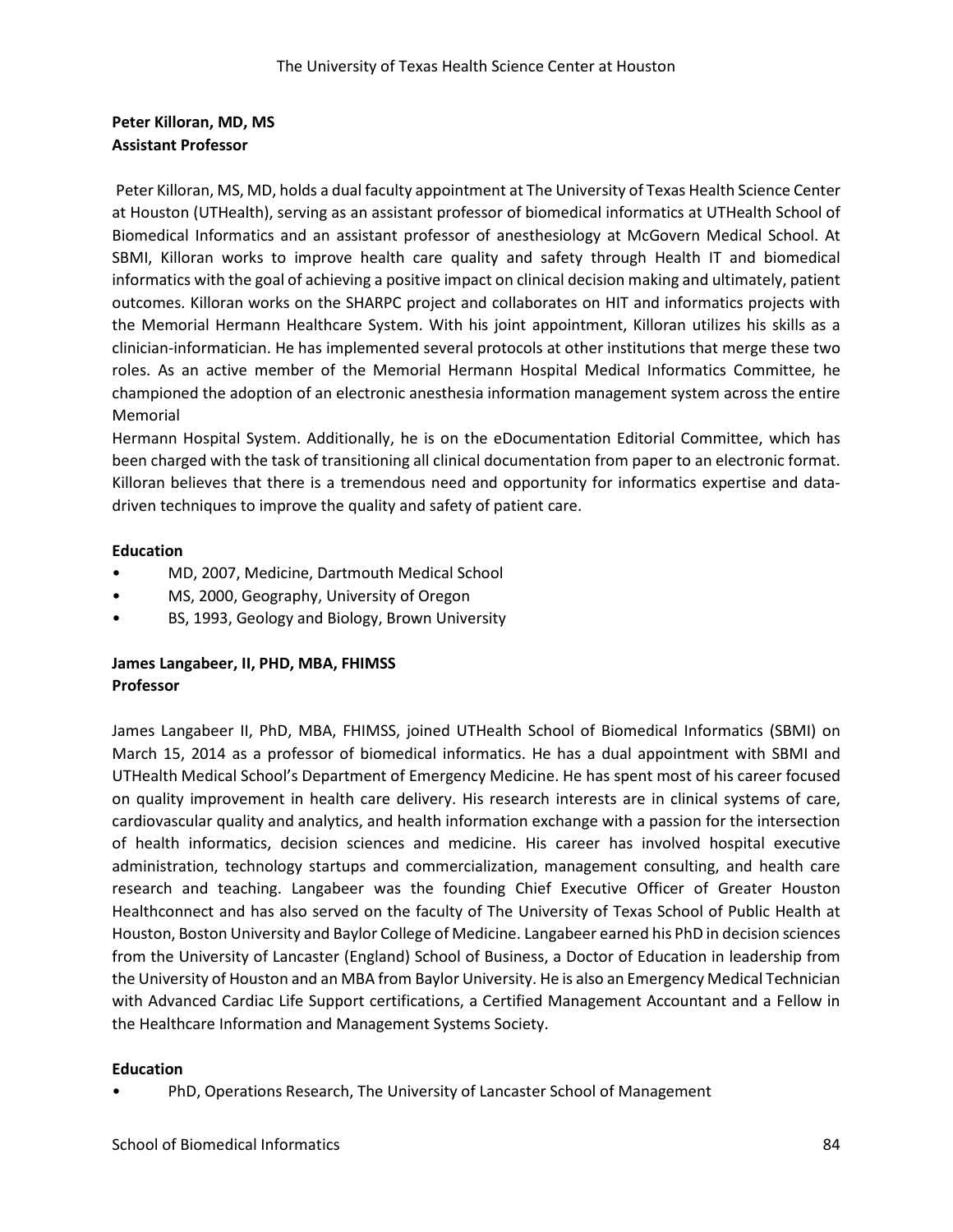**Peter Killoran, MD, MS**
**Assistant Professor**

Peter Killoran, MS, MD, holds a dual faculty appointment at The University of Texas Health Science Center at Houston (UTHealth), serving as an assistant professor of biomedical informatics at UTHealth School of Biomedical Informatics and an assistant professor of anesthesiology at McGovern Medical School. At SBMI, Killoran works to improve health care quality and safety through Health IT and biomedical informatics with the goal of achieving a positive impact on clinical decision making and ultimately, patient outcomes. Killoran works on the SHARPC project and collaborates on HIT and informatics projects with the Memorial Hermann Healthcare System. With his joint appointment, Killoran utilizes his skills as a clinician-informatician. He has implemented several protocols at other institutions that merge these two roles. As an active member of the Memorial Hermann Hospital Medical Informatics Committee, he championed the adoption of an electronic anesthesia information management system across the entire Memorial Hermann Hospital System. Additionally, he is on the eDocumentation Editorial Committee, which has been charged with the task of transitioning all clinical documentation from paper to an electronic format. Killoran believes that there is a tremendous need and opportunity for informatics expertise and data-driven techniques to improve the quality and safety of patient care.

**Education**

- MD, 2007, Medicine, Dartmouth Medical School
- MS, 2000, Geography, University of Oregon
- BS, 1993, Geology and Biology, Brown University

**James Langabeer, II, PHD, MBA, FHIMSS**
**Professor**

James Langabeer II, PhD, MBA, FHIMSS, joined UTHealth School of Biomedical Informatics (SBMI) on March 15, 2014 as a professor of biomedical informatics. He has a dual appointment with SBMI and UTHealth Medical School's Department of Emergency Medicine. He has spent most of his career focused on quality improvement in health care delivery. His research interests are in clinical systems of care, cardiovascular quality and analytics, and health information exchange with a passion for the intersection of health informatics, decision sciences and medicine. His career has involved hospital executive administration, technology startups and commercialization, management consulting, and health care research and teaching. Langabeer was the founding Chief Executive Officer of Greater Houston Healthconnect and has also served on the faculty of The University of Texas School of Public Health at Houston, Boston University and Baylor College of Medicine. Langabeer earned his PhD in decision sciences from the University of Lancaster (England) School of Business, a Doctor of Education in leadership from the University of Houston and an MBA from Baylor University. He is also an Emergency Medical Technician with Advanced Cardiac Life Support certifications, a Certified Management Accountant and a Fellow in the Healthcare Information and Management Systems Society.

**Education**

- PhD, Operations Research, The University of Lancaster School of Management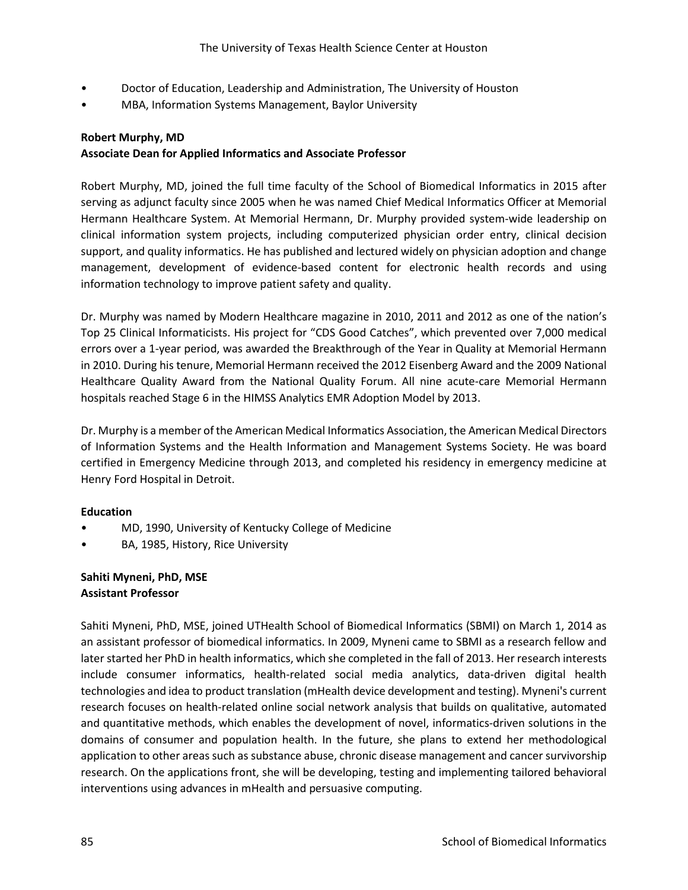- Doctor of Education, Leadership and Administration, The University of Houston
- MBA, Information Systems Management, Baylor University

**Robert Murphy, MD**
**Associate Dean for Applied Informatics and Associate Professor**

Robert Murphy, MD, joined the full time faculty of the School of Biomedical Informatics in 2015 after serving as adjunct faculty since 2005 when he was named Chief Medical Informatics Officer at Memorial Hermann Healthcare System. At Memorial Hermann, Dr. Murphy provided system-wide leadership on clinical information system projects, including computerized physician order entry, clinical decision support, and quality informatics. He has published and lectured widely on physician adoption and change management, development of evidence-based content for electronic health records and using information technology to improve patient safety and quality.

Dr. Murphy was named by Modern Healthcare magazine in 2010, 2011 and 2012 as one of the nation's Top 25 Clinical Informaticists. His project for "CDS Good Catches", which prevented over 7,000 medical errors over a 1-year period, was awarded the Breakthrough of the Year in Quality at Memorial Hermann in 2010. During his tenure, Memorial Hermann received the 2012 Eisenberg Award and the 2009 National Healthcare Quality Award from the National Quality Forum. All nine acute-care Memorial Hermann hospitals reached Stage 6 in the HIMSS Analytics EMR Adoption Model by 2013.

Dr. Murphy is a member of the American Medical Informatics Association, the American Medical Directors of Information Systems and the Health Information and Management Systems Society. He was board certified in Emergency Medicine through 2013, and completed his residency in emergency medicine at Henry Ford Hospital in Detroit.

**Education**

- MD, 1990, University of Kentucky College of Medicine
- BA, 1985, History, Rice University

**Sahiti Myneni, PhD, MSE**
**Assistant Professor**

Sahiti Myneni, PhD, MSE, joined UTHealth School of Biomedical Informatics (SBMI) on March 1, 2014 as an assistant professor of biomedical informatics. In 2009, Myneni came to SBMI as a research fellow and later started her PhD in health informatics, which she completed in the fall of 2013. Her research interests include consumer informatics, health-related social media analytics, data-driven digital health technologies and idea to product translation (mHealth device development and testing). Myneni's current research focuses on health-related online social network analysis that builds on qualitative, automated and quantitative methods, which enables the development of novel, informatics-driven solutions in the domains of consumer and population health. In the future, she plans to extend her methodological application to other areas such as substance abuse, chronic disease management and cancer survivorship research. On the applications front, she will be developing, testing and implementing tailored behavioral interventions using advances in mHealth and persuasive computing.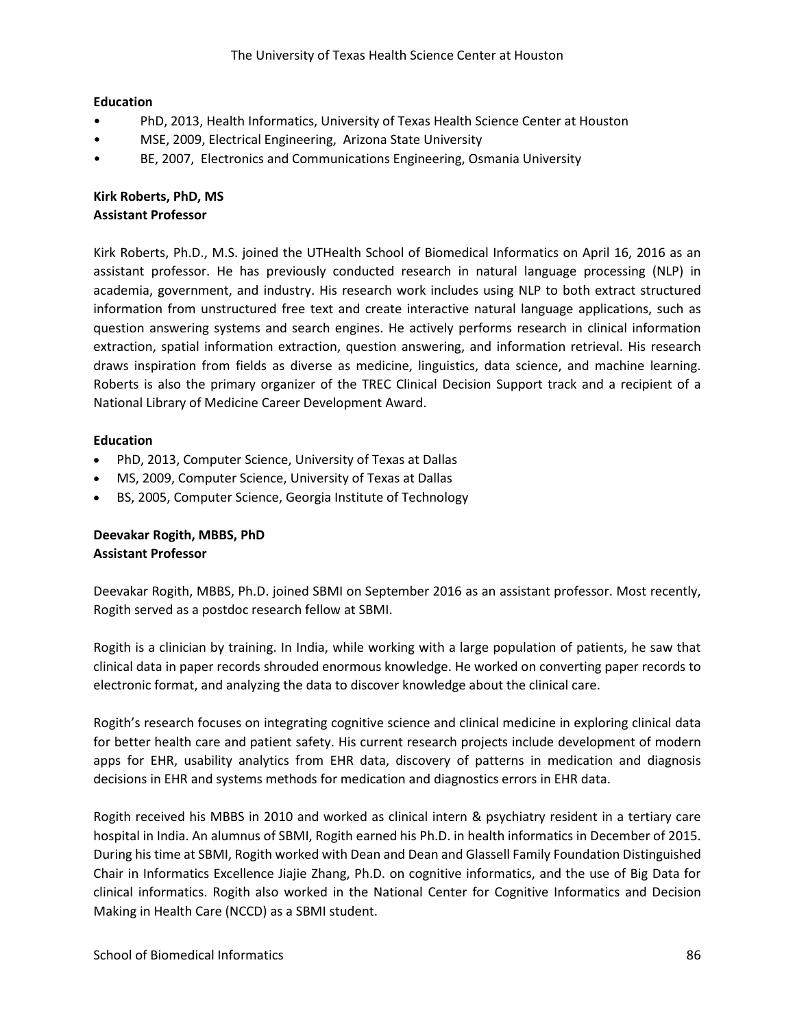**Education**

- PhD, 2013, Health Informatics, University of Texas Health Science Center at Houston
- MSE, 2009, Electrical Engineering, Arizona State University
- BE, 2007, Electronics and Communications Engineering, Osmania University

**Kirk Roberts, PhD, MS**
**Assistant Professor**

Kirk Roberts, Ph.D., M.S. joined the UTHealth School of Biomedical Informatics on April 16, 2016 as an assistant professor. He has previously conducted research in natural language processing (NLP) in academia, government, and industry. His research work includes using NLP to both extract structured information from unstructured free text and create interactive natural language applications, such as question answering systems and search engines. He actively performs research in clinical information extraction, spatial information extraction, question answering, and information retrieval. His research draws inspiration from fields as diverse as medicine, linguistics, data science, and machine learning. Roberts is also the primary organizer of the TREC Clinical Decision Support track and a recipient of a National Library of Medicine Career Development Award.

**Education**

- PhD, 2013, Computer Science, University of Texas at Dallas
- MS, 2009, Computer Science, University of Texas at Dallas
- BS, 2005, Computer Science, Georgia Institute of Technology

**Deevakar Rogith, MBBS, PhD**
**Assistant Professor**

Deevakar Rogith, MBBS, Ph.D. joined SBMI on September 2016 as an assistant professor. Most recently, Rogith served as a postdoc research fellow at SBMI.

Rogith is a clinician by training. In India, while working with a large population of patients, he saw that clinical data in paper records shrouded enormous knowledge. He worked on converting paper records to electronic format, and analyzing the data to discover knowledge about the clinical care.

Rogith's research focuses on integrating cognitive science and clinical medicine in exploring clinical data for better health care and patient safety. His current research projects include development of modern apps for EHR, usability analytics from EHR data, discovery of patterns in medication and diagnosis decisions in EHR and systems methods for medication and diagnostics errors in EHR data.

Rogith received his MBBS in 2010 and worked as clinical intern & psychiatry resident in a tertiary care hospital in India. An alumnus of SBMI, Rogith earned his Ph.D. in health informatics in December of 2015. During his time at SBMI, Rogith worked with Dean and Dean and Glassell Family Foundation Distinguished Chair in Informatics Excellence Jiajie Zhang, Ph.D. on cognitive informatics, and the use of Big Data for clinical informatics. Rogith also worked in the National Center for Cognitive Informatics and Decision Making in Health Care (NCCD) as a SBMI student.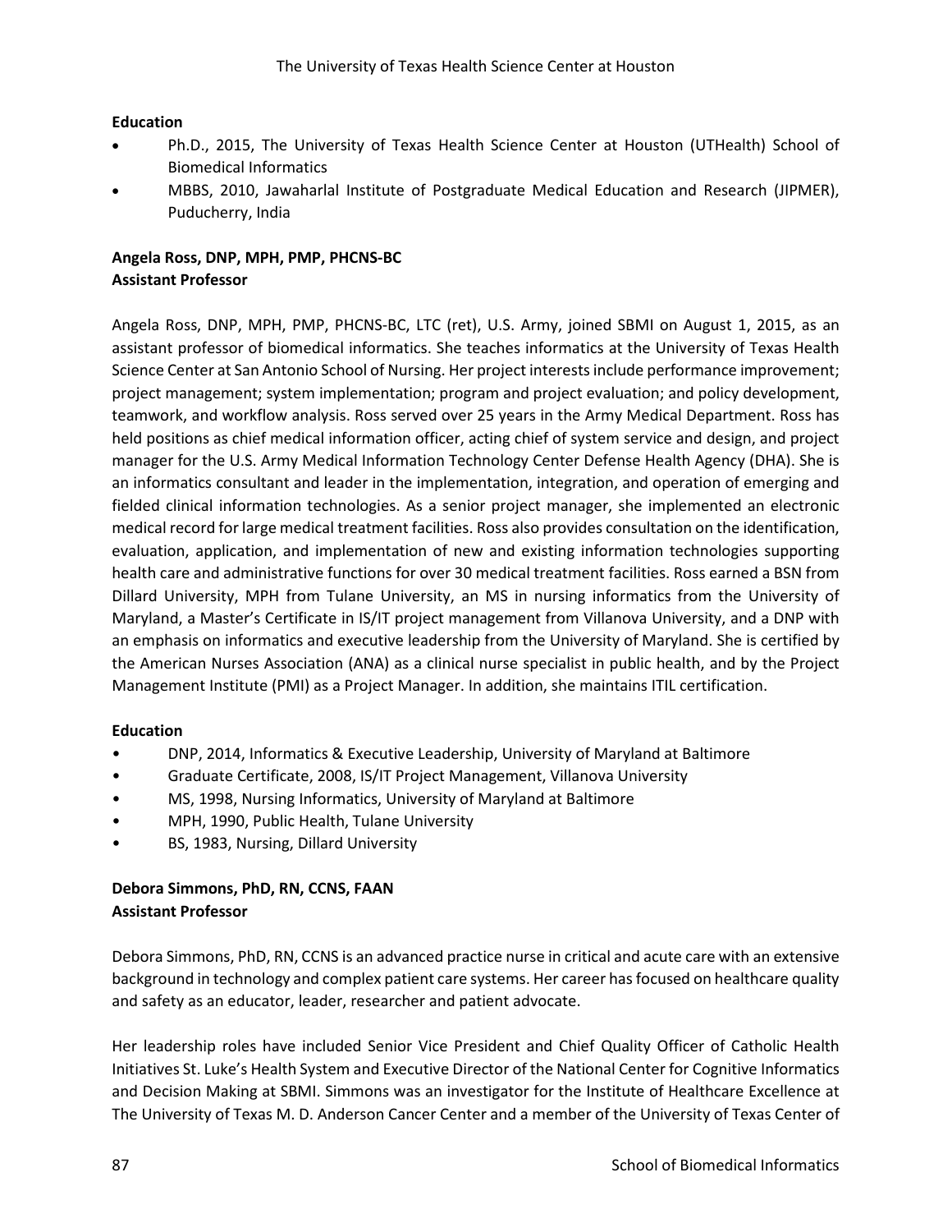**Education**

- Ph.D., 2015, The University of Texas Health Science Center at Houston (UTHealth) School of Biomedical Informatics
- MBBS, 2010, Jawaharlal Institute of Postgraduate Medical Education and Research (JIPMER), Puducherry, India

**Angela Ross, DNP, MPH, PMP, PHCNS-BC**
**Assistant Professor**

Angela Ross, DNP, MPH, PMP, PHCNS-BC, LTC (ret), U.S. Army, joined SBMI on August 1, 2015, as an assistant professor of biomedical informatics. She teaches informatics at the University of Texas Health Science Center at San Antonio School of Nursing. Her project interests include performance improvement; project management; system implementation; program and project evaluation; and policy development, teamwork, and workflow analysis. Ross served over 25 years in the Army Medical Department. Ross has held positions as chief medical information officer, acting chief of system service and design, and project manager for the U.S. Army Medical Information Technology Center Defense Health Agency (DHA). She is an informatics consultant and leader in the implementation, integration, and operation of emerging and fielded clinical information technologies. As a senior project manager, she implemented an electronic medical record for large medical treatment facilities. Ross also provides consultation on the identification, evaluation, application, and implementation of new and existing information technologies supporting health care and administrative functions for over 30 medical treatment facilities. Ross earned a BSN from Dillard University, MPH from Tulane University, an MS in nursing informatics from the University of Maryland, a Master's Certificate in IS/IT project management from Villanova University, and a DNP with an emphasis on informatics and executive leadership from the University of Maryland. She is certified by the American Nurses Association (ANA) as a clinical nurse specialist in public health, and by the Project Management Institute (PMI) as a Project Manager. In addition, she maintains ITIL certification.

**Education**

- DNP, 2014, Informatics & Executive Leadership, University of Maryland at Baltimore
- Graduate Certificate, 2008, IS/IT Project Management, Villanova University
- MS, 1998, Nursing Informatics, University of Maryland at Baltimore
- MPH, 1990, Public Health, Tulane University
- BS, 1983, Nursing, Dillard University

**Debora Simmons, PhD, RN, CCNS, FAAN**
**Assistant Professor**

Debora Simmons, PhD, RN, CCNS is an advanced practice nurse in critical and acute care with an extensive background in technology and complex patient care systems. Her career has focused on healthcare quality and safety as an educator, leader, researcher and patient advocate.

Her leadership roles have included Senior Vice President and Chief Quality Officer of Catholic Health Initiatives St. Luke's Health System and Executive Director of the National Center for Cognitive Informatics and Decision Making at SBMI. Simmons was an investigator for the Institute of Healthcare Excellence at The University of Texas M. D. Anderson Cancer Center and a member of the University of Texas Center of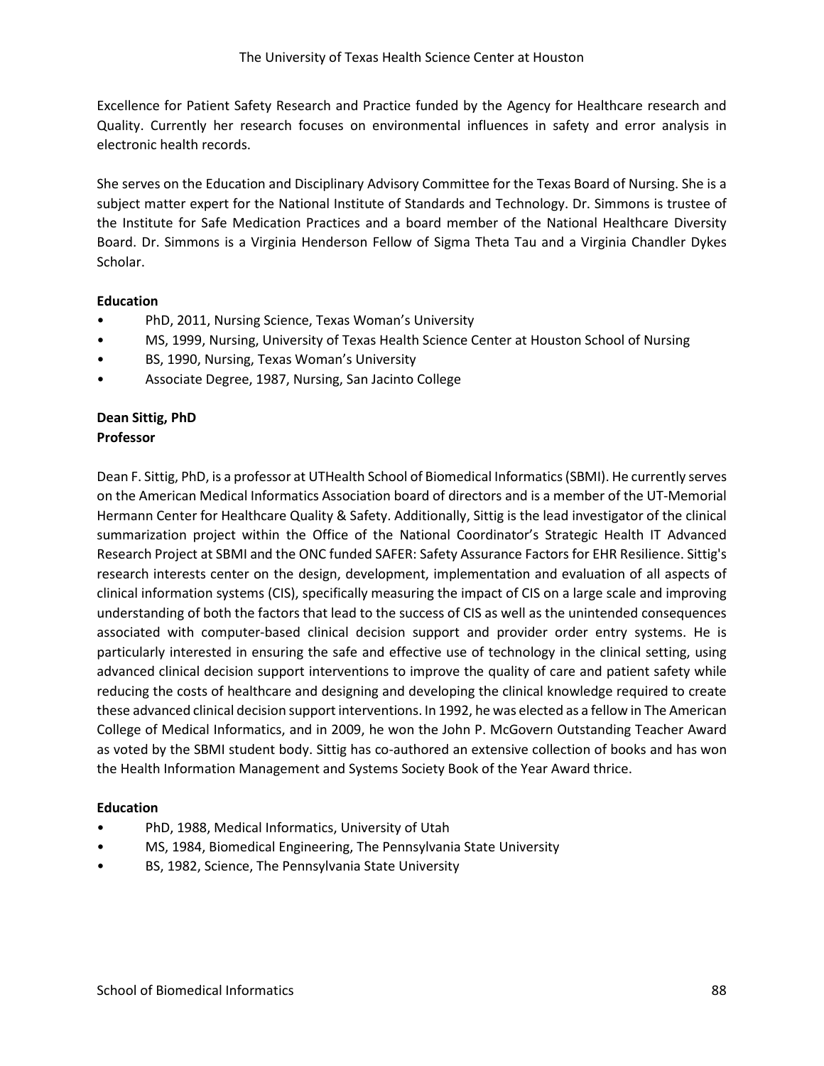Excellence for Patient Safety Research and Practice funded by the Agency for Healthcare research and Quality. Currently her research focuses on environmental influences in safety and error analysis in electronic health records.

She serves on the Education and Disciplinary Advisory Committee for the Texas Board of Nursing. She is a subject matter expert for the National Institute of Standards and Technology. Dr. Simmons is trustee of the Institute for Safe Medication Practices and a board member of the National Healthcare Diversity Board. Dr. Simmons is a Virginia Henderson Fellow of Sigma Theta Tau and a Virginia Chandler Dykes Scholar.

**Education**

- PhD, 2011, Nursing Science, Texas Woman's University
- MS, 1999, Nursing, University of Texas Health Science Center at Houston School of Nursing
- BS, 1990, Nursing, Texas Woman's University
- Associate Degree, 1987, Nursing, San Jacinto College

**Dean Sittig, PhD**
**Professor**

Dean F. Sittig, PhD, is a professor at UTHealth School of Biomedical Informatics (SBMI). He currently serves on the American Medical Informatics Association board of directors and is a member of the UT-Memorial Hermann Center for Healthcare Quality & Safety. Additionally, Sittig is the lead investigator of the clinical summarization project within the Office of the National Coordinator's Strategic Health IT Advanced Research Project at SBMI and the ONC funded SAFER: Safety Assurance Factors for EHR Resilience. Sittig's research interests center on the design, development, implementation and evaluation of all aspects of clinical information systems (CIS), specifically measuring the impact of CIS on a large scale and improving understanding of both the factors that lead to the success of CIS as well as the unintended consequences associated with computer-based clinical decision support and provider order entry systems. He is particularly interested in ensuring the safe and effective use of technology in the clinical setting, using advanced clinical decision support interventions to improve the quality of care and patient safety while reducing the costs of healthcare and designing and developing the clinical knowledge required to create these advanced clinical decision support interventions. In 1992, he was elected as a fellow in The American College of Medical Informatics, and in 2009, he won the John P. McGovern Outstanding Teacher Award as voted by the SBMI student body. Sittig has co-authored an extensive collection of books and has won the Health Information Management and Systems Society Book of the Year Award thrice.

**Education**

- PhD, 1988, Medical Informatics, University of Utah
- MS, 1984, Biomedical Engineering, The Pennsylvania State University
- BS, 1982, Science, The Pennsylvania State University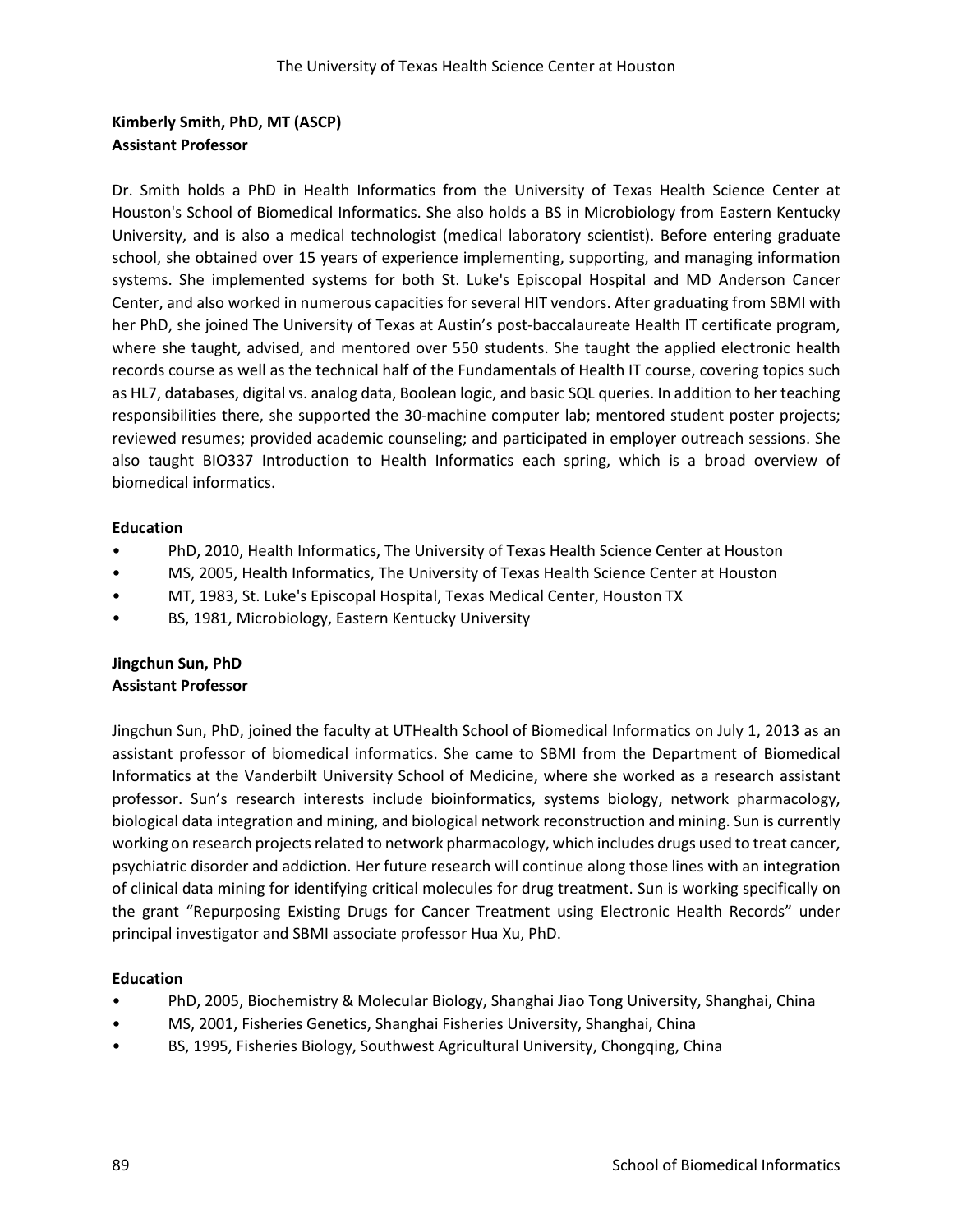**Kimberly Smith, PhD, MT (ASCP)**
**Assistant Professor**

Dr. Smith holds a PhD in Health Informatics from the University of Texas Health Science Center at Houston's School of Biomedical Informatics. She also holds a BS in Microbiology from Eastern Kentucky University, and is also a medical technologist (medical laboratory scientist). Before entering graduate school, she obtained over 15 years of experience implementing, supporting, and managing information systems. She implemented systems for both St. Luke's Episcopal Hospital and MD Anderson Cancer Center, and also worked in numerous capacities for several HIT vendors. After graduating from SBMI with her PhD, she joined The University of Texas at Austin's post-baccalaureate Health IT certificate program, where she taught, advised, and mentored over 550 students. She taught the applied electronic health records course as well as the technical half of the Fundamentals of Health IT course, covering topics such as HL7, databases, digital vs. analog data, Boolean logic, and basic SQL queries. In addition to her teaching responsibilities there, she supported the 30-machine computer lab; mentored student poster projects; reviewed resumes; provided academic counseling; and participated in employer outreach sessions. She also taught BIO337 Introduction to Health Informatics each spring, which is a broad overview of biomedical informatics.

**Education**

- PhD, 2010, Health Informatics, The University of Texas Health Science Center at Houston
- MS, 2005, Health Informatics, The University of Texas Health Science Center at Houston
- MT, 1983, St. Luke's Episcopal Hospital, Texas Medical Center, Houston TX
- BS, 1981, Microbiology, Eastern Kentucky University

**Jingchun Sun, PhD**
**Assistant Professor**

Jingchun Sun, PhD, joined the faculty at UTHealth School of Biomedical Informatics on July 1, 2013 as an assistant professor of biomedical informatics. She came to SBMI from the Department of Biomedical Informatics at the Vanderbilt University School of Medicine, where she worked as a research assistant professor. Sun's research interests include bioinformatics, systems biology, network pharmacology, biological data integration and mining, and biological network reconstruction and mining. Sun is currently working on research projects related to network pharmacology, which includes drugs used to treat cancer, psychiatric disorder and addiction. Her future research will continue along those lines with an integration of clinical data mining for identifying critical molecules for drug treatment. Sun is working specifically on the grant "Repurposing Existing Drugs for Cancer Treatment using Electronic Health Records" under principal investigator and SBMI associate professor Hua Xu, PhD.

**Education**

- PhD, 2005, Biochemistry & Molecular Biology, Shanghai Jiao Tong University, Shanghai, China
- MS, 2001, Fisheries Genetics, Shanghai Fisheries University, Shanghai, China
- BS, 1995, Fisheries Biology, Southwest Agricultural University, Chongqing, China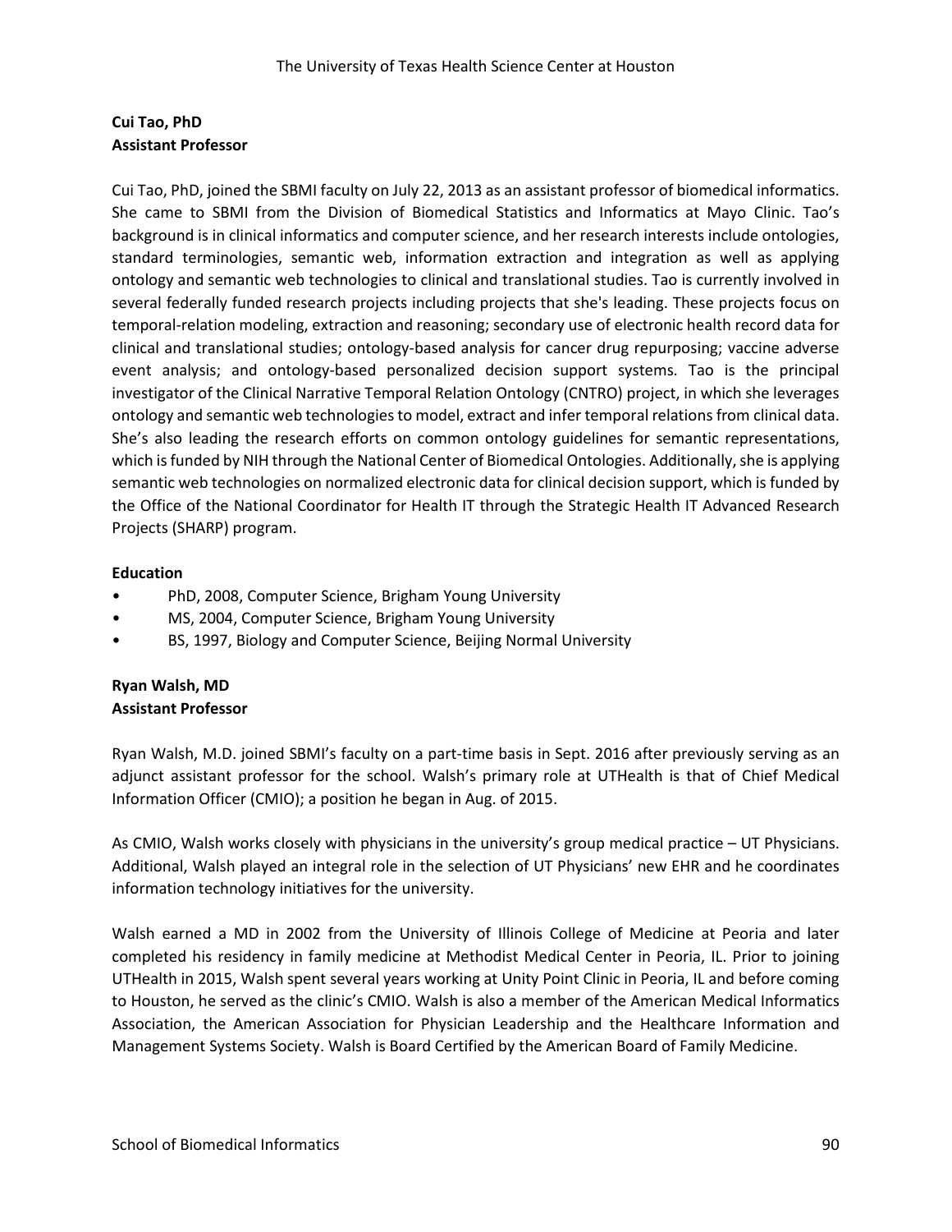**Cui Tao, PhD**
**Assistant Professor**

Cui Tao, PhD, joined the SBMI faculty on July 22, 2013 as an assistant professor of biomedical informatics. She came to SBMI from the Division of Biomedical Statistics and Informatics at Mayo Clinic. Tao's background is in clinical informatics and computer science, and her research interests include ontologies, standard terminologies, semantic web, information extraction and integration as well as applying ontology and semantic web technologies to clinical and translational studies. Tao is currently involved in several federally funded research projects including projects that she's leading. These projects focus on temporal-relation modeling, extraction and reasoning; secondary use of electronic health record data for clinical and translational studies; ontology-based analysis for cancer drug repurposing; vaccine adverse event analysis; and ontology-based personalized decision support systems. Tao is the principal investigator of the Clinical Narrative Temporal Relation Ontology (CNTRO) project, in which she leverages ontology and semantic web technologies to model, extract and infer temporal relations from clinical data. She's also leading the research efforts on common ontology guidelines for semantic representations, which is funded by NIH through the National Center of Biomedical Ontologies. Additionally, she is applying semantic web technologies on normalized electronic data for clinical decision support, which is funded by the Office of the National Coordinator for Health IT through the Strategic Health IT Advanced Research Projects (SHARP) program.

**Education**

- PhD, 2008, Computer Science, Brigham Young University
- MS, 2004, Computer Science, Brigham Young University
- BS, 1997, Biology and Computer Science, Beijing Normal University

**Ryan Walsh, MD**
**Assistant Professor**

Ryan Walsh, M.D. joined SBMI's faculty on a part-time basis in Sept. 2016 after previously serving as an adjunct assistant professor for the school. Walsh's primary role at UTHealth is that of Chief Medical Information Officer (CMIO); a position he began in Aug. of 2015.

As CMIO, Walsh works closely with physicians in the university's group medical practice – UT Physicians. Additional, Walsh played an integral role in the selection of UT Physicians' new EHR and he coordinates information technology initiatives for the university.

Walsh earned a MD in 2002 from the University of Illinois College of Medicine at Peoria and later completed his residency in family medicine at Methodist Medical Center in Peoria, IL. Prior to joining UTHealth in 2015, Walsh spent several years working at Unity Point Clinic in Peoria, IL and before coming to Houston, he served as the clinic's CMIO. Walsh is also a member of the American Medical Informatics Association, the American Association for Physician Leadership and the Healthcare Information and Management Systems Society. Walsh is Board Certified by the American Board of Family Medicine.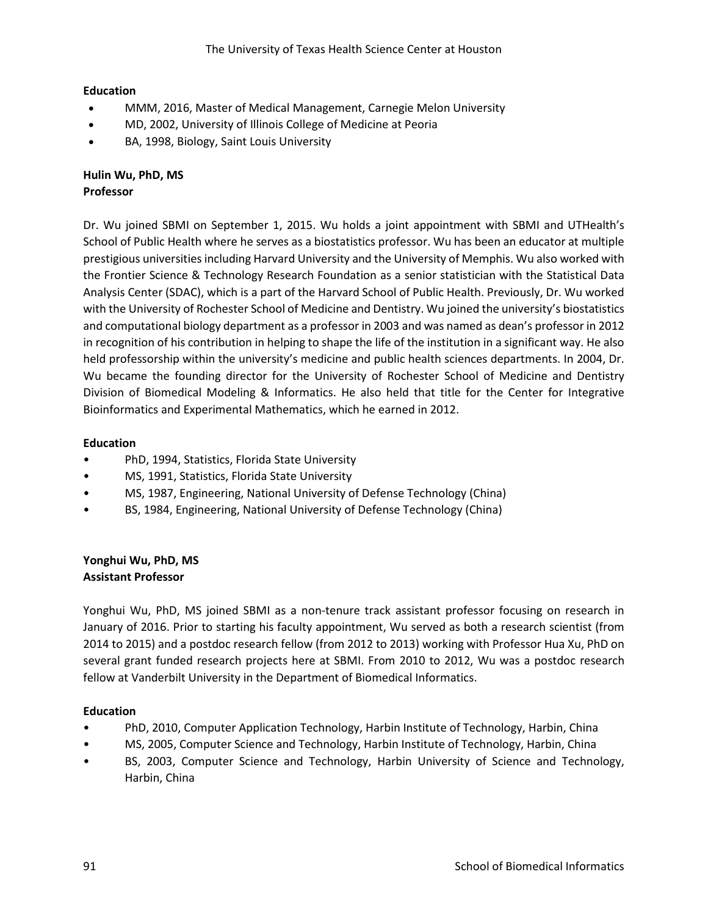**Education**

- MMM, 2016, Master of Medical Management, Carnegie Melon University
- MD, 2002, University of Illinois College of Medicine at Peoria
- BA, 1998, Biology, Saint Louis University

**Hulin Wu, PhD, MS**
**Professor**

Dr. Wu joined SBMI on September 1, 2015. Wu holds a joint appointment with SBMI and UTHealth's School of Public Health where he serves as a biostatistics professor. Wu has been an educator at multiple prestigious universities including Harvard University and the University of Memphis. Wu also worked with the Frontier Science & Technology Research Foundation as a senior statistician with the Statistical Data Analysis Center (SDAC), which is a part of the Harvard School of Public Health. Previously, Dr. Wu worked with the University of Rochester School of Medicine and Dentistry. Wu joined the university's biostatistics and computational biology department as a professor in 2003 and was named as dean's professor in 2012 in recognition of his contribution in helping to shape the life of the institution in a significant way. He also held professorship within the university's medicine and public health sciences departments. In 2004, Dr. Wu became the founding director for the University of Rochester School of Medicine and Dentistry Division of Biomedical Modeling & Informatics. He also held that title for the Center for Integrative Bioinformatics and Experimental Mathematics, which he earned in 2012.

**Education**

- PhD, 1994, Statistics, Florida State University
- MS, 1991, Statistics, Florida State University
- MS, 1987, Engineering, National University of Defense Technology (China)
- BS, 1984, Engineering, National University of Defense Technology (China)

**Yonghui Wu, PhD, MS**
**Assistant Professor**

Yonghui Wu, PhD, MS joined SBMI as a non-tenure track assistant professor focusing on research in January of 2016. Prior to starting his faculty appointment, Wu served as both a research scientist (from 2014 to 2015) and a postdoc research fellow (from 2012 to 2013) working with Professor Hua Xu, PhD on several grant funded research projects here at SBMI. From 2010 to 2012, Wu was a postdoc research fellow at Vanderbilt University in the Department of Biomedical Informatics.

**Education**

- PhD, 2010, Computer Application Technology, Harbin Institute of Technology, Harbin, China
- MS, 2005, Computer Science and Technology, Harbin Institute of Technology, Harbin, China
- BS, 2003, Computer Science and Technology, Harbin University of Science and Technology, Harbin, China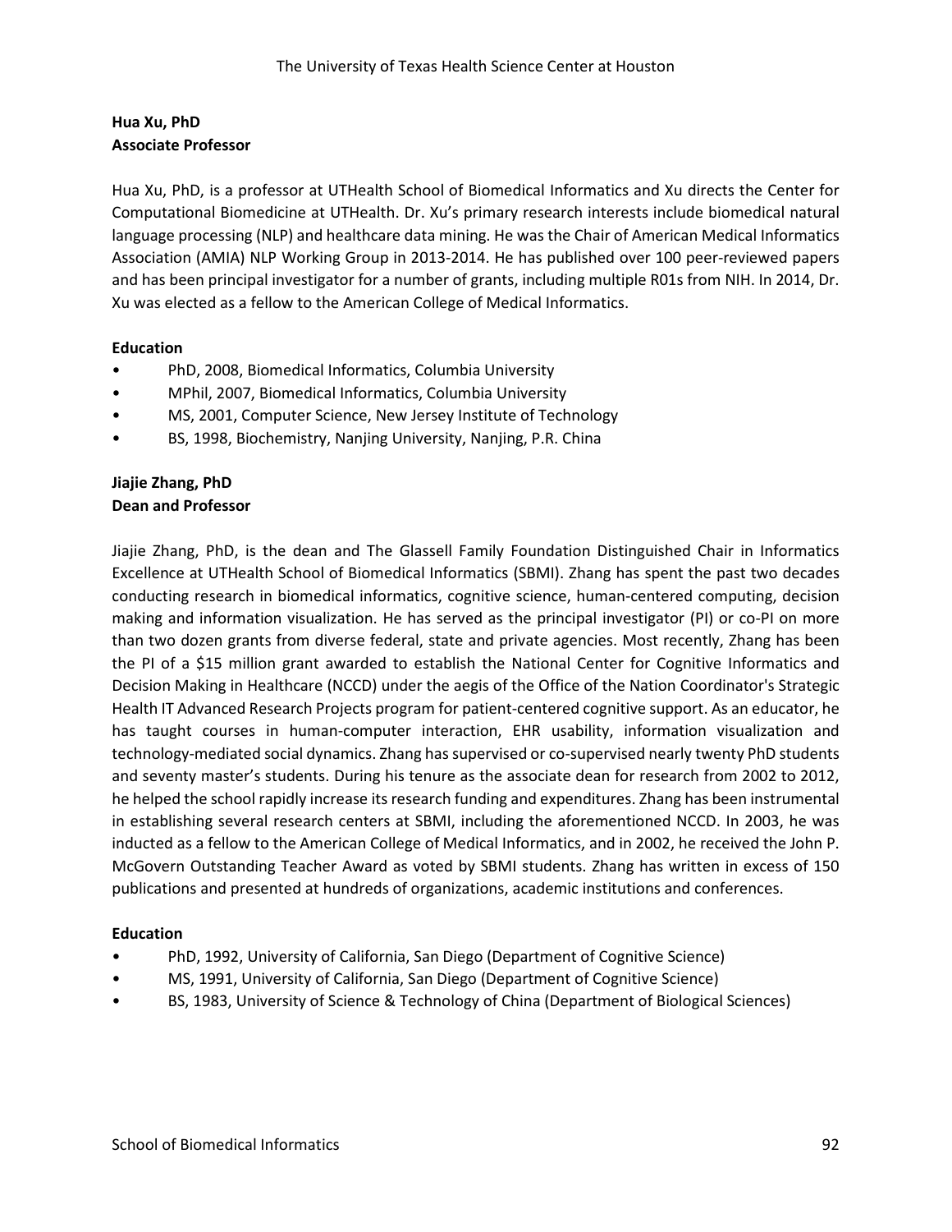**Hua Xu, PhD**
**Associate Professor**

Hua Xu, PhD, is a professor at UTHealth School of Biomedical Informatics and Xu directs the Center for Computational Biomedicine at UTHealth. Dr. Xu's primary research interests include biomedical natural language processing (NLP) and healthcare data mining. He was the Chair of American Medical Informatics Association (AMIA) NLP Working Group in 2013-2014. He has published over 100 peer-reviewed papers and has been principal investigator for a number of grants, including multiple R01s from NIH. In 2014, Dr. Xu was elected as a fellow to the American College of Medical Informatics.

**Education**

- PhD, 2008, Biomedical Informatics, Columbia University
- MPhil, 2007, Biomedical Informatics, Columbia University
- MS, 2001, Computer Science, New Jersey Institute of Technology
- BS, 1998, Biochemistry, Nanjing University, Nanjing, P.R. China

**Jiajie Zhang, PhD**
**Dean and Professor**

Jiajie Zhang, PhD, is the dean and The Glassell Family Foundation Distinguished Chair in Informatics Excellence at UTHealth School of Biomedical Informatics (SBMI). Zhang has spent the past two decades conducting research in biomedical informatics, cognitive science, human-centered computing, decision making and information visualization. He has served as the principal investigator (PI) or co-PI on more than two dozen grants from diverse federal, state and private agencies. Most recently, Zhang has been the PI of a $15 million grant awarded to establish the National Center for Cognitive Informatics and Decision Making in Healthcare (NCCD) under the aegis of the Office of the Nation Coordinator's Strategic Health IT Advanced Research Projects program for patient-centered cognitive support. As an educator, he has taught courses in human-computer interaction, EHR usability, information visualization and technology-mediated social dynamics. Zhang has supervised or co-supervised nearly twenty PhD students and seventy master's students. During his tenure as the associate dean for research from 2002 to 2012, he helped the school rapidly increase its research funding and expenditures. Zhang has been instrumental in establishing several research centers at SBMI, including the aforementioned NCCD. In 2003, he was inducted as a fellow to the American College of Medical Informatics, and in 2002, he received the John P. McGovern Outstanding Teacher Award as voted by SBMI students. Zhang has written in excess of 150 publications and presented at hundreds of organizations, academic institutions and conferences.

**Education**

- PhD, 1992, University of California, San Diego (Department of Cognitive Science)
- MS, 1991, University of California, San Diego (Department of Cognitive Science)
- BS, 1983, University of Science & Technology of China (Department of Biological Sciences)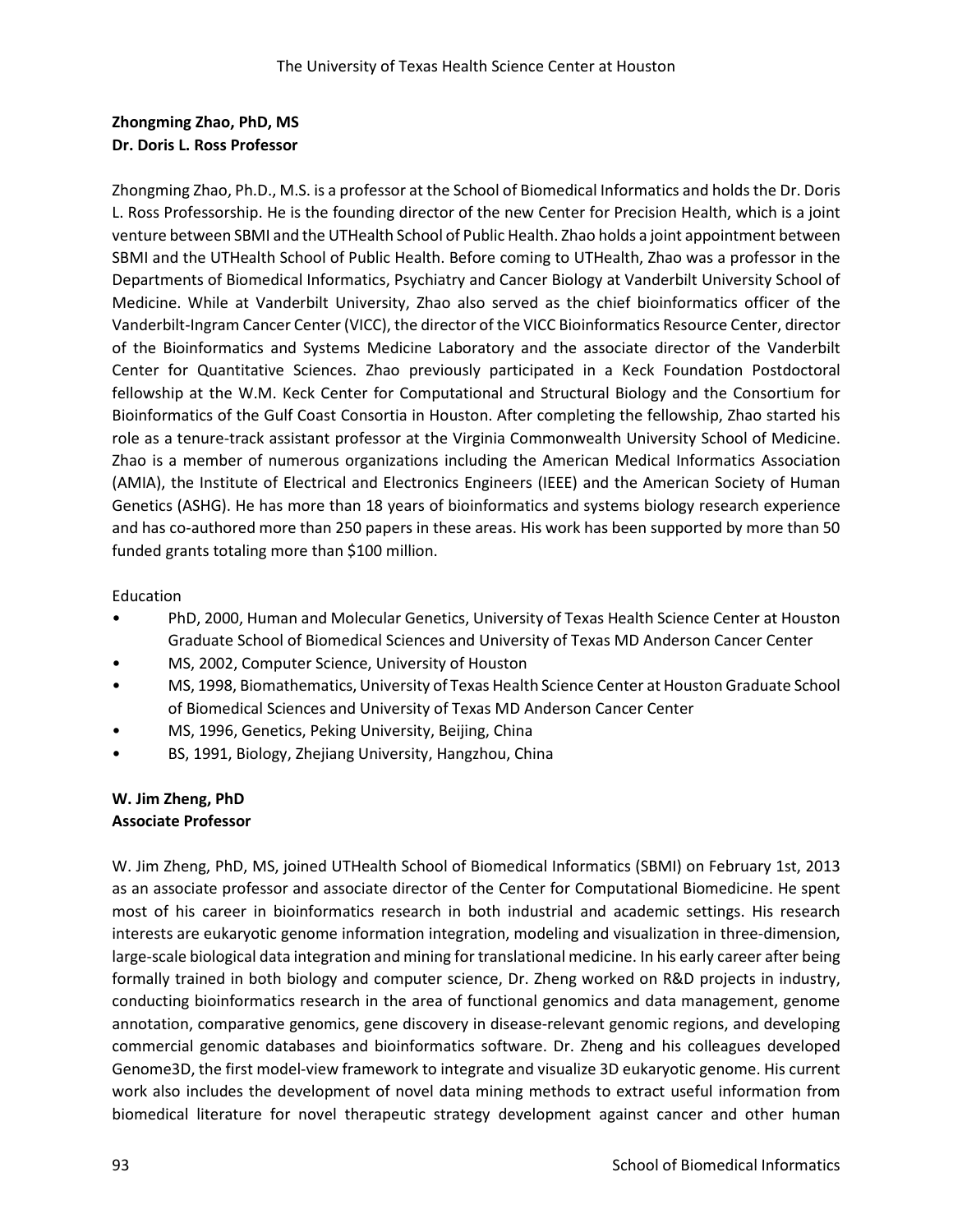**Zhongming Zhao, PhD, MS**
**Dr. Doris L. Ross Professor**

Zhongming Zhao, Ph.D., M.S. is a professor at the School of Biomedical Informatics and holds the Dr. Doris L. Ross Professorship. He is the founding director of the new Center for Precision Health, which is a joint venture between SBMI and the UTHealth School of Public Health. Zhao holds a joint appointment between SBMI and the UTHealth School of Public Health. Before coming to UTHealth, Zhao was a professor in the Departments of Biomedical Informatics, Psychiatry and Cancer Biology at Vanderbilt University School of Medicine. While at Vanderbilt University, Zhao also served as the chief bioinformatics officer of the Vanderbilt-Ingram Cancer Center (VICC), the director of the VICC Bioinformatics Resource Center, director of the Bioinformatics and Systems Medicine Laboratory and the associate director of the Vanderbilt Center for Quantitative Sciences. Zhao previously participated in a Keck Foundation Postdoctoral fellowship at the W.M. Keck Center for Computational and Structural Biology and the Consortium for Bioinformatics of the Gulf Coast Consortia in Houston. After completing the fellowship, Zhao started his role as a tenure-track assistant professor at the Virginia Commonwealth University School of Medicine. Zhao is a member of numerous organizations including the American Medical Informatics Association (AMIA), the Institute of Electrical and Electronics Engineers (IEEE) and the American Society of Human Genetics (ASHG). He has more than 18 years of bioinformatics and systems biology research experience and has co-authored more than 250 papers in these areas. His work has been supported by more than 50 funded grants totaling more than $100 million.

Education

- PhD, 2000, Human and Molecular Genetics, University of Texas Health Science Center at Houston Graduate School of Biomedical Sciences and University of Texas MD Anderson Cancer Center
- MS, 2002, Computer Science, University of Houston
- MS, 1998, Biomathematics, University of Texas Health Science Center at Houston Graduate School of Biomedical Sciences and University of Texas MD Anderson Cancer Center
- MS, 1996, Genetics, Peking University, Beijing, China
- BS, 1991, Biology, Zhejiang University, Hangzhou, China

**W. Jim Zheng, PhD**
**Associate Professor**

W. Jim Zheng, PhD, MS, joined UTHealth School of Biomedical Informatics (SBMI) on February 1st, 2013 as an associate professor and associate director of the Center for Computational Biomedicine. He spent most of his career in bioinformatics research in both industrial and academic settings. His research interests are eukaryotic genome information integration, modeling and visualization in three-dimension, large-scale biological data integration and mining for translational medicine. In his early career after being formally trained in both biology and computer science, Dr. Zheng worked on R&D projects in industry, conducting bioinformatics research in the area of functional genomics and data management, genome annotation, comparative genomics, gene discovery in disease-relevant genomic regions, and developing commercial genomic databases and bioinformatics software. Dr. Zheng and his colleagues developed Genome3D, the first model-view framework to integrate and visualize 3D eukaryotic genome. His current work also includes the development of novel data mining methods to extract useful information from biomedical literature for novel therapeutic strategy development against cancer and other human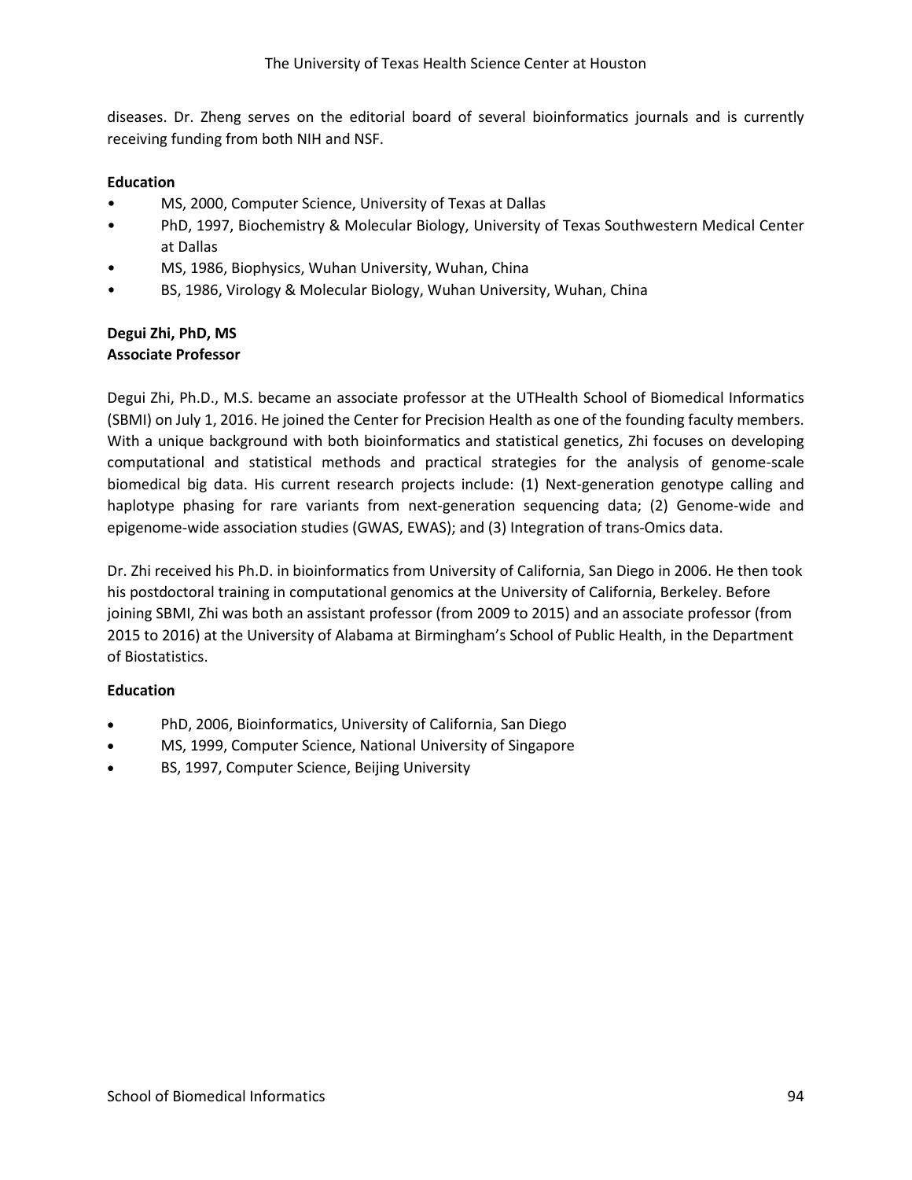diseases. Dr. Zheng serves on the editorial board of several bioinformatics journals and is currently receiving funding from both NIH and NSF.

**Education**

- MS, 2000, Computer Science, University of Texas at Dallas
- PhD, 1997, Biochemistry & Molecular Biology, University of Texas Southwestern Medical Center at Dallas
- MS, 1986, Biophysics, Wuhan University, Wuhan, China
- BS, 1986, Virology & Molecular Biology, Wuhan University, Wuhan, China

**Degui Zhi, PhD, MS**
**Associate Professor**

Degui Zhi, Ph.D., M.S. became an associate professor at the UTHealth School of Biomedical Informatics (SBMI) on July 1, 2016. He joined the Center for Precision Health as one of the founding faculty members. With a unique background with both bioinformatics and statistical genetics, Zhi focuses on developing computational and statistical methods and practical strategies for the analysis of genome-scale biomedical big data. His current research projects include: (1) Next-generation genotype calling and haplotype phasing for rare variants from next-generation sequencing data; (2) Genome-wide and epigenome-wide association studies (GWAS, EWAS); and (3) Integration of trans-Omics data.

Dr. Zhi received his Ph.D. in bioinformatics from University of California, San Diego in 2006. He then took his postdoctoral training in computational genomics at the University of California, Berkeley. Before joining SBMI, Zhi was both an assistant professor (from 2009 to 2015) and an associate professor (from 2015 to 2016) at the University of Alabama at Birmingham's School of Public Health, in the Department of Biostatistics.

**Education**

- PhD, 2006, Bioinformatics, University of California, San Diego
- MS, 1999, Computer Science, National University of Singapore
- BS, 1997, Computer Science, Beijing University